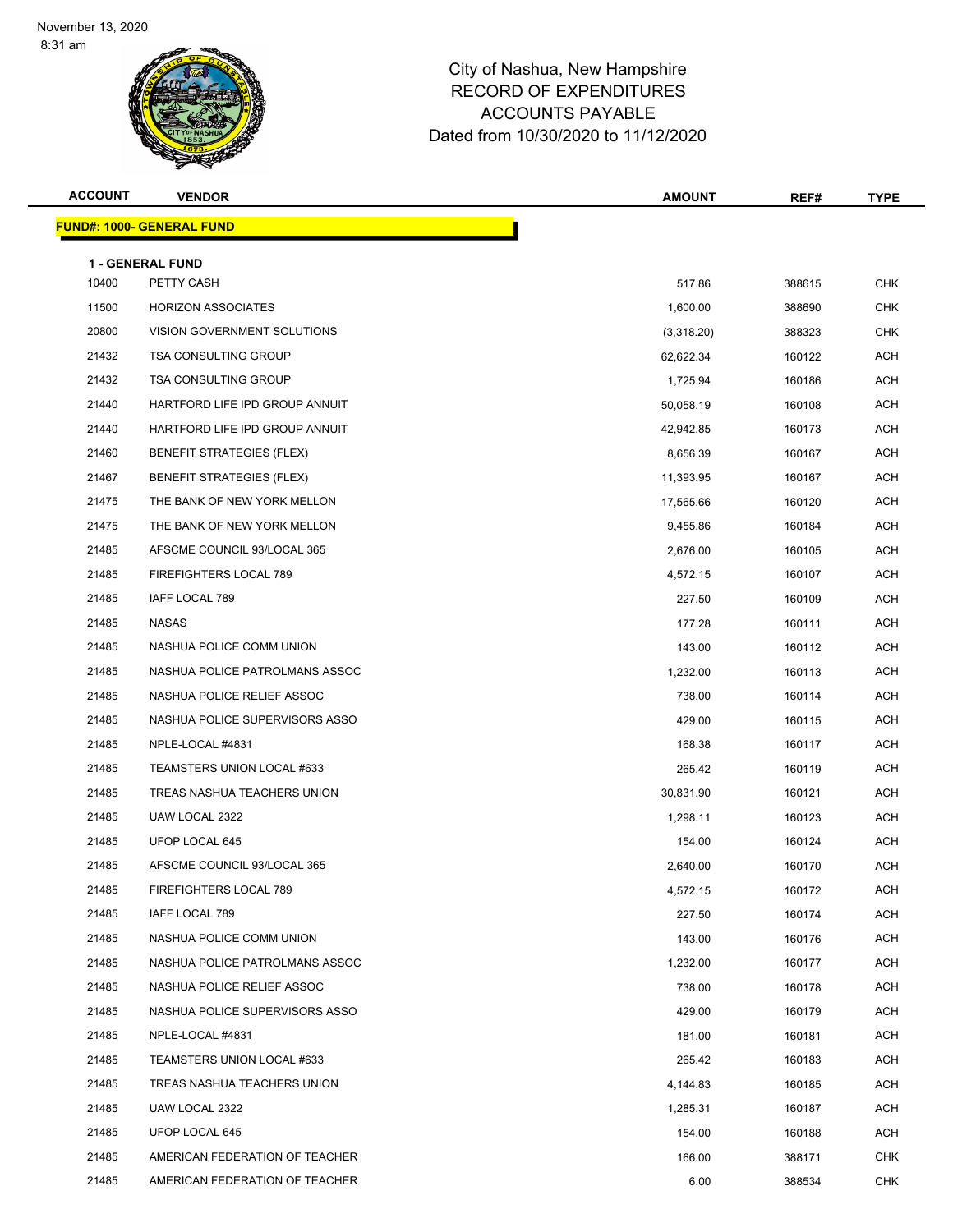# City of Nashua, New Hampshire
## RECORD OF EXPENDITURES
## ACCOUNTS PAYABLE
### Dated from 10/30/2020 to 11/12/2020

| ACCOUNT | VENDOR | AMOUNT | REF# | TYPE |
|---|---|---|---|---|
| **FUND#: 1000- GENERAL FUND** | | | | |
| **1 - GENERAL FUND** | | | | |
| 10400 | PETTY CASH | 517.86 | 388615 | CHK |
| 11500 | HORIZON ASSOCIATES | 1,600.00 | 388690 | CHK |
| 20800 | VISION GOVERNMENT SOLUTIONS | (3,318.20) | 388323 | CHK |
| 21432 | TSA CONSULTING GROUP | 62,622.34 | 160122 | ACH |
| 21432 | TSA CONSULTING GROUP | 1,725.94 | 160186 | ACH |
| 21440 | HARTFORD LIFE IPD GROUP ANNUIT | 50,058.19 | 160108 | ACH |
| 21440 | HARTFORD LIFE IPD GROUP ANNUIT | 42,942.85 | 160173 | ACH |
| 21460 | BENEFIT STRATEGIES (FLEX) | 8,656.39 | 160167 | ACH |
| 21467 | BENEFIT STRATEGIES (FLEX) | 11,393.95 | 160167 | ACH |
| 21475 | THE BANK OF NEW YORK MELLON | 17,565.66 | 160120 | ACH |
| 21475 | THE BANK OF NEW YORK MELLON | 9,455.86 | 160184 | ACH |
| 21485 | AFSCME COUNCIL 93/LOCAL 365 | 2,676.00 | 160105 | ACH |
| 21485 | FIREFIGHTERS LOCAL 789 | 4,572.15 | 160107 | ACH |
| 21485 | IAFF LOCAL 789 | 227.50 | 160109 | ACH |
| 21485 | NASAS | 177.28 | 160111 | ACH |
| 21485 | NASHUA POLICE COMM UNION | 143.00 | 160112 | ACH |
| 21485 | NASHUA POLICE PATROLMANS ASSOC | 1,232.00 | 160113 | ACH |
| 21485 | NASHUA POLICE RELIEF ASSOC | 738.00 | 160114 | ACH |
| 21485 | NASHUA POLICE SUPERVISORS ASSO | 429.00 | 160115 | ACH |
| 21485 | NPLE-LOCAL #4831 | 168.38 | 160117 | ACH |
| 21485 | TEAMSTERS UNION LOCAL #633 | 265.42 | 160119 | ACH |
| 21485 | TREAS NASHUA TEACHERS UNION | 30,831.90 | 160121 | ACH |
| 21485 | UAW LOCAL 2322 | 1,298.11 | 160123 | ACH |
| 21485 | UFOP LOCAL 645 | 154.00 | 160124 | ACH |
| 21485 | AFSCME COUNCIL 93/LOCAL 365 | 2,640.00 | 160170 | ACH |
| 21485 | FIREFIGHTERS LOCAL 789 | 4,572.15 | 160172 | ACH |
| 21485 | IAFF LOCAL 789 | 227.50 | 160174 | ACH |
| 21485 | NASHUA POLICE COMM UNION | 143.00 | 160176 | ACH |
| 21485 | NASHUA POLICE PATROLMANS ASSOC | 1,232.00 | 160177 | ACH |
| 21485 | NASHUA POLICE RELIEF ASSOC | 738.00 | 160178 | ACH |
| 21485 | NASHUA POLICE SUPERVISORS ASSO | 429.00 | 160179 | ACH |
| 21485 | NPLE-LOCAL #4831 | 181.00 | 160181 | ACH |
| 21485 | TEAMSTERS UNION LOCAL #633 | 265.42 | 160183 | ACH |
| 21485 | TREAS NASHUA TEACHERS UNION | 4,144.83 | 160185 | ACH |
| 21485 | UAW LOCAL 2322 | 1,285.31 | 160187 | ACH |
| 21485 | UFOP LOCAL 645 | 154.00 | 160188 | ACH |
| 21485 | AMERICAN FEDERATION OF TEACHER | 166.00 | 388171 | CHK |
| 21485 | AMERICAN FEDERATION OF TEACHER | 6.00 | 388534 | CHK |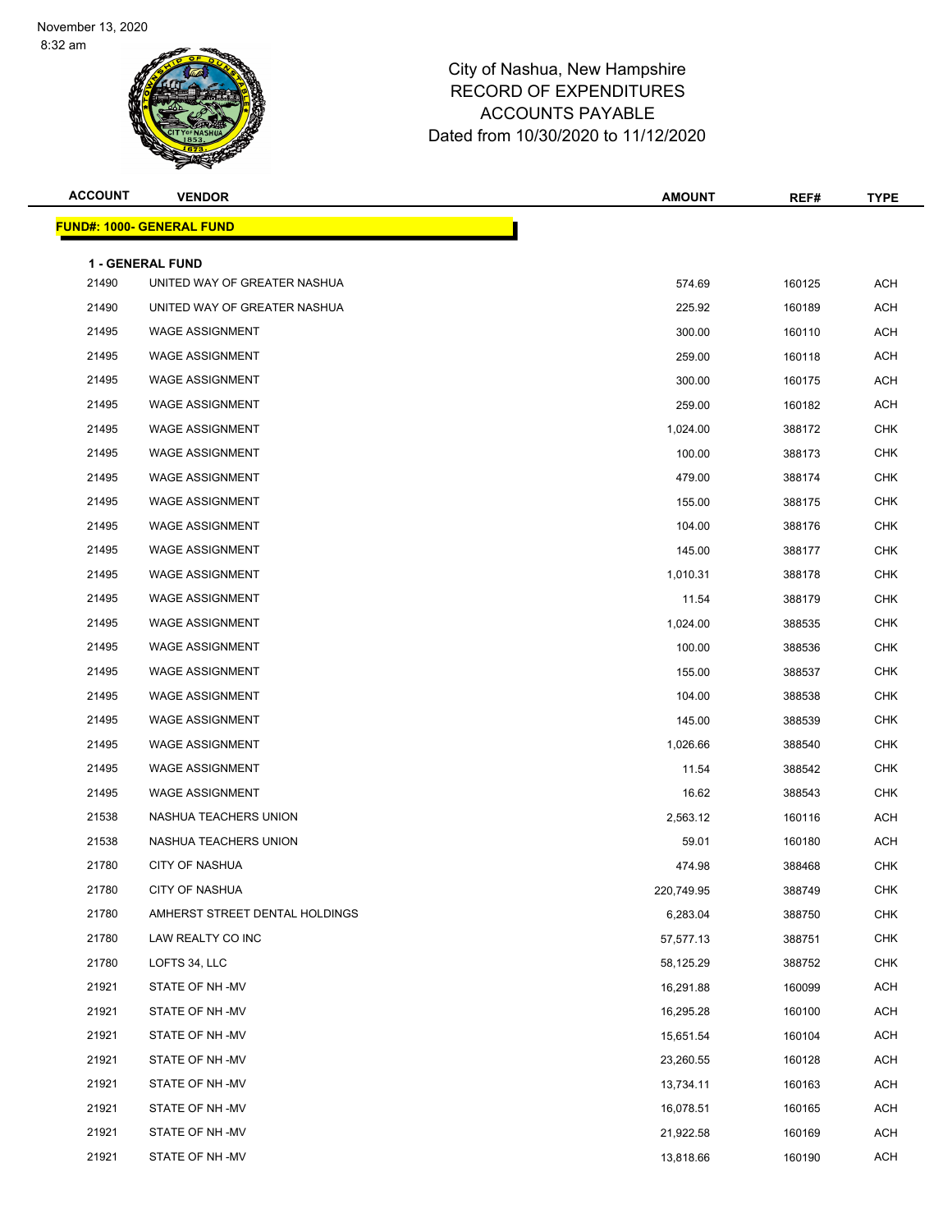# City of Nashua, New Hampshire
# RECORD OF EXPENDITURES
# ACCOUNTS PAYABLE
# Dated from 10/30/2020 to 11/12/2020

November 13, 2020
8:32 am

| ACCOUNT | VENDOR | AMOUNT | REF# | TYPE |
|---|---|---|---|---|

**FUND#: 1000- GENERAL FUND**

**1 - GENERAL FUND**

| ACCOUNT | VENDOR | AMOUNT | REF# | TYPE |
|---|---|---|---|---|
| 21490 | UNITED WAY OF GREATER NASHUA | 574.69 | 160125 | ACH |
| 21490 | UNITED WAY OF GREATER NASHUA | 225.92 | 160189 | ACH |
| 21495 | WAGE ASSIGNMENT | 300.00 | 160110 | ACH |
| 21495 | WAGE ASSIGNMENT | 259.00 | 160118 | ACH |
| 21495 | WAGE ASSIGNMENT | 300.00 | 160175 | ACH |
| 21495 | WAGE ASSIGNMENT | 259.00 | 160182 | ACH |
| 21495 | WAGE ASSIGNMENT | 1,024.00 | 388172 | CHK |
| 21495 | WAGE ASSIGNMENT | 100.00 | 388173 | CHK |
| 21495 | WAGE ASSIGNMENT | 479.00 | 388174 | CHK |
| 21495 | WAGE ASSIGNMENT | 155.00 | 388175 | CHK |
| 21495 | WAGE ASSIGNMENT | 104.00 | 388176 | CHK |
| 21495 | WAGE ASSIGNMENT | 145.00 | 388177 | CHK |
| 21495 | WAGE ASSIGNMENT | 1,010.31 | 388178 | CHK |
| 21495 | WAGE ASSIGNMENT | 11.54 | 388179 | CHK |
| 21495 | WAGE ASSIGNMENT | 1,024.00 | 388535 | CHK |
| 21495 | WAGE ASSIGNMENT | 100.00 | 388536 | CHK |
| 21495 | WAGE ASSIGNMENT | 155.00 | 388537 | CHK |
| 21495 | WAGE ASSIGNMENT | 104.00 | 388538 | CHK |
| 21495 | WAGE ASSIGNMENT | 145.00 | 388539 | CHK |
| 21495 | WAGE ASSIGNMENT | 1,026.66 | 388540 | CHK |
| 21495 | WAGE ASSIGNMENT | 11.54 | 388542 | CHK |
| 21495 | WAGE ASSIGNMENT | 16.62 | 388543 | CHK |
| 21538 | NASHUA TEACHERS UNION | 2,563.12 | 160116 | ACH |
| 21538 | NASHUA TEACHERS UNION | 59.01 | 160180 | ACH |
| 21780 | CITY OF NASHUA | 474.98 | 388468 | CHK |
| 21780 | CITY OF NASHUA | 220,749.95 | 388749 | CHK |
| 21780 | AMHERST STREET DENTAL HOLDINGS | 6,283.04 | 388750 | CHK |
| 21780 | LAW REALTY CO INC | 57,577.13 | 388751 | CHK |
| 21780 | LOFTS 34, LLC | 58,125.29 | 388752 | CHK |
| 21921 | STATE OF NH -MV | 16,291.88 | 160099 | ACH |
| 21921 | STATE OF NH -MV | 16,295.28 | 160100 | ACH |
| 21921 | STATE OF NH -MV | 15,651.54 | 160104 | ACH |
| 21921 | STATE OF NH -MV | 23,260.55 | 160128 | ACH |
| 21921 | STATE OF NH -MV | 13,734.11 | 160163 | ACH |
| 21921 | STATE OF NH -MV | 16,078.51 | 160165 | ACH |
| 21921 | STATE OF NH -MV | 21,922.58 | 160169 | ACH |
| 21921 | STATE OF NH -MV | 13,818.66 | 160190 | ACH |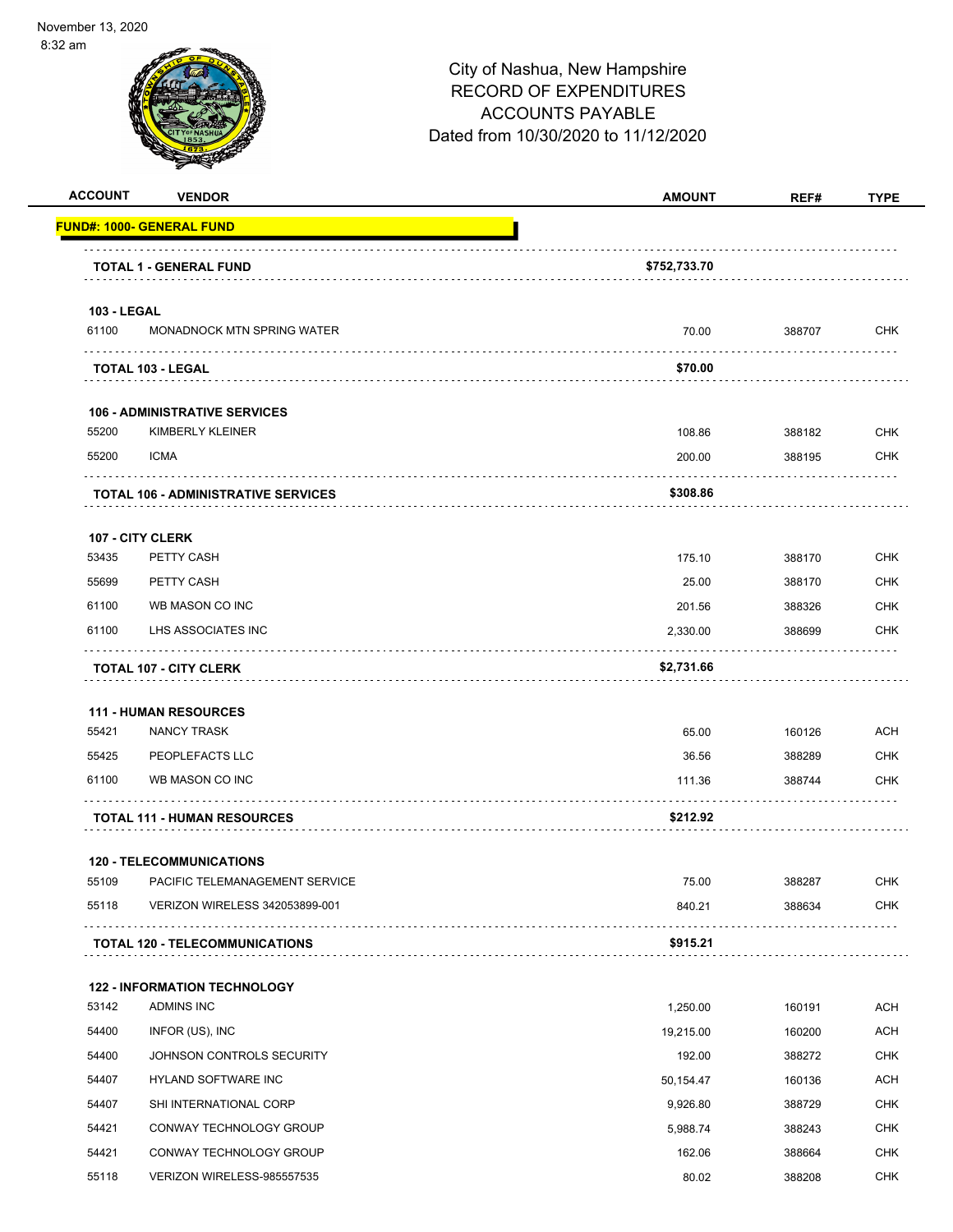November 13, 2020
8:32 am

# City of Nashua, New Hampshire
## RECORD OF EXPENDITURES
## ACCOUNTS PAYABLE
## Dated from 10/30/2020 to 11/12/2020

| ACCOUNT | VENDOR | AMOUNT | REF# | TYPE |
|---|---|---|---|---|
| **FUND#: 1000- GENERAL FUND** | | | | |
| | **TOTAL 1 - GENERAL FUND** | **$752,733.70** | | |
| **103 - LEGAL** | | | | |
| 61100 | MONADNOCK MTN SPRING WATER | 70.00 | 388707 | CHK |
| | **TOTAL 103 - LEGAL** | **$70.00** | | |
| **106 - ADMINISTRATIVE SERVICES** | | | | |
| 55200 | KIMBERLY KLEINER | 108.86 | 388182 | CHK |
| 55200 | ICMA | 200.00 | 388195 | CHK |
| | **TOTAL 106 - ADMINISTRATIVE SERVICES** | **$308.86** | | |
| **107 - CITY CLERK** | | | | |
| 53435 | PETTY CASH | 175.10 | 388170 | CHK |
| 55699 | PETTY CASH | 25.00 | 388170 | CHK |
| 61100 | WB MASON CO INC | 201.56 | 388326 | CHK |
| 61100 | LHS ASSOCIATES INC | 2,330.00 | 388699 | CHK |
| | **TOTAL 107 - CITY CLERK** | **$2,731.66** | | |
| **111 - HUMAN RESOURCES** | | | | |
| 55421 | NANCY TRASK | 65.00 | 160126 | ACH |
| 55425 | PEOPLEFACTS LLC | 36.56 | 388289 | CHK |
| 61100 | WB MASON CO INC | 111.36 | 388744 | CHK |
| | **TOTAL 111 - HUMAN RESOURCES** | **$212.92** | | |
| **120 - TELECOMMUNICATIONS** | | | | |
| 55109 | PACIFIC TELEMANAGEMENT SERVICE | 75.00 | 388287 | CHK |
| 55118 | VERIZON WIRELESS 342053899-001 | 840.21 | 388634 | CHK |
| | **TOTAL 120 - TELECOMMUNICATIONS** | **$915.21** | | |
| **122 - INFORMATION TECHNOLOGY** | | | | |
| 53142 | ADMINS INC | 1,250.00 | 160191 | ACH |
| 54400 | INFOR (US), INC | 19,215.00 | 160200 | ACH |
| 54400 | JOHNSON CONTROLS SECURITY | 192.00 | 388272 | CHK |
| 54407 | HYLAND SOFTWARE INC | 50,154.47 | 160136 | ACH |
| 54407 | SHI INTERNATIONAL CORP | 9,926.80 | 388729 | CHK |
| 54421 | CONWAY TECHNOLOGY GROUP | 5,988.74 | 388243 | CHK |
| 54421 | CONWAY TECHNOLOGY GROUP | 162.06 | 388664 | CHK |
| 55118 | VERIZON WIRELESS-985557535 | 80.02 | 388208 | CHK |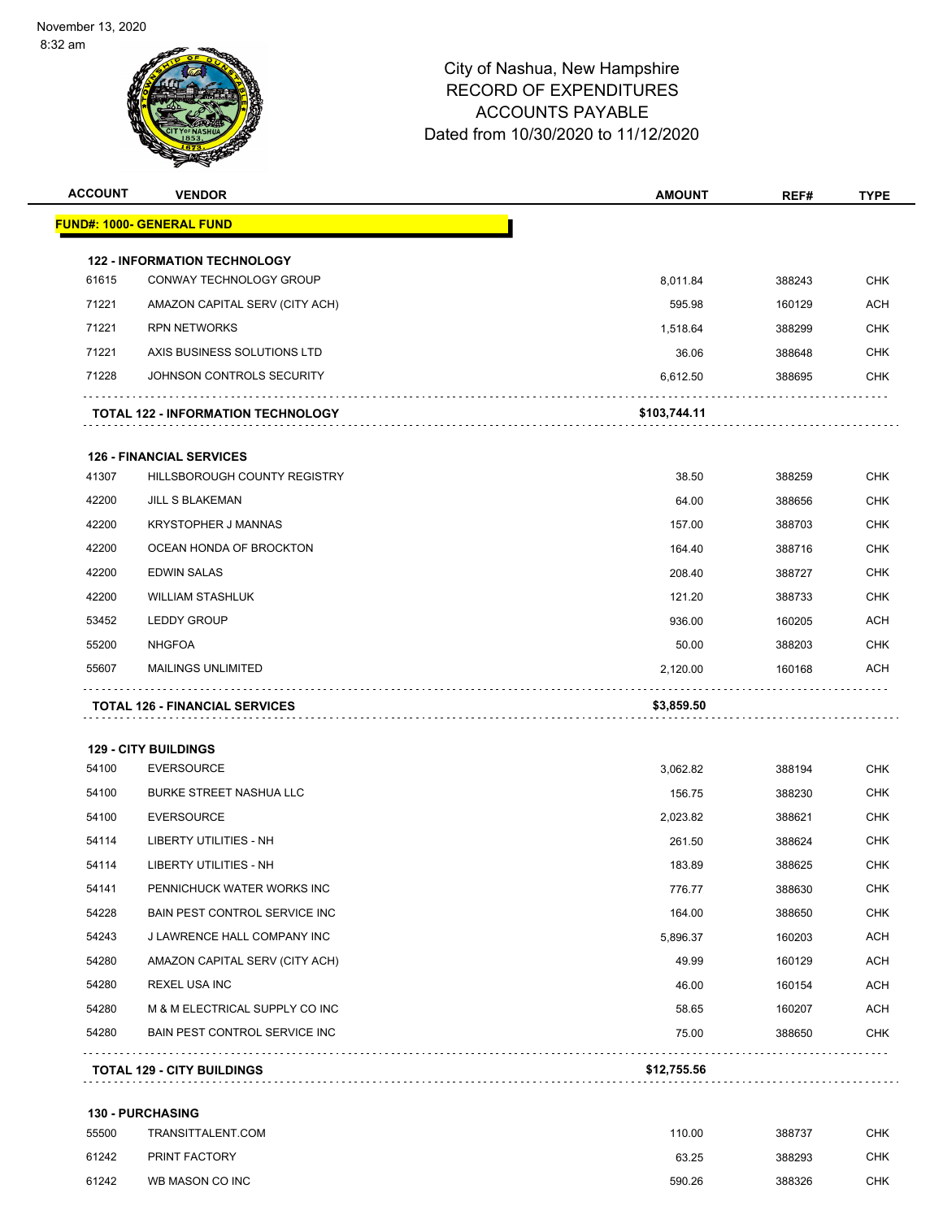City of Nashua, New Hampshire
RECORD OF EXPENDITURES
ACCOUNTS PAYABLE
Dated from 10/30/2020 to 11/12/2020

| ACCOUNT | VENDOR | AMOUNT | REF# | TYPE |
|---|---|---|---|---|
| **FUND#: 1000- GENERAL FUND** | | | | |
| **122 - INFORMATION TECHNOLOGY** | | | | |
| 61615 | CONWAY TECHNOLOGY GROUP | 8,011.84 | 388243 | CHK |
| 71221 | AMAZON CAPITAL SERV (CITY ACH) | 595.98 | 160129 | ACH |
| 71221 | RPN NETWORKS | 1,518.64 | 388299 | CHK |
| 71221 | AXIS BUSINESS SOLUTIONS LTD | 36.06 | 388648 | CHK |
| 71228 | JOHNSON CONTROLS SECURITY | 6,612.50 | 388695 | CHK |
| | **TOTAL 122 - INFORMATION TECHNOLOGY** | **$103,744.11** | | |
| **126 - FINANCIAL SERVICES** | | | | |
| 41307 | HILLSBOROUGH COUNTY REGISTRY | 38.50 | 388259 | CHK |
| 42200 | JILL S BLAKEMAN | 64.00 | 388656 | CHK |
| 42200 | KRYSTOPHER J MANNAS | 157.00 | 388703 | CHK |
| 42200 | OCEAN HONDA OF BROCKTON | 164.40 | 388716 | CHK |
| 42200 | EDWIN SALAS | 208.40 | 388727 | CHK |
| 42200 | WILLIAM STASHLUK | 121.20 | 388733 | CHK |
| 53452 | LEDDY GROUP | 936.00 | 160205 | ACH |
| 55200 | NHGFOA | 50.00 | 388203 | CHK |
| 55607 | MAILINGS UNLIMITED | 2,120.00 | 160168 | ACH |
| | **TOTAL 126 - FINANCIAL SERVICES** | **$3,859.50** | | |
| **129 - CITY BUILDINGS** | | | | |
| 54100 | EVERSOURCE | 3,062.82 | 388194 | CHK |
| 54100 | BURKE STREET NASHUA LLC | 156.75 | 388230 | CHK |
| 54100 | EVERSOURCE | 2,023.82 | 388621 | CHK |
| 54114 | LIBERTY UTILITIES - NH | 261.50 | 388624 | CHK |
| 54114 | LIBERTY UTILITIES - NH | 183.89 | 388625 | CHK |
| 54141 | PENNICHUCK WATER WORKS INC | 776.77 | 388630 | CHK |
| 54228 | BAIN PEST CONTROL SERVICE INC | 164.00 | 388650 | CHK |
| 54243 | J LAWRENCE HALL COMPANY INC | 5,896.37 | 160203 | ACH |
| 54280 | AMAZON CAPITAL SERV (CITY ACH) | 49.99 | 160129 | ACH |
| 54280 | REXEL USA INC | 46.00 | 160154 | ACH |
| 54280 | M & M ELECTRICAL SUPPLY CO INC | 58.65 | 160207 | ACH |
| 54280 | BAIN PEST CONTROL SERVICE INC | 75.00 | 388650 | CHK |
| | **TOTAL 129 - CITY BUILDINGS** | **$12,755.56** | | |
| **130 - PURCHASING** | | | | |
| 55500 | TRANSITTALENT.COM | 110.00 | 388737 | CHK |
| 61242 | PRINT FACTORY | 63.25 | 388293 | CHK |
| 61242 | WB MASON CO INC | 590.26 | 388326 | CHK |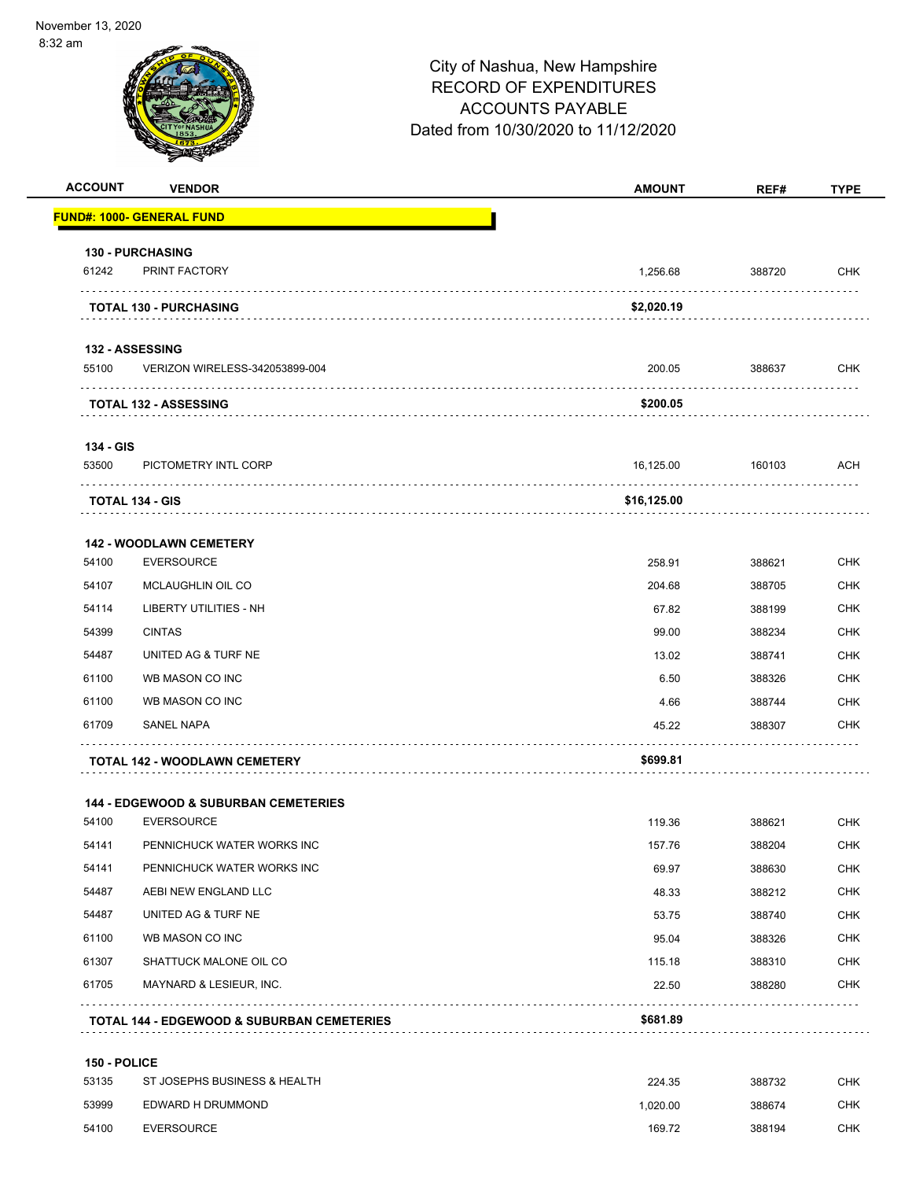November 13, 2020
8:32 am

# City of Nashua, New Hampshire
## RECORD OF EXPENDITURES
## ACCOUNTS PAYABLE
## Dated from 10/30/2020 to 11/12/2020

| ACCOUNT | VENDOR | AMOUNT | REF# | TYPE |
|---|---|---|---|---|
| **FUND#: 1000- GENERAL FUND** | | | | |
| **130 - PURCHASING** | | | | |
| 61242 | PRINT FACTORY | 1,256.68 | 388720 | CHK |
| | **TOTAL 130 - PURCHASING** | **$2,020.19** | | |
| **132 - ASSESSING** | | | | |
| 55100 | VERIZON WIRELESS-342053899-004 | 200.05 | 388637 | CHK |
| | **TOTAL 132 - ASSESSING** | **$200.05** | | |
| **134 - GIS** | | | | |
| 53500 | PICTOMETRY INTL CORP | 16,125.00 | 160103 | ACH |
| | **TOTAL 134 - GIS** | **$16,125.00** | | |
| **142 - WOODLAWN CEMETERY** | | | | |
| 54100 | EVERSOURCE | 258.91 | 388621 | CHK |
| 54107 | MCLAUGHLIN OIL CO | 204.68 | 388705 | CHK |
| 54114 | LIBERTY UTILITIES - NH | 67.82 | 388199 | CHK |
| 54399 | CINTAS | 99.00 | 388234 | CHK |
| 54487 | UNITED AG & TURF NE | 13.02 | 388741 | CHK |
| 61100 | WB MASON CO INC | 6.50 | 388326 | CHK |
| 61100 | WB MASON CO INC | 4.66 | 388744 | CHK |
| 61709 | SANEL NAPA | 45.22 | 388307 | CHK |
| | **TOTAL 142 - WOODLAWN CEMETERY** | **$699.81** | | |
| **144 - EDGEWOOD & SUBURBAN CEMETERIES** | | | | |
| 54100 | EVERSOURCE | 119.36 | 388621 | CHK |
| 54141 | PENNICHUCK WATER WORKS INC | 157.76 | 388204 | CHK |
| 54141 | PENNICHUCK WATER WORKS INC | 69.97 | 388630 | CHK |
| 54487 | AEBI NEW ENGLAND LLC | 48.33 | 388212 | CHK |
| 54487 | UNITED AG & TURF NE | 53.75 | 388740 | CHK |
| 61100 | WB MASON CO INC | 95.04 | 388326 | CHK |
| 61307 | SHATTUCK MALONE OIL CO | 115.18 | 388310 | CHK |
| 61705 | MAYNARD & LESIEUR, INC. | 22.50 | 388280 | CHK |
| | **TOTAL 144 - EDGEWOOD & SUBURBAN CEMETERIES** | **$681.89** | | |
| **150 - POLICE** | | | | |
| 53135 | ST JOSEPHS BUSINESS & HEALTH | 224.35 | 388732 | CHK |
| 53999 | EDWARD H DRUMMOND | 1,020.00 | 388674 | CHK |
| 54100 | EVERSOURCE | 169.72 | 388194 | CHK |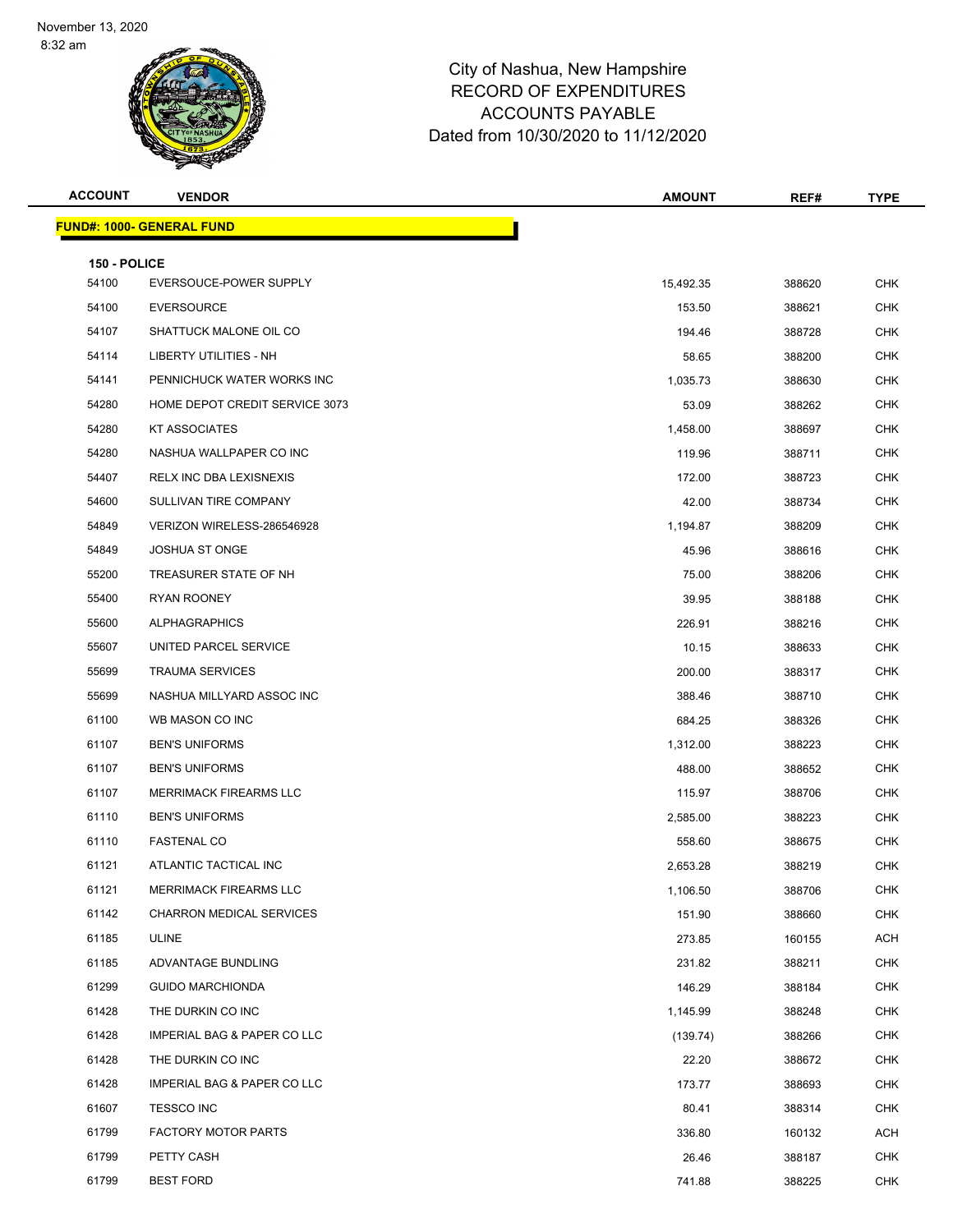November 13, 2020
8:32 am

# City of Nashua, New Hampshire
## RECORD OF EXPENDITURES
## ACCOUNTS PAYABLE
## Dated from 10/30/2020 to 11/12/2020

| ACCOUNT | VENDOR | AMOUNT | REF# | TYPE |
|---|---|---|---|---|
| **FUND#: 1000- GENERAL FUND** | | | | |
| **150 - POLICE** | | | | |
| 54100 | EVERSOUCE-POWER SUPPLY | 15,492.35 | 388620 | CHK |
| 54100 | EVERSOURCE | 153.50 | 388621 | CHK |
| 54107 | SHATTUCK MALONE OIL CO | 194.46 | 388728 | CHK |
| 54114 | LIBERTY UTILITIES - NH | 58.65 | 388200 | CHK |
| 54141 | PENNICHUCK WATER WORKS INC | 1,035.73 | 388630 | CHK |
| 54280 | HOME DEPOT CREDIT SERVICE 3073 | 53.09 | 388262 | CHK |
| 54280 | KT ASSOCIATES | 1,458.00 | 388697 | CHK |
| 54280 | NASHUA WALLPAPER CO INC | 119.96 | 388711 | CHK |
| 54407 | RELX INC DBA LEXISNEXIS | 172.00 | 388723 | CHK |
| 54600 | SULLIVAN TIRE COMPANY | 42.00 | 388734 | CHK |
| 54849 | VERIZON WIRELESS-286546928 | 1,194.87 | 388209 | CHK |
| 54849 | JOSHUA ST ONGE | 45.96 | 388616 | CHK |
| 55200 | TREASURER STATE OF NH | 75.00 | 388206 | CHK |
| 55400 | RYAN ROONEY | 39.95 | 388188 | CHK |
| 55600 | ALPHAGRAPHICS | 226.91 | 388216 | CHK |
| 55607 | UNITED PARCEL SERVICE | 10.15 | 388633 | CHK |
| 55699 | TRAUMA SERVICES | 200.00 | 388317 | CHK |
| 55699 | NASHUA MILLYARD ASSOC INC | 388.46 | 388710 | CHK |
| 61100 | WB MASON CO INC | 684.25 | 388326 | CHK |
| 61107 | BEN'S UNIFORMS | 1,312.00 | 388223 | CHK |
| 61107 | BEN'S UNIFORMS | 488.00 | 388652 | CHK |
| 61107 | MERRIMACK FIREARMS LLC | 115.97 | 388706 | CHK |
| 61110 | BEN'S UNIFORMS | 2,585.00 | 388223 | CHK |
| 61110 | FASTENAL CO | 558.60 | 388675 | CHK |
| 61121 | ATLANTIC TACTICAL INC | 2,653.28 | 388219 | CHK |
| 61121 | MERRIMACK FIREARMS LLC | 1,106.50 | 388706 | CHK |
| 61142 | CHARRON MEDICAL SERVICES | 151.90 | 388660 | CHK |
| 61185 | ULINE | 273.85 | 160155 | ACH |
| 61185 | ADVANTAGE BUNDLING | 231.82 | 388211 | CHK |
| 61299 | GUIDO MARCHIONDA | 146.29 | 388184 | CHK |
| 61428 | THE DURKIN CO INC | 1,145.99 | 388248 | CHK |
| 61428 | IMPERIAL BAG & PAPER CO LLC | (139.74) | 388266 | CHK |
| 61428 | THE DURKIN CO INC | 22.20 | 388672 | CHK |
| 61428 | IMPERIAL BAG & PAPER CO LLC | 173.77 | 388693 | CHK |
| 61607 | TESSCO INC | 80.41 | 388314 | CHK |
| 61799 | FACTORY MOTOR PARTS | 336.80 | 160132 | ACH |
| 61799 | PETTY CASH | 26.46 | 388187 | CHK |
| 61799 | BEST FORD | 741.88 | 388225 | CHK |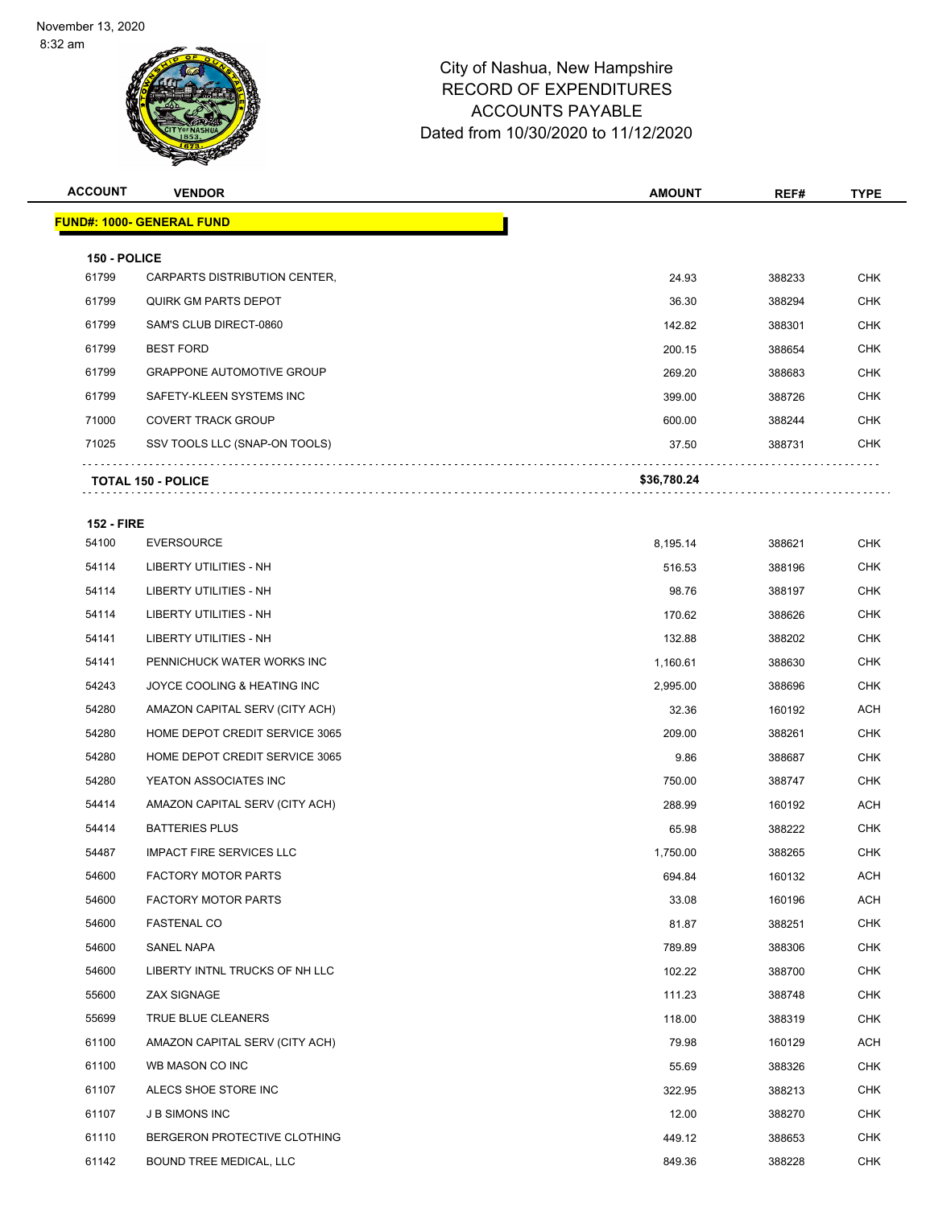City of Nashua, New Hampshire
RECORD OF EXPENDITURES
ACCOUNTS PAYABLE
Dated from 10/30/2020 to 11/12/2020

| ACCOUNT | VENDOR | AMOUNT | REF# | TYPE |
|---|---|---|---|---|
| **FUND#: 1000- GENERAL FUND** | | | | |
| **150 - POLICE** | | | | |
| 61799 | CARPARTS DISTRIBUTION CENTER, | 24.93 | 388233 | CHK |
| 61799 | QUIRK GM PARTS DEPOT | 36.30 | 388294 | CHK |
| 61799 | SAM'S CLUB DIRECT-0860 | 142.82 | 388301 | CHK |
| 61799 | BEST FORD | 200.15 | 388654 | CHK |
| 61799 | GRAPPONE AUTOMOTIVE GROUP | 269.20 | 388683 | CHK |
| 61799 | SAFETY-KLEEN SYSTEMS INC | 399.00 | 388726 | CHK |
| 71000 | COVERT TRACK GROUP | 600.00 | 388244 | CHK |
| 71025 | SSV TOOLS LLC (SNAP-ON TOOLS) | 37.50 | 388731 | CHK |
| **TOTAL 150 - POLICE** | | **$36,780.24** | | |
| **152 - FIRE** | | | | |
| 54100 | EVERSOURCE | 8,195.14 | 388621 | CHK |
| 54114 | LIBERTY UTILITIES - NH | 516.53 | 388196 | CHK |
| 54114 | LIBERTY UTILITIES - NH | 98.76 | 388197 | CHK |
| 54114 | LIBERTY UTILITIES - NH | 170.62 | 388626 | CHK |
| 54141 | LIBERTY UTILITIES - NH | 132.88 | 388202 | CHK |
| 54141 | PENNICHUCK WATER WORKS INC | 1,160.61 | 388630 | CHK |
| 54243 | JOYCE COOLING & HEATING INC | 2,995.00 | 388696 | CHK |
| 54280 | AMAZON CAPITAL SERV (CITY ACH) | 32.36 | 160192 | ACH |
| 54280 | HOME DEPOT CREDIT SERVICE 3065 | 209.00 | 388261 | CHK |
| 54280 | HOME DEPOT CREDIT SERVICE 3065 | 9.86 | 388687 | CHK |
| 54280 | YEATON ASSOCIATES INC | 750.00 | 388747 | CHK |
| 54414 | AMAZON CAPITAL SERV (CITY ACH) | 288.99 | 160192 | ACH |
| 54414 | BATTERIES PLUS | 65.98 | 388222 | CHK |
| 54487 | IMPACT FIRE SERVICES LLC | 1,750.00 | 388265 | CHK |
| 54600 | FACTORY MOTOR PARTS | 694.84 | 160132 | ACH |
| 54600 | FACTORY MOTOR PARTS | 33.08 | 160196 | ACH |
| 54600 | FASTENAL CO | 81.87 | 388251 | CHK |
| 54600 | SANEL NAPA | 789.89 | 388306 | CHK |
| 54600 | LIBERTY INTNL TRUCKS OF NH LLC | 102.22 | 388700 | CHK |
| 55600 | ZAX SIGNAGE | 111.23 | 388748 | CHK |
| 55699 | TRUE BLUE CLEANERS | 118.00 | 388319 | CHK |
| 61100 | AMAZON CAPITAL SERV (CITY ACH) | 79.98 | 160129 | ACH |
| 61100 | WB MASON CO INC | 55.69 | 388326 | CHK |
| 61107 | ALECS SHOE STORE INC | 322.95 | 388213 | CHK |
| 61107 | J B SIMONS INC | 12.00 | 388270 | CHK |
| 61110 | BERGERON PROTECTIVE CLOTHING | 449.12 | 388653 | CHK |
| 61142 | BOUND TREE MEDICAL, LLC | 849.36 | 388228 | CHK |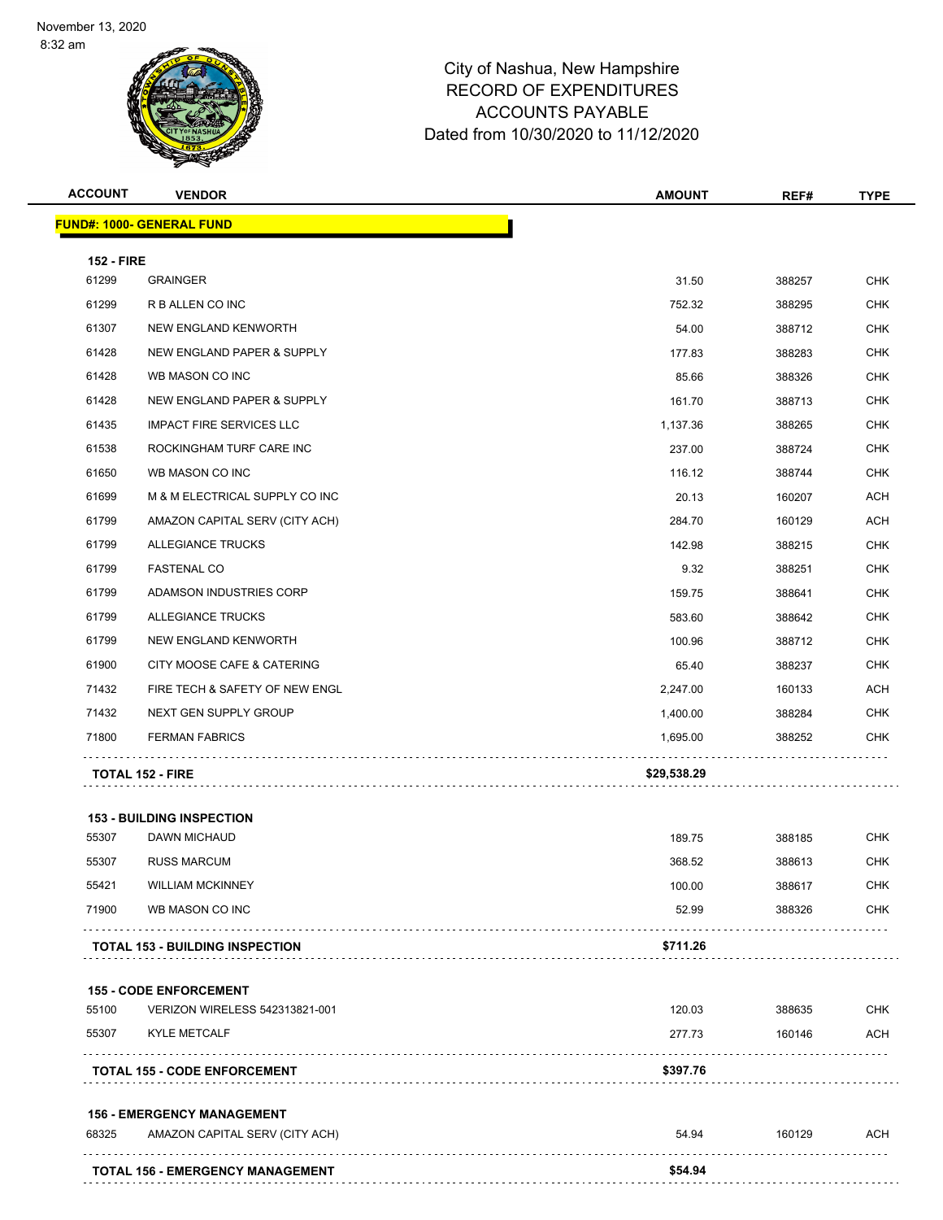# City of Nashua, New Hampshire
# RECORD OF EXPENDITURES
# ACCOUNTS PAYABLE
# Dated from 10/30/2020 to 11/12/2020

| ACCOUNT | VENDOR | AMOUNT | REF# | TYPE |
|---|---|---|---|---|
| **FUND#: 1000- GENERAL FUND** | | | | |
| **152 - FIRE** | | | | |
| 61299 | GRAINGER | 31.50 | 388257 | CHK |
| 61299 | R B ALLEN CO INC | 752.32 | 388295 | CHK |
| 61307 | NEW ENGLAND KENWORTH | 54.00 | 388712 | CHK |
| 61428 | NEW ENGLAND PAPER & SUPPLY | 177.83 | 388283 | CHK |
| 61428 | WB MASON CO INC | 85.66 | 388326 | CHK |
| 61428 | NEW ENGLAND PAPER & SUPPLY | 161.70 | 388713 | CHK |
| 61435 | IMPACT FIRE SERVICES LLC | 1,137.36 | 388265 | CHK |
| 61538 | ROCKINGHAM TURF CARE INC | 237.00 | 388724 | CHK |
| 61650 | WB MASON CO INC | 116.12 | 388744 | CHK |
| 61699 | M & M ELECTRICAL SUPPLY CO INC | 20.13 | 160207 | ACH |
| 61799 | AMAZON CAPITAL SERV (CITY ACH) | 284.70 | 160129 | ACH |
| 61799 | ALLEGIANCE TRUCKS | 142.98 | 388215 | CHK |
| 61799 | FASTENAL CO | 9.32 | 388251 | CHK |
| 61799 | ADAMSON INDUSTRIES CORP | 159.75 | 388641 | CHK |
| 61799 | ALLEGIANCE TRUCKS | 583.60 | 388642 | CHK |
| 61799 | NEW ENGLAND KENWORTH | 100.96 | 388712 | CHK |
| 61900 | CITY MOOSE CAFE & CATERING | 65.40 | 388237 | CHK |
| 71432 | FIRE TECH & SAFETY OF NEW ENGL | 2,247.00 | 160133 | ACH |
| 71432 | NEXT GEN SUPPLY GROUP | 1,400.00 | 388284 | CHK |
| 71800 | FERMAN FABRICS | 1,695.00 | 388252 | CHK |
| **TOTAL 152 - FIRE** | | **$29,538.29** | | |
| **153 - BUILDING INSPECTION** | | | | |
| 55307 | DAWN MICHAUD | 189.75 | 388185 | CHK |
| 55307 | RUSS MARCUM | 368.52 | 388613 | CHK |
| 55421 | WILLIAM MCKINNEY | 100.00 | 388617 | CHK |
| 71900 | WB MASON CO INC | 52.99 | 388326 | CHK |
| **TOTAL 153 - BUILDING INSPECTION** | | **$711.26** | | |
| **155 - CODE ENFORCEMENT** | | | | |
| 55100 | VERIZON WIRELESS 542313821-001 | 120.03 | 388635 | CHK |
| 55307 | KYLE METCALF | 277.73 | 160146 | ACH |
| **TOTAL 155 - CODE ENFORCEMENT** | | **$397.76** | | |
| **156 - EMERGENCY MANAGEMENT** | | | | |
| 68325 | AMAZON CAPITAL SERV (CITY ACH) | 54.94 | 160129 | ACH |
| **TOTAL 156 - EMERGENCY MANAGEMENT** | | **$54.94** | | |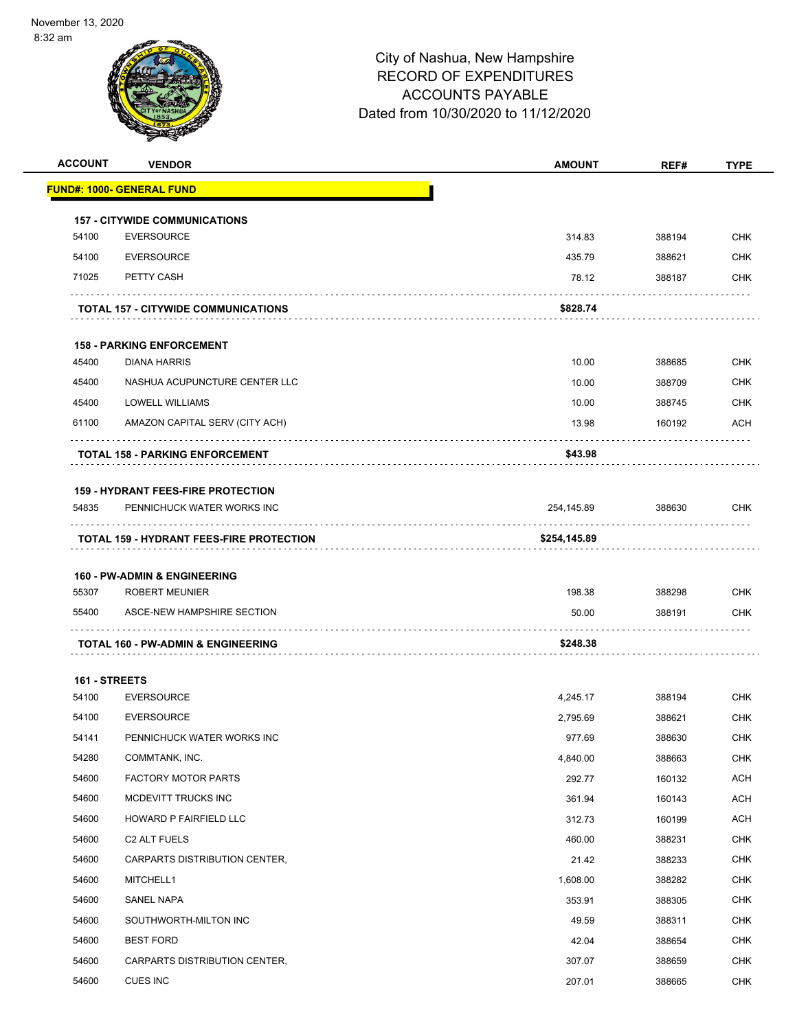November 13, 2020
8:32 am

# City of Nashua, New Hampshire
## RECORD OF EXPENDITURES
## ACCOUNTS PAYABLE
## Dated from 10/30/2020 to 11/12/2020

| ACCOUNT | VENDOR | AMOUNT | REF# | TYPE |
|---|---|---|---|---|
| **FUND#: 1000- GENERAL FUND** | | | | |
| **157 - CITYWIDE COMMUNICATIONS** | | | | |
| 54100 | EVERSOURCE | 314.83 | 388194 | CHK |
| 54100 | EVERSOURCE | 435.79 | 388621 | CHK |
| 71025 | PETTY CASH | 78.12 | 388187 | CHK |
| | **TOTAL 157 - CITYWIDE COMMUNICATIONS** | **$828.74** | | |
| **158 - PARKING ENFORCEMENT** | | | | |
| 45400 | DIANA HARRIS | 10.00 | 388685 | CHK |
| 45400 | NASHUA ACUPUNCTURE CENTER LLC | 10.00 | 388709 | CHK |
| 45400 | LOWELL WILLIAMS | 10.00 | 388745 | CHK |
| 61100 | AMAZON CAPITAL SERV (CITY ACH) | 13.98 | 160192 | ACH |
| | **TOTAL 158 - PARKING ENFORCEMENT** | **$43.98** | | |
| **159 - HYDRANT FEES-FIRE PROTECTION** | | | | |
| 54835 | PENNICHUCK WATER WORKS INC | 254,145.89 | 388630 | CHK |
| | **TOTAL 159 - HYDRANT FEES-FIRE PROTECTION** | **$254,145.89** | | |
| **160 - PW-ADMIN & ENGINEERING** | | | | |
| 55307 | ROBERT MEUNIER | 198.38 | 388298 | CHK |
| 55400 | ASCE-NEW HAMPSHIRE SECTION | 50.00 | 388191 | CHK |
| | **TOTAL 160 - PW-ADMIN & ENGINEERING** | **$248.38** | | |
| **161 - STREETS** | | | | |
| 54100 | EVERSOURCE | 4,245.17 | 388194 | CHK |
| 54100 | EVERSOURCE | 2,795.69 | 388621 | CHK |
| 54141 | PENNICHUCK WATER WORKS INC | 977.69 | 388630 | CHK |
| 54280 | COMMTANK, INC. | 4,840.00 | 388663 | CHK |
| 54600 | FACTORY MOTOR PARTS | 292.77 | 160132 | ACH |
| 54600 | MCDEVITT TRUCKS INC | 361.94 | 160143 | ACH |
| 54600 | HOWARD P FAIRFIELD LLC | 312.73 | 160199 | ACH |
| 54600 | C2 ALT FUELS | 460.00 | 388231 | CHK |
| 54600 | CARPARTS DISTRIBUTION CENTER, | 21.42 | 388233 | CHK |
| 54600 | MITCHELL1 | 1,608.00 | 388282 | CHK |
| 54600 | SANEL NAPA | 353.91 | 388305 | CHK |
| 54600 | SOUTHWORTH-MILTON INC | 49.59 | 388311 | CHK |
| 54600 | BEST FORD | 42.04 | 388654 | CHK |
| 54600 | CARPARTS DISTRIBUTION CENTER, | 307.07 | 388659 | CHK |
| 54600 | CUES INC | 207.01 | 388665 | CHK |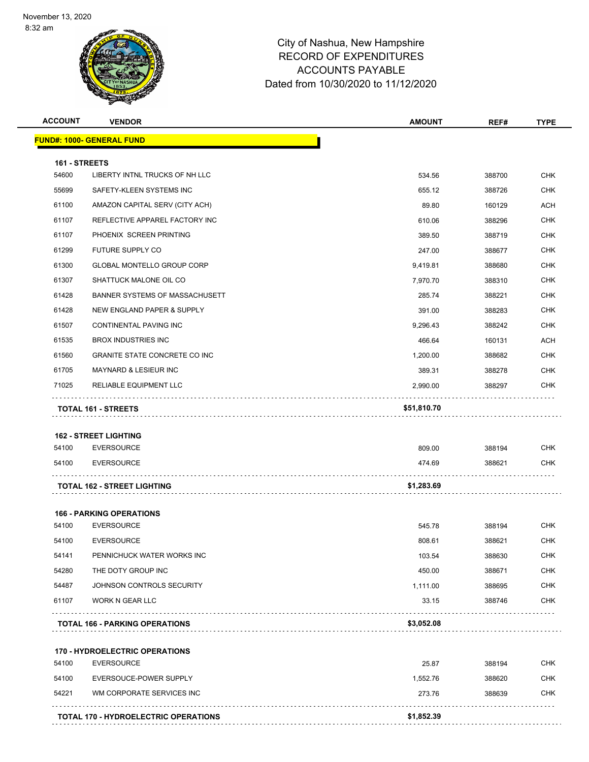November 13, 2020
8:32 am

# City of Nashua, New Hampshire
## RECORD OF EXPENDITURES
## ACCOUNTS PAYABLE
## Dated from 10/30/2020 to 11/12/2020

| ACCOUNT | VENDOR | AMOUNT | REF# | TYPE |
|---|---|---|---|---|
| **FUND#: 1000- GENERAL FUND** | | | | |
| **161 - STREETS** | | | | |
| 54600 | LIBERTY INTNL TRUCKS OF NH LLC | 534.56 | 388700 | CHK |
| 55699 | SAFETY-KLEEN SYSTEMS INC | 655.12 | 388726 | CHK |
| 61100 | AMAZON CAPITAL SERV (CITY ACH) | 89.80 | 160129 | ACH |
| 61107 | REFLECTIVE APPAREL FACTORY INC | 610.06 | 388296 | CHK |
| 61107 | PHOENIX SCREEN PRINTING | 389.50 | 388719 | CHK |
| 61299 | FUTURE SUPPLY CO | 247.00 | 388677 | CHK |
| 61300 | GLOBAL MONTELLO GROUP CORP | 9,419.81 | 388680 | CHK |
| 61307 | SHATTUCK MALONE OIL CO | 7,970.70 | 388310 | CHK |
| 61428 | BANNER SYSTEMS OF MASSACHUSETT | 285.74 | 388221 | CHK |
| 61428 | NEW ENGLAND PAPER & SUPPLY | 391.00 | 388283 | CHK |
| 61507 | CONTINENTAL PAVING INC | 9,296.43 | 388242 | CHK |
| 61535 | BROX INDUSTRIES INC | 466.64 | 160131 | ACH |
| 61560 | GRANITE STATE CONCRETE CO INC | 1,200.00 | 388682 | CHK |
| 61705 | MAYNARD & LESIEUR INC | 389.31 | 388278 | CHK |
| 71025 | RELIABLE EQUIPMENT LLC | 2,990.00 | 388297 | CHK |
| **TOTAL 161 - STREETS** | | **$51,810.70** | | |
| **162 - STREET LIGHTING** | | | | |
| 54100 | EVERSOURCE | 809.00 | 388194 | CHK |
| 54100 | EVERSOURCE | 474.69 | 388621 | CHK |
| **TOTAL 162 - STREET LIGHTING** | | **$1,283.69** | | |
| **166 - PARKING OPERATIONS** | | | | |
| 54100 | EVERSOURCE | 545.78 | 388194 | CHK |
| 54100 | EVERSOURCE | 808.61 | 388621 | CHK |
| 54141 | PENNICHUCK WATER WORKS INC | 103.54 | 388630 | CHK |
| 54280 | THE DOTY GROUP INC | 450.00 | 388671 | CHK |
| 54487 | JOHNSON CONTROLS SECURITY | 1,111.00 | 388695 | CHK |
| 61107 | WORK N GEAR LLC | 33.15 | 388746 | CHK |
| **TOTAL 166 - PARKING OPERATIONS** | | **$3,052.08** | | |
| **170 - HYDROELECTRIC OPERATIONS** | | | | |
| 54100 | EVERSOURCE | 25.87 | 388194 | CHK |
| 54100 | EVERSOUCE-POWER SUPPLY | 1,552.76 | 388620 | CHK |
| 54221 | WM CORPORATE SERVICES INC | 273.76 | 388639 | CHK |
| **TOTAL 170 - HYDROELECTRIC OPERATIONS** | | **$1,852.39** | | |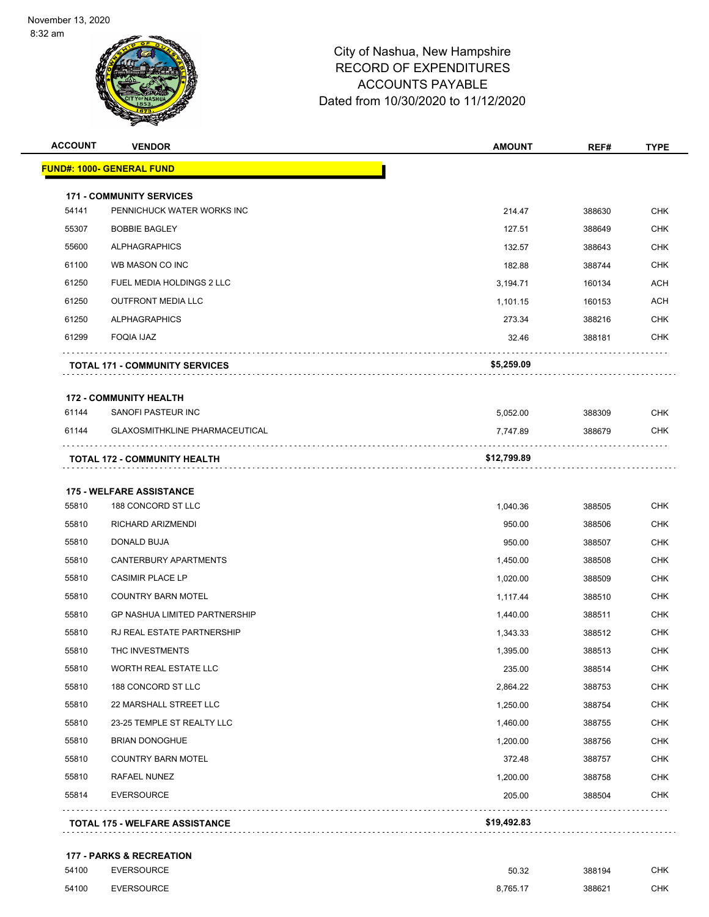November 13, 2020
8:32 am

# City of Nashua, New Hampshire
## RECORD OF EXPENDITURES
## ACCOUNTS PAYABLE
## Dated from 10/30/2020 to 11/12/2020

| ACCOUNT | VENDOR | AMOUNT | REF# | TYPE |
|---|---|---|---|---|
| **FUND#: 1000- GENERAL FUND** | | | | |
| **171 - COMMUNITY SERVICES** | | | | |
| 54141 | PENNICHUCK WATER WORKS INC | 214.47 | 388630 | CHK |
| 55307 | BOBBIE BAGLEY | 127.51 | 388649 | CHK |
| 55600 | ALPHAGRAPHICS | 132.57 | 388643 | CHK |
| 61100 | WB MASON CO INC | 182.88 | 388744 | CHK |
| 61250 | FUEL MEDIA HOLDINGS 2 LLC | 3,194.71 | 160134 | ACH |
| 61250 | OUTFRONT MEDIA LLC | 1,101.15 | 160153 | ACH |
| 61250 | ALPHAGRAPHICS | 273.34 | 388216 | CHK |
| 61299 | FOQIA IJAZ | 32.46 | 388181 | CHK |
| **TOTAL 171 - COMMUNITY SERVICES** | | **$5,259.09** | | |
| **172 - COMMUNITY HEALTH** | | | | |
| 61144 | SANOFI PASTEUR INC | 5,052.00 | 388309 | CHK |
| 61144 | GLAXOSMITHKLINE PHARMACEUTICAL | 7,747.89 | 388679 | CHK |
| **TOTAL 172 - COMMUNITY HEALTH** | | **$12,799.89** | | |
| **175 - WELFARE ASSISTANCE** | | | | |
| 55810 | 188 CONCORD ST LLC | 1,040.36 | 388505 | CHK |
| 55810 | RICHARD ARIZMENDI | 950.00 | 388506 | CHK |
| 55810 | DONALD BUJA | 950.00 | 388507 | CHK |
| 55810 | CANTERBURY APARTMENTS | 1,450.00 | 388508 | CHK |
| 55810 | CASIMIR PLACE LP | 1,020.00 | 388509 | CHK |
| 55810 | COUNTRY BARN MOTEL | 1,117.44 | 388510 | CHK |
| 55810 | GP NASHUA LIMITED PARTNERSHIP | 1,440.00 | 388511 | CHK |
| 55810 | RJ REAL ESTATE PARTNERSHIP | 1,343.33 | 388512 | CHK |
| 55810 | THC INVESTMENTS | 1,395.00 | 388513 | CHK |
| 55810 | WORTH REAL ESTATE LLC | 235.00 | 388514 | CHK |
| 55810 | 188 CONCORD ST LLC | 2,864.22 | 388753 | CHK |
| 55810 | 22 MARSHALL STREET LLC | 1,250.00 | 388754 | CHK |
| 55810 | 23-25 TEMPLE ST REALTY LLC | 1,460.00 | 388755 | CHK |
| 55810 | BRIAN DONOGHUE | 1,200.00 | 388756 | CHK |
| 55810 | COUNTRY BARN MOTEL | 372.48 | 388757 | CHK |
| 55810 | RAFAEL NUNEZ | 1,200.00 | 388758 | CHK |
| 55814 | EVERSOURCE | 205.00 | 388504 | CHK |
| **TOTAL 175 - WELFARE ASSISTANCE** | | **$19,492.83** | | |
| **177 - PARKS & RECREATION** | | | | |
| 54100 | EVERSOURCE | 50.32 | 388194 | CHK |
| 54100 | EVERSOURCE | 8,765.17 | 388621 | CHK |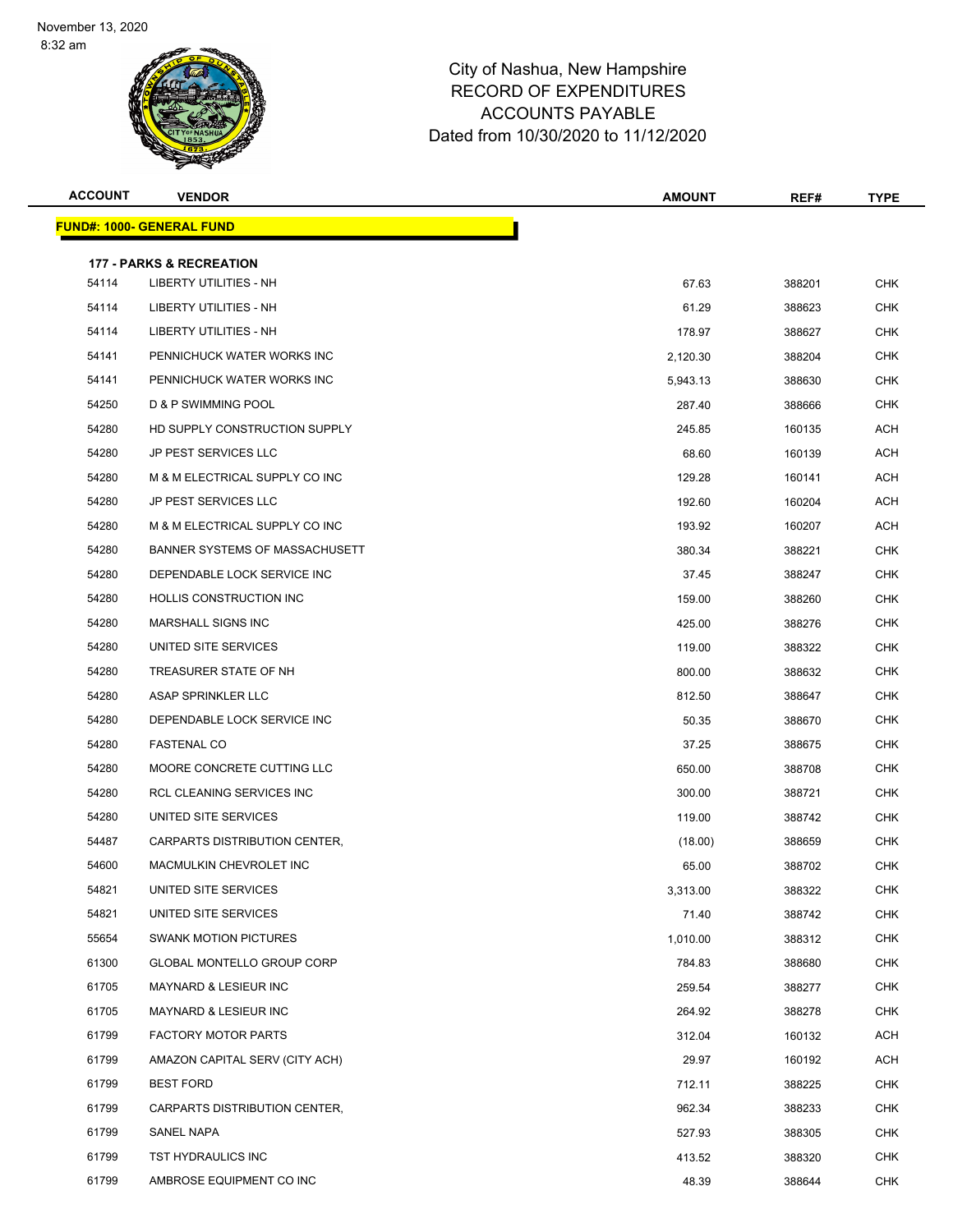# City of Nashua, New Hampshire
## RECORD OF EXPENDITURES
## ACCOUNTS PAYABLE
## Dated from 10/30/2020 to 11/12/2020

November 13, 2020
8:32 am

| ACCOUNT | VENDOR | AMOUNT | REF# | TYPE |
|---|---|---|---|---|
| **FUND#: 1000- GENERAL FUND** | | | | |
| **177 - PARKS & RECREATION** | | | | |
| 54114 | LIBERTY UTILITIES - NH | 67.63 | 388201 | CHK |
| 54114 | LIBERTY UTILITIES - NH | 61.29 | 388623 | CHK |
| 54114 | LIBERTY UTILITIES - NH | 178.97 | 388627 | CHK |
| 54141 | PENNICHUCK WATER WORKS INC | 2,120.30 | 388204 | CHK |
| 54141 | PENNICHUCK WATER WORKS INC | 5,943.13 | 388630 | CHK |
| 54250 | D & P SWIMMING POOL | 287.40 | 388666 | CHK |
| 54280 | HD SUPPLY CONSTRUCTION SUPPLY | 245.85 | 160135 | ACH |
| 54280 | JP PEST SERVICES LLC | 68.60 | 160139 | ACH |
| 54280 | M & M ELECTRICAL SUPPLY CO INC | 129.28 | 160141 | ACH |
| 54280 | JP PEST SERVICES LLC | 192.60 | 160204 | ACH |
| 54280 | M & M ELECTRICAL SUPPLY CO INC | 193.92 | 160207 | ACH |
| 54280 | BANNER SYSTEMS OF MASSACHUSETT | 380.34 | 388221 | CHK |
| 54280 | DEPENDABLE LOCK SERVICE INC | 37.45 | 388247 | CHK |
| 54280 | HOLLIS CONSTRUCTION INC | 159.00 | 388260 | CHK |
| 54280 | MARSHALL SIGNS INC | 425.00 | 388276 | CHK |
| 54280 | UNITED SITE SERVICES | 119.00 | 388322 | CHK |
| 54280 | TREASURER STATE OF NH | 800.00 | 388632 | CHK |
| 54280 | ASAP SPRINKLER LLC | 812.50 | 388647 | CHK |
| 54280 | DEPENDABLE LOCK SERVICE INC | 50.35 | 388670 | CHK |
| 54280 | FASTENAL CO | 37.25 | 388675 | CHK |
| 54280 | MOORE CONCRETE CUTTING LLC | 650.00 | 388708 | CHK |
| 54280 | RCL CLEANING SERVICES INC | 300.00 | 388721 | CHK |
| 54280 | UNITED SITE SERVICES | 119.00 | 388742 | CHK |
| 54487 | CARPARTS DISTRIBUTION CENTER, | (18.00) | 388659 | CHK |
| 54600 | MACMULKIN CHEVROLET INC | 65.00 | 388702 | CHK |
| 54821 | UNITED SITE SERVICES | 3,313.00 | 388322 | CHK |
| 54821 | UNITED SITE SERVICES | 71.40 | 388742 | CHK |
| 55654 | SWANK MOTION PICTURES | 1,010.00 | 388312 | CHK |
| 61300 | GLOBAL MONTELLO GROUP CORP | 784.83 | 388680 | CHK |
| 61705 | MAYNARD & LESIEUR INC | 259.54 | 388277 | CHK |
| 61705 | MAYNARD & LESIEUR INC | 264.92 | 388278 | CHK |
| 61799 | FACTORY MOTOR PARTS | 312.04 | 160132 | ACH |
| 61799 | AMAZON CAPITAL SERV (CITY ACH) | 29.97 | 160192 | ACH |
| 61799 | BEST FORD | 712.11 | 388225 | CHK |
| 61799 | CARPARTS DISTRIBUTION CENTER, | 962.34 | 388233 | CHK |
| 61799 | SANEL NAPA | 527.93 | 388305 | CHK |
| 61799 | TST HYDRAULICS INC | 413.52 | 388320 | CHK |
| 61799 | AMBROSE EQUIPMENT CO INC | 48.39 | 388644 | CHK |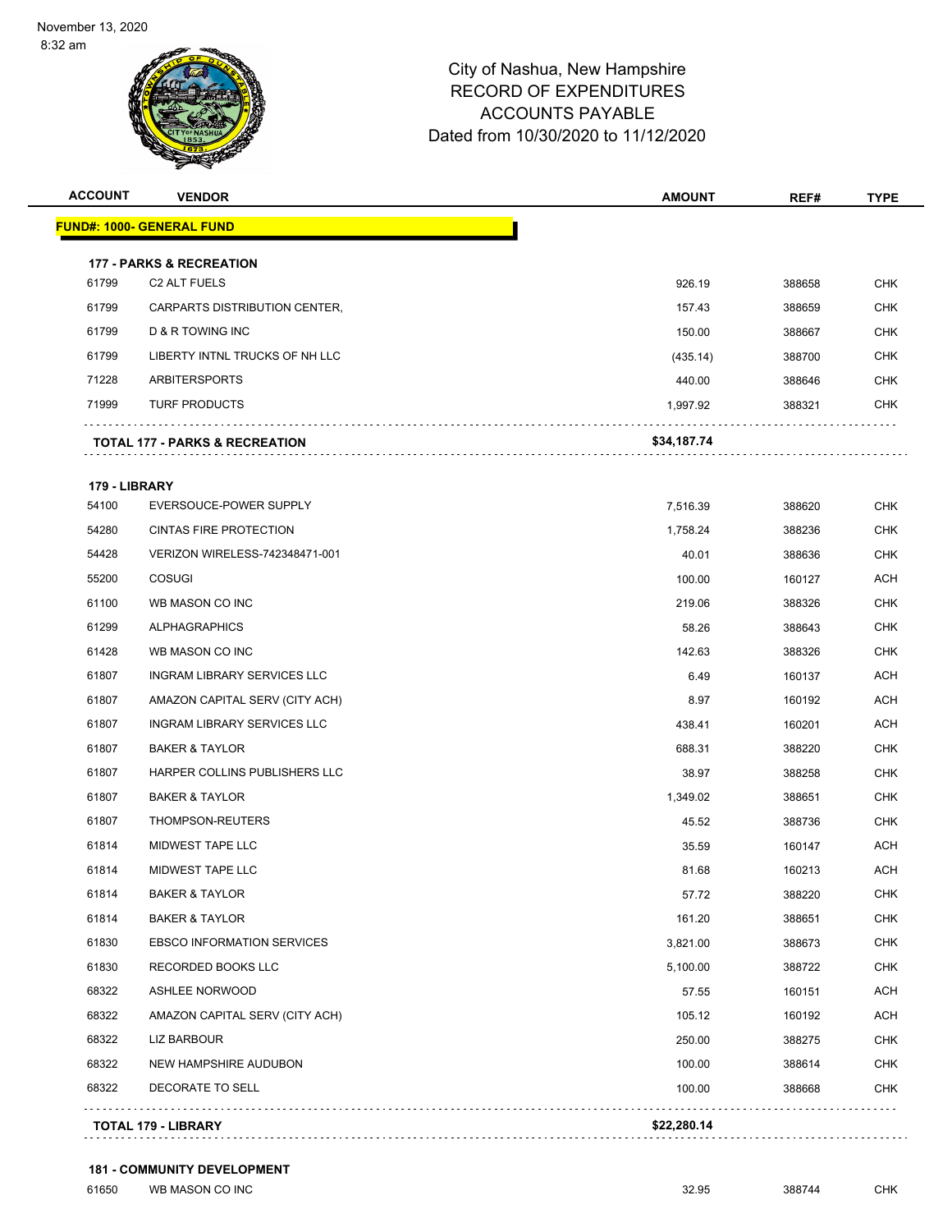November 13, 2020
8:32 am

# City of Nashua, New Hampshire
## RECORD OF EXPENDITURES
## ACCOUNTS PAYABLE
## Dated from 10/30/2020 to 11/12/2020

| ACCOUNT | VENDOR | AMOUNT | REF# | TYPE |
|---|---|---|---|---|
| **FUND#: 1000- GENERAL FUND** | | | | |
| **177 - PARKS & RECREATION** | | | | |
| 61799 | C2 ALT FUELS | 926.19 | 388658 | CHK |
| 61799 | CARPARTS DISTRIBUTION CENTER, | 157.43 | 388659 | CHK |
| 61799 | D & R TOWING INC | 150.00 | 388667 | CHK |
| 61799 | LIBERTY INTNL TRUCKS OF NH LLC | (435.14) | 388700 | CHK |
| 71228 | ARBITERSPORTS | 440.00 | 388646 | CHK |
| 71999 | TURF PRODUCTS | 1,997.92 | 388321 | CHK |
| **TOTAL 177 - PARKS & RECREATION** | | **$34,187.74** | | |
| **179 - LIBRARY** | | | | |
| 54100 | EVERSOUCE-POWER SUPPLY | 7,516.39 | 388620 | CHK |
| 54280 | CINTAS FIRE PROTECTION | 1,758.24 | 388236 | CHK |
| 54428 | VERIZON WIRELESS-742348471-001 | 40.01 | 388636 | CHK |
| 55200 | COSUGI | 100.00 | 160127 | ACH |
| 61100 | WB MASON CO INC | 219.06 | 388326 | CHK |
| 61299 | ALPHAGRAPHICS | 58.26 | 388643 | CHK |
| 61428 | WB MASON CO INC | 142.63 | 388326 | CHK |
| 61807 | INGRAM LIBRARY SERVICES LLC | 6.49 | 160137 | ACH |
| 61807 | AMAZON CAPITAL SERV (CITY ACH) | 8.97 | 160192 | ACH |
| 61807 | INGRAM LIBRARY SERVICES LLC | 438.41 | 160201 | ACH |
| 61807 | BAKER & TAYLOR | 688.31 | 388220 | CHK |
| 61807 | HARPER COLLINS PUBLISHERS LLC | 38.97 | 388258 | CHK |
| 61807 | BAKER & TAYLOR | 1,349.02 | 388651 | CHK |
| 61807 | THOMPSON-REUTERS | 45.52 | 388736 | CHK |
| 61814 | MIDWEST TAPE LLC | 35.59 | 160147 | ACH |
| 61814 | MIDWEST TAPE LLC | 81.68 | 160213 | ACH |
| 61814 | BAKER & TAYLOR | 57.72 | 388220 | CHK |
| 61814 | BAKER & TAYLOR | 161.20 | 388651 | CHK |
| 61830 | EBSCO INFORMATION SERVICES | 3,821.00 | 388673 | CHK |
| 61830 | RECORDED BOOKS LLC | 5,100.00 | 388722 | CHK |
| 68322 | ASHLEE NORWOOD | 57.55 | 160151 | ACH |
| 68322 | AMAZON CAPITAL SERV (CITY ACH) | 105.12 | 160192 | ACH |
| 68322 | LIZ BARBOUR | 250.00 | 388275 | CHK |
| 68322 | NEW HAMPSHIRE AUDUBON | 100.00 | 388614 | CHK |
| 68322 | DECORATE TO SELL | 100.00 | 388668 | CHK |
| **TOTAL 179 - LIBRARY** | | **$22,280.14** | | |
| **181 - COMMUNITY DEVELOPMENT** | | | | |
| 61650 | WB MASON CO INC | 32.95 | 388744 | CHK |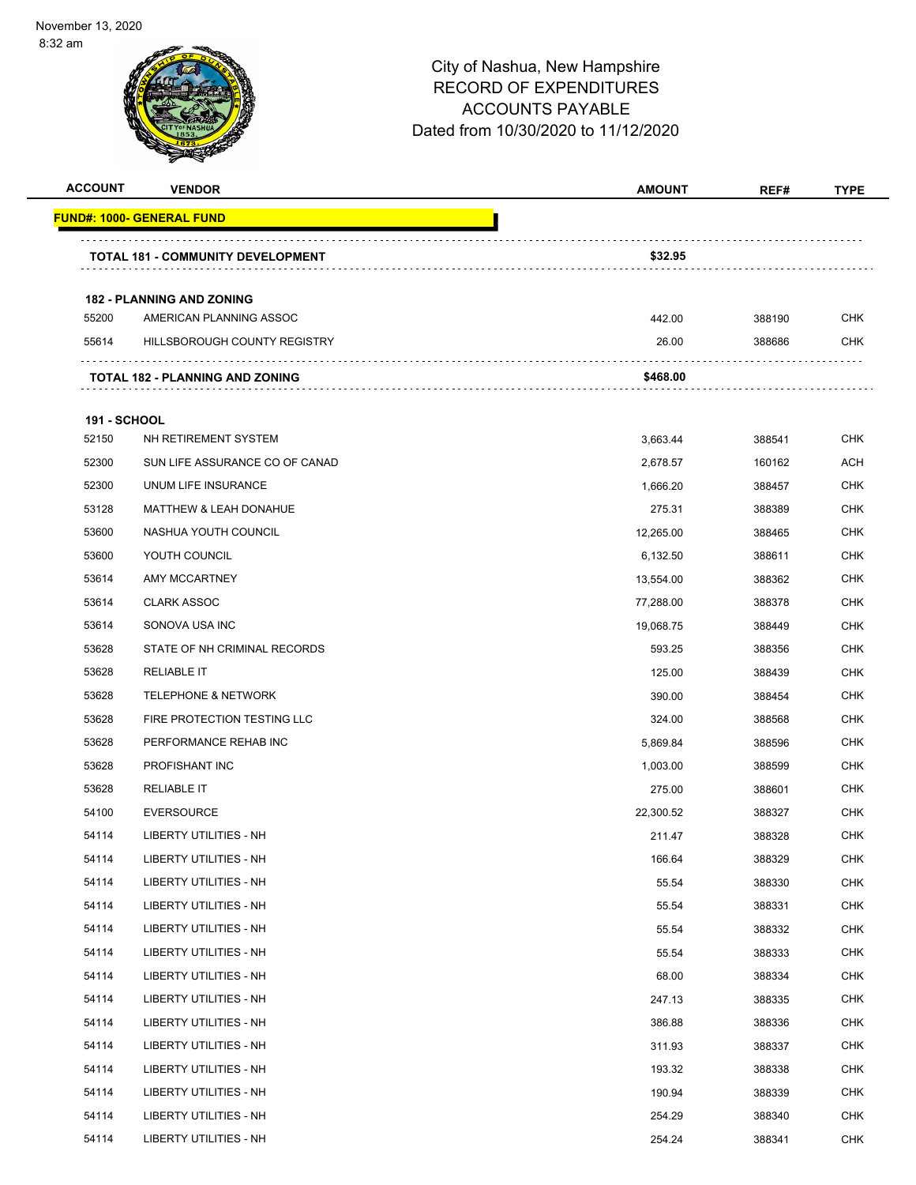City of Nashua, New Hampshire
RECORD OF EXPENDITURES
ACCOUNTS PAYABLE
Dated from 10/30/2020 to 11/12/2020

| ACCOUNT | VENDOR | AMOUNT | REF# | TYPE |
|---|---|---|---|---|
| **FUND#: 1000- GENERAL FUND** | | | | |
| | **TOTAL 181 - COMMUNITY DEVELOPMENT** | **$32.95** | | |
| **182 - PLANNING AND ZONING** | | | | |
| 55200 | AMERICAN PLANNING ASSOC | 442.00 | 388190 | CHK |
| 55614 | HILLSBOROUGH COUNTY REGISTRY | 26.00 | 388686 | CHK |
| | **TOTAL 182 - PLANNING AND ZONING** | **$468.00** | | |
| **191 - SCHOOL** | | | | |
| 52150 | NH RETIREMENT SYSTEM | 3,663.44 | 388541 | CHK |
| 52300 | SUN LIFE ASSURANCE CO OF CANAD | 2,678.57 | 160162 | ACH |
| 52300 | UNUM LIFE INSURANCE | 1,666.20 | 388457 | CHK |
| 53128 | MATTHEW & LEAH DONAHUE | 275.31 | 388389 | CHK |
| 53600 | NASHUA YOUTH COUNCIL | 12,265.00 | 388465 | CHK |
| 53600 | YOUTH COUNCIL | 6,132.50 | 388611 | CHK |
| 53614 | AMY MCCARTNEY | 13,554.00 | 388362 | CHK |
| 53614 | CLARK ASSOC | 77,288.00 | 388378 | CHK |
| 53614 | SONOVA USA INC | 19,068.75 | 388449 | CHK |
| 53628 | STATE OF NH CRIMINAL RECORDS | 593.25 | 388356 | CHK |
| 53628 | RELIABLE IT | 125.00 | 388439 | CHK |
| 53628 | TELEPHONE & NETWORK | 390.00 | 388454 | CHK |
| 53628 | FIRE PROTECTION TESTING LLC | 324.00 | 388568 | CHK |
| 53628 | PERFORMANCE REHAB INC | 5,869.84 | 388596 | CHK |
| 53628 | PROFISHANT INC | 1,003.00 | 388599 | CHK |
| 53628 | RELIABLE IT | 275.00 | 388601 | CHK |
| 54100 | EVERSOURCE | 22,300.52 | 388327 | CHK |
| 54114 | LIBERTY UTILITIES - NH | 211.47 | 388328 | CHK |
| 54114 | LIBERTY UTILITIES - NH | 166.64 | 388329 | CHK |
| 54114 | LIBERTY UTILITIES - NH | 55.54 | 388330 | CHK |
| 54114 | LIBERTY UTILITIES - NH | 55.54 | 388331 | CHK |
| 54114 | LIBERTY UTILITIES - NH | 55.54 | 388332 | CHK |
| 54114 | LIBERTY UTILITIES - NH | 55.54 | 388333 | CHK |
| 54114 | LIBERTY UTILITIES - NH | 68.00 | 388334 | CHK |
| 54114 | LIBERTY UTILITIES - NH | 247.13 | 388335 | CHK |
| 54114 | LIBERTY UTILITIES - NH | 386.88 | 388336 | CHK |
| 54114 | LIBERTY UTILITIES - NH | 311.93 | 388337 | CHK |
| 54114 | LIBERTY UTILITIES - NH | 193.32 | 388338 | CHK |
| 54114 | LIBERTY UTILITIES - NH | 190.94 | 388339 | CHK |
| 54114 | LIBERTY UTILITIES - NH | 254.29 | 388340 | CHK |
| 54114 | LIBERTY UTILITIES - NH | 254.24 | 388341 | CHK |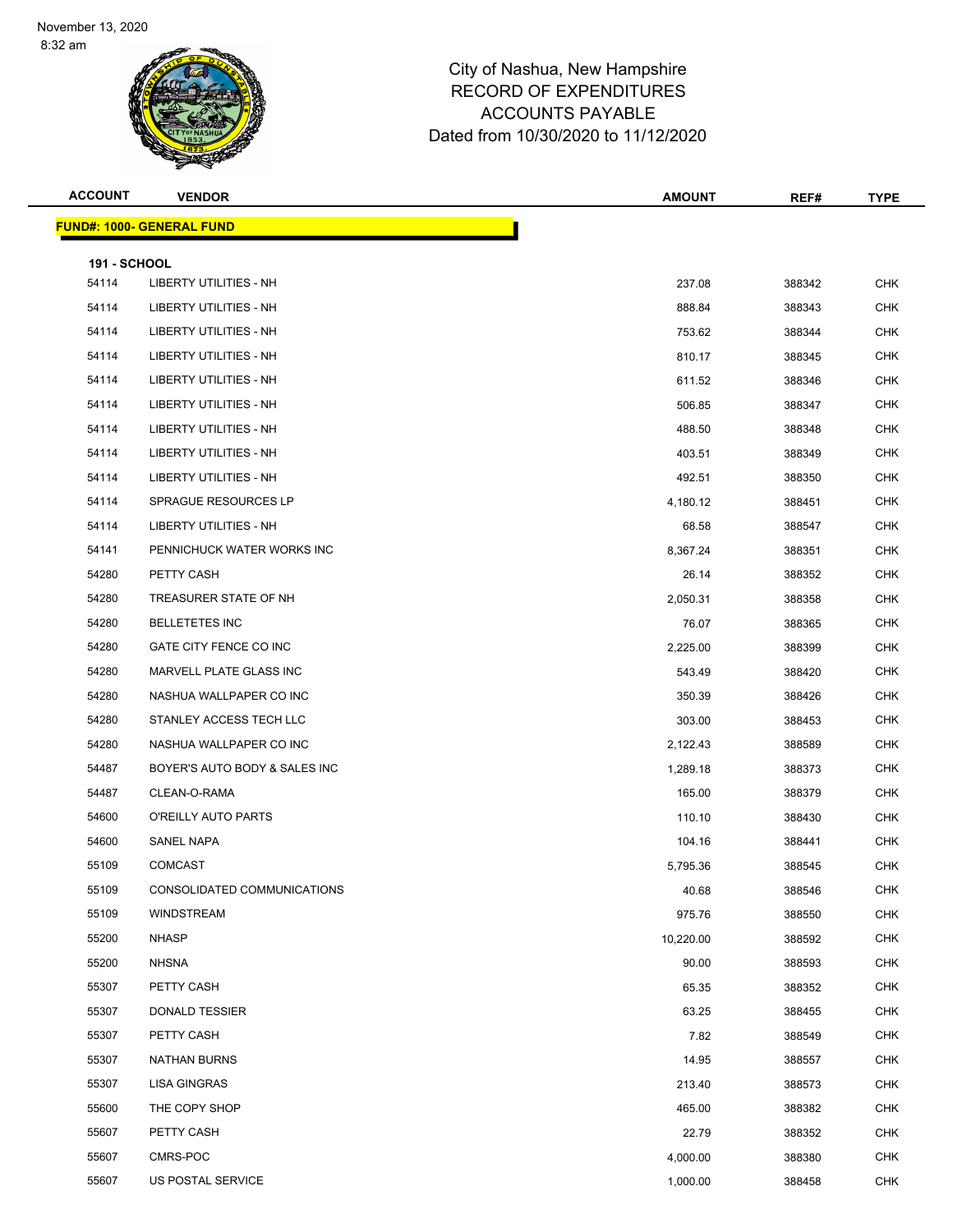City of Nashua, New Hampshire
RECORD OF EXPENDITURES
ACCOUNTS PAYABLE
Dated from 10/30/2020 to 11/12/2020

| ACCOUNT | VENDOR | AMOUNT | REF# | TYPE |
|---|---|---|---|---|

**FUND#: 1000- GENERAL FUND**

**191 - SCHOOL**

| ACCOUNT | VENDOR | AMOUNT | REF# | TYPE |
|---|---|---|---|---|
| 54114 | LIBERTY UTILITIES - NH | 237.08 | 388342 | CHK |
| 54114 | LIBERTY UTILITIES - NH | 888.84 | 388343 | CHK |
| 54114 | LIBERTY UTILITIES - NH | 753.62 | 388344 | CHK |
| 54114 | LIBERTY UTILITIES - NH | 810.17 | 388345 | CHK |
| 54114 | LIBERTY UTILITIES - NH | 611.52 | 388346 | CHK |
| 54114 | LIBERTY UTILITIES - NH | 506.85 | 388347 | CHK |
| 54114 | LIBERTY UTILITIES - NH | 488.50 | 388348 | CHK |
| 54114 | LIBERTY UTILITIES - NH | 403.51 | 388349 | CHK |
| 54114 | LIBERTY UTILITIES - NH | 492.51 | 388350 | CHK |
| 54114 | SPRAGUE RESOURCES LP | 4,180.12 | 388451 | CHK |
| 54114 | LIBERTY UTILITIES - NH | 68.58 | 388547 | CHK |
| 54141 | PENNICHUCK WATER WORKS INC | 8,367.24 | 388351 | CHK |
| 54280 | PETTY CASH | 26.14 | 388352 | CHK |
| 54280 | TREASURER STATE OF NH | 2,050.31 | 388358 | CHK |
| 54280 | BELLETETES INC | 76.07 | 388365 | CHK |
| 54280 | GATE CITY FENCE CO INC | 2,225.00 | 388399 | CHK |
| 54280 | MARVELL PLATE GLASS INC | 543.49 | 388420 | CHK |
| 54280 | NASHUA WALLPAPER CO INC | 350.39 | 388426 | CHK |
| 54280 | STANLEY ACCESS TECH LLC | 303.00 | 388453 | CHK |
| 54280 | NASHUA WALLPAPER CO INC | 2,122.43 | 388589 | CHK |
| 54487 | BOYER'S AUTO BODY & SALES INC | 1,289.18 | 388373 | CHK |
| 54487 | CLEAN-O-RAMA | 165.00 | 388379 | CHK |
| 54600 | O'REILLY AUTO PARTS | 110.10 | 388430 | CHK |
| 54600 | SANEL NAPA | 104.16 | 388441 | CHK |
| 55109 | COMCAST | 5,795.36 | 388545 | CHK |
| 55109 | CONSOLIDATED COMMUNICATIONS | 40.68 | 388546 | CHK |
| 55109 | WINDSTREAM | 975.76 | 388550 | CHK |
| 55200 | NHASP | 10,220.00 | 388592 | CHK |
| 55200 | NHSNA | 90.00 | 388593 | CHK |
| 55307 | PETTY CASH | 65.35 | 388352 | CHK |
| 55307 | DONALD TESSIER | 63.25 | 388455 | CHK |
| 55307 | PETTY CASH | 7.82 | 388549 | CHK |
| 55307 | NATHAN BURNS | 14.95 | 388557 | CHK |
| 55307 | LISA GINGRAS | 213.40 | 388573 | CHK |
| 55600 | THE COPY SHOP | 465.00 | 388382 | CHK |
| 55607 | PETTY CASH | 22.79 | 388352 | CHK |
| 55607 | CMRS-POC | 4,000.00 | 388380 | CHK |
| 55607 | US POSTAL SERVICE | 1,000.00 | 388458 | CHK |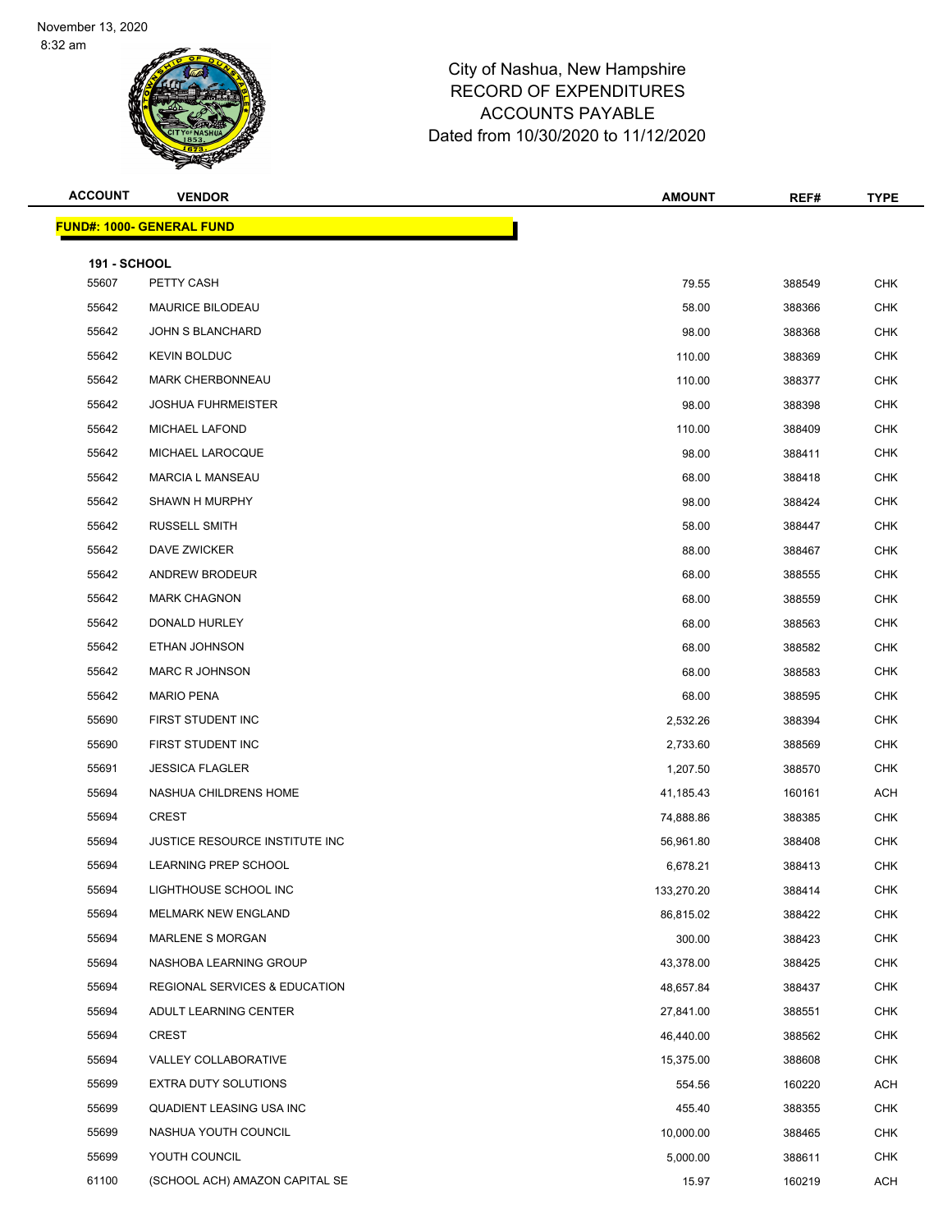November 13, 2020
8:32 am

# City of Nashua, New Hampshire
## RECORD OF EXPENDITURES
## ACCOUNTS PAYABLE
### Dated from 10/30/2020 to 11/12/2020

| ACCOUNT | VENDOR | AMOUNT | REF# | TYPE |
|---|---|---|---|---|
| **FUND#: 1000- GENERAL FUND** | | | | |
| **191 - SCHOOL** | | | | |
| 55607 | PETTY CASH | 79.55 | 388549 | CHK |
| 55642 | MAURICE BILODEAU | 58.00 | 388366 | CHK |
| 55642 | JOHN S BLANCHARD | 98.00 | 388368 | CHK |
| 55642 | KEVIN BOLDUC | 110.00 | 388369 | CHK |
| 55642 | MARK CHERBONNEAU | 110.00 | 388377 | CHK |
| 55642 | JOSHUA FUHRMEISTER | 98.00 | 388398 | CHK |
| 55642 | MICHAEL LAFOND | 110.00 | 388409 | CHK |
| 55642 | MICHAEL LAROCQUE | 98.00 | 388411 | CHK |
| 55642 | MARCIA L MANSEAU | 68.00 | 388418 | CHK |
| 55642 | SHAWN H MURPHY | 98.00 | 388424 | CHK |
| 55642 | RUSSELL SMITH | 58.00 | 388447 | CHK |
| 55642 | DAVE ZWICKER | 88.00 | 388467 | CHK |
| 55642 | ANDREW BRODEUR | 68.00 | 388555 | CHK |
| 55642 | MARK CHAGNON | 68.00 | 388559 | CHK |
| 55642 | DONALD HURLEY | 68.00 | 388563 | CHK |
| 55642 | ETHAN JOHNSON | 68.00 | 388582 | CHK |
| 55642 | MARC R JOHNSON | 68.00 | 388583 | CHK |
| 55642 | MARIO PENA | 68.00 | 388595 | CHK |
| 55690 | FIRST STUDENT INC | 2,532.26 | 388394 | CHK |
| 55690 | FIRST STUDENT INC | 2,733.60 | 388569 | CHK |
| 55691 | JESSICA FLAGLER | 1,207.50 | 388570 | CHK |
| 55694 | NASHUA CHILDRENS HOME | 41,185.43 | 160161 | ACH |
| 55694 | CREST | 74,888.86 | 388385 | CHK |
| 55694 | JUSTICE RESOURCE INSTITUTE INC | 56,961.80 | 388408 | CHK |
| 55694 | LEARNING PREP SCHOOL | 6,678.21 | 388413 | CHK |
| 55694 | LIGHTHOUSE SCHOOL INC | 133,270.20 | 388414 | CHK |
| 55694 | MELMARK NEW ENGLAND | 86,815.02 | 388422 | CHK |
| 55694 | MARLENE S MORGAN | 300.00 | 388423 | CHK |
| 55694 | NASHOBA LEARNING GROUP | 43,378.00 | 388425 | CHK |
| 55694 | REGIONAL SERVICES & EDUCATION | 48,657.84 | 388437 | CHK |
| 55694 | ADULT LEARNING CENTER | 27,841.00 | 388551 | CHK |
| 55694 | CREST | 46,440.00 | 388562 | CHK |
| 55694 | VALLEY COLLABORATIVE | 15,375.00 | 388608 | CHK |
| 55699 | EXTRA DUTY SOLUTIONS | 554.56 | 160220 | ACH |
| 55699 | QUADIENT LEASING USA INC | 455.40 | 388355 | CHK |
| 55699 | NASHUA YOUTH COUNCIL | 10,000.00 | 388465 | CHK |
| 55699 | YOUTH COUNCIL | 5,000.00 | 388611 | CHK |
| 61100 | (SCHOOL ACH) AMAZON CAPITAL SE | 15.97 | 160219 | ACH |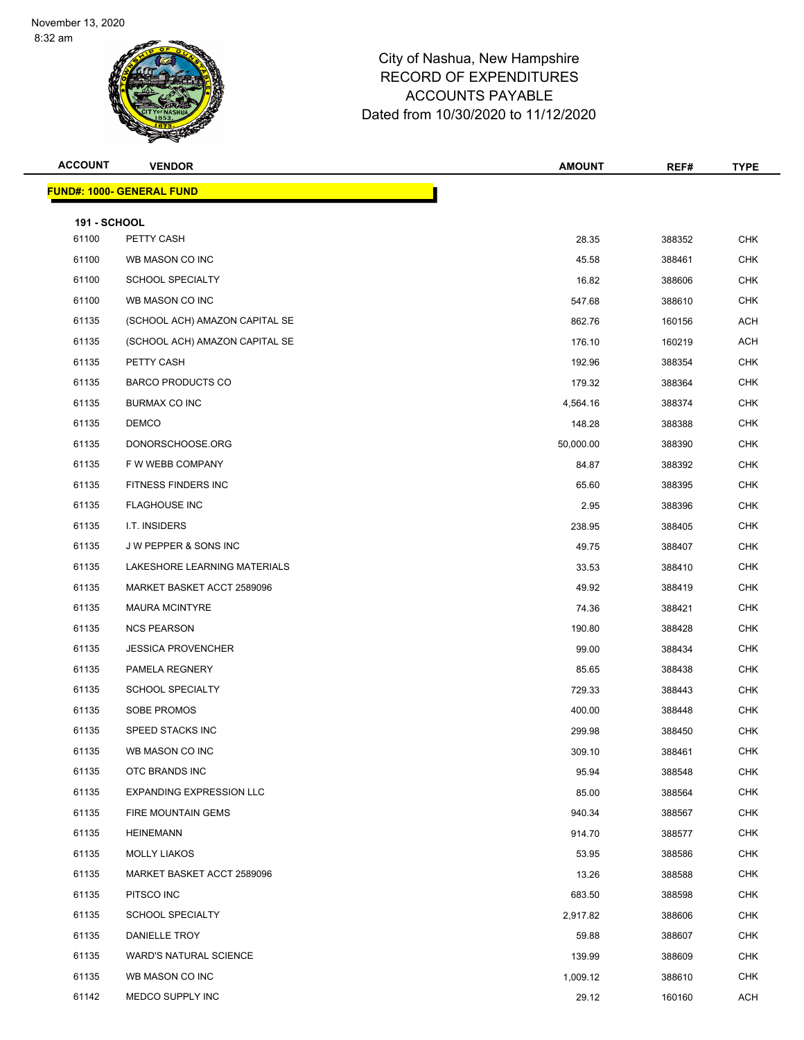City of Nashua, New Hampshire
RECORD OF EXPENDITURES
ACCOUNTS PAYABLE
Dated from 10/30/2020 to 11/12/2020

| ACCOUNT | VENDOR | AMOUNT | REF# | TYPE |
|---|---|---|---|---|

**FUND#: 1000- GENERAL FUND**

**191 - SCHOOL**

| ACCOUNT | VENDOR | AMOUNT | REF# | TYPE |
|---|---|---|---|---|
| 61100 | PETTY CASH | 28.35 | 388352 | CHK |
| 61100 | WB MASON CO INC | 45.58 | 388461 | CHK |
| 61100 | SCHOOL SPECIALTY | 16.82 | 388606 | CHK |
| 61100 | WB MASON CO INC | 547.68 | 388610 | CHK |
| 61135 | (SCHOOL ACH) AMAZON CAPITAL SE | 862.76 | 160156 | ACH |
| 61135 | (SCHOOL ACH) AMAZON CAPITAL SE | 176.10 | 160219 | ACH |
| 61135 | PETTY CASH | 192.96 | 388354 | CHK |
| 61135 | BARCO PRODUCTS CO | 179.32 | 388364 | CHK |
| 61135 | BURMAX CO INC | 4,564.16 | 388374 | CHK |
| 61135 | DEMCO | 148.28 | 388388 | CHK |
| 61135 | DONORSCHOOSE.ORG | 50,000.00 | 388390 | CHK |
| 61135 | F W WEBB COMPANY | 84.87 | 388392 | CHK |
| 61135 | FITNESS FINDERS INC | 65.60 | 388395 | CHK |
| 61135 | FLAGHOUSE INC | 2.95 | 388396 | CHK |
| 61135 | I.T. INSIDERS | 238.95 | 388405 | CHK |
| 61135 | J W PEPPER & SONS INC | 49.75 | 388407 | CHK |
| 61135 | LAKESHORE LEARNING MATERIALS | 33.53 | 388410 | CHK |
| 61135 | MARKET BASKET ACCT 2589096 | 49.92 | 388419 | CHK |
| 61135 | MAURA MCINTYRE | 74.36 | 388421 | CHK |
| 61135 | NCS PEARSON | 190.80 | 388428 | CHK |
| 61135 | JESSICA PROVENCHER | 99.00 | 388434 | CHK |
| 61135 | PAMELA REGNERY | 85.65 | 388438 | CHK |
| 61135 | SCHOOL SPECIALTY | 729.33 | 388443 | CHK |
| 61135 | SOBE PROMOS | 400.00 | 388448 | CHK |
| 61135 | SPEED STACKS INC | 299.98 | 388450 | CHK |
| 61135 | WB MASON CO INC | 309.10 | 388461 | CHK |
| 61135 | OTC BRANDS INC | 95.94 | 388548 | CHK |
| 61135 | EXPANDING EXPRESSION LLC | 85.00 | 388564 | CHK |
| 61135 | FIRE MOUNTAIN GEMS | 940.34 | 388567 | CHK |
| 61135 | HEINEMANN | 914.70 | 388577 | CHK |
| 61135 | MOLLY LIAKOS | 53.95 | 388586 | CHK |
| 61135 | MARKET BASKET ACCT 2589096 | 13.26 | 388588 | CHK |
| 61135 | PITSCO INC | 683.50 | 388598 | CHK |
| 61135 | SCHOOL SPECIALTY | 2,917.82 | 388606 | CHK |
| 61135 | DANIELLE TROY | 59.88 | 388607 | CHK |
| 61135 | WARD'S NATURAL SCIENCE | 139.99 | 388609 | CHK |
| 61135 | WB MASON CO INC | 1,009.12 | 388610 | CHK |
| 61142 | MEDCO SUPPLY INC | 29.12 | 160160 | ACH |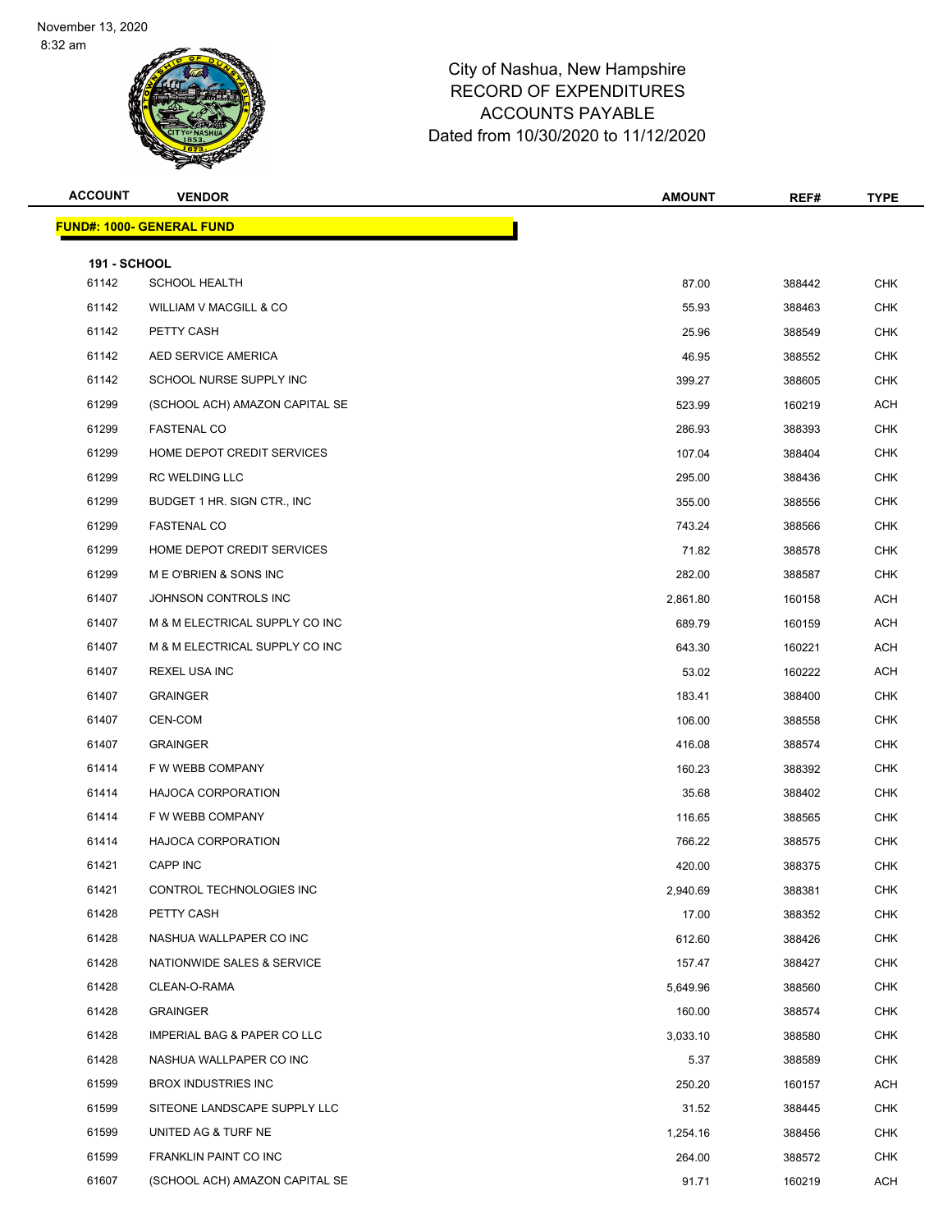November 13, 2020
8:32 am

# City of Nashua, New Hampshire
## RECORD OF EXPENDITURES
## ACCOUNTS PAYABLE
## Dated from 10/30/2020 to 11/12/2020

**FUND#: 1000- GENERAL FUND**

**191 - SCHOOL**

| ACCOUNT | VENDOR | AMOUNT | REF# | TYPE |
|---|---|---|---|---|
| 61142 | SCHOOL HEALTH | 87.00 | 388442 | CHK |
| 61142 | WILLIAM V MACGILL & CO | 55.93 | 388463 | CHK |
| 61142 | PETTY CASH | 25.96 | 388549 | CHK |
| 61142 | AED SERVICE AMERICA | 46.95 | 388552 | CHK |
| 61142 | SCHOOL NURSE SUPPLY INC | 399.27 | 388605 | CHK |
| 61299 | (SCHOOL ACH) AMAZON CAPITAL SE | 523.99 | 160219 | ACH |
| 61299 | FASTENAL CO | 286.93 | 388393 | CHK |
| 61299 | HOME DEPOT CREDIT SERVICES | 107.04 | 388404 | CHK |
| 61299 | RC WELDING LLC | 295.00 | 388436 | CHK |
| 61299 | BUDGET 1 HR. SIGN CTR., INC | 355.00 | 388556 | CHK |
| 61299 | FASTENAL CO | 743.24 | 388566 | CHK |
| 61299 | HOME DEPOT CREDIT SERVICES | 71.82 | 388578 | CHK |
| 61299 | M E O'BRIEN & SONS INC | 282.00 | 388587 | CHK |
| 61407 | JOHNSON CONTROLS INC | 2,861.80 | 160158 | ACH |
| 61407 | M & M ELECTRICAL SUPPLY CO INC | 689.79 | 160159 | ACH |
| 61407 | M & M ELECTRICAL SUPPLY CO INC | 643.30 | 160221 | ACH |
| 61407 | REXEL USA INC | 53.02 | 160222 | ACH |
| 61407 | GRAINGER | 183.41 | 388400 | CHK |
| 61407 | CEN-COM | 106.00 | 388558 | CHK |
| 61407 | GRAINGER | 416.08 | 388574 | CHK |
| 61414 | F W WEBB COMPANY | 160.23 | 388392 | CHK |
| 61414 | HAJOCA CORPORATION | 35.68 | 388402 | CHK |
| 61414 | F W WEBB COMPANY | 116.65 | 388565 | CHK |
| 61414 | HAJOCA CORPORATION | 766.22 | 388575 | CHK |
| 61421 | CAPP INC | 420.00 | 388375 | CHK |
| 61421 | CONTROL TECHNOLOGIES INC | 2,940.69 | 388381 | CHK |
| 61428 | PETTY CASH | 17.00 | 388352 | CHK |
| 61428 | NASHUA WALLPAPER CO INC | 612.60 | 388426 | CHK |
| 61428 | NATIONWIDE SALES & SERVICE | 157.47 | 388427 | CHK |
| 61428 | CLEAN-O-RAMA | 5,649.96 | 388560 | CHK |
| 61428 | GRAINGER | 160.00 | 388574 | CHK |
| 61428 | IMPERIAL BAG & PAPER CO LLC | 3,033.10 | 388580 | CHK |
| 61428 | NASHUA WALLPAPER CO INC | 5.37 | 388589 | CHK |
| 61599 | BROX INDUSTRIES INC | 250.20 | 160157 | ACH |
| 61599 | SITEONE LANDSCAPE SUPPLY LLC | 31.52 | 388445 | CHK |
| 61599 | UNITED AG & TURF NE | 1,254.16 | 388456 | CHK |
| 61599 | FRANKLIN PAINT CO INC | 264.00 | 388572 | CHK |
| 61607 | (SCHOOL ACH) AMAZON CAPITAL SE | 91.71 | 160219 | ACH |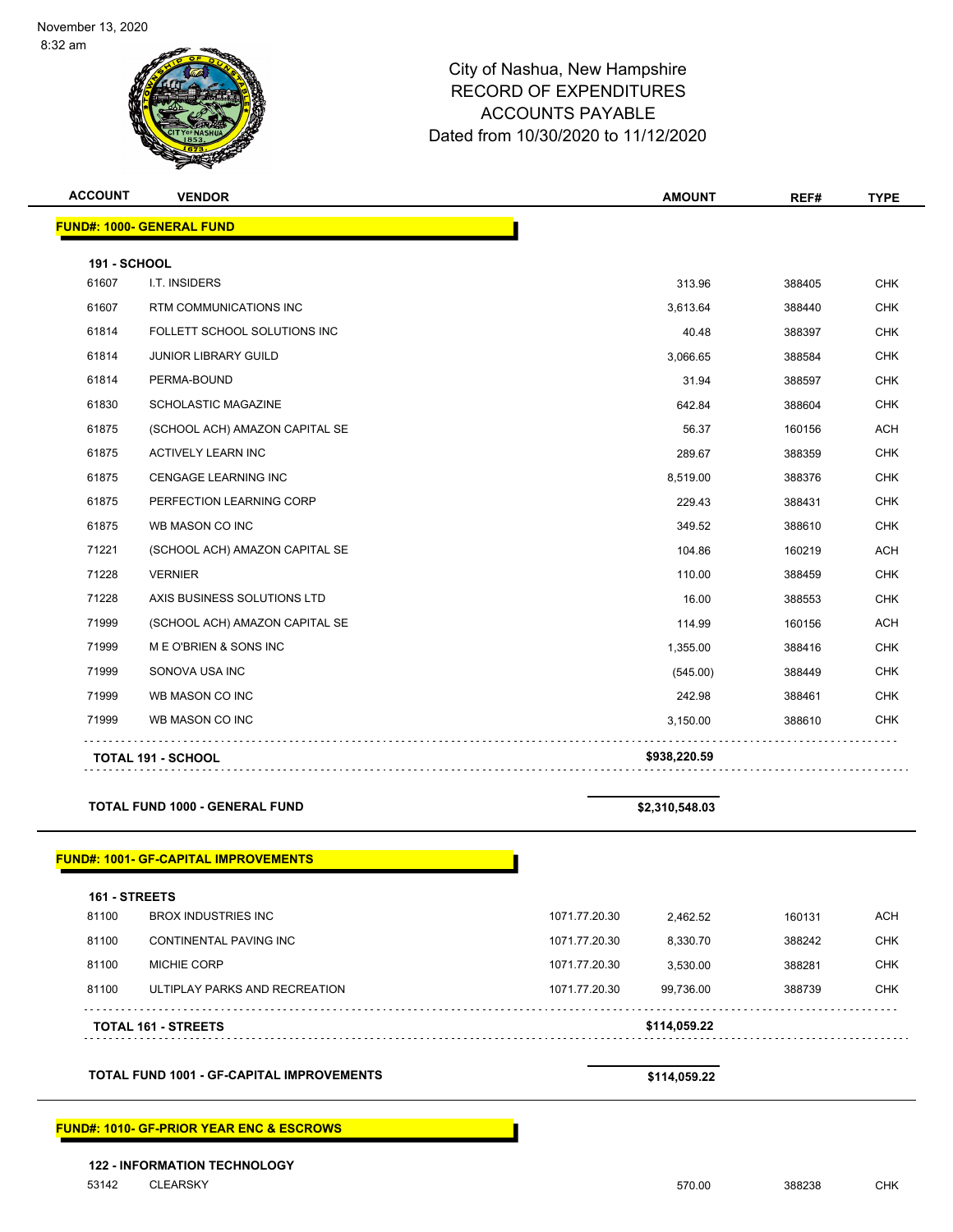City of Nashua, New Hampshire
RECORD OF EXPENDITURES
ACCOUNTS PAYABLE
Dated from 10/30/2020 to 11/12/2020

| ACCOUNT | VENDOR | | AMOUNT | REF# | TYPE |
|---|---|---|---|---|---|
| **FUND#: 1000- GENERAL FUND** | | | | | |
| **191 - SCHOOL** | | | | | |
| 61607 | I.T. INSIDERS | | 313.96 | 388405 | CHK |
| 61607 | RTM COMMUNICATIONS INC | | 3,613.64 | 388440 | CHK |
| 61814 | FOLLETT SCHOOL SOLUTIONS INC | | 40.48 | 388397 | CHK |
| 61814 | JUNIOR LIBRARY GUILD | | 3,066.65 | 388584 | CHK |
| 61814 | PERMA-BOUND | | 31.94 | 388597 | CHK |
| 61830 | SCHOLASTIC MAGAZINE | | 642.84 | 388604 | CHK |
| 61875 | (SCHOOL ACH) AMAZON CAPITAL SE | | 56.37 | 160156 | ACH |
| 61875 | ACTIVELY LEARN INC | | 289.67 | 388359 | CHK |
| 61875 | CENGAGE LEARNING INC | | 8,519.00 | 388376 | CHK |
| 61875 | PERFECTION LEARNING CORP | | 229.43 | 388431 | CHK |
| 61875 | WB MASON CO INC | | 349.52 | 388610 | CHK |
| 71221 | (SCHOOL ACH) AMAZON CAPITAL SE | | 104.86 | 160219 | ACH |
| 71228 | VERNIER | | 110.00 | 388459 | CHK |
| 71228 | AXIS BUSINESS SOLUTIONS LTD | | 16.00 | 388553 | CHK |
| 71999 | (SCHOOL ACH) AMAZON CAPITAL SE | | 114.99 | 160156 | ACH |
| 71999 | M E O'BRIEN & SONS INC | | 1,355.00 | 388416 | CHK |
| 71999 | SONOVA USA INC | | (545.00) | 388449 | CHK |
| 71999 | WB MASON CO INC | | 242.98 | 388461 | CHK |
| 71999 | WB MASON CO INC | | 3,150.00 | 388610 | CHK |
| **TOTAL 191 - SCHOOL** | | | **$938,220.59** | | |
| **TOTAL FUND 1000 - GENERAL FUND** | | | **$2,310,548.03** | | |
| **FUND#: 1001- GF-CAPITAL IMPROVEMENTS** | | | | | |
| **161 - STREETS** | | | | | |
| 81100 | BROX INDUSTRIES INC | 1071.77.20.30 | 2,462.52 | 160131 | ACH |
| 81100 | CONTINENTAL PAVING INC | 1071.77.20.30 | 8,330.70 | 388242 | CHK |
| 81100 | MICHIE CORP | 1071.77.20.30 | 3,530.00 | 388281 | CHK |
| 81100 | ULTIPLAY PARKS AND RECREATION | 1071.77.20.30 | 99,736.00 | 388739 | CHK |
| **TOTAL 161 - STREETS** | | | **$114,059.22** | | |
| **TOTAL FUND 1001 - GF-CAPITAL IMPROVEMENTS** | | | **$114,059.22** | | |
| **FUND#: 1010- GF-PRIOR YEAR ENC & ESCROWS** | | | | | |
| **122 - INFORMATION TECHNOLOGY** | | | | | |
| 53142 | CLEARSKY | | 570.00 | 388238 | CHK |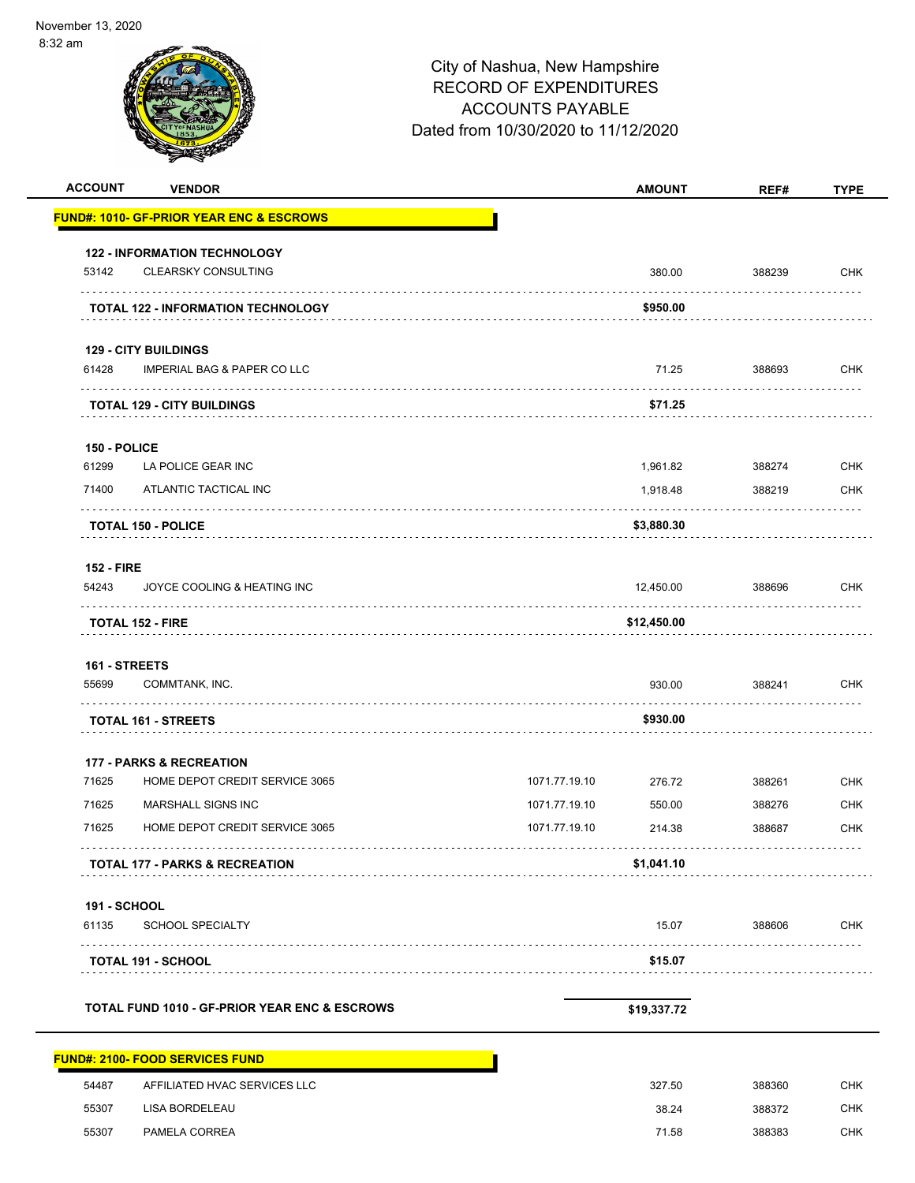November 13, 2020
8:32 am

# City of Nashua, New Hampshire
## RECORD OF EXPENDITURES
## ACCOUNTS PAYABLE
## Dated from 10/30/2020 to 11/12/2020

| ACCOUNT | VENDOR | | AMOUNT | REF# | TYPE |
|---|---|---|---|---|---|
| **FUND#: 1010- GF-PRIOR YEAR ENC & ESCROWS** | | | | | |
| **122 - INFORMATION TECHNOLOGY** | | | | | |
| 53142 | CLEARSKY CONSULTING | | 380.00 | 388239 | CHK |
| | **TOTAL 122 - INFORMATION TECHNOLOGY** | | **$950.00** | | |
| **129 - CITY BUILDINGS** | | | | | |
| 61428 | IMPERIAL BAG & PAPER CO LLC | | 71.25 | 388693 | CHK |
| | **TOTAL 129 - CITY BUILDINGS** | | **$71.25** | | |
| **150 - POLICE** | | | | | |
| 61299 | LA POLICE GEAR INC | | 1,961.82 | 388274 | CHK |
| 71400 | ATLANTIC TACTICAL INC | | 1,918.48 | 388219 | CHK |
| | **TOTAL 150 - POLICE** | | **$3,880.30** | | |
| **152 - FIRE** | | | | | |
| 54243 | JOYCE COOLING & HEATING INC | | 12,450.00 | 388696 | CHK |
| | **TOTAL 152 - FIRE** | | **$12,450.00** | | |
| **161 - STREETS** | | | | | |
| 55699 | COMMTANK, INC. | | 930.00 | 388241 | CHK |
| | **TOTAL 161 - STREETS** | | **$930.00** | | |
| **177 - PARKS & RECREATION** | | | | | |
| 71625 | HOME DEPOT CREDIT SERVICE 3065 | 1071.77.19.10 | 276.72 | 388261 | CHK |
| 71625 | MARSHALL SIGNS INC | 1071.77.19.10 | 550.00 | 388276 | CHK |
| 71625 | HOME DEPOT CREDIT SERVICE 3065 | 1071.77.19.10 | 214.38 | 388687 | CHK |
| | **TOTAL 177 - PARKS & RECREATION** | | **$1,041.10** | | |
| **191 - SCHOOL** | | | | | |
| 61135 | SCHOOL SPECIALTY | | 15.07 | 388606 | CHK |
| | **TOTAL 191 - SCHOOL** | | **$15.07** | | |
| **TOTAL FUND 1010 - GF-PRIOR YEAR ENC & ESCROWS** | | | **$19,337.72** | | |
| **FUND#: 2100- FOOD SERVICES FUND** | | | | | |
| 54487 | AFFILIATED HVAC SERVICES LLC | | 327.50 | 388360 | CHK |
| 55307 | LISA BORDELEAU | | 38.24 | 388372 | CHK |
| 55307 | PAMELA CORREA | | 71.58 | 388383 | CHK |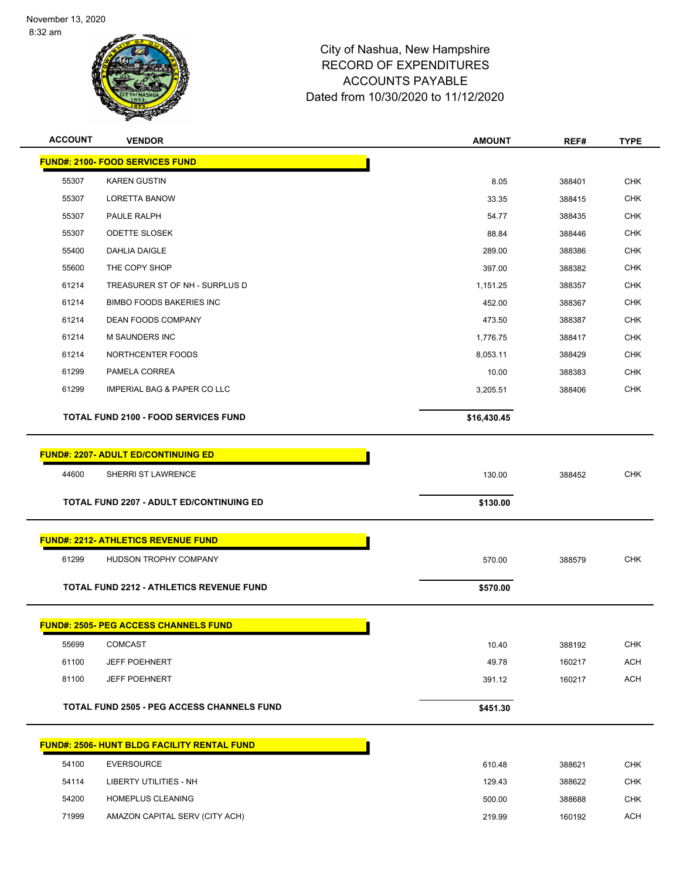City of Nashua, New Hampshire
RECORD OF EXPENDITURES
ACCOUNTS PAYABLE
Dated from 10/30/2020 to 11/12/2020

| ACCOUNT | VENDOR | AMOUNT | REF# | TYPE |
|---|---|---|---|---|
| **FUND#: 2100- FOOD SERVICES FUND** | | | | |
| 55307 | KAREN GUSTIN | 8.05 | 388401 | CHK |
| 55307 | LORETTA BANOW | 33.35 | 388415 | CHK |
| 55307 | PAULE RALPH | 54.77 | 388435 | CHK |
| 55307 | ODETTE SLOSEK | 88.84 | 388446 | CHK |
| 55400 | DAHLIA DAIGLE | 289.00 | 388386 | CHK |
| 55600 | THE COPY SHOP | 397.00 | 388382 | CHK |
| 61214 | TREASURER ST OF NH - SURPLUS D | 1,151.25 | 388357 | CHK |
| 61214 | BIMBO FOODS BAKERIES INC | 452.00 | 388367 | CHK |
| 61214 | DEAN FOODS COMPANY | 473.50 | 388387 | CHK |
| 61214 | M SAUNDERS INC | 1,776.75 | 388417 | CHK |
| 61214 | NORTHCENTER FOODS | 8,053.11 | 388429 | CHK |
| 61299 | PAMELA CORREA | 10.00 | 388383 | CHK |
| 61299 | IMPERIAL BAG & PAPER CO LLC | 3,205.51 | 388406 | CHK |
| **TOTAL FUND 2100 - FOOD SERVICES FUND** | | **$16,430.45** | | |
| **FUND#: 2207- ADULT ED/CONTINUING ED** | | | | |
| 44600 | SHERRI ST LAWRENCE | 130.00 | 388452 | CHK |
| **TOTAL FUND 2207 - ADULT ED/CONTINUING ED** | | **$130.00** | | |
| **FUND#: 2212- ATHLETICS REVENUE FUND** | | | | |
| 61299 | HUDSON TROPHY COMPANY | 570.00 | 388579 | CHK |
| **TOTAL FUND 2212 - ATHLETICS REVENUE FUND** | | **$570.00** | | |
| **FUND#: 2505- PEG ACCESS CHANNELS FUND** | | | | |
| 55699 | COMCAST | 10.40 | 388192 | CHK |
| 61100 | JEFF POEHNERT | 49.78 | 160217 | ACH |
| 81100 | JEFF POEHNERT | 391.12 | 160217 | ACH |
| **TOTAL FUND 2505 - PEG ACCESS CHANNELS FUND** | | **$451.30** | | |
| **FUND#: 2506- HUNT BLDG FACILITY RENTAL FUND** | | | | |
| 54100 | EVERSOURCE | 610.48 | 388621 | CHK |
| 54114 | LIBERTY UTILITIES - NH | 129.43 | 388622 | CHK |
| 54200 | HOMEPLUS CLEANING | 500.00 | 388688 | CHK |
| 71999 | AMAZON CAPITAL SERV (CITY ACH) | 219.99 | 160192 | ACH |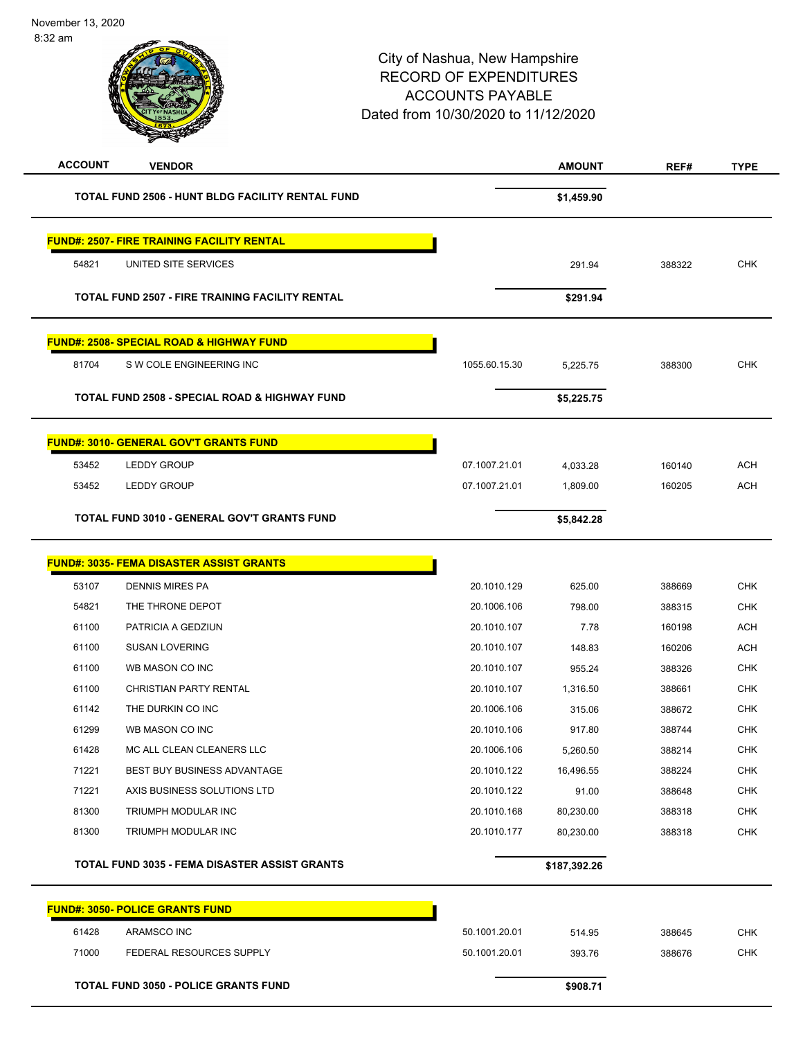City of Nashua, New Hampshire
RECORD OF EXPENDITURES
ACCOUNTS PAYABLE
Dated from 10/30/2020 to 11/12/2020

| ACCOUNT | VENDOR | | AMOUNT | REF# | TYPE |
|---|---|---|---|---|---|
| | **TOTAL FUND 2506 - HUNT BLDG FACILITY RENTAL FUND** | | **$1,459.90** | | |
| **FUND#: 2507- FIRE TRAINING FACILITY RENTAL** | | | | | |
| 54821 | UNITED SITE SERVICES | | 291.94 | 388322 | CHK |
| | **TOTAL FUND 2507 - FIRE TRAINING FACILITY RENTAL** | | **$291.94** | | |
| **FUND#: 2508- SPECIAL ROAD & HIGHWAY FUND** | | | | | |
| 81704 | S W COLE ENGINEERING INC | 1055.60.15.30 | 5,225.75 | 388300 | CHK |
| | **TOTAL FUND 2508 - SPECIAL ROAD & HIGHWAY FUND** | | **$5,225.75** | | |
| **FUND#: 3010- GENERAL GOV'T GRANTS FUND** | | | | | |
| 53452 | LEDDY GROUP | 07.1007.21.01 | 4,033.28 | 160140 | ACH |
| 53452 | LEDDY GROUP | 07.1007.21.01 | 1,809.00 | 160205 | ACH |
| | **TOTAL FUND 3010 - GENERAL GOV'T GRANTS FUND** | | **$5,842.28** | | |
| **FUND#: 3035- FEMA DISASTER ASSIST GRANTS** | | | | | |
| 53107 | DENNIS MIRES PA | 20.1010.129 | 625.00 | 388669 | CHK |
| 54821 | THE THRONE DEPOT | 20.1006.106 | 798.00 | 388315 | CHK |
| 61100 | PATRICIA A GEDZIUN | 20.1010.107 | 7.78 | 160198 | ACH |
| 61100 | SUSAN LOVERING | 20.1010.107 | 148.83 | 160206 | ACH |
| 61100 | WB MASON CO INC | 20.1010.107 | 955.24 | 388326 | CHK |
| 61100 | CHRISTIAN PARTY RENTAL | 20.1010.107 | 1,316.50 | 388661 | CHK |
| 61142 | THE DURKIN CO INC | 20.1006.106 | 315.06 | 388672 | CHK |
| 61299 | WB MASON CO INC | 20.1010.106 | 917.80 | 388744 | CHK |
| 61428 | MC ALL CLEAN CLEANERS LLC | 20.1006.106 | 5,260.50 | 388214 | CHK |
| 71221 | BEST BUY BUSINESS ADVANTAGE | 20.1010.122 | 16,496.55 | 388224 | CHK |
| 71221 | AXIS BUSINESS SOLUTIONS LTD | 20.1010.122 | 91.00 | 388648 | CHK |
| 81300 | TRIUMPH MODULAR INC | 20.1010.168 | 80,230.00 | 388318 | CHK |
| 81300 | TRIUMPH MODULAR INC | 20.1010.177 | 80,230.00 | 388318 | CHK |
| | **TOTAL FUND 3035 - FEMA DISASTER ASSIST GRANTS** | | **$187,392.26** | | |
| **FUND#: 3050- POLICE GRANTS FUND** | | | | | |
| 61428 | ARAMSCO INC | 50.1001.20.01 | 514.95 | 388645 | CHK |
| 71000 | FEDERAL RESOURCES SUPPLY | 50.1001.20.01 | 393.76 | 388676 | CHK |
| | **TOTAL FUND 3050 - POLICE GRANTS FUND** | | **$908.71** | | |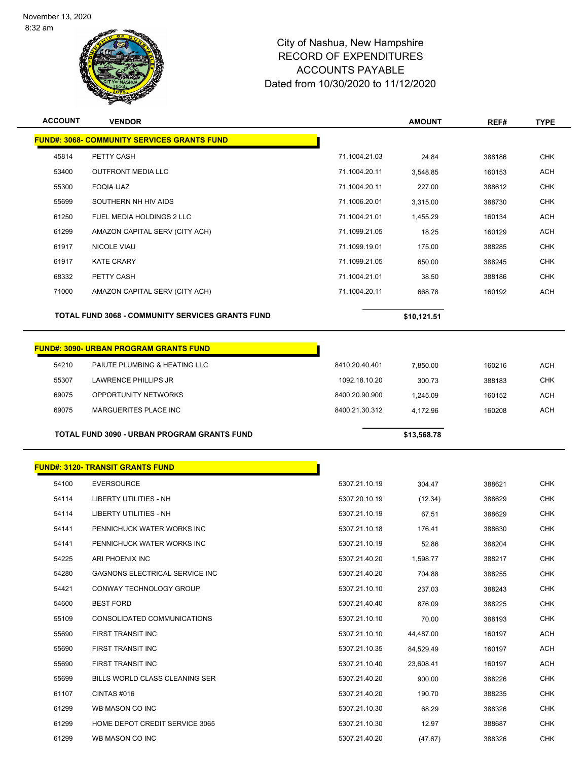November 13, 2020
8:32 am

# City of Nashua, New Hampshire
## RECORD OF EXPENDITURES
## ACCOUNTS PAYABLE
## Dated from 10/30/2020 to 11/12/2020

| ACCOUNT | VENDOR | | AMOUNT | REF# | TYPE |
|---|---|---|---|---|---|
| **FUND#: 3068- COMMUNITY SERVICES GRANTS FUND** | | | | | |
| 45814 | PETTY CASH | 71.1004.21.03 | 24.84 | 388186 | CHK |
| 53400 | OUTFRONT MEDIA LLC | 71.1004.20.11 | 3,548.85 | 160153 | ACH |
| 55300 | FOQIA IJAZ | 71.1004.20.11 | 227.00 | 388612 | CHK |
| 55699 | SOUTHERN NH HIV AIDS | 71.1006.20.01 | 3,315.00 | 388730 | CHK |
| 61250 | FUEL MEDIA HOLDINGS 2 LLC | 71.1004.21.01 | 1,455.29 | 160134 | ACH |
| 61299 | AMAZON CAPITAL SERV (CITY ACH) | 71.1099.21.05 | 18.25 | 160129 | ACH |
| 61917 | NICOLE VIAU | 71.1099.19.01 | 175.00 | 388285 | CHK |
| 61917 | KATE CRARY | 71.1099.21.05 | 650.00 | 388245 | CHK |
| 68332 | PETTY CASH | 71.1004.21.01 | 38.50 | 388186 | CHK |
| 71000 | AMAZON CAPITAL SERV (CITY ACH) | 71.1004.20.11 | 668.78 | 160192 | ACH |
| **TOTAL FUND 3068 - COMMUNITY SERVICES GRANTS FUND** | | | **$10,121.51** | | |
| **FUND#: 3090- URBAN PROGRAM GRANTS FUND** | | | | | |
| 54210 | PAIUTE PLUMBING & HEATING LLC | 8410.20.40.401 | 7,850.00 | 160216 | ACH |
| 55307 | LAWRENCE PHILLIPS JR | 1092.18.10.20 | 300.73 | 388183 | CHK |
| 69075 | OPPORTUNITY NETWORKS | 8400.20.90.900 | 1,245.09 | 160152 | ACH |
| 69075 | MARGUERITES PLACE INC | 8400.21.30.312 | 4,172.96 | 160208 | ACH |
| **TOTAL FUND 3090 - URBAN PROGRAM GRANTS FUND** | | | **$13,568.78** | | |
| **FUND#: 3120- TRANSIT GRANTS FUND** | | | | | |
| 54100 | EVERSOURCE | 5307.21.10.19 | 304.47 | 388621 | CHK |
| 54114 | LIBERTY UTILITIES - NH | 5307.20.10.19 | (12.34) | 388629 | CHK |
| 54114 | LIBERTY UTILITIES - NH | 5307.21.10.19 | 67.51 | 388629 | CHK |
| 54141 | PENNICHUCK WATER WORKS INC | 5307.21.10.18 | 176.41 | 388630 | CHK |
| 54141 | PENNICHUCK WATER WORKS INC | 5307.21.10.19 | 52.86 | 388204 | CHK |
| 54225 | ARI PHOENIX INC | 5307.21.40.20 | 1,598.77 | 388217 | CHK |
| 54280 | GAGNONS ELECTRICAL SERVICE INC | 5307.21.40.20 | 704.88 | 388255 | CHK |
| 54421 | CONWAY TECHNOLOGY GROUP | 5307.21.10.10 | 237.03 | 388243 | CHK |
| 54600 | BEST FORD | 5307.21.40.40 | 876.09 | 388225 | CHK |
| 55109 | CONSOLIDATED COMMUNICATIONS | 5307.21.10.10 | 70.00 | 388193 | CHK |
| 55690 | FIRST TRANSIT INC | 5307.21.10.10 | 44,487.00 | 160197 | ACH |
| 55690 | FIRST TRANSIT INC | 5307.21.10.35 | 84,529.49 | 160197 | ACH |
| 55690 | FIRST TRANSIT INC | 5307.21.10.40 | 23,608.41 | 160197 | ACH |
| 55699 | BILLS WORLD CLASS CLEANING SER | 5307.21.40.20 | 900.00 | 388226 | CHK |
| 61107 | CINTAS #016 | 5307.21.40.20 | 190.70 | 388235 | CHK |
| 61299 | WB MASON CO INC | 5307.21.10.30 | 68.29 | 388326 | CHK |
| 61299 | HOME DEPOT CREDIT SERVICE 3065 | 5307.21.10.30 | 12.97 | 388687 | CHK |
| 61299 | WB MASON CO INC | 5307.21.40.20 | (47.67) | 388326 | CHK |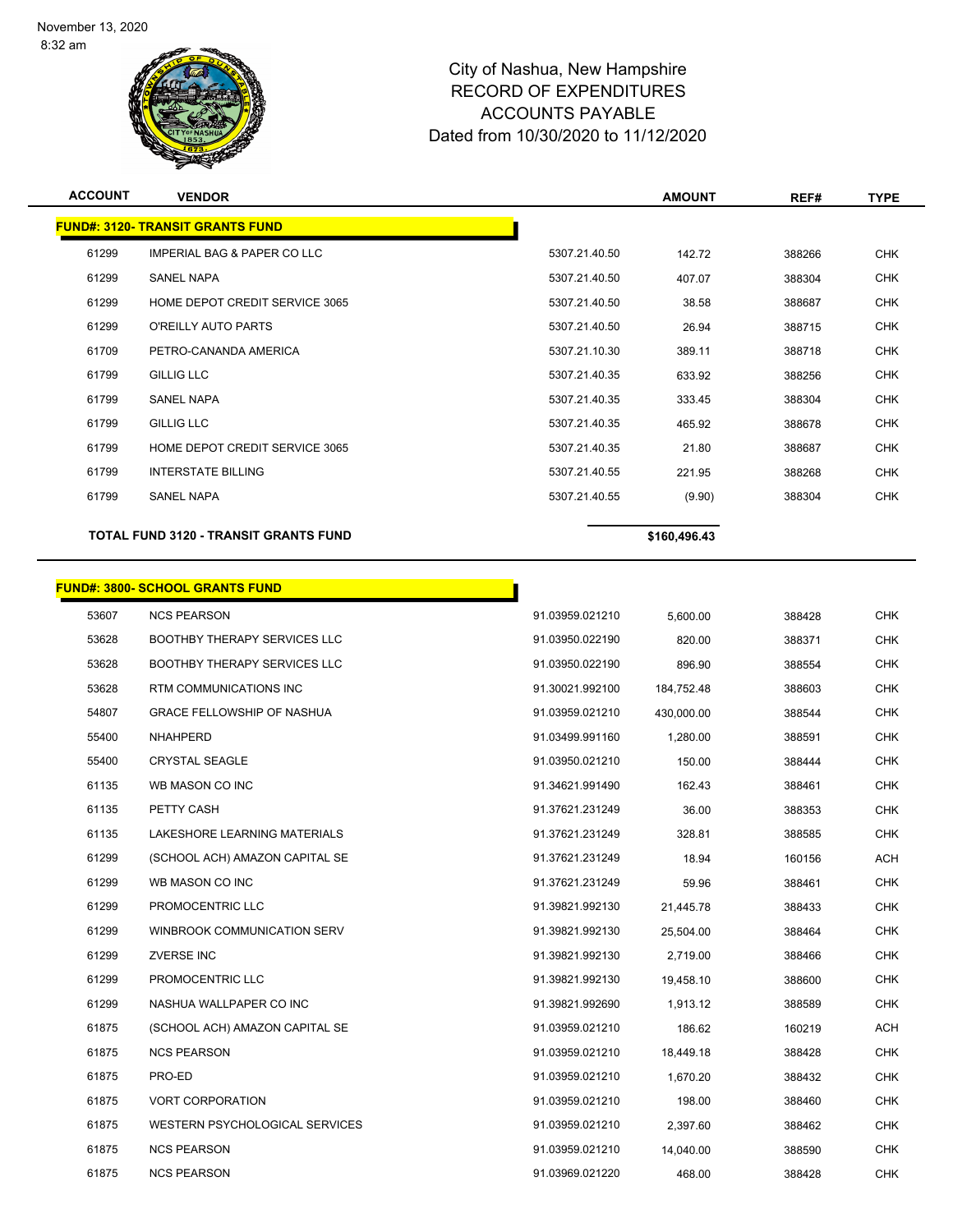November 13, 2020
8:32 am

# City of Nashua, New Hampshire
## RECORD OF EXPENDITURES
## ACCOUNTS PAYABLE
## Dated from 10/30/2020 to 11/12/2020

| ACCOUNT | VENDOR | | AMOUNT | REF# | TYPE |
|---|---|---|---|---|---|
| **FUND#: 3120- TRANSIT GRANTS FUND** | | | | | |
| 61299 | IMPERIAL BAG & PAPER CO LLC | 5307.21.40.50 | 142.72 | 388266 | CHK |
| 61299 | SANEL NAPA | 5307.21.40.50 | 407.07 | 388304 | CHK |
| 61299 | HOME DEPOT CREDIT SERVICE 3065 | 5307.21.40.50 | 38.58 | 388687 | CHK |
| 61299 | O'REILLY AUTO PARTS | 5307.21.40.50 | 26.94 | 388715 | CHK |
| 61709 | PETRO-CANANDA AMERICA | 5307.21.10.30 | 389.11 | 388718 | CHK |
| 61799 | GILLIG LLC | 5307.21.40.35 | 633.92 | 388256 | CHK |
| 61799 | SANEL NAPA | 5307.21.40.35 | 333.45 | 388304 | CHK |
| 61799 | GILLIG LLC | 5307.21.40.35 | 465.92 | 388678 | CHK |
| 61799 | HOME DEPOT CREDIT SERVICE 3065 | 5307.21.40.35 | 21.80 | 388687 | CHK |
| 61799 | INTERSTATE BILLING | 5307.21.40.55 | 221.95 | 388268 | CHK |
| 61799 | SANEL NAPA | 5307.21.40.55 | (9.90) | 388304 | CHK |
| **TOTAL FUND 3120 - TRANSIT GRANTS FUND** | | | **$160,496.43** | | |

| ACCOUNT | VENDOR | | AMOUNT | REF# | TYPE |
|---|---|---|---|---|---|
| **FUND#: 3800- SCHOOL GRANTS FUND** | | | | | |
| 53607 | NCS PEARSON | 91.03959.021210 | 5,600.00 | 388428 | CHK |
| 53628 | BOOTHBY THERAPY SERVICES LLC | 91.03950.022190 | 820.00 | 388371 | CHK |
| 53628 | BOOTHBY THERAPY SERVICES LLC | 91.03950.022190 | 896.90 | 388554 | CHK |
| 53628 | RTM COMMUNICATIONS INC | 91.30021.992100 | 184,752.48 | 388603 | CHK |
| 54807 | GRACE FELLOWSHIP OF NASHUA | 91.03959.021210 | 430,000.00 | 388544 | CHK |
| 55400 | NHAHPERD | 91.03499.991160 | 1,280.00 | 388591 | CHK |
| 55400 | CRYSTAL SEAGLE | 91.03950.021210 | 150.00 | 388444 | CHK |
| 61135 | WB MASON CO INC | 91.34621.991490 | 162.43 | 388461 | CHK |
| 61135 | PETTY CASH | 91.37621.231249 | 36.00 | 388353 | CHK |
| 61135 | LAKESHORE LEARNING MATERIALS | 91.37621.231249 | 328.81 | 388585 | CHK |
| 61299 | (SCHOOL ACH) AMAZON CAPITAL SE | 91.37621.231249 | 18.94 | 160156 | ACH |
| 61299 | WB MASON CO INC | 91.37621.231249 | 59.96 | 388461 | CHK |
| 61299 | PROMOCENTRIC LLC | 91.39821.992130 | 21,445.78 | 388433 | CHK |
| 61299 | WINBROOK COMMUNICATION SERV | 91.39821.992130 | 25,504.00 | 388464 | CHK |
| 61299 | ZVERSE INC | 91.39821.992130 | 2,719.00 | 388466 | CHK |
| 61299 | PROMOCENTRIC LLC | 91.39821.992130 | 19,458.10 | 388600 | CHK |
| 61299 | NASHUA WALLPAPER CO INC | 91.39821.992690 | 1,913.12 | 388589 | CHK |
| 61875 | (SCHOOL ACH) AMAZON CAPITAL SE | 91.03959.021210 | 186.62 | 160219 | ACH |
| 61875 | NCS PEARSON | 91.03959.021210 | 18,449.18 | 388428 | CHK |
| 61875 | PRO-ED | 91.03959.021210 | 1,670.20 | 388432 | CHK |
| 61875 | VORT CORPORATION | 91.03959.021210 | 198.00 | 388460 | CHK |
| 61875 | WESTERN PSYCHOLOGICAL SERVICES | 91.03959.021210 | 2,397.60 | 388462 | CHK |
| 61875 | NCS PEARSON | 91.03959.021210 | 14,040.00 | 388590 | CHK |
| 61875 | NCS PEARSON | 91.03969.021220 | 468.00 | 388428 | CHK |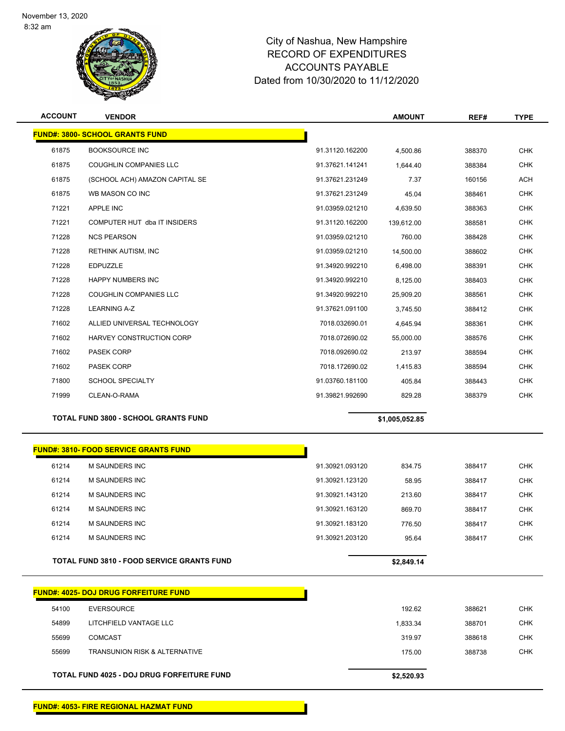November 13, 2020
8:32 am

# City of Nashua, New Hampshire
## RECORD OF EXPENDITURES
## ACCOUNTS PAYABLE
## Dated from 10/30/2020 to 11/12/2020

| ACCOUNT | VENDOR | | AMOUNT | REF# | TYPE |
|---|---|---|---|---|---|
| **FUND#: 3800- SCHOOL GRANTS FUND** | | | | | |
| 61875 | BOOKSOURCE INC | 91.31120.162200 | 4,500.86 | 388370 | CHK |
| 61875 | COUGHLIN COMPANIES LLC | 91.37621.141241 | 1,644.40 | 388384 | CHK |
| 61875 | (SCHOOL ACH) AMAZON CAPITAL SE | 91.37621.231249 | 7.37 | 160156 | ACH |
| 61875 | WB MASON CO INC | 91.37621.231249 | 45.04 | 388461 | CHK |
| 71221 | APPLE INC | 91.03959.021210 | 4,639.50 | 388363 | CHK |
| 71221 | COMPUTER HUT dba IT INSIDERS | 91.31120.162200 | 139,612.00 | 388581 | CHK |
| 71228 | NCS PEARSON | 91.03959.021210 | 760.00 | 388428 | CHK |
| 71228 | RETHINK AUTISM, INC | 91.03959.021210 | 14,500.00 | 388602 | CHK |
| 71228 | EDPUZZLE | 91.34920.992210 | 6,498.00 | 388391 | CHK |
| 71228 | HAPPY NUMBERS INC | 91.34920.992210 | 8,125.00 | 388403 | CHK |
| 71228 | COUGHLIN COMPANIES LLC | 91.34920.992210 | 25,909.20 | 388561 | CHK |
| 71228 | LEARNING A-Z | 91.37621.091100 | 3,745.50 | 388412 | CHK |
| 71602 | ALLIED UNIVERSAL TECHNOLOGY | 7018.032690.01 | 4,645.94 | 388361 | CHK |
| 71602 | HARVEY CONSTRUCTION CORP | 7018.072690.02 | 55,000.00 | 388576 | CHK |
| 71602 | PASEK CORP | 7018.092690.02 | 213.97 | 388594 | CHK |
| 71602 | PASEK CORP | 7018.172690.02 | 1,415.83 | 388594 | CHK |
| 71800 | SCHOOL SPECIALTY | 91.03760.181100 | 405.84 | 388443 | CHK |
| 71999 | CLEAN-O-RAMA | 91.39821.992690 | 829.28 | 388379 | CHK |
| **TOTAL FUND 3800 - SCHOOL GRANTS FUND** | | | **$1,005,052.85** | | |
| **FUND#: 3810- FOOD SERVICE GRANTS FUND** | | | | | |
| 61214 | M SAUNDERS INC | 91.30921.093120 | 834.75 | 388417 | CHK |
| 61214 | M SAUNDERS INC | 91.30921.123120 | 58.95 | 388417 | CHK |
| 61214 | M SAUNDERS INC | 91.30921.143120 | 213.60 | 388417 | CHK |
| 61214 | M SAUNDERS INC | 91.30921.163120 | 869.70 | 388417 | CHK |
| 61214 | M SAUNDERS INC | 91.30921.183120 | 776.50 | 388417 | CHK |
| 61214 | M SAUNDERS INC | 91.30921.203120 | 95.64 | 388417 | CHK |
| **TOTAL FUND 3810 - FOOD SERVICE GRANTS FUND** | | | **$2,849.14** | | |
| **FUND#: 4025- DOJ DRUG FORFEITURE FUND** | | | | | |
| 54100 | EVERSOURCE | | 192.62 | 388621 | CHK |
| 54899 | LITCHFIELD VANTAGE LLC | | 1,833.34 | 388701 | CHK |
| 55699 | COMCAST | | 319.97 | 388618 | CHK |
| 55699 | TRANSUNION RISK & ALTERNATIVE | | 175.00 | 388738 | CHK |
| **TOTAL FUND 4025 - DOJ DRUG FORFEITURE FUND** | | | **$2,520.93** | | |
| **FUND#: 4053- FIRE REGIONAL HAZMAT FUND** | | | | | |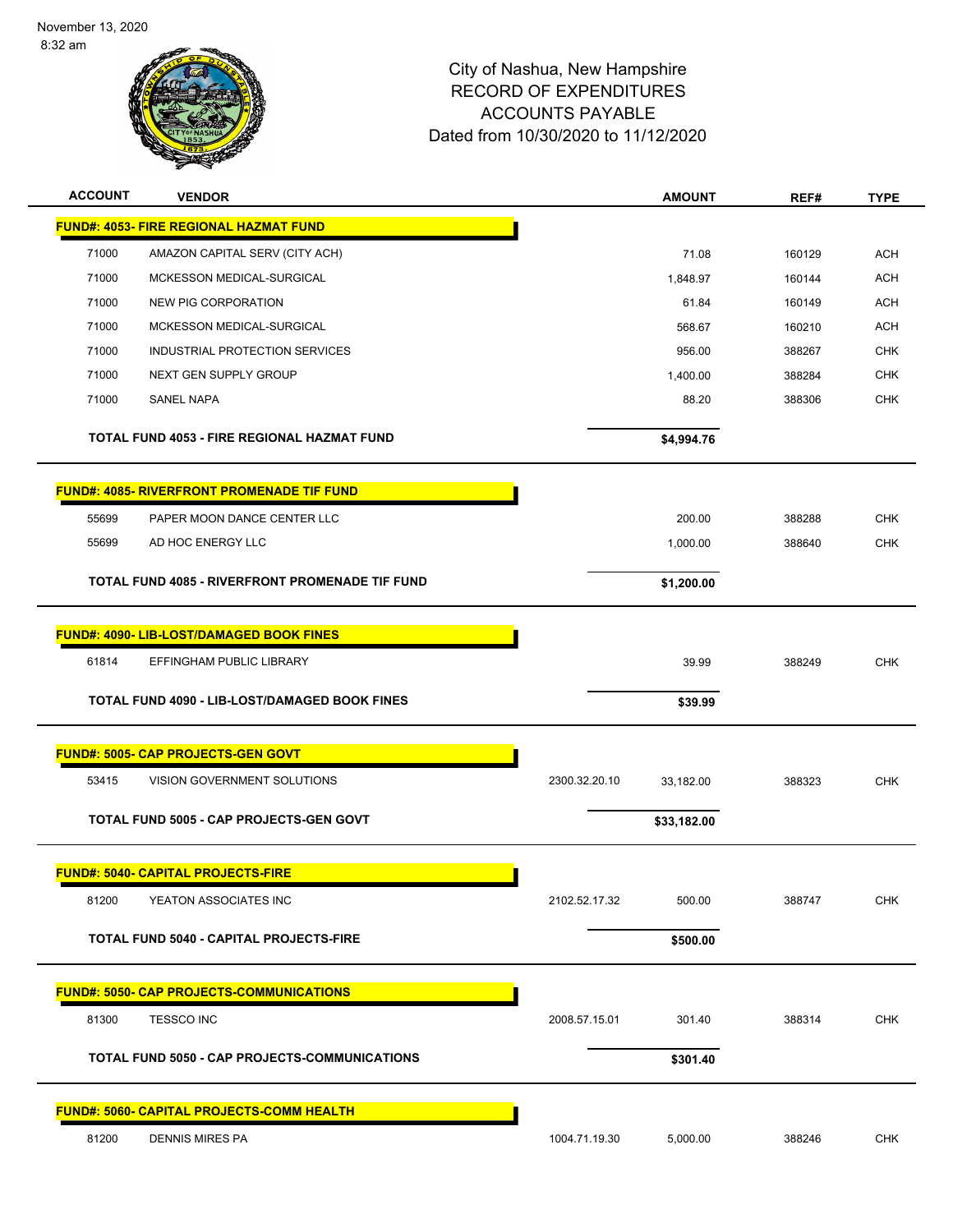November 13, 2020
8:32 am

# City of Nashua, New Hampshire
## RECORD OF EXPENDITURES
## ACCOUNTS PAYABLE
## Dated from 10/30/2020 to 11/12/2020

| ACCOUNT | VENDOR | | AMOUNT | REF# | TYPE |
|---|---|---|---|---|---|
| **FUND#: 4053- FIRE REGIONAL HAZMAT FUND** | | | | | |
| 71000 | AMAZON CAPITAL SERV (CITY ACH) | | 71.08 | 160129 | ACH |
| 71000 | MCKESSON MEDICAL-SURGICAL | | 1,848.97 | 160144 | ACH |
| 71000 | NEW PIG CORPORATION | | 61.84 | 160149 | ACH |
| 71000 | MCKESSON MEDICAL-SURGICAL | | 568.67 | 160210 | ACH |
| 71000 | INDUSTRIAL PROTECTION SERVICES | | 956.00 | 388267 | CHK |
| 71000 | NEXT GEN SUPPLY GROUP | | 1,400.00 | 388284 | CHK |
| 71000 | SANEL NAPA | | 88.20 | 388306 | CHK |
| | **TOTAL FUND 4053 - FIRE REGIONAL HAZMAT FUND** | | **$4,994.76** | | |
| **FUND#: 4085- RIVERFRONT PROMENADE TIF FUND** | | | | | |
| 55699 | PAPER MOON DANCE CENTER LLC | | 200.00 | 388288 | CHK |
| 55699 | AD HOC ENERGY LLC | | 1,000.00 | 388640 | CHK |
| | **TOTAL FUND 4085 - RIVERFRONT PROMENADE TIF FUND** | | **$1,200.00** | | |
| **FUND#: 4090- LIB-LOST/DAMAGED BOOK FINES** | | | | | |
| 61814 | EFFINGHAM PUBLIC LIBRARY | | 39.99 | 388249 | CHK |
| | **TOTAL FUND 4090 - LIB-LOST/DAMAGED BOOK FINES** | | **$39.99** | | |
| **FUND#: 5005- CAP PROJECTS-GEN GOVT** | | | | | |
| 53415 | VISION GOVERNMENT SOLUTIONS | 2300.32.20.10 | 33,182.00 | 388323 | CHK |
| | **TOTAL FUND 5005 - CAP PROJECTS-GEN GOVT** | | **$33,182.00** | | |
| **FUND#: 5040- CAPITAL PROJECTS-FIRE** | | | | | |
| 81200 | YEATON ASSOCIATES INC | 2102.52.17.32 | 500.00 | 388747 | CHK |
| | **TOTAL FUND 5040 - CAPITAL PROJECTS-FIRE** | | **$500.00** | | |
| **FUND#: 5050- CAP PROJECTS-COMMUNICATIONS** | | | | | |
| 81300 | TESSCO INC | 2008.57.15.01 | 301.40 | 388314 | CHK |
| | **TOTAL FUND 5050 - CAP PROJECTS-COMMUNICATIONS** | | **$301.40** | | |
| **FUND#: 5060- CAPITAL PROJECTS-COMM HEALTH** | | | | | |
| 81200 | DENNIS MIRES PA | 1004.71.19.30 | 5,000.00 | 388246 | CHK |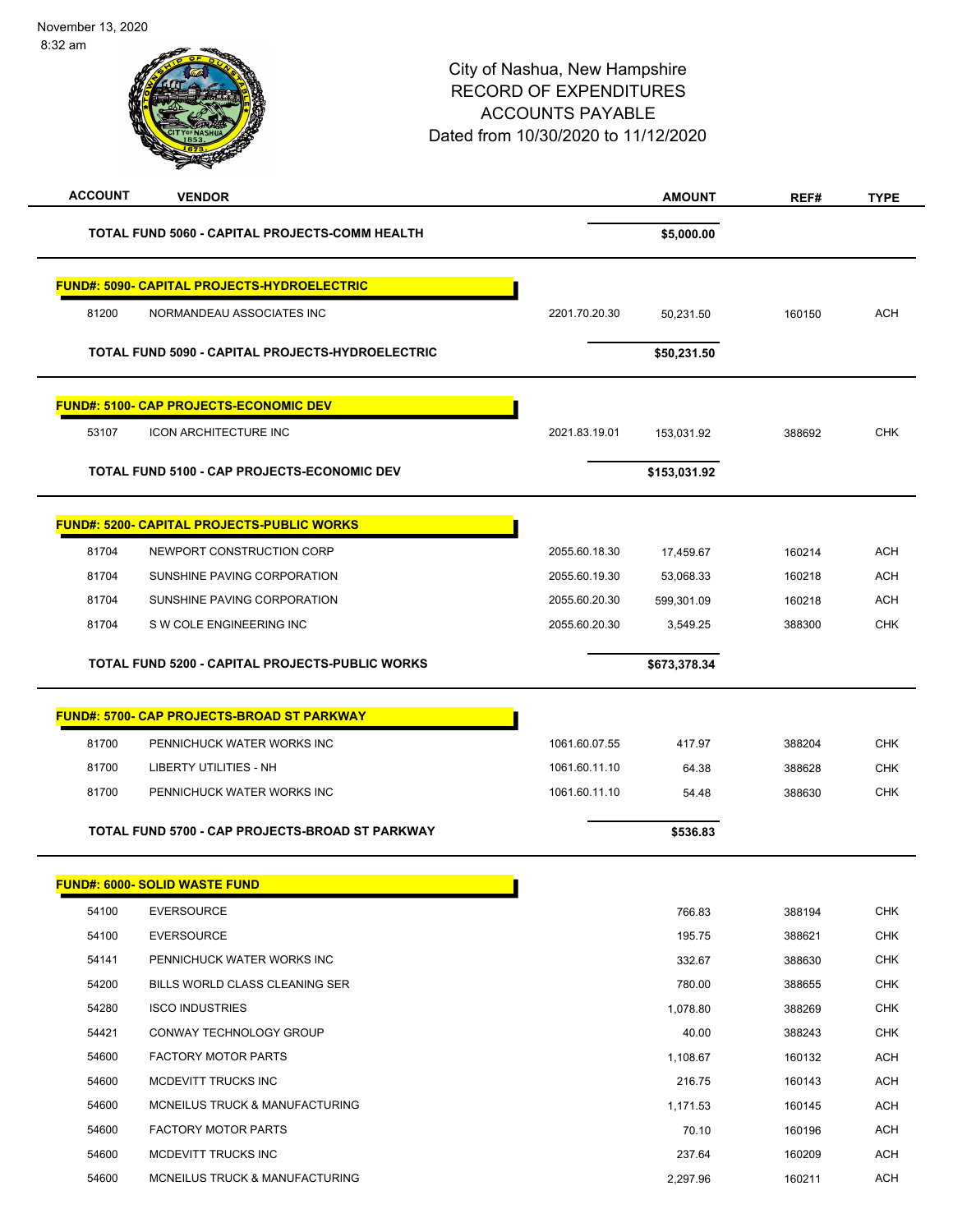November 13, 2020
8:32 am

# City of Nashua, New Hampshire
## RECORD OF EXPENDITURES
## ACCOUNTS PAYABLE
## Dated from 10/30/2020 to 11/12/2020

| ACCOUNT | VENDOR | | AMOUNT | REF# | TYPE |
|---|---|---|---|---|---|
| | **TOTAL FUND 5060 - CAPITAL PROJECTS-COMM HEALTH** | | **$5,000.00** | | |
| **FUND#: 5090- CAPITAL PROJECTS-HYDROELECTRIC** | | | | | |
| 81200 | NORMANDEAU ASSOCIATES INC | 2201.70.20.30 | 50,231.50 | 160150 | ACH |
| | **TOTAL FUND 5090 - CAPITAL PROJECTS-HYDROELECTRIC** | | **$50,231.50** | | |
| **FUND#: 5100- CAP PROJECTS-ECONOMIC DEV** | | | | | |
| 53107 | ICON ARCHITECTURE INC | 2021.83.19.01 | 153,031.92 | 388692 | CHK |
| | **TOTAL FUND 5100 - CAP PROJECTS-ECONOMIC DEV** | | **$153,031.92** | | |
| **FUND#: 5200- CAPITAL PROJECTS-PUBLIC WORKS** | | | | | |
| 81704 | NEWPORT CONSTRUCTION CORP | 2055.60.18.30 | 17,459.67 | 160214 | ACH |
| 81704 | SUNSHINE PAVING CORPORATION | 2055.60.19.30 | 53,068.33 | 160218 | ACH |
| 81704 | SUNSHINE PAVING CORPORATION | 2055.60.20.30 | 599,301.09 | 160218 | ACH |
| 81704 | S W COLE ENGINEERING INC | 2055.60.20.30 | 3,549.25 | 388300 | CHK |
| | **TOTAL FUND 5200 - CAPITAL PROJECTS-PUBLIC WORKS** | | **$673,378.34** | | |
| **FUND#: 5700- CAP PROJECTS-BROAD ST PARKWAY** | | | | | |
| 81700 | PENNICHUCK WATER WORKS INC | 1061.60.07.55 | 417.97 | 388204 | CHK |
| 81700 | LIBERTY UTILITIES - NH | 1061.60.11.10 | 64.38 | 388628 | CHK |
| 81700 | PENNICHUCK WATER WORKS INC | 1061.60.11.10 | 54.48 | 388630 | CHK |
| | **TOTAL FUND 5700 - CAP PROJECTS-BROAD ST PARKWAY** | | **$536.83** | | |
| **FUND#: 6000- SOLID WASTE FUND** | | | | | |
| 54100 | EVERSOURCE | | 766.83 | 388194 | CHK |
| 54100 | EVERSOURCE | | 195.75 | 388621 | CHK |
| 54141 | PENNICHUCK WATER WORKS INC | | 332.67 | 388630 | CHK |
| 54200 | BILLS WORLD CLASS CLEANING SER | | 780.00 | 388655 | CHK |
| 54280 | ISCO INDUSTRIES | | 1,078.80 | 388269 | CHK |
| 54421 | CONWAY TECHNOLOGY GROUP | | 40.00 | 388243 | CHK |
| 54600 | FACTORY MOTOR PARTS | | 1,108.67 | 160132 | ACH |
| 54600 | MCDEVITT TRUCKS INC | | 216.75 | 160143 | ACH |
| 54600 | MCNEILUS TRUCK & MANUFACTURING | | 1,171.53 | 160145 | ACH |
| 54600 | FACTORY MOTOR PARTS | | 70.10 | 160196 | ACH |
| 54600 | MCDEVITT TRUCKS INC | | 237.64 | 160209 | ACH |
| 54600 | MCNEILUS TRUCK & MANUFACTURING | | 2,297.96 | 160211 | ACH |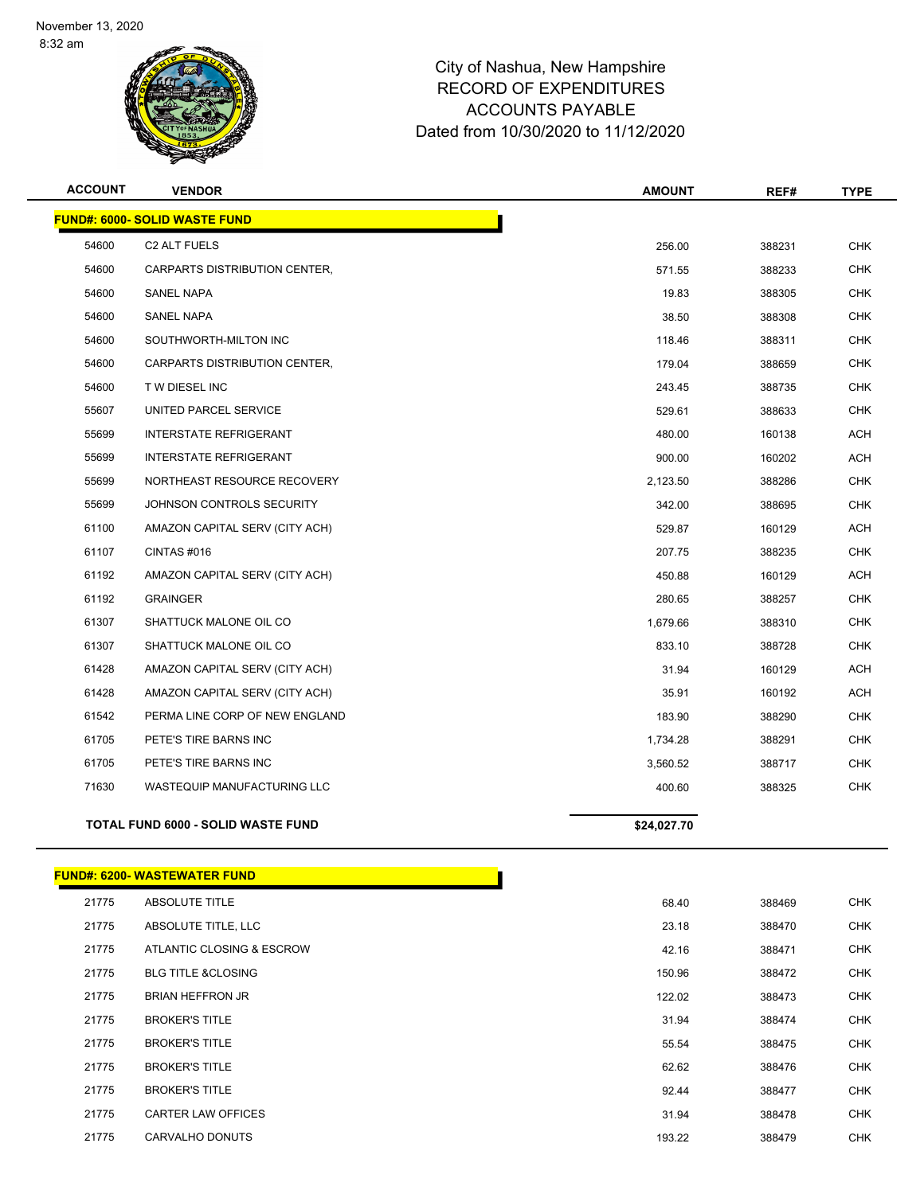City of Nashua, New Hampshire
RECORD OF EXPENDITURES
ACCOUNTS PAYABLE
Dated from 10/30/2020 to 11/12/2020

| ACCOUNT | VENDOR | AMOUNT | REF# | TYPE |
|---|---|---|---|---|
| **FUND#: 6000- SOLID WASTE FUND** | | | | |
| 54600 | C2 ALT FUELS | 256.00 | 388231 | CHK |
| 54600 | CARPARTS DISTRIBUTION CENTER, | 571.55 | 388233 | CHK |
| 54600 | SANEL NAPA | 19.83 | 388305 | CHK |
| 54600 | SANEL NAPA | 38.50 | 388308 | CHK |
| 54600 | SOUTHWORTH-MILTON INC | 118.46 | 388311 | CHK |
| 54600 | CARPARTS DISTRIBUTION CENTER, | 179.04 | 388659 | CHK |
| 54600 | T W DIESEL INC | 243.45 | 388735 | CHK |
| 55607 | UNITED PARCEL SERVICE | 529.61 | 388633 | CHK |
| 55699 | INTERSTATE REFRIGERANT | 480.00 | 160138 | ACH |
| 55699 | INTERSTATE REFRIGERANT | 900.00 | 160202 | ACH |
| 55699 | NORTHEAST RESOURCE RECOVERY | 2,123.50 | 388286 | CHK |
| 55699 | JOHNSON CONTROLS SECURITY | 342.00 | 388695 | CHK |
| 61100 | AMAZON CAPITAL SERV (CITY ACH) | 529.87 | 160129 | ACH |
| 61107 | CINTAS #016 | 207.75 | 388235 | CHK |
| 61192 | AMAZON CAPITAL SERV (CITY ACH) | 450.88 | 160129 | ACH |
| 61192 | GRAINGER | 280.65 | 388257 | CHK |
| 61307 | SHATTUCK MALONE OIL CO | 1,679.66 | 388310 | CHK |
| 61307 | SHATTUCK MALONE OIL CO | 833.10 | 388728 | CHK |
| 61428 | AMAZON CAPITAL SERV (CITY ACH) | 31.94 | 160129 | ACH |
| 61428 | AMAZON CAPITAL SERV (CITY ACH) | 35.91 | 160192 | ACH |
| 61542 | PERMA LINE CORP OF NEW ENGLAND | 183.90 | 388290 | CHK |
| 61705 | PETE'S TIRE BARNS INC | 1,734.28 | 388291 | CHK |
| 61705 | PETE'S TIRE BARNS INC | 3,560.52 | 388717 | CHK |
| 71630 | WASTEQUIP MANUFACTURING LLC | 400.60 | 388325 | CHK |
| **TOTAL FUND 6000 - SOLID WASTE FUND** | | **$24,027.70** | | |
| **FUND#: 6200- WASTEWATER FUND** | | | | |
| 21775 | ABSOLUTE TITLE | 68.40 | 388469 | CHK |
| 21775 | ABSOLUTE TITLE, LLC | 23.18 | 388470 | CHK |
| 21775 | ATLANTIC CLOSING & ESCROW | 42.16 | 388471 | CHK |
| 21775 | BLG TITLE &CLOSING | 150.96 | 388472 | CHK |
| 21775 | BRIAN HEFFRON JR | 122.02 | 388473 | CHK |
| 21775 | BROKER'S TITLE | 31.94 | 388474 | CHK |
| 21775 | BROKER'S TITLE | 55.54 | 388475 | CHK |
| 21775 | BROKER'S TITLE | 62.62 | 388476 | CHK |
| 21775 | BROKER'S TITLE | 92.44 | 388477 | CHK |
| 21775 | CARTER LAW OFFICES | 31.94 | 388478 | CHK |
| 21775 | CARVALHO DONUTS | 193.22 | 388479 | CHK |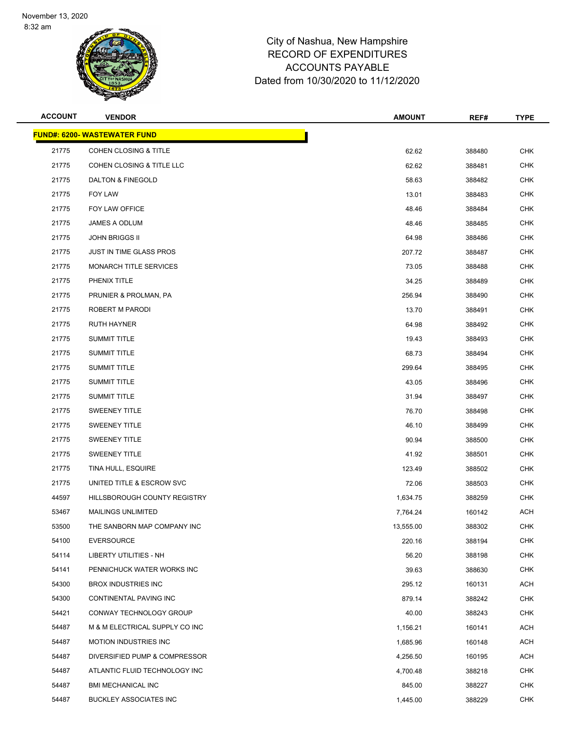City of Nashua, New Hampshire
RECORD OF EXPENDITURES
ACCOUNTS PAYABLE
Dated from 10/30/2020 to 11/12/2020

| ACCOUNT | VENDOR | AMOUNT | REF# | TYPE |
|---|---|---|---|---|
| **FUND#: 6200- WASTEWATER FUND** | | | | |
| 21775 | COHEN CLOSING & TITLE | 62.62 | 388480 | CHK |
| 21775 | COHEN CLOSING & TITLE LLC | 62.62 | 388481 | CHK |
| 21775 | DALTON & FINEGOLD | 58.63 | 388482 | CHK |
| 21775 | FOY LAW | 13.01 | 388483 | CHK |
| 21775 | FOY LAW OFFICE | 48.46 | 388484 | CHK |
| 21775 | JAMES A ODLUM | 48.46 | 388485 | CHK |
| 21775 | JOHN BRIGGS II | 64.98 | 388486 | CHK |
| 21775 | JUST IN TIME GLASS PROS | 207.72 | 388487 | CHK |
| 21775 | MONARCH TITLE SERVICES | 73.05 | 388488 | CHK |
| 21775 | PHENIX TITLE | 34.25 | 388489 | CHK |
| 21775 | PRUNIER & PROLMAN, PA | 256.94 | 388490 | CHK |
| 21775 | ROBERT M PARODI | 13.70 | 388491 | CHK |
| 21775 | RUTH HAYNER | 64.98 | 388492 | CHK |
| 21775 | SUMMIT TITLE | 19.43 | 388493 | CHK |
| 21775 | SUMMIT TITLE | 68.73 | 388494 | CHK |
| 21775 | SUMMIT TITLE | 299.64 | 388495 | CHK |
| 21775 | SUMMIT TITLE | 43.05 | 388496 | CHK |
| 21775 | SUMMIT TITLE | 31.94 | 388497 | CHK |
| 21775 | SWEENEY TITLE | 76.70 | 388498 | CHK |
| 21775 | SWEENEY TITLE | 46.10 | 388499 | CHK |
| 21775 | SWEENEY TITLE | 90.94 | 388500 | CHK |
| 21775 | SWEENEY TITLE | 41.92 | 388501 | CHK |
| 21775 | TINA HULL, ESQUIRE | 123.49 | 388502 | CHK |
| 21775 | UNITED TITLE & ESCROW SVC | 72.06 | 388503 | CHK |
| 44597 | HILLSBOROUGH COUNTY REGISTRY | 1,634.75 | 388259 | CHK |
| 53467 | MAILINGS UNLIMITED | 7,764.24 | 160142 | ACH |
| 53500 | THE SANBORN MAP COMPANY INC | 13,555.00 | 388302 | CHK |
| 54100 | EVERSOURCE | 220.16 | 388194 | CHK |
| 54114 | LIBERTY UTILITIES - NH | 56.20 | 388198 | CHK |
| 54141 | PENNICHUCK WATER WORKS INC | 39.63 | 388630 | CHK |
| 54300 | BROX INDUSTRIES INC | 295.12 | 160131 | ACH |
| 54300 | CONTINENTAL PAVING INC | 879.14 | 388242 | CHK |
| 54421 | CONWAY TECHNOLOGY GROUP | 40.00 | 388243 | CHK |
| 54487 | M & M ELECTRICAL SUPPLY CO INC | 1,156.21 | 160141 | ACH |
| 54487 | MOTION INDUSTRIES INC | 1,685.96 | 160148 | ACH |
| 54487 | DIVERSIFIED PUMP & COMPRESSOR | 4,256.50 | 160195 | ACH |
| 54487 | ATLANTIC FLUID TECHNOLOGY INC | 4,700.48 | 388218 | CHK |
| 54487 | BMI MECHANICAL INC | 845.00 | 388227 | CHK |
| 54487 | BUCKLEY ASSOCIATES INC | 1,445.00 | 388229 | CHK |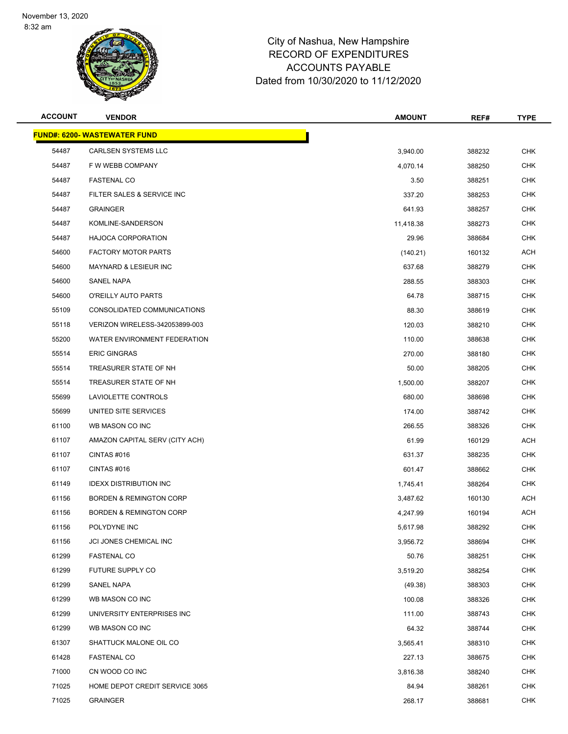# City of Nashua, New Hampshire
## RECORD OF EXPENDITURES
## ACCOUNTS PAYABLE
## Dated from 10/30/2020 to 11/12/2020

November 13, 2020
8:32 am

| ACCOUNT | VENDOR | AMOUNT | REF# | TYPE |
|---|---|---|---|---|
| **FUND#: 6200- WASTEWATER FUND** | | | | |
| 54487 | CARLSEN SYSTEMS LLC | 3,940.00 | 388232 | CHK |
| 54487 | F W WEBB COMPANY | 4,070.14 | 388250 | CHK |
| 54487 | FASTENAL CO | 3.50 | 388251 | CHK |
| 54487 | FILTER SALES & SERVICE INC | 337.20 | 388253 | CHK |
| 54487 | GRAINGER | 641.93 | 388257 | CHK |
| 54487 | KOMLINE-SANDERSON | 11,418.38 | 388273 | CHK |
| 54487 | HAJOCA CORPORATION | 29.96 | 388684 | CHK |
| 54600 | FACTORY MOTOR PARTS | (140.21) | 160132 | ACH |
| 54600 | MAYNARD & LESIEUR INC | 637.68 | 388279 | CHK |
| 54600 | SANEL NAPA | 288.55 | 388303 | CHK |
| 54600 | O'REILLY AUTO PARTS | 64.78 | 388715 | CHK |
| 55109 | CONSOLIDATED COMMUNICATIONS | 88.30 | 388619 | CHK |
| 55118 | VERIZON WIRELESS-342053899-003 | 120.03 | 388210 | CHK |
| 55200 | WATER ENVIRONMENT FEDERATION | 110.00 | 388638 | CHK |
| 55514 | ERIC GINGRAS | 270.00 | 388180 | CHK |
| 55514 | TREASURER STATE OF NH | 50.00 | 388205 | CHK |
| 55514 | TREASURER STATE OF NH | 1,500.00 | 388207 | CHK |
| 55699 | LAVIOLETTE CONTROLS | 680.00 | 388698 | CHK |
| 55699 | UNITED SITE SERVICES | 174.00 | 388742 | CHK |
| 61100 | WB MASON CO INC | 266.55 | 388326 | CHK |
| 61107 | AMAZON CAPITAL SERV (CITY ACH) | 61.99 | 160129 | ACH |
| 61107 | CINTAS #016 | 631.37 | 388235 | CHK |
| 61107 | CINTAS #016 | 601.47 | 388662 | CHK |
| 61149 | IDEXX DISTRIBUTION INC | 1,745.41 | 388264 | CHK |
| 61156 | BORDEN & REMINGTON CORP | 3,487.62 | 160130 | ACH |
| 61156 | BORDEN & REMINGTON CORP | 4,247.99 | 160194 | ACH |
| 61156 | POLYDYNE INC | 5,617.98 | 388292 | CHK |
| 61156 | JCI JONES CHEMICAL INC | 3,956.72 | 388694 | CHK |
| 61299 | FASTENAL CO | 50.76 | 388251 | CHK |
| 61299 | FUTURE SUPPLY CO | 3,519.20 | 388254 | CHK |
| 61299 | SANEL NAPA | (49.38) | 388303 | CHK |
| 61299 | WB MASON CO INC | 100.08 | 388326 | CHK |
| 61299 | UNIVERSITY ENTERPRISES INC | 111.00 | 388743 | CHK |
| 61299 | WB MASON CO INC | 64.32 | 388744 | CHK |
| 61307 | SHATTUCK MALONE OIL CO | 3,565.41 | 388310 | CHK |
| 61428 | FASTENAL CO | 227.13 | 388675 | CHK |
| 71000 | CN WOOD CO INC | 3,816.38 | 388240 | CHK |
| 71025 | HOME DEPOT CREDIT SERVICE 3065 | 84.94 | 388261 | CHK |
| 71025 | GRAINGER | 268.17 | 388681 | CHK |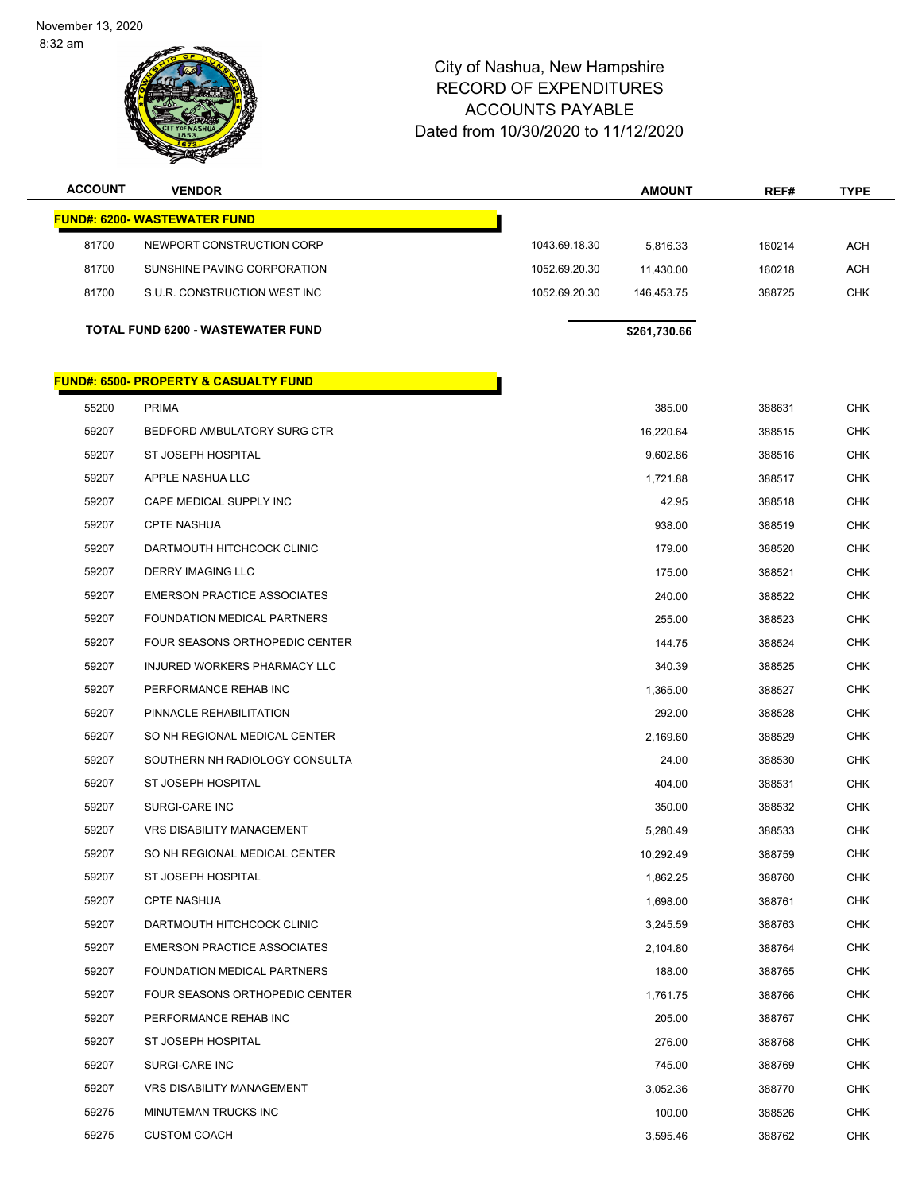City of Nashua, New Hampshire
RECORD OF EXPENDITURES
ACCOUNTS PAYABLE
Dated from 10/30/2020 to 11/12/2020

| ACCOUNT | VENDOR | | AMOUNT | REF# | TYPE |
|---|---|---|---|---|---|
| **FUND#: 6200- WASTEWATER FUND** | | | | | |
| 81700 | NEWPORT CONSTRUCTION CORP | 1043.69.18.30 | 5,816.33 | 160214 | ACH |
| 81700 | SUNSHINE PAVING CORPORATION | 1052.69.20.30 | 11,430.00 | 160218 | ACH |
| 81700 | S.U.R. CONSTRUCTION WEST INC | 1052.69.20.30 | 146,453.75 | 388725 | CHK |
| **TOTAL FUND 6200 - WASTEWATER FUND** | | | **$261,730.66** | | |

| ACCOUNT | VENDOR | AMOUNT | REF# | TYPE |
|---|---|---|---|---|
| **FUND#: 6500- PROPERTY & CASUALTY FUND** | | | | |
| 55200 | PRIMA | 385.00 | 388631 | CHK |
| 59207 | BEDFORD AMBULATORY SURG CTR | 16,220.64 | 388515 | CHK |
| 59207 | ST JOSEPH HOSPITAL | 9,602.86 | 388516 | CHK |
| 59207 | APPLE NASHUA LLC | 1,721.88 | 388517 | CHK |
| 59207 | CAPE MEDICAL SUPPLY INC | 42.95 | 388518 | CHK |
| 59207 | CPTE NASHUA | 938.00 | 388519 | CHK |
| 59207 | DARTMOUTH HITCHCOCK CLINIC | 179.00 | 388520 | CHK |
| 59207 | DERRY IMAGING LLC | 175.00 | 388521 | CHK |
| 59207 | EMERSON PRACTICE ASSOCIATES | 240.00 | 388522 | CHK |
| 59207 | FOUNDATION MEDICAL PARTNERS | 255.00 | 388523 | CHK |
| 59207 | FOUR SEASONS ORTHOPEDIC CENTER | 144.75 | 388524 | CHK |
| 59207 | INJURED WORKERS PHARMACY LLC | 340.39 | 388525 | CHK |
| 59207 | PERFORMANCE REHAB INC | 1,365.00 | 388527 | CHK |
| 59207 | PINNACLE REHABILITATION | 292.00 | 388528 | CHK |
| 59207 | SO NH REGIONAL MEDICAL CENTER | 2,169.60 | 388529 | CHK |
| 59207 | SOUTHERN NH RADIOLOGY CONSULTA | 24.00 | 388530 | CHK |
| 59207 | ST JOSEPH HOSPITAL | 404.00 | 388531 | CHK |
| 59207 | SURGI-CARE INC | 350.00 | 388532 | CHK |
| 59207 | VRS DISABILITY MANAGEMENT | 5,280.49 | 388533 | CHK |
| 59207 | SO NH REGIONAL MEDICAL CENTER | 10,292.49 | 388759 | CHK |
| 59207 | ST JOSEPH HOSPITAL | 1,862.25 | 388760 | CHK |
| 59207 | CPTE NASHUA | 1,698.00 | 388761 | CHK |
| 59207 | DARTMOUTH HITCHCOCK CLINIC | 3,245.59 | 388763 | CHK |
| 59207 | EMERSON PRACTICE ASSOCIATES | 2,104.80 | 388764 | CHK |
| 59207 | FOUNDATION MEDICAL PARTNERS | 188.00 | 388765 | CHK |
| 59207 | FOUR SEASONS ORTHOPEDIC CENTER | 1,761.75 | 388766 | CHK |
| 59207 | PERFORMANCE REHAB INC | 205.00 | 388767 | CHK |
| 59207 | ST JOSEPH HOSPITAL | 276.00 | 388768 | CHK |
| 59207 | SURGI-CARE INC | 745.00 | 388769 | CHK |
| 59207 | VRS DISABILITY MANAGEMENT | 3,052.36 | 388770 | CHK |
| 59275 | MINUTEMAN TRUCKS INC | 100.00 | 388526 | CHK |
| 59275 | CUSTOM COACH | 3,595.46 | 388762 | CHK |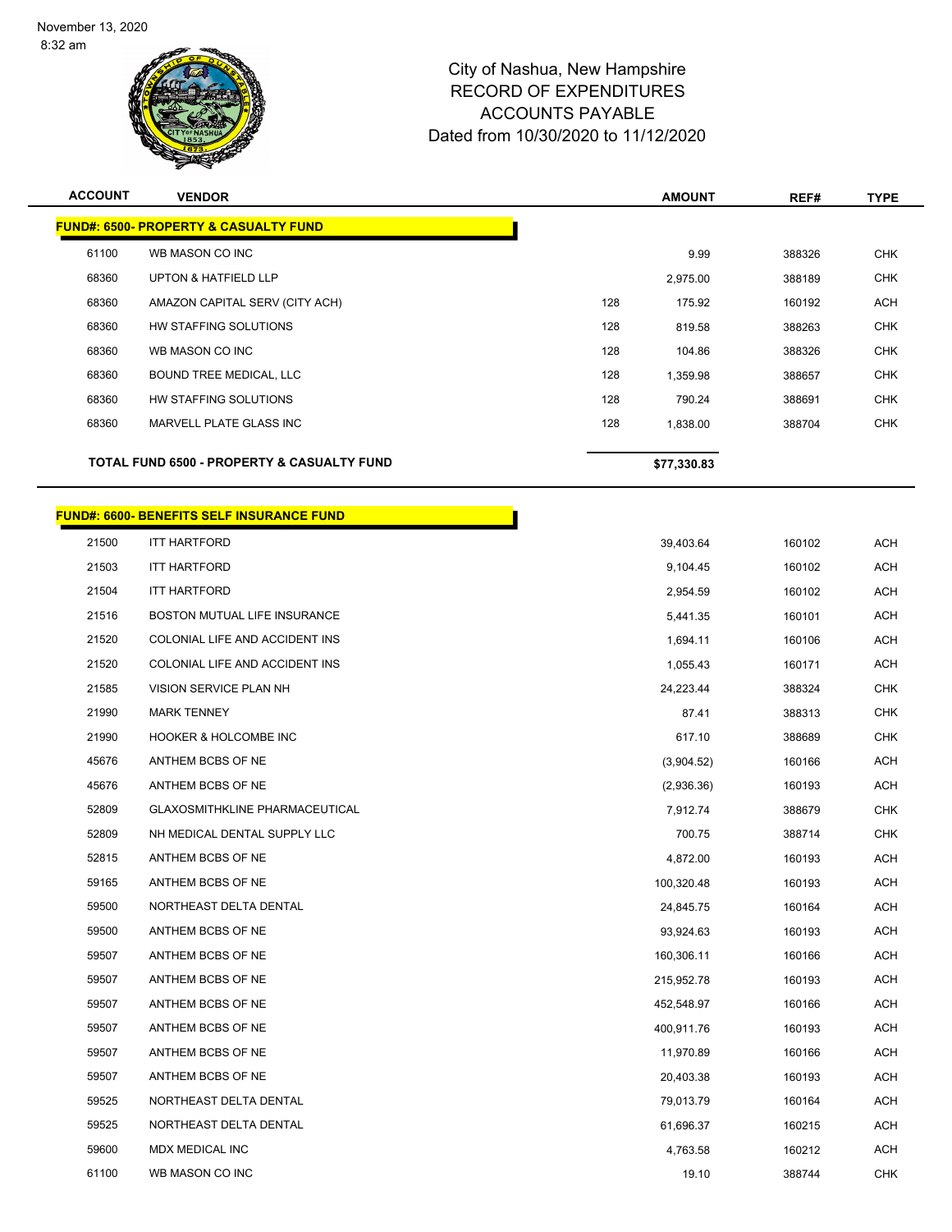November 13, 2020
8:32 am

# City of Nashua, New Hampshire
## RECORD OF EXPENDITURES
## ACCOUNTS PAYABLE
## Dated from 10/30/2020 to 11/12/2020

| ACCOUNT | VENDOR | | AMOUNT | REF# | TYPE |
|---|---|---|---|---|---|
| **FUND#: 6500- PROPERTY & CASUALTY FUND** | | | | | |
| 61100 | WB MASON CO INC | | 9.99 | 388326 | CHK |
| 68360 | UPTON & HATFIELD LLP | | 2,975.00 | 388189 | CHK |
| 68360 | AMAZON CAPITAL SERV (CITY ACH) | 128 | 175.92 | 160192 | ACH |
| 68360 | HW STAFFING SOLUTIONS | 128 | 819.58 | 388263 | CHK |
| 68360 | WB MASON CO INC | 128 | 104.86 | 388326 | CHK |
| 68360 | BOUND TREE MEDICAL, LLC | 128 | 1,359.98 | 388657 | CHK |
| 68360 | HW STAFFING SOLUTIONS | 128 | 790.24 | 388691 | CHK |
| 68360 | MARVELL PLATE GLASS INC | 128 | 1,838.00 | 388704 | CHK |
| **TOTAL FUND 6500 - PROPERTY & CASUALTY FUND** | | | **$77,330.83** | | |

| ACCOUNT | VENDOR | AMOUNT | REF# | TYPE |
|---|---|---|---|---|
| **FUND#: 6600- BENEFITS SELF INSURANCE FUND** | | | | |
| 21500 | ITT HARTFORD | 39,403.64 | 160102 | ACH |
| 21503 | ITT HARTFORD | 9,104.45 | 160102 | ACH |
| 21504 | ITT HARTFORD | 2,954.59 | 160102 | ACH |
| 21516 | BOSTON MUTUAL LIFE INSURANCE | 5,441.35 | 160101 | ACH |
| 21520 | COLONIAL LIFE AND ACCIDENT INS | 1,694.11 | 160106 | ACH |
| 21520 | COLONIAL LIFE AND ACCIDENT INS | 1,055.43 | 160171 | ACH |
| 21585 | VISION SERVICE PLAN NH | 24,223.44 | 388324 | CHK |
| 21990 | MARK TENNEY | 87.41 | 388313 | CHK |
| 21990 | HOOKER & HOLCOMBE INC | 617.10 | 388689 | CHK |
| 45676 | ANTHEM BCBS OF NE | (3,904.52) | 160166 | ACH |
| 45676 | ANTHEM BCBS OF NE | (2,936.36) | 160193 | ACH |
| 52809 | GLAXOSMITHKLINE PHARMACEUTICAL | 7,912.74 | 388679 | CHK |
| 52809 | NH MEDICAL DENTAL SUPPLY LLC | 700.75 | 388714 | CHK |
| 52815 | ANTHEM BCBS OF NE | 4,872.00 | 160193 | ACH |
| 59165 | ANTHEM BCBS OF NE | 100,320.48 | 160193 | ACH |
| 59500 | NORTHEAST DELTA DENTAL | 24,845.75 | 160164 | ACH |
| 59500 | ANTHEM BCBS OF NE | 93,924.63 | 160193 | ACH |
| 59507 | ANTHEM BCBS OF NE | 160,306.11 | 160166 | ACH |
| 59507 | ANTHEM BCBS OF NE | 215,952.78 | 160193 | ACH |
| 59507 | ANTHEM BCBS OF NE | 452,548.97 | 160166 | ACH |
| 59507 | ANTHEM BCBS OF NE | 400,911.76 | 160193 | ACH |
| 59507 | ANTHEM BCBS OF NE | 11,970.89 | 160166 | ACH |
| 59507 | ANTHEM BCBS OF NE | 20,403.38 | 160193 | ACH |
| 59525 | NORTHEAST DELTA DENTAL | 79,013.79 | 160164 | ACH |
| 59525 | NORTHEAST DELTA DENTAL | 61,696.37 | 160215 | ACH |
| 59600 | MDX MEDICAL INC | 4,763.58 | 160212 | ACH |
| 61100 | WB MASON CO INC | 19.10 | 388744 | CHK |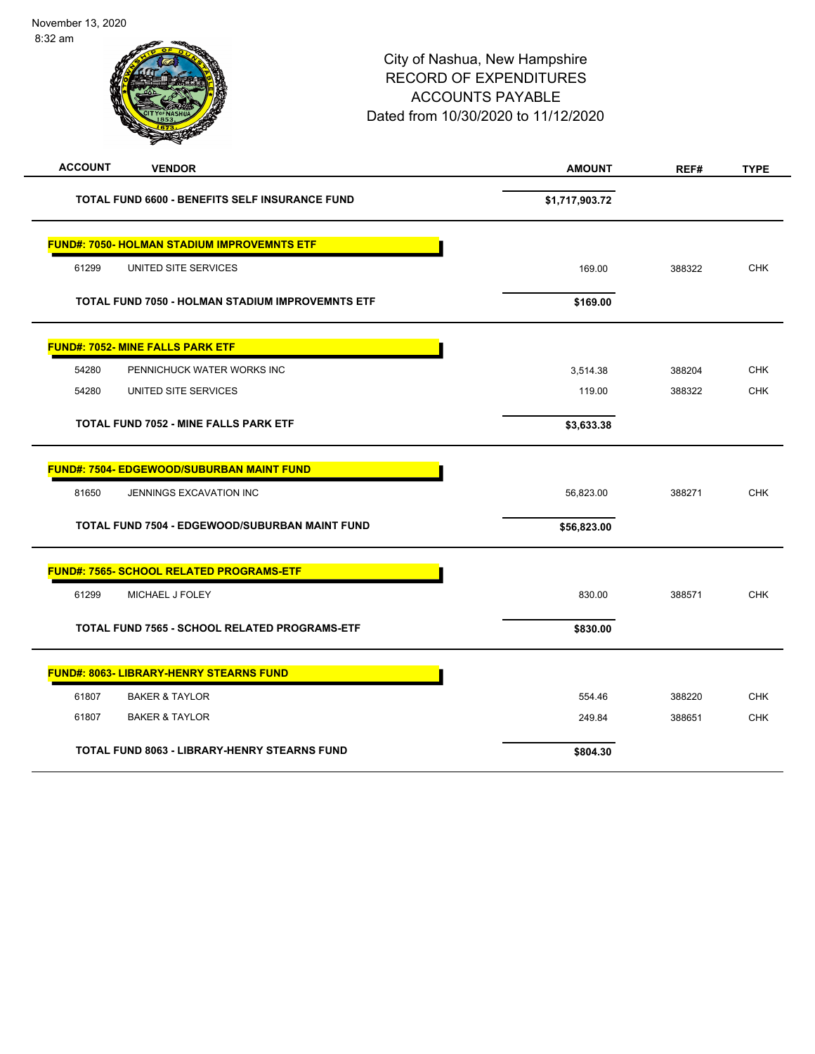# City of Nashua, New Hampshire
## RECORD OF EXPENDITURES
## ACCOUNTS PAYABLE
## Dated from 10/30/2020 to 11/12/2020

| ACCOUNT | VENDOR | AMOUNT | REF# | TYPE |
|---|---|---|---|---|
| | **TOTAL FUND 6600 - BENEFITS SELF INSURANCE FUND** | **$1,717,903.72** | | |
| | **FUND#: 7050- HOLMAN STADIUM IMPROVEMNTS ETF** | | | |
| 61299 | UNITED SITE SERVICES | 169.00 | 388322 | CHK |
| | **TOTAL FUND 7050 - HOLMAN STADIUM IMPROVEMNTS ETF** | **$169.00** | | |
| | **FUND#: 7052- MINE FALLS PARK ETF** | | | |
| 54280 | PENNICHUCK WATER WORKS INC | 3,514.38 | 388204 | CHK |
| 54280 | UNITED SITE SERVICES | 119.00 | 388322 | CHK |
| | **TOTAL FUND 7052 - MINE FALLS PARK ETF** | **$3,633.38** | | |
| | **FUND#: 7504- EDGEWOOD/SUBURBAN MAINT FUND** | | | |
| 81650 | JENNINGS EXCAVATION INC | 56,823.00 | 388271 | CHK |
| | **TOTAL FUND 7504 - EDGEWOOD/SUBURBAN MAINT FUND** | **$56,823.00** | | |
| | **FUND#: 7565- SCHOOL RELATED PROGRAMS-ETF** | | | |
| 61299 | MICHAEL J FOLEY | 830.00 | 388571 | CHK |
| | **TOTAL FUND 7565 - SCHOOL RELATED PROGRAMS-ETF** | **$830.00** | | |
| | **FUND#: 8063- LIBRARY-HENRY STEARNS FUND** | | | |
| 61807 | BAKER & TAYLOR | 554.46 | 388220 | CHK |
| 61807 | BAKER & TAYLOR | 249.84 | 388651 | CHK |
| | **TOTAL FUND 8063 - LIBRARY-HENRY STEARNS FUND** | **$804.30** | | |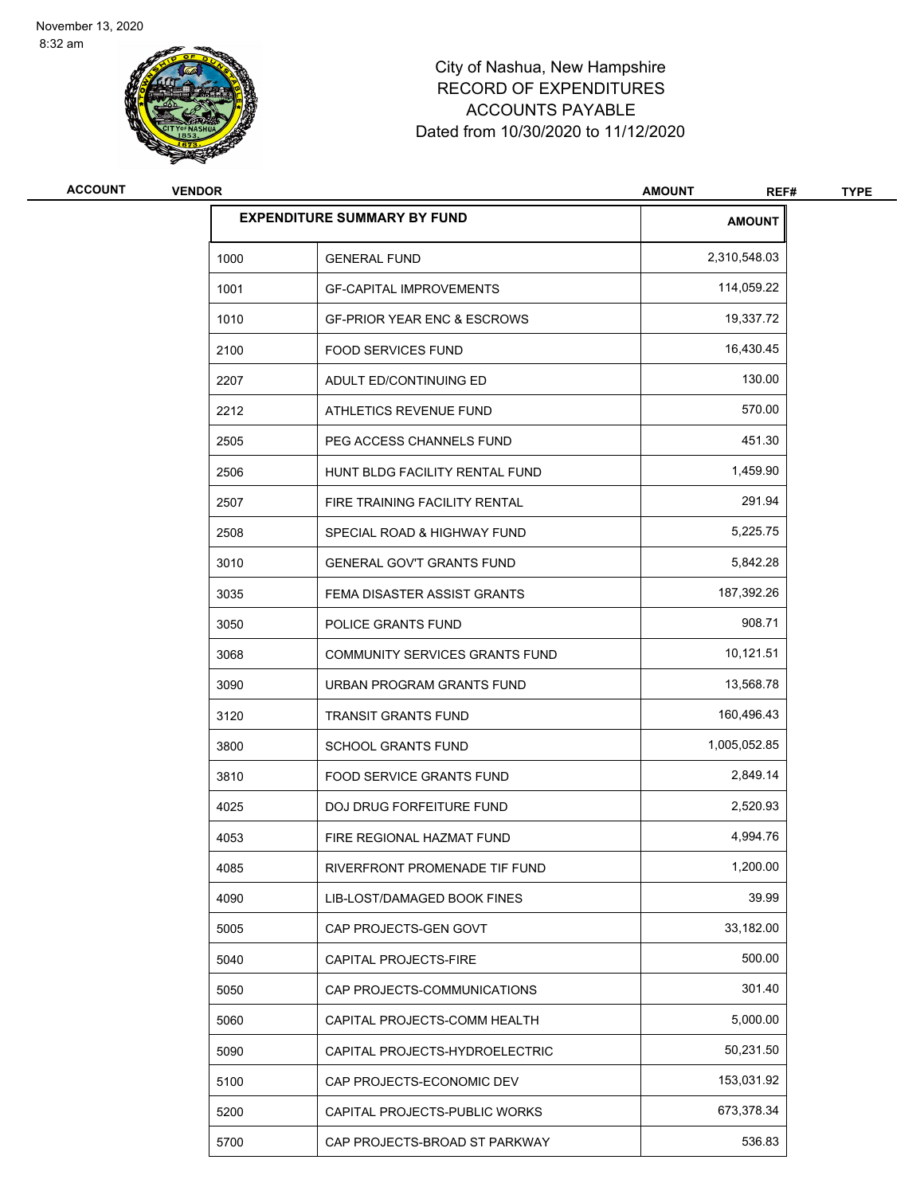November 13, 2020
8:32 am

# City of Nashua, New Hampshire
## RECORD OF EXPENDITURES
## ACCOUNTS PAYABLE
## Dated from 10/30/2020 to 11/12/2020

| ACCOUNT | VENDOR | AMOUNT | REF# | TYPE |
|---|---|---|---|---|

| EXPENDITURE SUMMARY BY FUND | | AMOUNT |
|---|---|---|
| 1000 | GENERAL FUND | 2,310,548.03 |
| 1001 | GF-CAPITAL IMPROVEMENTS | 114,059.22 |
| 1010 | GF-PRIOR YEAR ENC & ESCROWS | 19,337.72 |
| 2100 | FOOD SERVICES FUND | 16,430.45 |
| 2207 | ADULT ED/CONTINUING ED | 130.00 |
| 2212 | ATHLETICS REVENUE FUND | 570.00 |
| 2505 | PEG ACCESS CHANNELS FUND | 451.30 |
| 2506 | HUNT BLDG FACILITY RENTAL FUND | 1,459.90 |
| 2507 | FIRE TRAINING FACILITY RENTAL | 291.94 |
| 2508 | SPECIAL ROAD & HIGHWAY FUND | 5,225.75 |
| 3010 | GENERAL GOV'T GRANTS FUND | 5,842.28 |
| 3035 | FEMA DISASTER ASSIST GRANTS | 187,392.26 |
| 3050 | POLICE GRANTS FUND | 908.71 |
| 3068 | COMMUNITY SERVICES GRANTS FUND | 10,121.51 |
| 3090 | URBAN PROGRAM GRANTS FUND | 13,568.78 |
| 3120 | TRANSIT GRANTS FUND | 160,496.43 |
| 3800 | SCHOOL GRANTS FUND | 1,005,052.85 |
| 3810 | FOOD SERVICE GRANTS FUND | 2,849.14 |
| 4025 | DOJ DRUG FORFEITURE FUND | 2,520.93 |
| 4053 | FIRE REGIONAL HAZMAT FUND | 4,994.76 |
| 4085 | RIVERFRONT PROMENADE TIF FUND | 1,200.00 |
| 4090 | LIB-LOST/DAMAGED BOOK FINES | 39.99 |
| 5005 | CAP PROJECTS-GEN GOVT | 33,182.00 |
| 5040 | CAPITAL PROJECTS-FIRE | 500.00 |
| 5050 | CAP PROJECTS-COMMUNICATIONS | 301.40 |
| 5060 | CAPITAL PROJECTS-COMM HEALTH | 5,000.00 |
| 5090 | CAPITAL PROJECTS-HYDROELECTRIC | 50,231.50 |
| 5100 | CAP PROJECTS-ECONOMIC DEV | 153,031.92 |
| 5200 | CAPITAL PROJECTS-PUBLIC WORKS | 673,378.34 |
| 5700 | CAP PROJECTS-BROAD ST PARKWAY | 536.83 |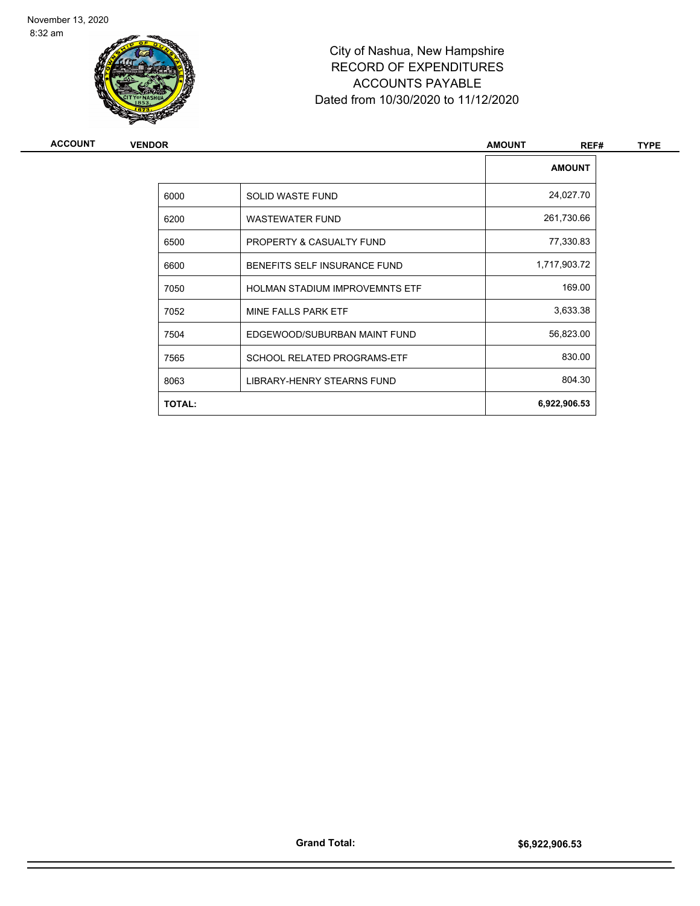November 13, 2020
8:32 am

# City of Nashua, New Hampshire
## RECORD OF EXPENDITURES
## ACCOUNTS PAYABLE
## Dated from 10/30/2020 to 11/12/2020

| ACCOUNT | VENDOR | AMOUNT | REF# | TYPE |
|---|---|---|---|---|

| | | AMOUNT |
|---|---|---|
| 6000 | SOLID WASTE FUND | 24,027.70 |
| 6200 | WASTEWATER FUND | 261,730.66 |
| 6500 | PROPERTY & CASUALTY FUND | 77,330.83 |
| 6600 | BENEFITS SELF INSURANCE FUND | 1,717,903.72 |
| 7050 | HOLMAN STADIUM IMPROVEMNTS ETF | 169.00 |
| 7052 | MINE FALLS PARK ETF | 3,633.38 |
| 7504 | EDGEWOOD/SUBURBAN MAINT FUND | 56,823.00 |
| 7565 | SCHOOL RELATED PROGRAMS-ETF | 830.00 |
| 8063 | LIBRARY-HENRY STEARNS FUND | 804.30 |
| **TOTAL:** | | **6,922,906.53** |

**Grand Total:** **$6,922,906.53**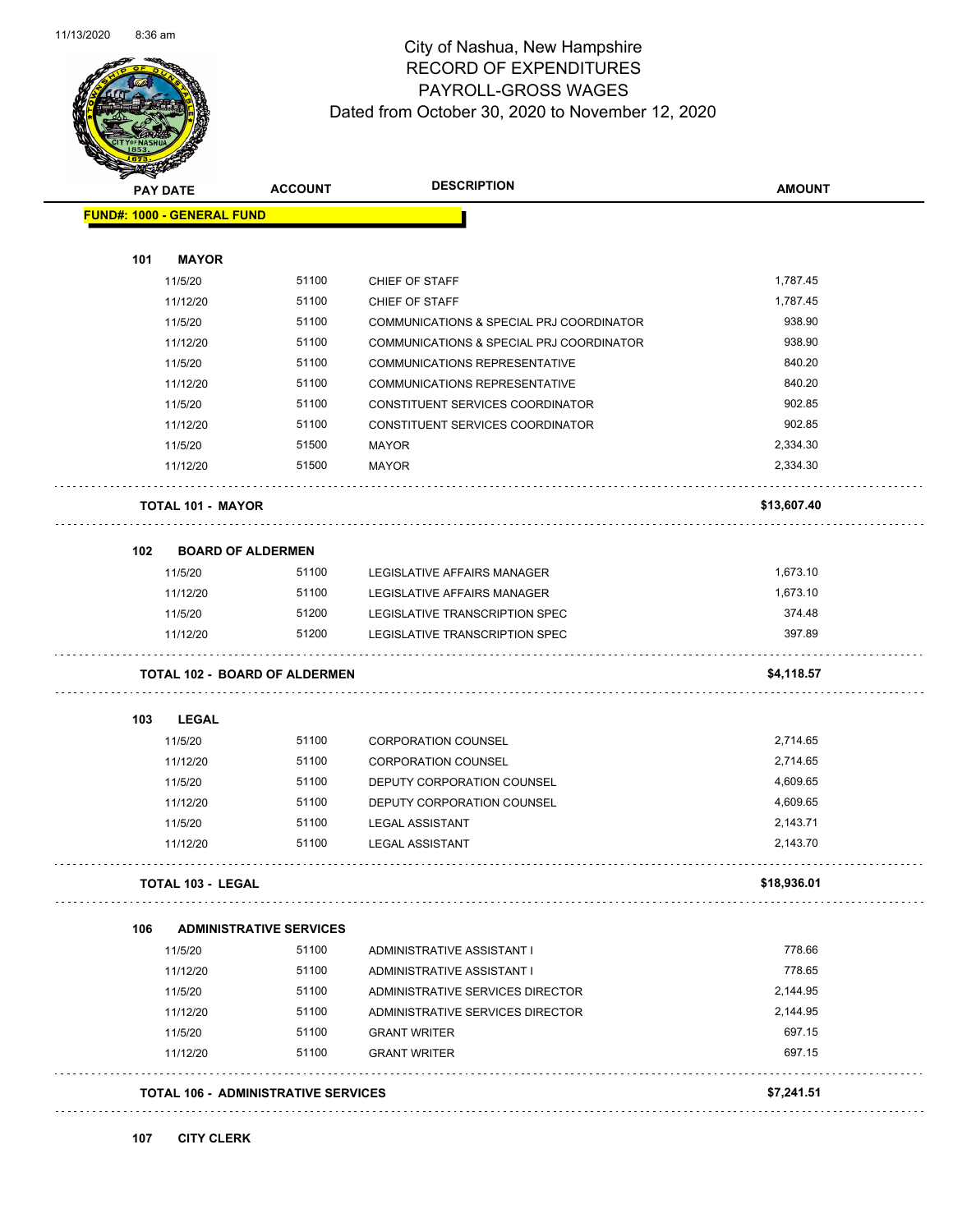# City of Nashua, New Hampshire
## RECORD OF EXPENDITURES
## PAYROLL-GROSS WAGES
### Dated from October 30, 2020 to November 12, 2020

| PAY DATE | ACCOUNT | DESCRIPTION | AMOUNT |
|---|---|---|---|
| **FUND#: 1000 - GENERAL FUND** | | | |
| **101 MAYOR** | | | |
| 11/5/20 | 51100 | CHIEF OF STAFF | 1,787.45 |
| 11/12/20 | 51100 | CHIEF OF STAFF | 1,787.45 |
| 11/5/20 | 51100 | COMMUNICATIONS & SPECIAL PRJ COORDINATOR | 938.90 |
| 11/12/20 | 51100 | COMMUNICATIONS & SPECIAL PRJ COORDINATOR | 938.90 |
| 11/5/20 | 51100 | COMMUNICATIONS REPRESENTATIVE | 840.20 |
| 11/12/20 | 51100 | COMMUNICATIONS REPRESENTATIVE | 840.20 |
| 11/5/20 | 51100 | CONSTITUENT SERVICES COORDINATOR | 902.85 |
| 11/12/20 | 51100 | CONSTITUENT SERVICES COORDINATOR | 902.85 |
| 11/5/20 | 51500 | MAYOR | 2,334.30 |
| 11/12/20 | 51500 | MAYOR | 2,334.30 |
| **TOTAL 101 - MAYOR** | | | **$13,607.40** |
| **102 BOARD OF ALDERMEN** | | | |
| 11/5/20 | 51100 | LEGISLATIVE AFFAIRS MANAGER | 1,673.10 |
| 11/12/20 | 51100 | LEGISLATIVE AFFAIRS MANAGER | 1,673.10 |
| 11/5/20 | 51200 | LEGISLATIVE TRANSCRIPTION SPEC | 374.48 |
| 11/12/20 | 51200 | LEGISLATIVE TRANSCRIPTION SPEC | 397.89 |
| **TOTAL 102 - BOARD OF ALDERMEN** | | | **$4,118.57** |
| **103 LEGAL** | | | |
| 11/5/20 | 51100 | CORPORATION COUNSEL | 2,714.65 |
| 11/12/20 | 51100 | CORPORATION COUNSEL | 2,714.65 |
| 11/5/20 | 51100 | DEPUTY CORPORATION COUNSEL | 4,609.65 |
| 11/12/20 | 51100 | DEPUTY CORPORATION COUNSEL | 4,609.65 |
| 11/5/20 | 51100 | LEGAL ASSISTANT | 2,143.71 |
| 11/12/20 | 51100 | LEGAL ASSISTANT | 2,143.70 |
| **TOTAL 103 - LEGAL** | | | **$18,936.01** |
| **106 ADMINISTRATIVE SERVICES** | | | |
| 11/5/20 | 51100 | ADMINISTRATIVE ASSISTANT I | 778.66 |
| 11/12/20 | 51100 | ADMINISTRATIVE ASSISTANT I | 778.65 |
| 11/5/20 | 51100 | ADMINISTRATIVE SERVICES DIRECTOR | 2,144.95 |
| 11/12/20 | 51100 | ADMINISTRATIVE SERVICES DIRECTOR | 2,144.95 |
| 11/5/20 | 51100 | GRANT WRITER | 697.15 |
| 11/12/20 | 51100 | GRANT WRITER | 697.15 |
| **TOTAL 106 - ADMINISTRATIVE SERVICES** | | | **$7,241.51** |
| **107 CITY CLERK** | | | |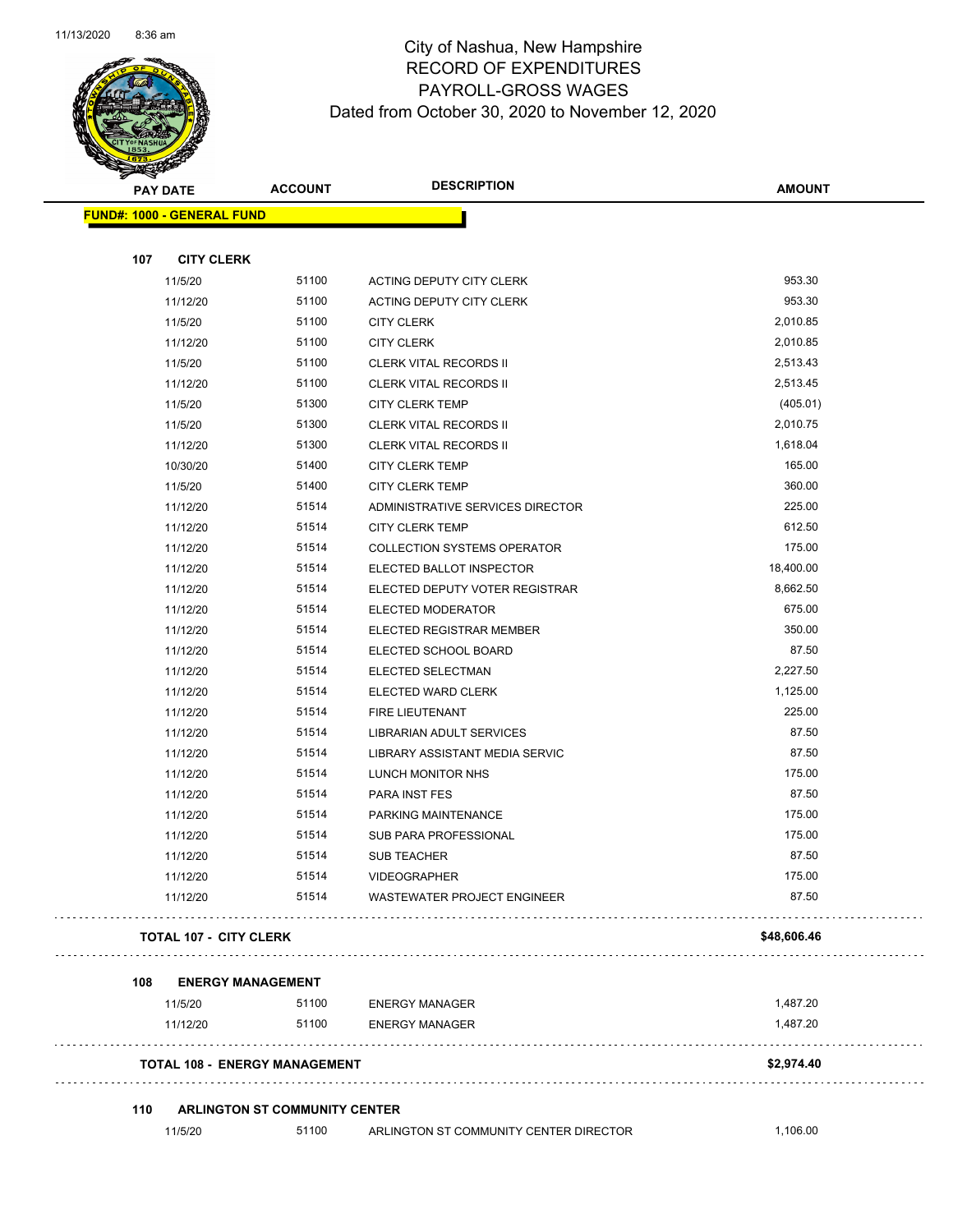# City of Nashua, New Hampshire
## RECORD OF EXPENDITURES
## PAYROLL-GROSS WAGES
### Dated from October 30, 2020 to November 12, 2020

| PAY DATE | ACCOUNT | DESCRIPTION | AMOUNT |
|---|---|---|---|
| **FUND#: 1000 - GENERAL FUND** | | | |
| **107 CITY CLERK** | | | |
| 11/5/20 | 51100 | ACTING DEPUTY CITY CLERK | 953.30 |
| 11/12/20 | 51100 | ACTING DEPUTY CITY CLERK | 953.30 |
| 11/5/20 | 51100 | CITY CLERK | 2,010.85 |
| 11/12/20 | 51100 | CITY CLERK | 2,010.85 |
| 11/5/20 | 51100 | CLERK VITAL RECORDS II | 2,513.43 |
| 11/12/20 | 51100 | CLERK VITAL RECORDS II | 2,513.45 |
| 11/5/20 | 51300 | CITY CLERK TEMP | (405.01) |
| 11/5/20 | 51300 | CLERK VITAL RECORDS II | 2,010.75 |
| 11/12/20 | 51300 | CLERK VITAL RECORDS II | 1,618.04 |
| 10/30/20 | 51400 | CITY CLERK TEMP | 165.00 |
| 11/5/20 | 51400 | CITY CLERK TEMP | 360.00 |
| 11/12/20 | 51514 | ADMINISTRATIVE SERVICES DIRECTOR | 225.00 |
| 11/12/20 | 51514 | CITY CLERK TEMP | 612.50 |
| 11/12/20 | 51514 | COLLECTION SYSTEMS OPERATOR | 175.00 |
| 11/12/20 | 51514 | ELECTED BALLOT INSPECTOR | 18,400.00 |
| 11/12/20 | 51514 | ELECTED DEPUTY VOTER REGISTRAR | 8,662.50 |
| 11/12/20 | 51514 | ELECTED MODERATOR | 675.00 |
| 11/12/20 | 51514 | ELECTED REGISTRAR MEMBER | 350.00 |
| 11/12/20 | 51514 | ELECTED SCHOOL BOARD | 87.50 |
| 11/12/20 | 51514 | ELECTED SELECTMAN | 2,227.50 |
| 11/12/20 | 51514 | ELECTED WARD CLERK | 1,125.00 |
| 11/12/20 | 51514 | FIRE LIEUTENANT | 225.00 |
| 11/12/20 | 51514 | LIBRARIAN ADULT SERVICES | 87.50 |
| 11/12/20 | 51514 | LIBRARY ASSISTANT MEDIA SERVIC | 87.50 |
| 11/12/20 | 51514 | LUNCH MONITOR NHS | 175.00 |
| 11/12/20 | 51514 | PARA INST FES | 87.50 |
| 11/12/20 | 51514 | PARKING MAINTENANCE | 175.00 |
| 11/12/20 | 51514 | SUB PARA PROFESSIONAL | 175.00 |
| 11/12/20 | 51514 | SUB TEACHER | 87.50 |
| 11/12/20 | 51514 | VIDEOGRAPHER | 175.00 |
| 11/12/20 | 51514 | WASTEWATER PROJECT ENGINEER | 87.50 |
| **TOTAL 107 - CITY CLERK** | | | **$48,606.46** |
| **108 ENERGY MANAGEMENT** | | | |
| 11/5/20 | 51100 | ENERGY MANAGER | 1,487.20 |
| 11/12/20 | 51100 | ENERGY MANAGER | 1,487.20 |
| **TOTAL 108 - ENERGY MANAGEMENT** | | | **$2,974.40** |
| **110 ARLINGTON ST COMMUNITY CENTER** | | | |
| 11/5/20 | 51100 | ARLINGTON ST COMMUNITY CENTER DIRECTOR | 1,106.00 |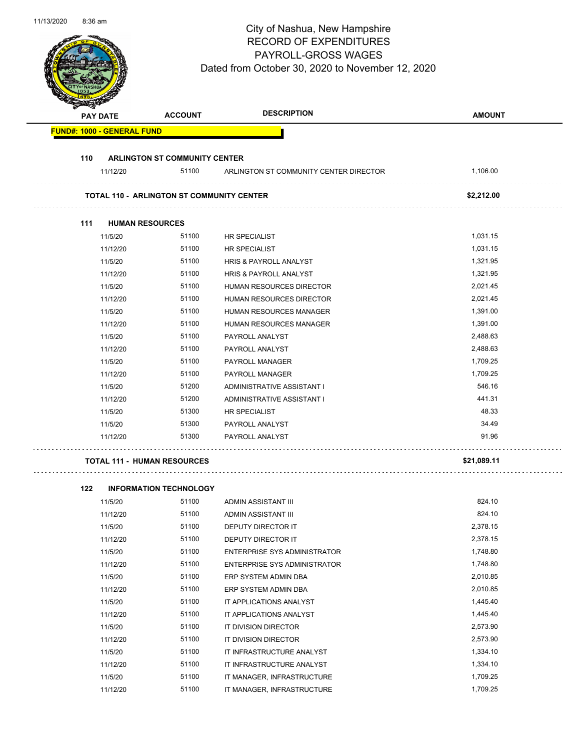# City of Nashua, New Hampshire
## RECORD OF EXPENDITURES
## PAYROLL-GROSS WAGES
### Dated from October 30, 2020 to November 12, 2020

| PAY DATE | ACCOUNT | DESCRIPTION | AMOUNT |
|---|---|---|---|
| **FUND#: 1000 - GENERAL FUND** | | | |
| **110 ARLINGTON ST COMMUNITY CENTER** | | | |
| 11/12/20 | 51100 | ARLINGTON ST COMMUNITY CENTER DIRECTOR | 1,106.00 |
| **TOTAL 110 - ARLINGTON ST COMMUNITY CENTER** | | | **$2,212.00** |
| **111 HUMAN RESOURCES** | | | |
| 11/5/20 | 51100 | HR SPECIALIST | 1,031.15 |
| 11/12/20 | 51100 | HR SPECIALIST | 1,031.15 |
| 11/5/20 | 51100 | HRIS & PAYROLL ANALYST | 1,321.95 |
| 11/12/20 | 51100 | HRIS & PAYROLL ANALYST | 1,321.95 |
| 11/5/20 | 51100 | HUMAN RESOURCES DIRECTOR | 2,021.45 |
| 11/12/20 | 51100 | HUMAN RESOURCES DIRECTOR | 2,021.45 |
| 11/5/20 | 51100 | HUMAN RESOURCES MANAGER | 1,391.00 |
| 11/12/20 | 51100 | HUMAN RESOURCES MANAGER | 1,391.00 |
| 11/5/20 | 51100 | PAYROLL ANALYST | 2,488.63 |
| 11/12/20 | 51100 | PAYROLL ANALYST | 2,488.63 |
| 11/5/20 | 51100 | PAYROLL MANAGER | 1,709.25 |
| 11/12/20 | 51100 | PAYROLL MANAGER | 1,709.25 |
| 11/5/20 | 51200 | ADMINISTRATIVE ASSISTANT I | 546.16 |
| 11/12/20 | 51200 | ADMINISTRATIVE ASSISTANT I | 441.31 |
| 11/5/20 | 51300 | HR SPECIALIST | 48.33 |
| 11/5/20 | 51300 | PAYROLL ANALYST | 34.49 |
| 11/12/20 | 51300 | PAYROLL ANALYST | 91.96 |
| **TOTAL 111 - HUMAN RESOURCES** | | | **$21,089.11** |
| **122 INFORMATION TECHNOLOGY** | | | |
| 11/5/20 | 51100 | ADMIN ASSISTANT III | 824.10 |
| 11/12/20 | 51100 | ADMIN ASSISTANT III | 824.10 |
| 11/5/20 | 51100 | DEPUTY DIRECTOR IT | 2,378.15 |
| 11/12/20 | 51100 | DEPUTY DIRECTOR IT | 2,378.15 |
| 11/5/20 | 51100 | ENTERPRISE SYS ADMINISTRATOR | 1,748.80 |
| 11/12/20 | 51100 | ENTERPRISE SYS ADMINISTRATOR | 1,748.80 |
| 11/5/20 | 51100 | ERP SYSTEM ADMIN DBA | 2,010.85 |
| 11/12/20 | 51100 | ERP SYSTEM ADMIN DBA | 2,010.85 |
| 11/5/20 | 51100 | IT APPLICATIONS ANALYST | 1,445.40 |
| 11/12/20 | 51100 | IT APPLICATIONS ANALYST | 1,445.40 |
| 11/5/20 | 51100 | IT DIVISION DIRECTOR | 2,573.90 |
| 11/12/20 | 51100 | IT DIVISION DIRECTOR | 2,573.90 |
| 11/5/20 | 51100 | IT INFRASTRUCTURE ANALYST | 1,334.10 |
| 11/12/20 | 51100 | IT INFRASTRUCTURE ANALYST | 1,334.10 |
| 11/5/20 | 51100 | IT MANAGER, INFRASTRUCTURE | 1,709.25 |
| 11/12/20 | 51100 | IT MANAGER, INFRASTRUCTURE | 1,709.25 |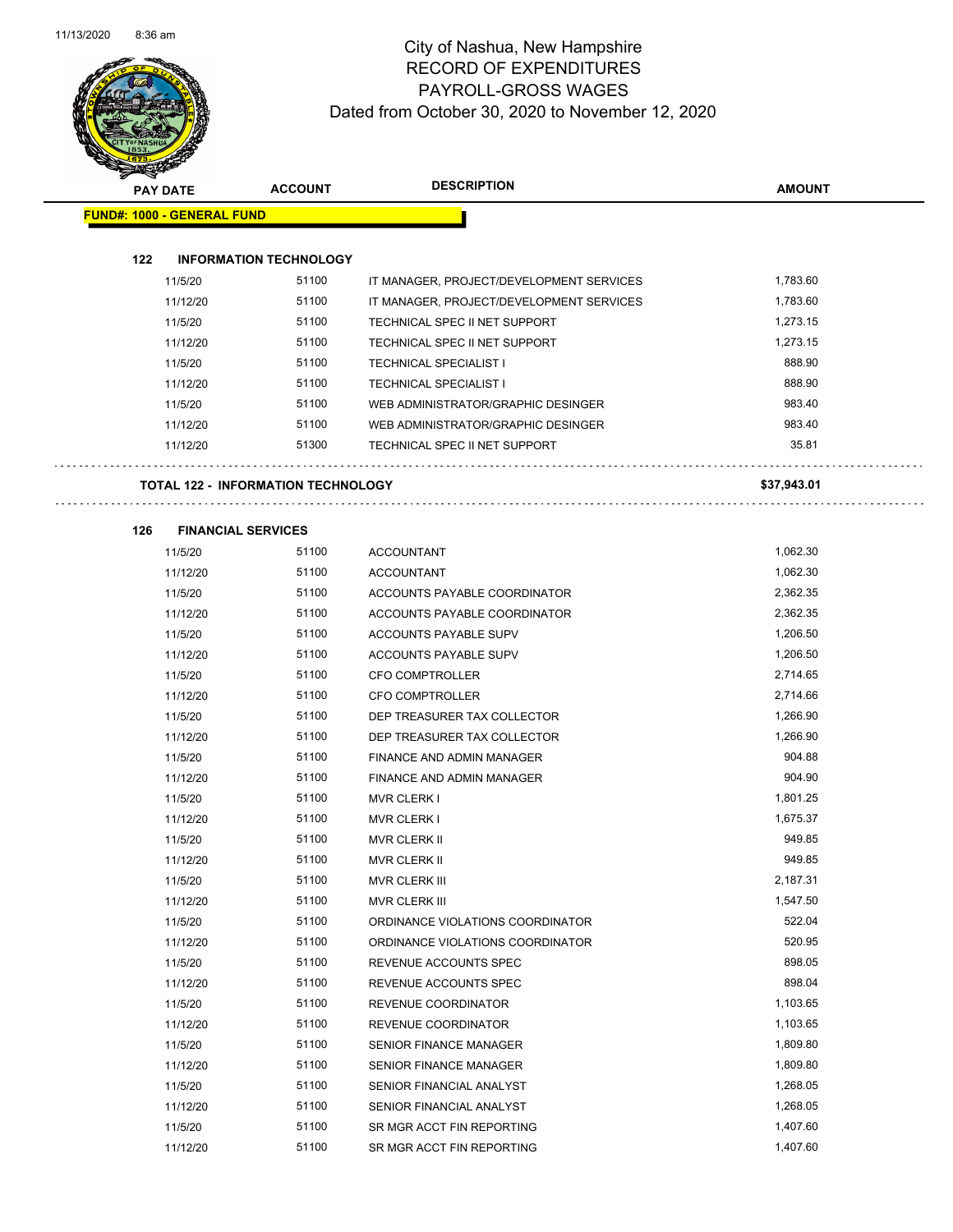# City of Nashua, New Hampshire
## RECORD OF EXPENDITURES
## PAYROLL-GROSS WAGES
### Dated from October 30, 2020 to November 12, 2020

| PAY DATE | ACCOUNT | DESCRIPTION | AMOUNT |
|---|---|---|---|
| **FUND#: 1000 - GENERAL FUND** | | | |
| **122 INFORMATION TECHNOLOGY** | | | |
| 11/5/20 | 51100 | IT MANAGER, PROJECT/DEVELOPMENT SERVICES | 1,783.60 |
| 11/12/20 | 51100 | IT MANAGER, PROJECT/DEVELOPMENT SERVICES | 1,783.60 |
| 11/5/20 | 51100 | TECHNICAL SPEC II NET SUPPORT | 1,273.15 |
| 11/12/20 | 51100 | TECHNICAL SPEC II NET SUPPORT | 1,273.15 |
| 11/5/20 | 51100 | TECHNICAL SPECIALIST I | 888.90 |
| 11/12/20 | 51100 | TECHNICAL SPECIALIST I | 888.90 |
| 11/5/20 | 51100 | WEB ADMINISTRATOR/GRAPHIC DESINGER | 983.40 |
| 11/12/20 | 51100 | WEB ADMINISTRATOR/GRAPHIC DESINGER | 983.40 |
| 11/12/20 | 51300 | TECHNICAL SPEC II NET SUPPORT | 35.81 |
| **TOTAL 122 - INFORMATION TECHNOLOGY** | | | **$37,943.01** |
| **126 FINANCIAL SERVICES** | | | |
| 11/5/20 | 51100 | ACCOUNTANT | 1,062.30 |
| 11/12/20 | 51100 | ACCOUNTANT | 1,062.30 |
| 11/5/20 | 51100 | ACCOUNTS PAYABLE COORDINATOR | 2,362.35 |
| 11/12/20 | 51100 | ACCOUNTS PAYABLE COORDINATOR | 2,362.35 |
| 11/5/20 | 51100 | ACCOUNTS PAYABLE SUPV | 1,206.50 |
| 11/12/20 | 51100 | ACCOUNTS PAYABLE SUPV | 1,206.50 |
| 11/5/20 | 51100 | CFO COMPTROLLER | 2,714.65 |
| 11/12/20 | 51100 | CFO COMPTROLLER | 2,714.66 |
| 11/5/20 | 51100 | DEP TREASURER TAX COLLECTOR | 1,266.90 |
| 11/12/20 | 51100 | DEP TREASURER TAX COLLECTOR | 1,266.90 |
| 11/5/20 | 51100 | FINANCE AND ADMIN MANAGER | 904.88 |
| 11/12/20 | 51100 | FINANCE AND ADMIN MANAGER | 904.90 |
| 11/5/20 | 51100 | MVR CLERK I | 1,801.25 |
| 11/12/20 | 51100 | MVR CLERK I | 1,675.37 |
| 11/5/20 | 51100 | MVR CLERK II | 949.85 |
| 11/12/20 | 51100 | MVR CLERK II | 949.85 |
| 11/5/20 | 51100 | MVR CLERK III | 2,187.31 |
| 11/12/20 | 51100 | MVR CLERK III | 1,547.50 |
| 11/5/20 | 51100 | ORDINANCE VIOLATIONS COORDINATOR | 522.04 |
| 11/12/20 | 51100 | ORDINANCE VIOLATIONS COORDINATOR | 520.95 |
| 11/5/20 | 51100 | REVENUE ACCOUNTS SPEC | 898.05 |
| 11/12/20 | 51100 | REVENUE ACCOUNTS SPEC | 898.04 |
| 11/5/20 | 51100 | REVENUE COORDINATOR | 1,103.65 |
| 11/12/20 | 51100 | REVENUE COORDINATOR | 1,103.65 |
| 11/5/20 | 51100 | SENIOR FINANCE MANAGER | 1,809.80 |
| 11/12/20 | 51100 | SENIOR FINANCE MANAGER | 1,809.80 |
| 11/5/20 | 51100 | SENIOR FINANCIAL ANALYST | 1,268.05 |
| 11/12/20 | 51100 | SENIOR FINANCIAL ANALYST | 1,268.05 |
| 11/5/20 | 51100 | SR MGR ACCT FIN REPORTING | 1,407.60 |
| 11/12/20 | 51100 | SR MGR ACCT FIN REPORTING | 1,407.60 |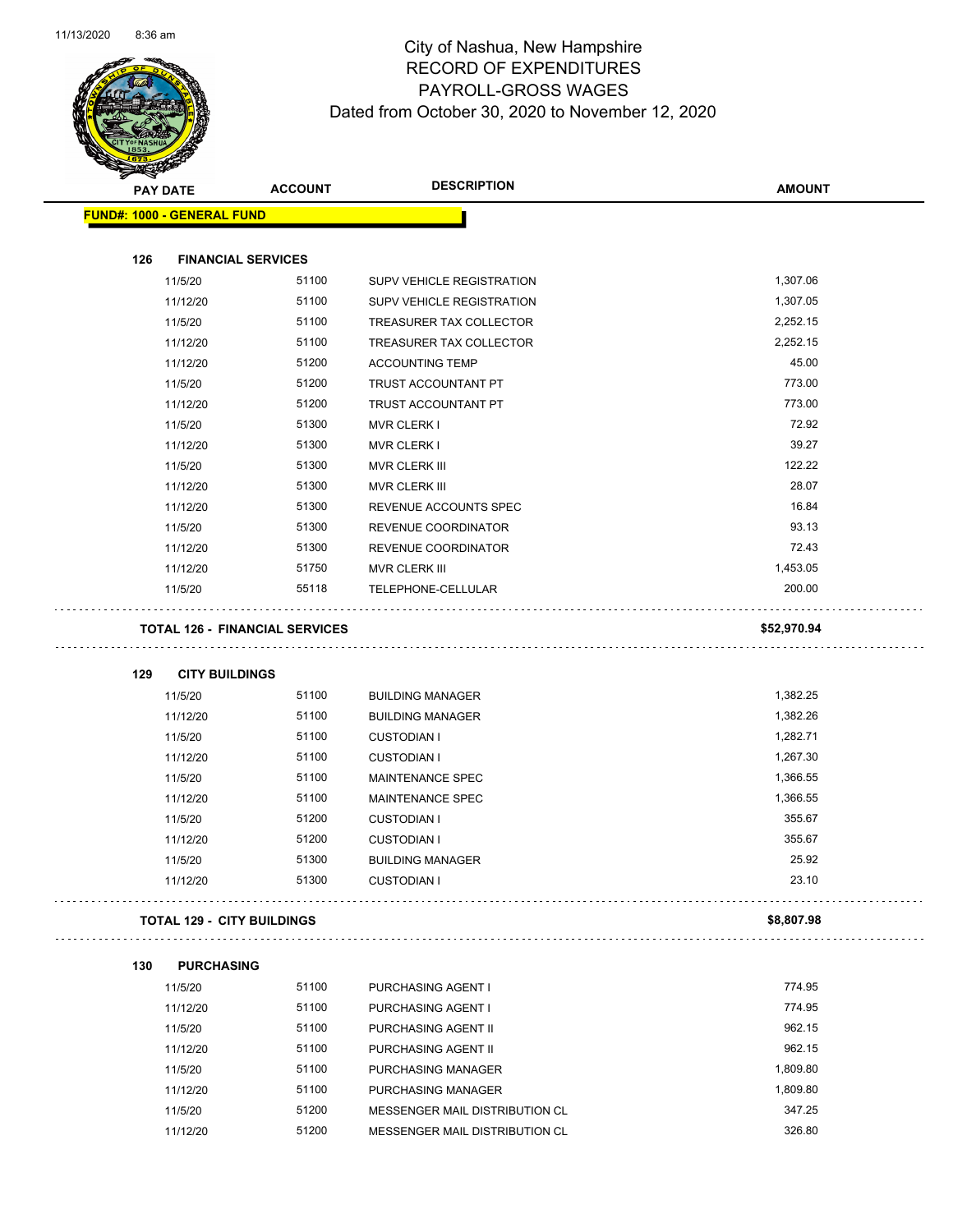# City of Nashua, New Hampshire
## RECORD OF EXPENDITURES
## PAYROLL-GROSS WAGES
## Dated from October 30, 2020 to November 12, 2020

| PAY DATE | ACCOUNT | DESCRIPTION | AMOUNT |
|---|---|---|---|
| **FUND#: 1000 - GENERAL FUND** | | | |
| **126 FINANCIAL SERVICES** | | | |
| 11/5/20 | 51100 | SUPV VEHICLE REGISTRATION | 1,307.06 |
| 11/12/20 | 51100 | SUPV VEHICLE REGISTRATION | 1,307.05 |
| 11/5/20 | 51100 | TREASURER TAX COLLECTOR | 2,252.15 |
| 11/12/20 | 51100 | TREASURER TAX COLLECTOR | 2,252.15 |
| 11/12/20 | 51200 | ACCOUNTING TEMP | 45.00 |
| 11/5/20 | 51200 | TRUST ACCOUNTANT PT | 773.00 |
| 11/12/20 | 51200 | TRUST ACCOUNTANT PT | 773.00 |
| 11/5/20 | 51300 | MVR CLERK I | 72.92 |
| 11/12/20 | 51300 | MVR CLERK I | 39.27 |
| 11/5/20 | 51300 | MVR CLERK III | 122.22 |
| 11/12/20 | 51300 | MVR CLERK III | 28.07 |
| 11/12/20 | 51300 | REVENUE ACCOUNTS SPEC | 16.84 |
| 11/5/20 | 51300 | REVENUE COORDINATOR | 93.13 |
| 11/12/20 | 51300 | REVENUE COORDINATOR | 72.43 |
| 11/12/20 | 51750 | MVR CLERK III | 1,453.05 |
| 11/5/20 | 55118 | TELEPHONE-CELLULAR | 200.00 |
| **TOTAL 126 - FINANCIAL SERVICES** | | | **$52,970.94** |
| **129 CITY BUILDINGS** | | | |
| 11/5/20 | 51100 | BUILDING MANAGER | 1,382.25 |
| 11/12/20 | 51100 | BUILDING MANAGER | 1,382.26 |
| 11/5/20 | 51100 | CUSTODIAN I | 1,282.71 |
| 11/12/20 | 51100 | CUSTODIAN I | 1,267.30 |
| 11/5/20 | 51100 | MAINTENANCE SPEC | 1,366.55 |
| 11/12/20 | 51100 | MAINTENANCE SPEC | 1,366.55 |
| 11/5/20 | 51200 | CUSTODIAN I | 355.67 |
| 11/12/20 | 51200 | CUSTODIAN I | 355.67 |
| 11/5/20 | 51300 | BUILDING MANAGER | 25.92 |
| 11/12/20 | 51300 | CUSTODIAN I | 23.10 |
| **TOTAL 129 - CITY BUILDINGS** | | | **$8,807.98** |
| **130 PURCHASING** | | | |
| 11/5/20 | 51100 | PURCHASING AGENT I | 774.95 |
| 11/12/20 | 51100 | PURCHASING AGENT I | 774.95 |
| 11/5/20 | 51100 | PURCHASING AGENT II | 962.15 |
| 11/12/20 | 51100 | PURCHASING AGENT II | 962.15 |
| 11/5/20 | 51100 | PURCHASING MANAGER | 1,809.80 |
| 11/12/20 | 51100 | PURCHASING MANAGER | 1,809.80 |
| 11/5/20 | 51200 | MESSENGER MAIL DISTRIBUTION CL | 347.25 |
| 11/12/20 | 51200 | MESSENGER MAIL DISTRIBUTION CL | 326.80 |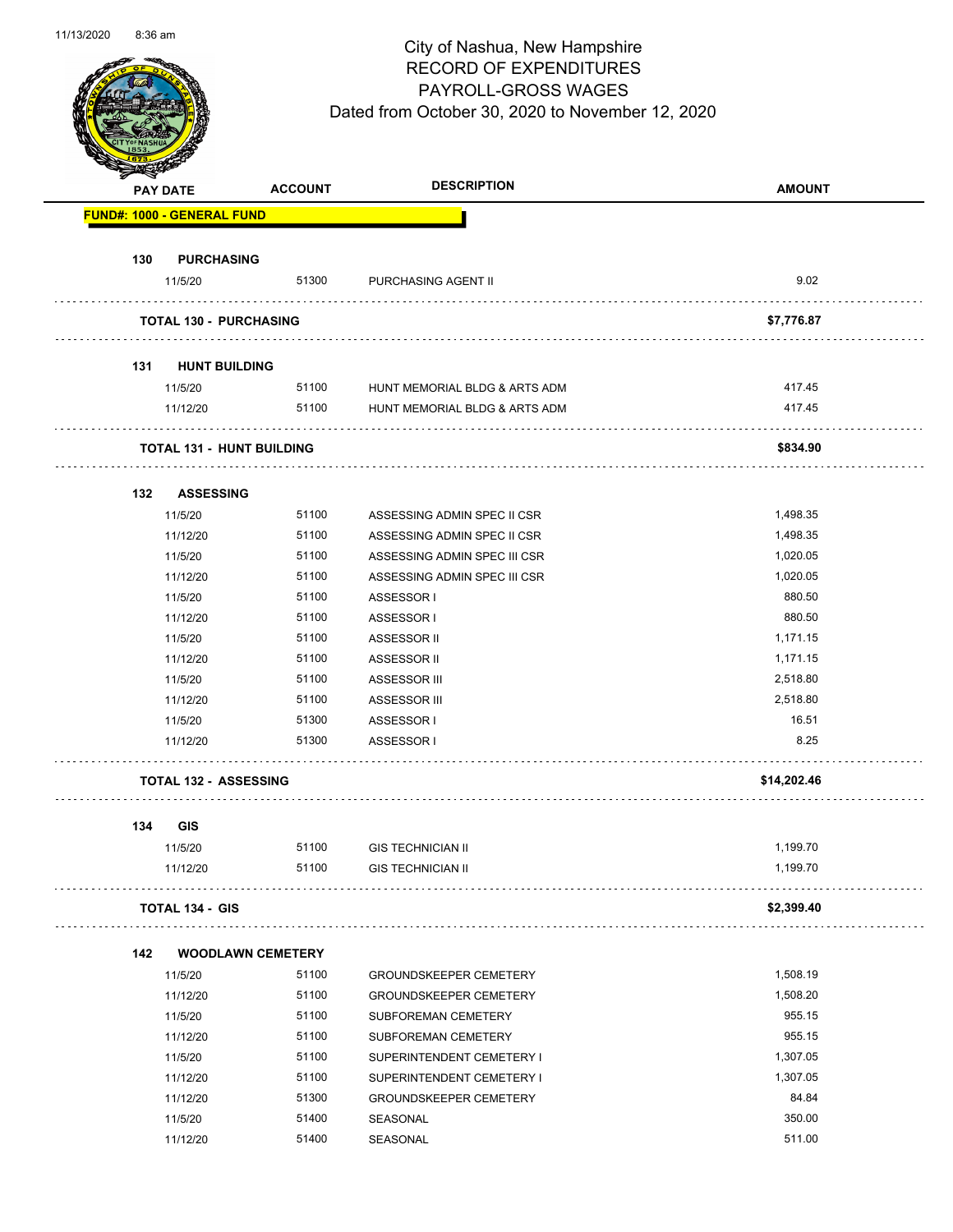# City of Nashua, New Hampshire
## RECORD OF EXPENDITURES
## PAYROLL-GROSS WAGES
### Dated from October 30, 2020 to November 12, 2020

| PAY DATE | ACCOUNT | DESCRIPTION | AMOUNT |
|---|---|---|---|
| **FUND#: 1000 - GENERAL FUND** | | | |
| **130 PURCHASING** | | | |
| 11/5/20 | 51300 | PURCHASING AGENT II | 9.02 |
| **TOTAL 130 - PURCHASING** | | | **$7,776.87** |
| **131 HUNT BUILDING** | | | |
| 11/5/20 | 51100 | HUNT MEMORIAL BLDG & ARTS ADM | 417.45 |
| 11/12/20 | 51100 | HUNT MEMORIAL BLDG & ARTS ADM | 417.45 |
| **TOTAL 131 - HUNT BUILDING** | | | **$834.90** |
| **132 ASSESSING** | | | |
| 11/5/20 | 51100 | ASSESSING ADMIN SPEC II CSR | 1,498.35 |
| 11/12/20 | 51100 | ASSESSING ADMIN SPEC II CSR | 1,498.35 |
| 11/5/20 | 51100 | ASSESSING ADMIN SPEC III CSR | 1,020.05 |
| 11/12/20 | 51100 | ASSESSING ADMIN SPEC III CSR | 1,020.05 |
| 11/5/20 | 51100 | ASSESSOR I | 880.50 |
| 11/12/20 | 51100 | ASSESSOR I | 880.50 |
| 11/5/20 | 51100 | ASSESSOR II | 1,171.15 |
| 11/12/20 | 51100 | ASSESSOR II | 1,171.15 |
| 11/5/20 | 51100 | ASSESSOR III | 2,518.80 |
| 11/12/20 | 51100 | ASSESSOR III | 2,518.80 |
| 11/5/20 | 51300 | ASSESSOR I | 16.51 |
| 11/12/20 | 51300 | ASSESSOR I | 8.25 |
| **TOTAL 132 - ASSESSING** | | | **$14,202.46** |
| **134 GIS** | | | |
| 11/5/20 | 51100 | GIS TECHNICIAN II | 1,199.70 |
| 11/12/20 | 51100 | GIS TECHNICIAN II | 1,199.70 |
| **TOTAL 134 - GIS** | | | **$2,399.40** |
| **142 WOODLAWN CEMETERY** | | | |
| 11/5/20 | 51100 | GROUNDSKEEPER CEMETERY | 1,508.19 |
| 11/12/20 | 51100 | GROUNDSKEEPER CEMETERY | 1,508.20 |
| 11/5/20 | 51100 | SUBFOREMAN CEMETERY | 955.15 |
| 11/12/20 | 51100 | SUBFOREMAN CEMETERY | 955.15 |
| 11/5/20 | 51100 | SUPERINTENDENT CEMETERY I | 1,307.05 |
| 11/12/20 | 51100 | SUPERINTENDENT CEMETERY I | 1,307.05 |
| 11/12/20 | 51300 | GROUNDSKEEPER CEMETERY | 84.84 |
| 11/5/20 | 51400 | SEASONAL | 350.00 |
| 11/12/20 | 51400 | SEASONAL | 511.00 |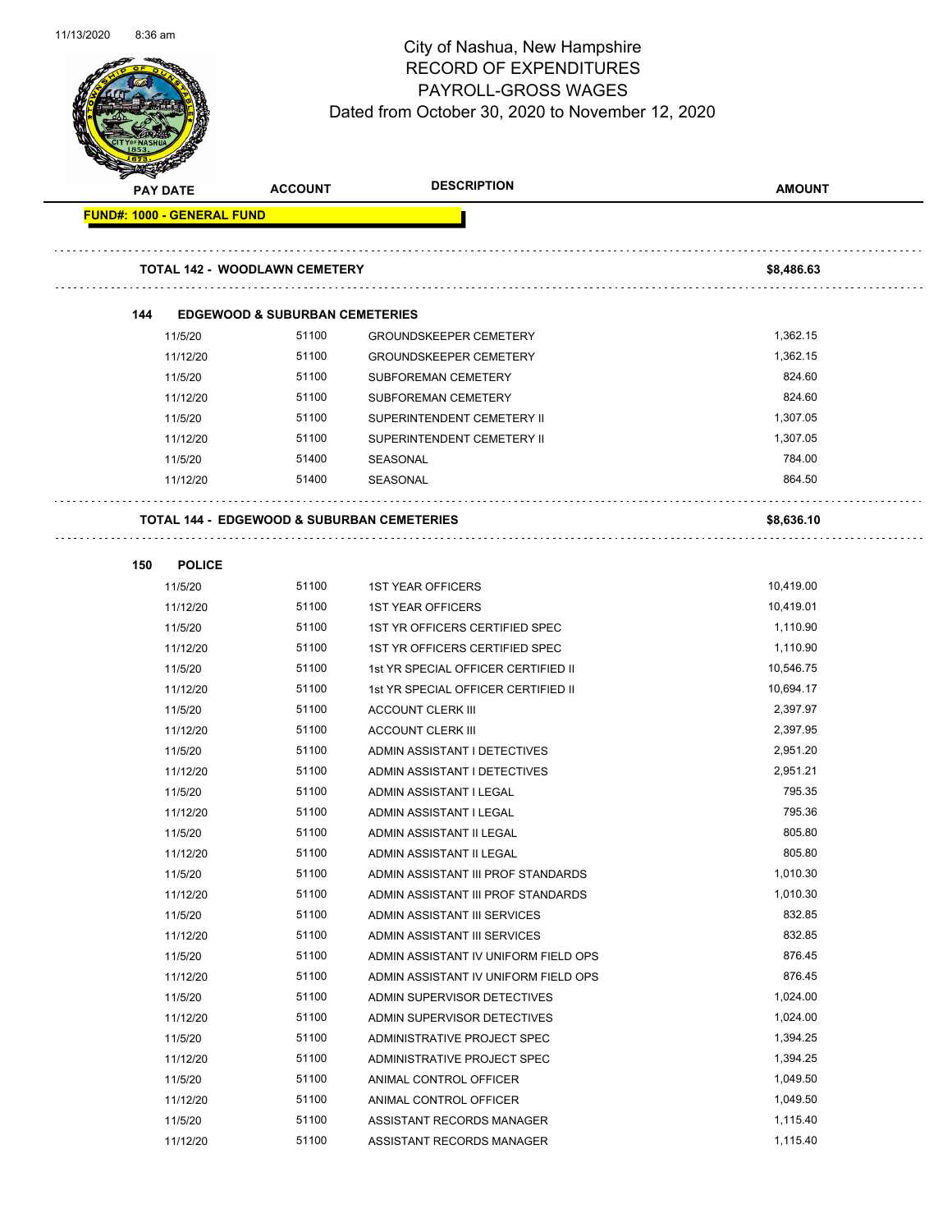City of Nashua, New Hampshire
RECORD OF EXPENDITURES
PAYROLL-GROSS WAGES
Dated from October 30, 2020 to November 12, 2020

| PAY DATE | ACCOUNT | DESCRIPTION | AMOUNT |
|---|---|---|---|
| **FUND#: 1000 - GENERAL FUND** | | | |
| **TOTAL 142 - WOODLAWN CEMETERY** | | | **$8,486.63** |
| **144 EDGEWOOD & SUBURBAN CEMETERIES** | | | |
| 11/5/20 | 51100 | GROUNDSKEEPER CEMETERY | 1,362.15 |
| 11/12/20 | 51100 | GROUNDSKEEPER CEMETERY | 1,362.15 |
| 11/5/20 | 51100 | SUBFOREMAN CEMETERY | 824.60 |
| 11/12/20 | 51100 | SUBFOREMAN CEMETERY | 824.60 |
| 11/5/20 | 51100 | SUPERINTENDENT CEMETERY II | 1,307.05 |
| 11/12/20 | 51100 | SUPERINTENDENT CEMETERY II | 1,307.05 |
| 11/5/20 | 51400 | SEASONAL | 784.00 |
| 11/12/20 | 51400 | SEASONAL | 864.50 |
| **TOTAL 144 - EDGEWOOD & SUBURBAN CEMETERIES** | | | **$8,636.10** |
| **150 POLICE** | | | |
| 11/5/20 | 51100 | 1ST YEAR OFFICERS | 10,419.00 |
| 11/12/20 | 51100 | 1ST YEAR OFFICERS | 10,419.01 |
| 11/5/20 | 51100 | 1ST YR OFFICERS CERTIFIED SPEC | 1,110.90 |
| 11/12/20 | 51100 | 1ST YR OFFICERS CERTIFIED SPEC | 1,110.90 |
| 11/5/20 | 51100 | 1st YR SPECIAL OFFICER CERTIFIED II | 10,546.75 |
| 11/12/20 | 51100 | 1st YR SPECIAL OFFICER CERTIFIED II | 10,694.17 |
| 11/5/20 | 51100 | ACCOUNT CLERK III | 2,397.97 |
| 11/12/20 | 51100 | ACCOUNT CLERK III | 2,397.95 |
| 11/5/20 | 51100 | ADMIN ASSISTANT I DETECTIVES | 2,951.20 |
| 11/12/20 | 51100 | ADMIN ASSISTANT I DETECTIVES | 2,951.21 |
| 11/5/20 | 51100 | ADMIN ASSISTANT I LEGAL | 795.35 |
| 11/12/20 | 51100 | ADMIN ASSISTANT I LEGAL | 795.36 |
| 11/5/20 | 51100 | ADMIN ASSISTANT II LEGAL | 805.80 |
| 11/12/20 | 51100 | ADMIN ASSISTANT II LEGAL | 805.80 |
| 11/5/20 | 51100 | ADMIN ASSISTANT III PROF STANDARDS | 1,010.30 |
| 11/12/20 | 51100 | ADMIN ASSISTANT III PROF STANDARDS | 1,010.30 |
| 11/5/20 | 51100 | ADMIN ASSISTANT III SERVICES | 832.85 |
| 11/12/20 | 51100 | ADMIN ASSISTANT III SERVICES | 832.85 |
| 11/5/20 | 51100 | ADMIN ASSISTANT IV UNIFORM FIELD OPS | 876.45 |
| 11/12/20 | 51100 | ADMIN ASSISTANT IV UNIFORM FIELD OPS | 876.45 |
| 11/5/20 | 51100 | ADMIN SUPERVISOR DETECTIVES | 1,024.00 |
| 11/12/20 | 51100 | ADMIN SUPERVISOR DETECTIVES | 1,024.00 |
| 11/5/20 | 51100 | ADMINISTRATIVE PROJECT SPEC | 1,394.25 |
| 11/12/20 | 51100 | ADMINISTRATIVE PROJECT SPEC | 1,394.25 |
| 11/5/20 | 51100 | ANIMAL CONTROL OFFICER | 1,049.50 |
| 11/12/20 | 51100 | ANIMAL CONTROL OFFICER | 1,049.50 |
| 11/5/20 | 51100 | ASSISTANT RECORDS MANAGER | 1,115.40 |
| 11/12/20 | 51100 | ASSISTANT RECORDS MANAGER | 1,115.40 |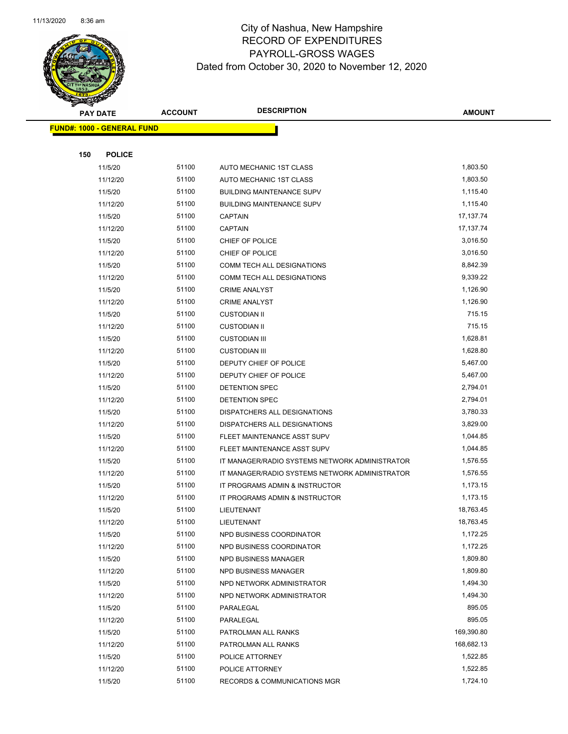# City of Nashua, New Hampshire
# RECORD OF EXPENDITURES
# PAYROLL-GROSS WAGES
## Dated from October 30, 2020 to November 12, 2020

| PAY DATE | ACCOUNT | DESCRIPTION | AMOUNT |
|---|---|---|---|
| **FUND#: 1000 - GENERAL FUND** | | | |
| **150 POLICE** | | | |
| 11/5/20 | 51100 | AUTO MECHANIC 1ST CLASS | 1,803.50 |
| 11/12/20 | 51100 | AUTO MECHANIC 1ST CLASS | 1,803.50 |
| 11/5/20 | 51100 | BUILDING MAINTENANCE SUPV | 1,115.40 |
| 11/12/20 | 51100 | BUILDING MAINTENANCE SUPV | 1,115.40 |
| 11/5/20 | 51100 | CAPTAIN | 17,137.74 |
| 11/12/20 | 51100 | CAPTAIN | 17,137.74 |
| 11/5/20 | 51100 | CHIEF OF POLICE | 3,016.50 |
| 11/12/20 | 51100 | CHIEF OF POLICE | 3,016.50 |
| 11/5/20 | 51100 | COMM TECH ALL DESIGNATIONS | 8,842.39 |
| 11/12/20 | 51100 | COMM TECH ALL DESIGNATIONS | 9,339.22 |
| 11/5/20 | 51100 | CRIME ANALYST | 1,126.90 |
| 11/12/20 | 51100 | CRIME ANALYST | 1,126.90 |
| 11/5/20 | 51100 | CUSTODIAN II | 715.15 |
| 11/12/20 | 51100 | CUSTODIAN II | 715.15 |
| 11/5/20 | 51100 | CUSTODIAN III | 1,628.81 |
| 11/12/20 | 51100 | CUSTODIAN III | 1,628.80 |
| 11/5/20 | 51100 | DEPUTY CHIEF OF POLICE | 5,467.00 |
| 11/12/20 | 51100 | DEPUTY CHIEF OF POLICE | 5,467.00 |
| 11/5/20 | 51100 | DETENTION SPEC | 2,794.01 |
| 11/12/20 | 51100 | DETENTION SPEC | 2,794.01 |
| 11/5/20 | 51100 | DISPATCHERS ALL DESIGNATIONS | 3,780.33 |
| 11/12/20 | 51100 | DISPATCHERS ALL DESIGNATIONS | 3,829.00 |
| 11/5/20 | 51100 | FLEET MAINTENANCE ASST SUPV | 1,044.85 |
| 11/12/20 | 51100 | FLEET MAINTENANCE ASST SUPV | 1,044.85 |
| 11/5/20 | 51100 | IT MANAGER/RADIO SYSTEMS NETWORK ADMINISTRATOR | 1,576.55 |
| 11/12/20 | 51100 | IT MANAGER/RADIO SYSTEMS NETWORK ADMINISTRATOR | 1,576.55 |
| 11/5/20 | 51100 | IT PROGRAMS ADMIN & INSTRUCTOR | 1,173.15 |
| 11/12/20 | 51100 | IT PROGRAMS ADMIN & INSTRUCTOR | 1,173.15 |
| 11/5/20 | 51100 | LIEUTENANT | 18,763.45 |
| 11/12/20 | 51100 | LIEUTENANT | 18,763.45 |
| 11/5/20 | 51100 | NPD BUSINESS COORDINATOR | 1,172.25 |
| 11/12/20 | 51100 | NPD BUSINESS COORDINATOR | 1,172.25 |
| 11/5/20 | 51100 | NPD BUSINESS MANAGER | 1,809.80 |
| 11/12/20 | 51100 | NPD BUSINESS MANAGER | 1,809.80 |
| 11/5/20 | 51100 | NPD NETWORK ADMINISTRATOR | 1,494.30 |
| 11/12/20 | 51100 | NPD NETWORK ADMINISTRATOR | 1,494.30 |
| 11/5/20 | 51100 | PARALEGAL | 895.05 |
| 11/12/20 | 51100 | PARALEGAL | 895.05 |
| 11/5/20 | 51100 | PATROLMAN ALL RANKS | 169,390.80 |
| 11/12/20 | 51100 | PATROLMAN ALL RANKS | 168,682.13 |
| 11/5/20 | 51100 | POLICE ATTORNEY | 1,522.85 |
| 11/12/20 | 51100 | POLICE ATTORNEY | 1,522.85 |
| 11/5/20 | 51100 | RECORDS & COMMUNICATIONS MGR | 1,724.10 |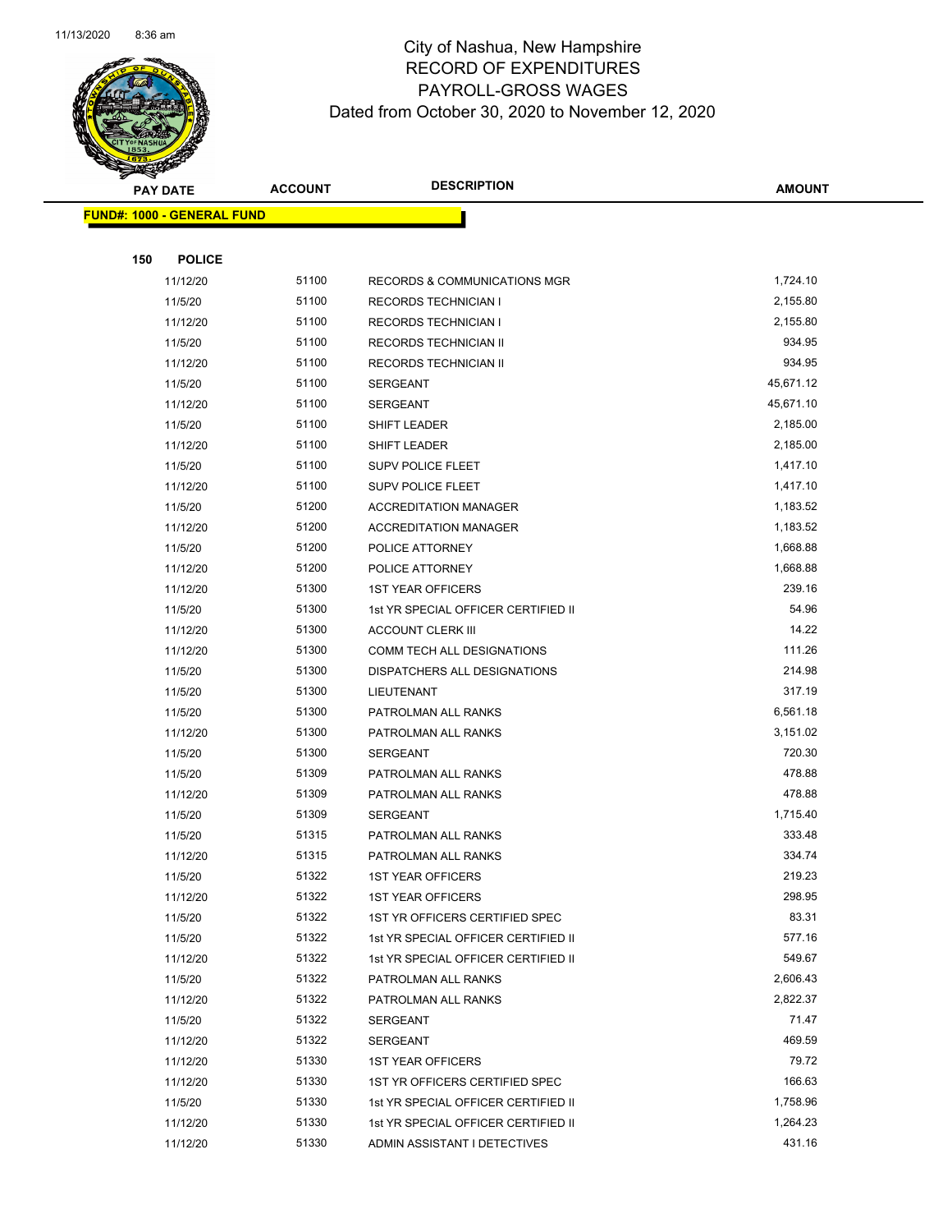# City of Nashua, New Hampshire
## RECORD OF EXPENDITURES
## PAYROLL-GROSS WAGES
## Dated from October 30, 2020 to November 12, 2020

| PAY DATE | ACCOUNT | DESCRIPTION | AMOUNT |
|---|---|---|---|

**FUND#: 1000 - GENERAL FUND**

**150 POLICE**

| PAY DATE | ACCOUNT | DESCRIPTION | AMOUNT |
|---|---|---|---|
| 11/12/20 | 51100 | RECORDS & COMMUNICATIONS MGR | 1,724.10 |
| 11/5/20 | 51100 | RECORDS TECHNICIAN I | 2,155.80 |
| 11/12/20 | 51100 | RECORDS TECHNICIAN I | 2,155.80 |
| 11/5/20 | 51100 | RECORDS TECHNICIAN II | 934.95 |
| 11/12/20 | 51100 | RECORDS TECHNICIAN II | 934.95 |
| 11/5/20 | 51100 | SERGEANT | 45,671.12 |
| 11/12/20 | 51100 | SERGEANT | 45,671.10 |
| 11/5/20 | 51100 | SHIFT LEADER | 2,185.00 |
| 11/12/20 | 51100 | SHIFT LEADER | 2,185.00 |
| 11/5/20 | 51100 | SUPV POLICE FLEET | 1,417.10 |
| 11/12/20 | 51100 | SUPV POLICE FLEET | 1,417.10 |
| 11/5/20 | 51200 | ACCREDITATION MANAGER | 1,183.52 |
| 11/12/20 | 51200 | ACCREDITATION MANAGER | 1,183.52 |
| 11/5/20 | 51200 | POLICE ATTORNEY | 1,668.88 |
| 11/12/20 | 51200 | POLICE ATTORNEY | 1,668.88 |
| 11/12/20 | 51300 | 1ST YEAR OFFICERS | 239.16 |
| 11/5/20 | 51300 | 1st YR SPECIAL OFFICER CERTIFIED II | 54.96 |
| 11/12/20 | 51300 | ACCOUNT CLERK III | 14.22 |
| 11/12/20 | 51300 | COMM TECH ALL DESIGNATIONS | 111.26 |
| 11/5/20 | 51300 | DISPATCHERS ALL DESIGNATIONS | 214.98 |
| 11/5/20 | 51300 | LIEUTENANT | 317.19 |
| 11/5/20 | 51300 | PATROLMAN ALL RANKS | 6,561.18 |
| 11/12/20 | 51300 | PATROLMAN ALL RANKS | 3,151.02 |
| 11/5/20 | 51300 | SERGEANT | 720.30 |
| 11/5/20 | 51309 | PATROLMAN ALL RANKS | 478.88 |
| 11/12/20 | 51309 | PATROLMAN ALL RANKS | 478.88 |
| 11/5/20 | 51309 | SERGEANT | 1,715.40 |
| 11/5/20 | 51315 | PATROLMAN ALL RANKS | 333.48 |
| 11/12/20 | 51315 | PATROLMAN ALL RANKS | 334.74 |
| 11/5/20 | 51322 | 1ST YEAR OFFICERS | 219.23 |
| 11/12/20 | 51322 | 1ST YEAR OFFICERS | 298.95 |
| 11/5/20 | 51322 | 1ST YR OFFICERS CERTIFIED SPEC | 83.31 |
| 11/5/20 | 51322 | 1st YR SPECIAL OFFICER CERTIFIED II | 577.16 |
| 11/12/20 | 51322 | 1st YR SPECIAL OFFICER CERTIFIED II | 549.67 |
| 11/5/20 | 51322 | PATROLMAN ALL RANKS | 2,606.43 |
| 11/12/20 | 51322 | PATROLMAN ALL RANKS | 2,822.37 |
| 11/5/20 | 51322 | SERGEANT | 71.47 |
| 11/12/20 | 51322 | SERGEANT | 469.59 |
| 11/12/20 | 51330 | 1ST YEAR OFFICERS | 79.72 |
| 11/12/20 | 51330 | 1ST YR OFFICERS CERTIFIED SPEC | 166.63 |
| 11/5/20 | 51330 | 1st YR SPECIAL OFFICER CERTIFIED II | 1,758.96 |
| 11/12/20 | 51330 | 1st YR SPECIAL OFFICER CERTIFIED II | 1,264.23 |
| 11/12/20 | 51330 | ADMIN ASSISTANT I DETECTIVES | 431.16 |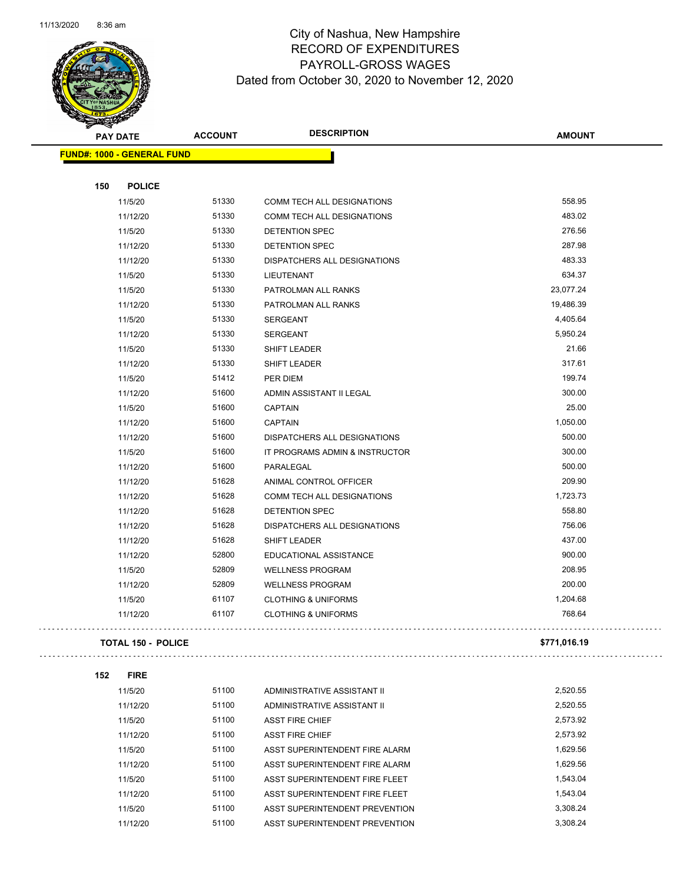# City of Nashua, New Hampshire
## RECORD OF EXPENDITURES
## PAYROLL-GROSS WAGES
## Dated from October 30, 2020 to November 12, 2020

| PAY DATE | ACCOUNT | DESCRIPTION | AMOUNT |
|---|---|---|---|
| **FUND#: 1000 - GENERAL FUND** | | | |
| **150 POLICE** | | | |
| 11/5/20 | 51330 | COMM TECH ALL DESIGNATIONS | 558.95 |
| 11/12/20 | 51330 | COMM TECH ALL DESIGNATIONS | 483.02 |
| 11/5/20 | 51330 | DETENTION SPEC | 276.56 |
| 11/12/20 | 51330 | DETENTION SPEC | 287.98 |
| 11/12/20 | 51330 | DISPATCHERS ALL DESIGNATIONS | 483.33 |
| 11/5/20 | 51330 | LIEUTENANT | 634.37 |
| 11/5/20 | 51330 | PATROLMAN ALL RANKS | 23,077.24 |
| 11/12/20 | 51330 | PATROLMAN ALL RANKS | 19,486.39 |
| 11/5/20 | 51330 | SERGEANT | 4,405.64 |
| 11/12/20 | 51330 | SERGEANT | 5,950.24 |
| 11/5/20 | 51330 | SHIFT LEADER | 21.66 |
| 11/12/20 | 51330 | SHIFT LEADER | 317.61 |
| 11/5/20 | 51412 | PER DIEM | 199.74 |
| 11/12/20 | 51600 | ADMIN ASSISTANT II LEGAL | 300.00 |
| 11/5/20 | 51600 | CAPTAIN | 25.00 |
| 11/12/20 | 51600 | CAPTAIN | 1,050.00 |
| 11/12/20 | 51600 | DISPATCHERS ALL DESIGNATIONS | 500.00 |
| 11/5/20 | 51600 | IT PROGRAMS ADMIN & INSTRUCTOR | 300.00 |
| 11/12/20 | 51600 | PARALEGAL | 500.00 |
| 11/12/20 | 51628 | ANIMAL CONTROL OFFICER | 209.90 |
| 11/12/20 | 51628 | COMM TECH ALL DESIGNATIONS | 1,723.73 |
| 11/12/20 | 51628 | DETENTION SPEC | 558.80 |
| 11/12/20 | 51628 | DISPATCHERS ALL DESIGNATIONS | 756.06 |
| 11/12/20 | 51628 | SHIFT LEADER | 437.00 |
| 11/12/20 | 52800 | EDUCATIONAL ASSISTANCE | 900.00 |
| 11/5/20 | 52809 | WELLNESS PROGRAM | 208.95 |
| 11/12/20 | 52809 | WELLNESS PROGRAM | 200.00 |
| 11/5/20 | 61107 | CLOTHING & UNIFORMS | 1,204.68 |
| 11/12/20 | 61107 | CLOTHING & UNIFORMS | 768.64 |
| **TOTAL 150 - POLICE** | | | **$771,016.19** |
| **152 FIRE** | | | |
| 11/5/20 | 51100 | ADMINISTRATIVE ASSISTANT II | 2,520.55 |
| 11/12/20 | 51100 | ADMINISTRATIVE ASSISTANT II | 2,520.55 |
| 11/5/20 | 51100 | ASST FIRE CHIEF | 2,573.92 |
| 11/12/20 | 51100 | ASST FIRE CHIEF | 2,573.92 |
| 11/5/20 | 51100 | ASST SUPERINTENDENT FIRE ALARM | 1,629.56 |
| 11/12/20 | 51100 | ASST SUPERINTENDENT FIRE ALARM | 1,629.56 |
| 11/5/20 | 51100 | ASST SUPERINTENDENT FIRE FLEET | 1,543.04 |
| 11/12/20 | 51100 | ASST SUPERINTENDENT FIRE FLEET | 1,543.04 |
| 11/5/20 | 51100 | ASST SUPERINTENDENT PREVENTION | 3,308.24 |
| 11/12/20 | 51100 | ASST SUPERINTENDENT PREVENTION | 3,308.24 |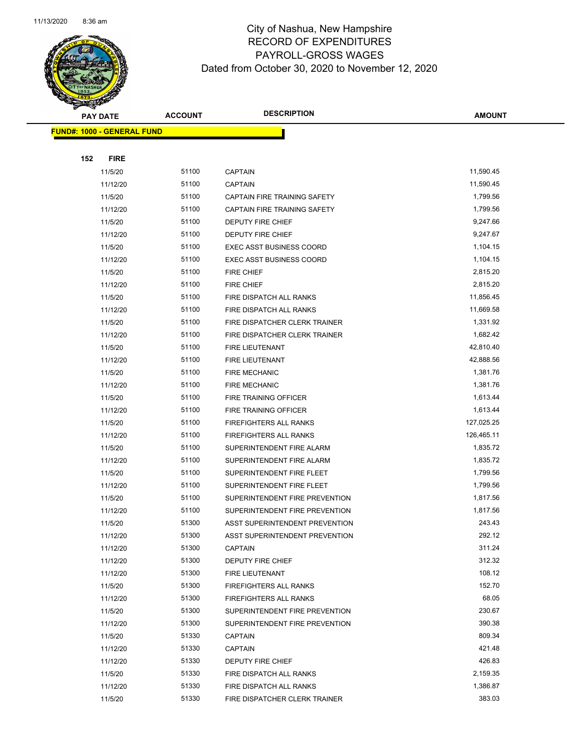# City of Nashua, New Hampshire
# RECORD OF EXPENDITURES
# PAYROLL-GROSS WAGES
# Dated from October 30, 2020 to November 12, 2020

| PAY DATE | ACCOUNT | DESCRIPTION | AMOUNT |
|---|---|---|---|
| **FUND#: 1000 - GENERAL FUND** | | | |
| **152 FIRE** | | | |
| 11/5/20 | 51100 | CAPTAIN | 11,590.45 |
| 11/12/20 | 51100 | CAPTAIN | 11,590.45 |
| 11/5/20 | 51100 | CAPTAIN FIRE TRAINING SAFETY | 1,799.56 |
| 11/12/20 | 51100 | CAPTAIN FIRE TRAINING SAFETY | 1,799.56 |
| 11/5/20 | 51100 | DEPUTY FIRE CHIEF | 9,247.66 |
| 11/12/20 | 51100 | DEPUTY FIRE CHIEF | 9,247.67 |
| 11/5/20 | 51100 | EXEC ASST BUSINESS COORD | 1,104.15 |
| 11/12/20 | 51100 | EXEC ASST BUSINESS COORD | 1,104.15 |
| 11/5/20 | 51100 | FIRE CHIEF | 2,815.20 |
| 11/12/20 | 51100 | FIRE CHIEF | 2,815.20 |
| 11/5/20 | 51100 | FIRE DISPATCH ALL RANKS | 11,856.45 |
| 11/12/20 | 51100 | FIRE DISPATCH ALL RANKS | 11,669.58 |
| 11/5/20 | 51100 | FIRE DISPATCHER CLERK TRAINER | 1,331.92 |
| 11/12/20 | 51100 | FIRE DISPATCHER CLERK TRAINER | 1,682.42 |
| 11/5/20 | 51100 | FIRE LIEUTENANT | 42,810.40 |
| 11/12/20 | 51100 | FIRE LIEUTENANT | 42,888.56 |
| 11/5/20 | 51100 | FIRE MECHANIC | 1,381.76 |
| 11/12/20 | 51100 | FIRE MECHANIC | 1,381.76 |
| 11/5/20 | 51100 | FIRE TRAINING OFFICER | 1,613.44 |
| 11/12/20 | 51100 | FIRE TRAINING OFFICER | 1,613.44 |
| 11/5/20 | 51100 | FIREFIGHTERS ALL RANKS | 127,025.25 |
| 11/12/20 | 51100 | FIREFIGHTERS ALL RANKS | 126,465.11 |
| 11/5/20 | 51100 | SUPERINTENDENT FIRE ALARM | 1,835.72 |
| 11/12/20 | 51100 | SUPERINTENDENT FIRE ALARM | 1,835.72 |
| 11/5/20 | 51100 | SUPERINTENDENT FIRE FLEET | 1,799.56 |
| 11/12/20 | 51100 | SUPERINTENDENT FIRE FLEET | 1,799.56 |
| 11/5/20 | 51100 | SUPERINTENDENT FIRE PREVENTION | 1,817.56 |
| 11/12/20 | 51100 | SUPERINTENDENT FIRE PREVENTION | 1,817.56 |
| 11/5/20 | 51300 | ASST SUPERINTENDENT PREVENTION | 243.43 |
| 11/12/20 | 51300 | ASST SUPERINTENDENT PREVENTION | 292.12 |
| 11/12/20 | 51300 | CAPTAIN | 311.24 |
| 11/12/20 | 51300 | DEPUTY FIRE CHIEF | 312.32 |
| 11/12/20 | 51300 | FIRE LIEUTENANT | 108.12 |
| 11/5/20 | 51300 | FIREFIGHTERS ALL RANKS | 152.70 |
| 11/12/20 | 51300 | FIREFIGHTERS ALL RANKS | 68.05 |
| 11/5/20 | 51300 | SUPERINTENDENT FIRE PREVENTION | 230.67 |
| 11/12/20 | 51300 | SUPERINTENDENT FIRE PREVENTION | 390.38 |
| 11/5/20 | 51330 | CAPTAIN | 809.34 |
| 11/12/20 | 51330 | CAPTAIN | 421.48 |
| 11/12/20 | 51330 | DEPUTY FIRE CHIEF | 426.83 |
| 11/5/20 | 51330 | FIRE DISPATCH ALL RANKS | 2,159.35 |
| 11/12/20 | 51330 | FIRE DISPATCH ALL RANKS | 1,386.87 |
| 11/5/20 | 51330 | FIRE DISPATCHER CLERK TRAINER | 383.03 |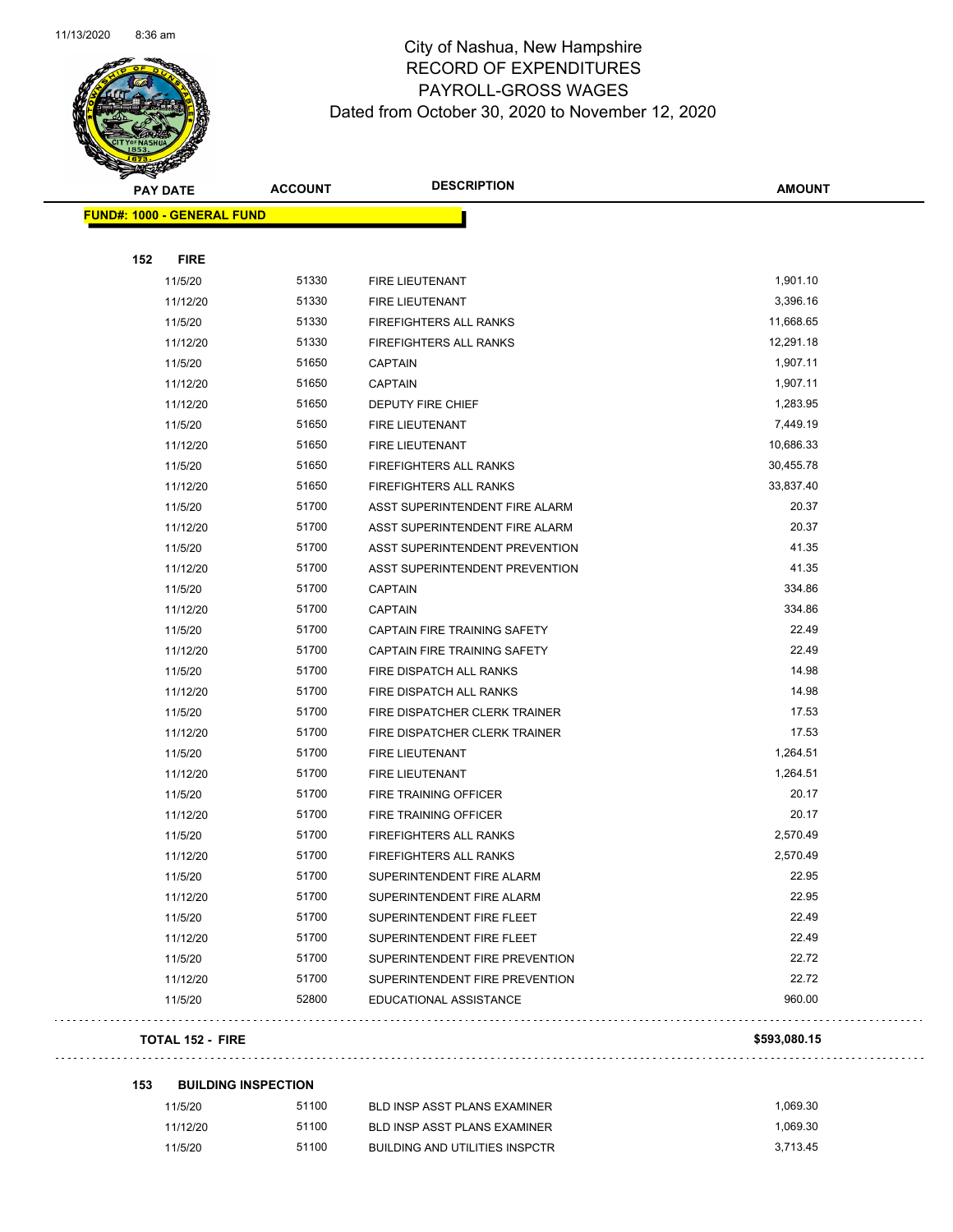# City of Nashua, New Hampshire
## RECORD OF EXPENDITURES
## PAYROLL-GROSS WAGES
### Dated from October 30, 2020 to November 12, 2020

| PAY DATE | ACCOUNT | DESCRIPTION | AMOUNT |
|---|---|---|---|
| **FUND#: 1000 - GENERAL FUND** | | | |
| **152 FIRE** | | | |
| 11/5/20 | 51330 | FIRE LIEUTENANT | 1,901.10 |
| 11/12/20 | 51330 | FIRE LIEUTENANT | 3,396.16 |
| 11/5/20 | 51330 | FIREFIGHTERS ALL RANKS | 11,668.65 |
| 11/12/20 | 51330 | FIREFIGHTERS ALL RANKS | 12,291.18 |
| 11/5/20 | 51650 | CAPTAIN | 1,907.11 |
| 11/12/20 | 51650 | CAPTAIN | 1,907.11 |
| 11/12/20 | 51650 | DEPUTY FIRE CHIEF | 1,283.95 |
| 11/5/20 | 51650 | FIRE LIEUTENANT | 7,449.19 |
| 11/12/20 | 51650 | FIRE LIEUTENANT | 10,686.33 |
| 11/5/20 | 51650 | FIREFIGHTERS ALL RANKS | 30,455.78 |
| 11/12/20 | 51650 | FIREFIGHTERS ALL RANKS | 33,837.40 |
| 11/5/20 | 51700 | ASST SUPERINTENDENT FIRE ALARM | 20.37 |
| 11/12/20 | 51700 | ASST SUPERINTENDENT FIRE ALARM | 20.37 |
| 11/5/20 | 51700 | ASST SUPERINTENDENT PREVENTION | 41.35 |
| 11/12/20 | 51700 | ASST SUPERINTENDENT PREVENTION | 41.35 |
| 11/5/20 | 51700 | CAPTAIN | 334.86 |
| 11/12/20 | 51700 | CAPTAIN | 334.86 |
| 11/5/20 | 51700 | CAPTAIN FIRE TRAINING SAFETY | 22.49 |
| 11/12/20 | 51700 | CAPTAIN FIRE TRAINING SAFETY | 22.49 |
| 11/5/20 | 51700 | FIRE DISPATCH ALL RANKS | 14.98 |
| 11/12/20 | 51700 | FIRE DISPATCH ALL RANKS | 14.98 |
| 11/5/20 | 51700 | FIRE DISPATCHER CLERK TRAINER | 17.53 |
| 11/12/20 | 51700 | FIRE DISPATCHER CLERK TRAINER | 17.53 |
| 11/5/20 | 51700 | FIRE LIEUTENANT | 1,264.51 |
| 11/12/20 | 51700 | FIRE LIEUTENANT | 1,264.51 |
| 11/5/20 | 51700 | FIRE TRAINING OFFICER | 20.17 |
| 11/12/20 | 51700 | FIRE TRAINING OFFICER | 20.17 |
| 11/5/20 | 51700 | FIREFIGHTERS ALL RANKS | 2,570.49 |
| 11/12/20 | 51700 | FIREFIGHTERS ALL RANKS | 2,570.49 |
| 11/5/20 | 51700 | SUPERINTENDENT FIRE ALARM | 22.95 |
| 11/12/20 | 51700 | SUPERINTENDENT FIRE ALARM | 22.95 |
| 11/5/20 | 51700 | SUPERINTENDENT FIRE FLEET | 22.49 |
| 11/12/20 | 51700 | SUPERINTENDENT FIRE FLEET | 22.49 |
| 11/5/20 | 51700 | SUPERINTENDENT FIRE PREVENTION | 22.72 |
| 11/12/20 | 51700 | SUPERINTENDENT FIRE PREVENTION | 22.72 |
| 11/5/20 | 52800 | EDUCATIONAL ASSISTANCE | 960.00 |
| **TOTAL 152 - FIRE** | | | **$593,080.15** |
| **153 BUILDING INSPECTION** | | | |
| 11/5/20 | 51100 | BLD INSP ASST PLANS EXAMINER | 1,069.30 |
| 11/12/20 | 51100 | BLD INSP ASST PLANS EXAMINER | 1,069.30 |
| 11/5/20 | 51100 | BUILDING AND UTILITIES INSPCTR | 3,713.45 |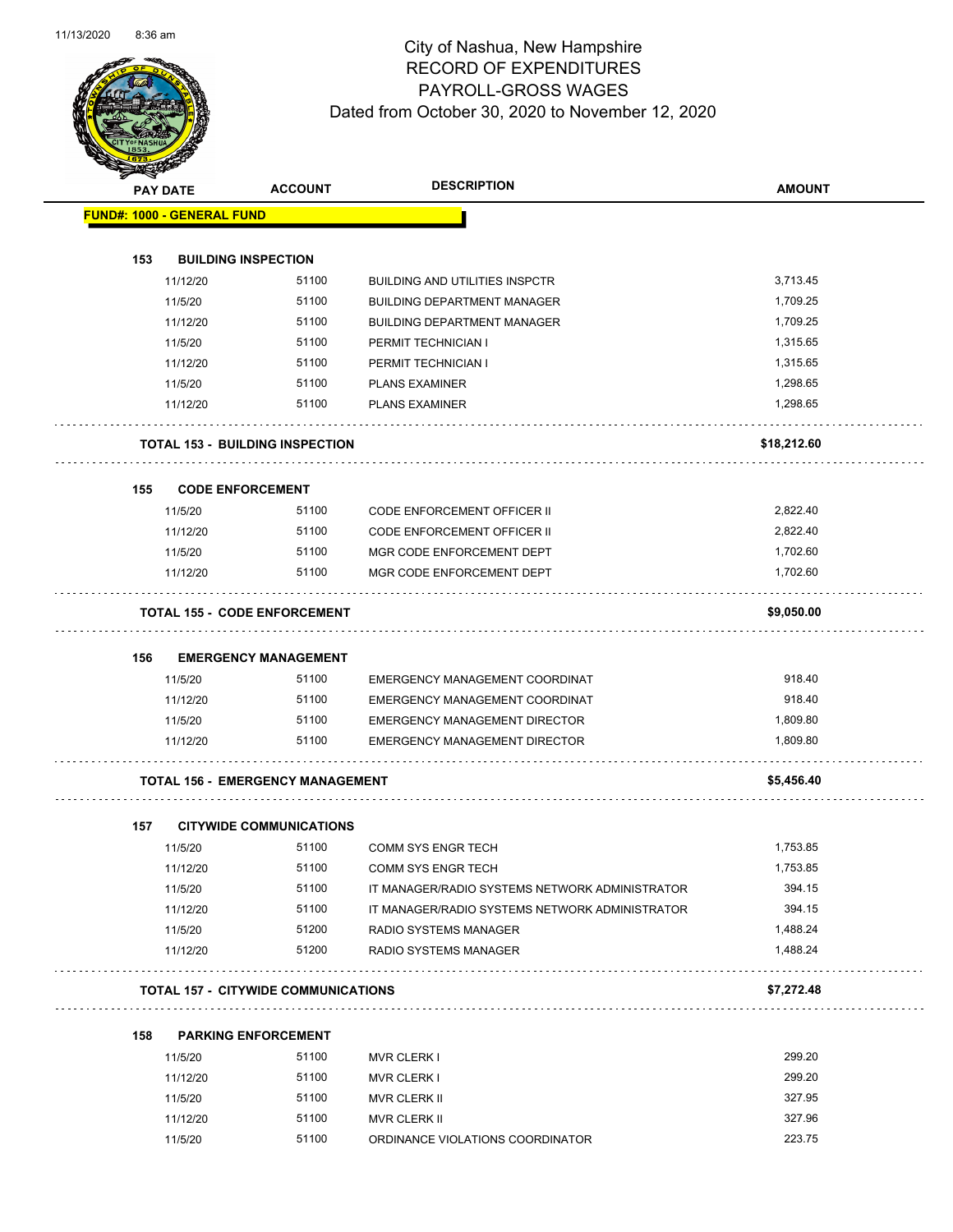11/13/2020 8:36 am

# City of Nashua, New Hampshire
## RECORD OF EXPENDITURES
## PAYROLL-GROSS WAGES
### Dated from October 30, 2020 to November 12, 2020

| PAY DATE | ACCOUNT | DESCRIPTION | AMOUNT |
|---|---|---|---|
| **FUND#: 1000 - GENERAL FUND** | | | |
| **153 BUILDING INSPECTION** | | | |
| 11/12/20 | 51100 | BUILDING AND UTILITIES INSPCTR | 3,713.45 |
| 11/5/20 | 51100 | BUILDING DEPARTMENT MANAGER | 1,709.25 |
| 11/12/20 | 51100 | BUILDING DEPARTMENT MANAGER | 1,709.25 |
| 11/5/20 | 51100 | PERMIT TECHNICIAN I | 1,315.65 |
| 11/12/20 | 51100 | PERMIT TECHNICIAN I | 1,315.65 |
| 11/5/20 | 51100 | PLANS EXAMINER | 1,298.65 |
| 11/12/20 | 51100 | PLANS EXAMINER | 1,298.65 |
| **TOTAL 153 - BUILDING INSPECTION** | | | **$18,212.60** |
| **155 CODE ENFORCEMENT** | | | |
| 11/5/20 | 51100 | CODE ENFORCEMENT OFFICER II | 2,822.40 |
| 11/12/20 | 51100 | CODE ENFORCEMENT OFFICER II | 2,822.40 |
| 11/5/20 | 51100 | MGR CODE ENFORCEMENT DEPT | 1,702.60 |
| 11/12/20 | 51100 | MGR CODE ENFORCEMENT DEPT | 1,702.60 |
| **TOTAL 155 - CODE ENFORCEMENT** | | | **$9,050.00** |
| **156 EMERGENCY MANAGEMENT** | | | |
| 11/5/20 | 51100 | EMERGENCY MANAGEMENT COORDINAT | 918.40 |
| 11/12/20 | 51100 | EMERGENCY MANAGEMENT COORDINAT | 918.40 |
| 11/5/20 | 51100 | EMERGENCY MANAGEMENT DIRECTOR | 1,809.80 |
| 11/12/20 | 51100 | EMERGENCY MANAGEMENT DIRECTOR | 1,809.80 |
| **TOTAL 156 - EMERGENCY MANAGEMENT** | | | **$5,456.40** |
| **157 CITYWIDE COMMUNICATIONS** | | | |
| 11/5/20 | 51100 | COMM SYS ENGR TECH | 1,753.85 |
| 11/12/20 | 51100 | COMM SYS ENGR TECH | 1,753.85 |
| 11/5/20 | 51100 | IT MANAGER/RADIO SYSTEMS NETWORK ADMINISTRATOR | 394.15 |
| 11/12/20 | 51100 | IT MANAGER/RADIO SYSTEMS NETWORK ADMINISTRATOR | 394.15 |
| 11/5/20 | 51200 | RADIO SYSTEMS MANAGER | 1,488.24 |
| 11/12/20 | 51200 | RADIO SYSTEMS MANAGER | 1,488.24 |
| **TOTAL 157 - CITYWIDE COMMUNICATIONS** | | | **$7,272.48** |
| **158 PARKING ENFORCEMENT** | | | |
| 11/5/20 | 51100 | MVR CLERK I | 299.20 |
| 11/12/20 | 51100 | MVR CLERK I | 299.20 |
| 11/5/20 | 51100 | MVR CLERK II | 327.95 |
| 11/12/20 | 51100 | MVR CLERK II | 327.96 |
| 11/5/20 | 51100 | ORDINANCE VIOLATIONS COORDINATOR | 223.75 |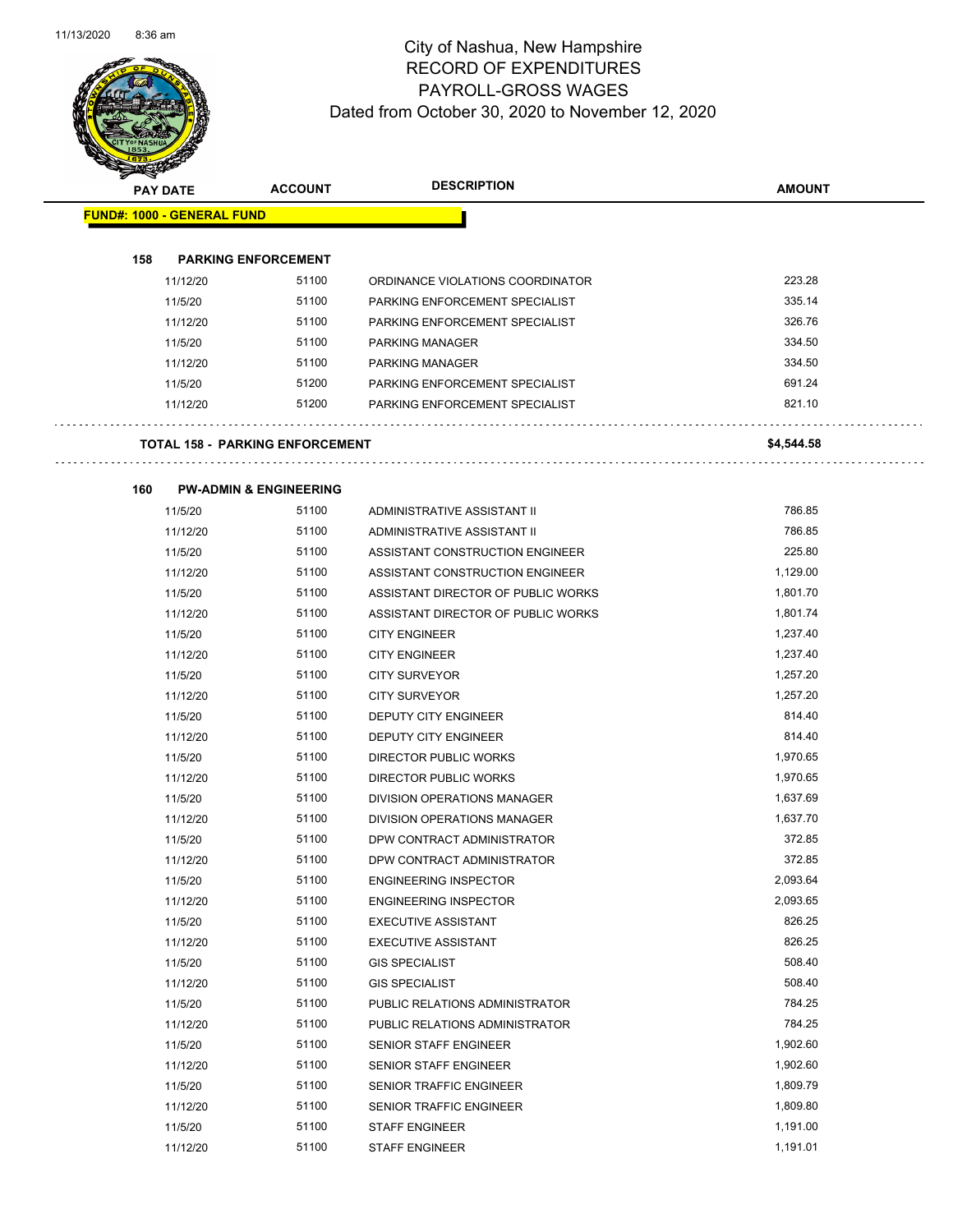# City of Nashua, New Hampshire
## RECORD OF EXPENDITURES
## PAYROLL-GROSS WAGES
## Dated from October 30, 2020 to November 12, 2020

| PAY DATE | ACCOUNT | DESCRIPTION | AMOUNT |
|---|---|---|---|
| **FUND#: 1000 - GENERAL FUND** | | | |
| **158 PARKING ENFORCEMENT** | | | |
| 11/12/20 | 51100 | ORDINANCE VIOLATIONS COORDINATOR | 223.28 |
| 11/5/20 | 51100 | PARKING ENFORCEMENT SPECIALIST | 335.14 |
| 11/12/20 | 51100 | PARKING ENFORCEMENT SPECIALIST | 326.76 |
| 11/5/20 | 51100 | PARKING MANAGER | 334.50 |
| 11/12/20 | 51100 | PARKING MANAGER | 334.50 |
| 11/5/20 | 51200 | PARKING ENFORCEMENT SPECIALIST | 691.24 |
| 11/12/20 | 51200 | PARKING ENFORCEMENT SPECIALIST | 821.10 |
| **TOTAL 158 - PARKING ENFORCEMENT** | | | **$4,544.58** |
| **160 PW-ADMIN & ENGINEERING** | | | |
| 11/5/20 | 51100 | ADMINISTRATIVE ASSISTANT II | 786.85 |
| 11/12/20 | 51100 | ADMINISTRATIVE ASSISTANT II | 786.85 |
| 11/5/20 | 51100 | ASSISTANT CONSTRUCTION ENGINEER | 225.80 |
| 11/12/20 | 51100 | ASSISTANT CONSTRUCTION ENGINEER | 1,129.00 |
| 11/5/20 | 51100 | ASSISTANT DIRECTOR OF PUBLIC WORKS | 1,801.70 |
| 11/12/20 | 51100 | ASSISTANT DIRECTOR OF PUBLIC WORKS | 1,801.74 |
| 11/5/20 | 51100 | CITY ENGINEER | 1,237.40 |
| 11/12/20 | 51100 | CITY ENGINEER | 1,237.40 |
| 11/5/20 | 51100 | CITY SURVEYOR | 1,257.20 |
| 11/12/20 | 51100 | CITY SURVEYOR | 1,257.20 |
| 11/5/20 | 51100 | DEPUTY CITY ENGINEER | 814.40 |
| 11/12/20 | 51100 | DEPUTY CITY ENGINEER | 814.40 |
| 11/5/20 | 51100 | DIRECTOR PUBLIC WORKS | 1,970.65 |
| 11/12/20 | 51100 | DIRECTOR PUBLIC WORKS | 1,970.65 |
| 11/5/20 | 51100 | DIVISION OPERATIONS MANAGER | 1,637.69 |
| 11/12/20 | 51100 | DIVISION OPERATIONS MANAGER | 1,637.70 |
| 11/5/20 | 51100 | DPW CONTRACT ADMINISTRATOR | 372.85 |
| 11/12/20 | 51100 | DPW CONTRACT ADMINISTRATOR | 372.85 |
| 11/5/20 | 51100 | ENGINEERING INSPECTOR | 2,093.64 |
| 11/12/20 | 51100 | ENGINEERING INSPECTOR | 2,093.65 |
| 11/5/20 | 51100 | EXECUTIVE ASSISTANT | 826.25 |
| 11/12/20 | 51100 | EXECUTIVE ASSISTANT | 826.25 |
| 11/5/20 | 51100 | GIS SPECIALIST | 508.40 |
| 11/12/20 | 51100 | GIS SPECIALIST | 508.40 |
| 11/5/20 | 51100 | PUBLIC RELATIONS ADMINISTRATOR | 784.25 |
| 11/12/20 | 51100 | PUBLIC RELATIONS ADMINISTRATOR | 784.25 |
| 11/5/20 | 51100 | SENIOR STAFF ENGINEER | 1,902.60 |
| 11/12/20 | 51100 | SENIOR STAFF ENGINEER | 1,902.60 |
| 11/5/20 | 51100 | SENIOR TRAFFIC ENGINEER | 1,809.79 |
| 11/12/20 | 51100 | SENIOR TRAFFIC ENGINEER | 1,809.80 |
| 11/5/20 | 51100 | STAFF ENGINEER | 1,191.00 |
| 11/12/20 | 51100 | STAFF ENGINEER | 1,191.01 |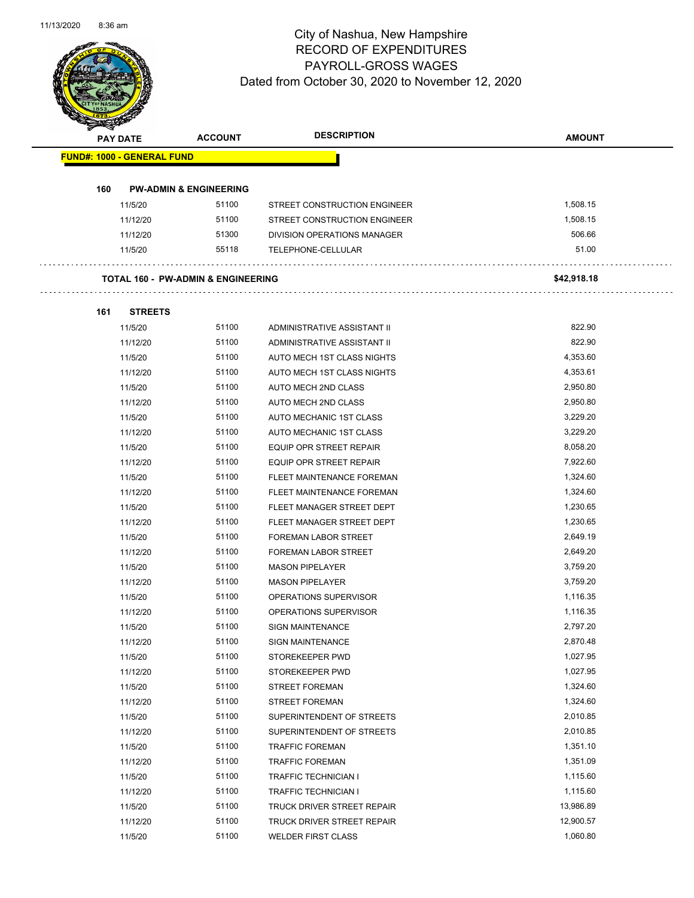# City of Nashua, New Hampshire
## RECORD OF EXPENDITURES
## PAYROLL-GROSS WAGES
### Dated from October 30, 2020 to November 12, 2020

| PAY DATE | ACCOUNT | DESCRIPTION | AMOUNT |
|---|---|---|---|
| **FUND#: 1000 - GENERAL FUND** | | | |
| **160 PW-ADMIN & ENGINEERING** | | | |
| 11/5/20 | 51100 | STREET CONSTRUCTION ENGINEER | 1,508.15 |
| 11/12/20 | 51100 | STREET CONSTRUCTION ENGINEER | 1,508.15 |
| 11/12/20 | 51300 | DIVISION OPERATIONS MANAGER | 506.66 |
| 11/5/20 | 55118 | TELEPHONE-CELLULAR | 51.00 |
| **TOTAL 160 - PW-ADMIN & ENGINEERING** | | | **$42,918.18** |
| **161 STREETS** | | | |
| 11/5/20 | 51100 | ADMINISTRATIVE ASSISTANT II | 822.90 |
| 11/12/20 | 51100 | ADMINISTRATIVE ASSISTANT II | 822.90 |
| 11/5/20 | 51100 | AUTO MECH 1ST CLASS NIGHTS | 4,353.60 |
| 11/12/20 | 51100 | AUTO MECH 1ST CLASS NIGHTS | 4,353.61 |
| 11/5/20 | 51100 | AUTO MECH 2ND CLASS | 2,950.80 |
| 11/12/20 | 51100 | AUTO MECH 2ND CLASS | 2,950.80 |
| 11/5/20 | 51100 | AUTO MECHANIC 1ST CLASS | 3,229.20 |
| 11/12/20 | 51100 | AUTO MECHANIC 1ST CLASS | 3,229.20 |
| 11/5/20 | 51100 | EQUIP OPR STREET REPAIR | 8,058.20 |
| 11/12/20 | 51100 | EQUIP OPR STREET REPAIR | 7,922.60 |
| 11/5/20 | 51100 | FLEET MAINTENANCE FOREMAN | 1,324.60 |
| 11/12/20 | 51100 | FLEET MAINTENANCE FOREMAN | 1,324.60 |
| 11/5/20 | 51100 | FLEET MANAGER STREET DEPT | 1,230.65 |
| 11/12/20 | 51100 | FLEET MANAGER STREET DEPT | 1,230.65 |
| 11/5/20 | 51100 | FOREMAN LABOR STREET | 2,649.19 |
| 11/12/20 | 51100 | FOREMAN LABOR STREET | 2,649.20 |
| 11/5/20 | 51100 | MASON PIPELAYER | 3,759.20 |
| 11/12/20 | 51100 | MASON PIPELAYER | 3,759.20 |
| 11/5/20 | 51100 | OPERATIONS SUPERVISOR | 1,116.35 |
| 11/12/20 | 51100 | OPERATIONS SUPERVISOR | 1,116.35 |
| 11/5/20 | 51100 | SIGN MAINTENANCE | 2,797.20 |
| 11/12/20 | 51100 | SIGN MAINTENANCE | 2,870.48 |
| 11/5/20 | 51100 | STOREKEEPER PWD | 1,027.95 |
| 11/12/20 | 51100 | STOREKEEPER PWD | 1,027.95 |
| 11/5/20 | 51100 | STREET FOREMAN | 1,324.60 |
| 11/12/20 | 51100 | STREET FOREMAN | 1,324.60 |
| 11/5/20 | 51100 | SUPERINTENDENT OF STREETS | 2,010.85 |
| 11/12/20 | 51100 | SUPERINTENDENT OF STREETS | 2,010.85 |
| 11/5/20 | 51100 | TRAFFIC FOREMAN | 1,351.10 |
| 11/12/20 | 51100 | TRAFFIC FOREMAN | 1,351.09 |
| 11/5/20 | 51100 | TRAFFIC TECHNICIAN I | 1,115.60 |
| 11/12/20 | 51100 | TRAFFIC TECHNICIAN I | 1,115.60 |
| 11/5/20 | 51100 | TRUCK DRIVER STREET REPAIR | 13,986.89 |
| 11/12/20 | 51100 | TRUCK DRIVER STREET REPAIR | 12,900.57 |
| 11/5/20 | 51100 | WELDER FIRST CLASS | 1,060.80 |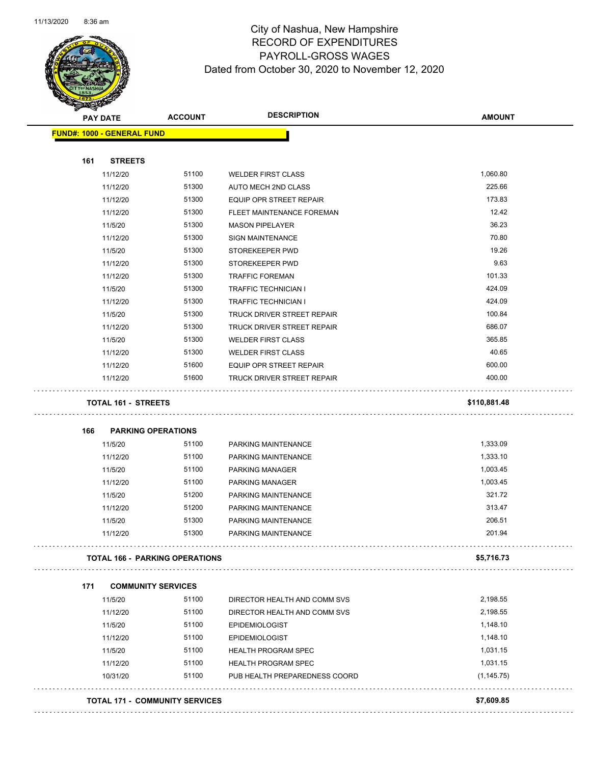# City of Nashua, New Hampshire
## RECORD OF EXPENDITURES
## PAYROLL-GROSS WAGES
### Dated from October 30, 2020 to November 12, 2020

| PAY DATE | ACCOUNT | DESCRIPTION | AMOUNT |
|---|---|---|---|
| **FUND#: 1000 - GENERAL FUND** | | | |
| **161 STREETS** | | | |
| 11/12/20 | 51100 | WELDER FIRST CLASS | 1,060.80 |
| 11/12/20 | 51300 | AUTO MECH 2ND CLASS | 225.66 |
| 11/12/20 | 51300 | EQUIP OPR STREET REPAIR | 173.83 |
| 11/12/20 | 51300 | FLEET MAINTENANCE FOREMAN | 12.42 |
| 11/5/20 | 51300 | MASON PIPELAYER | 36.23 |
| 11/12/20 | 51300 | SIGN MAINTENANCE | 70.80 |
| 11/5/20 | 51300 | STOREKEEPER PWD | 19.26 |
| 11/12/20 | 51300 | STOREKEEPER PWD | 9.63 |
| 11/12/20 | 51300 | TRAFFIC FOREMAN | 101.33 |
| 11/5/20 | 51300 | TRAFFIC TECHNICIAN I | 424.09 |
| 11/12/20 | 51300 | TRAFFIC TECHNICIAN I | 424.09 |
| 11/5/20 | 51300 | TRUCK DRIVER STREET REPAIR | 100.84 |
| 11/12/20 | 51300 | TRUCK DRIVER STREET REPAIR | 686.07 |
| 11/5/20 | 51300 | WELDER FIRST CLASS | 365.85 |
| 11/12/20 | 51300 | WELDER FIRST CLASS | 40.65 |
| 11/12/20 | 51600 | EQUIP OPR STREET REPAIR | 600.00 |
| 11/12/20 | 51600 | TRUCK DRIVER STREET REPAIR | 400.00 |
| **TOTAL 161 - STREETS** | | | **$110,881.48** |
| **166 PARKING OPERATIONS** | | | |
| 11/5/20 | 51100 | PARKING MAINTENANCE | 1,333.09 |
| 11/12/20 | 51100 | PARKING MAINTENANCE | 1,333.10 |
| 11/5/20 | 51100 | PARKING MANAGER | 1,003.45 |
| 11/12/20 | 51100 | PARKING MANAGER | 1,003.45 |
| 11/5/20 | 51200 | PARKING MAINTENANCE | 321.72 |
| 11/12/20 | 51200 | PARKING MAINTENANCE | 313.47 |
| 11/5/20 | 51300 | PARKING MAINTENANCE | 206.51 |
| 11/12/20 | 51300 | PARKING MAINTENANCE | 201.94 |
| **TOTAL 166 - PARKING OPERATIONS** | | | **$5,716.73** |
| **171 COMMUNITY SERVICES** | | | |
| 11/5/20 | 51100 | DIRECTOR HEALTH AND COMM SVS | 2,198.55 |
| 11/12/20 | 51100 | DIRECTOR HEALTH AND COMM SVS | 2,198.55 |
| 11/5/20 | 51100 | EPIDEMIOLOGIST | 1,148.10 |
| 11/12/20 | 51100 | EPIDEMIOLOGIST | 1,148.10 |
| 11/5/20 | 51100 | HEALTH PROGRAM SPEC | 1,031.15 |
| 11/12/20 | 51100 | HEALTH PROGRAM SPEC | 1,031.15 |
| 10/31/20 | 51100 | PUB HEALTH PREPAREDNESS COORD | (1,145.75) |
| **TOTAL 171 - COMMUNITY SERVICES** | | | **$7,609.85** |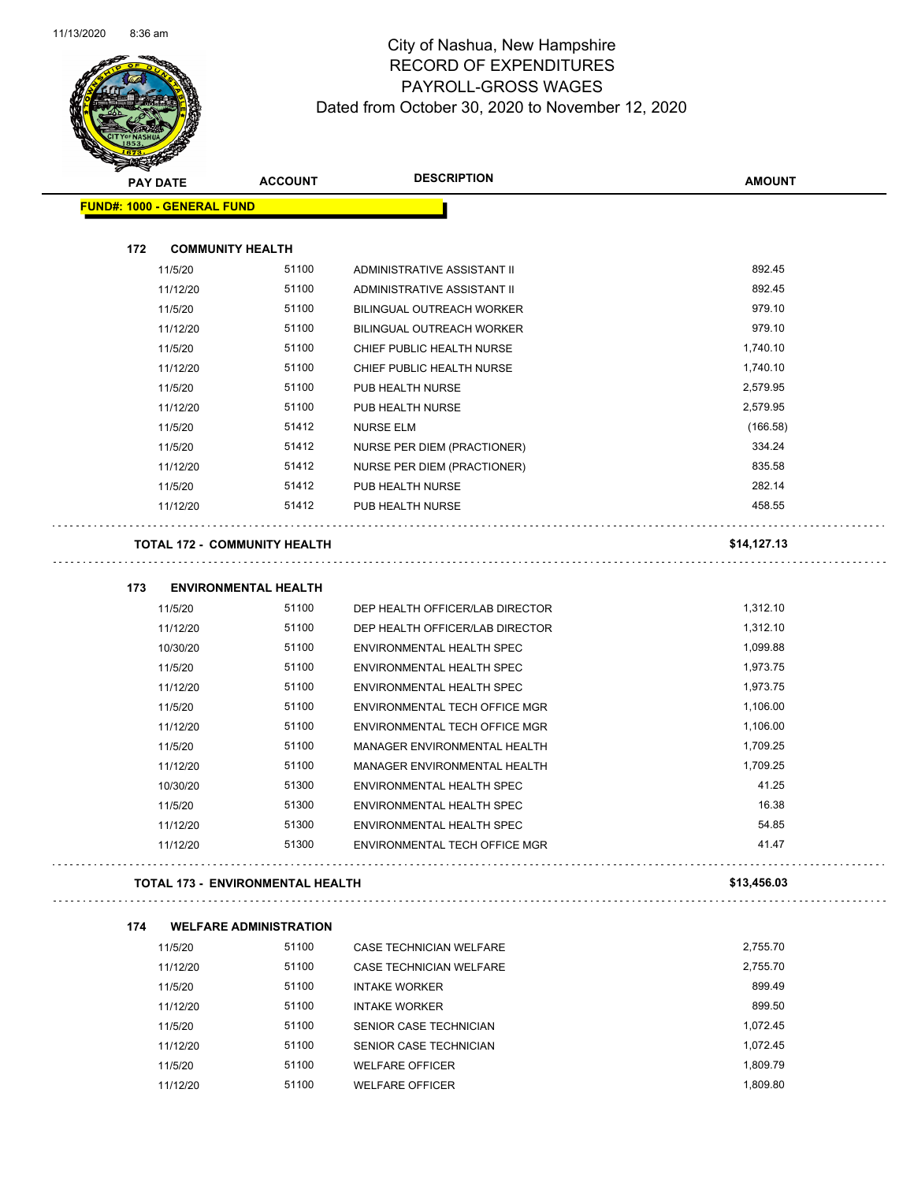# City of Nashua, New Hampshire
## RECORD OF EXPENDITURES
## PAYROLL-GROSS WAGES
### Dated from October 30, 2020 to November 12, 2020

11/13/2020 8:36 am

| PAY DATE | ACCOUNT | DESCRIPTION | AMOUNT |
|---|---|---|---|
| **FUND#: 1000 - GENERAL FUND** | | | |
| **172 COMMUNITY HEALTH** | | | |
| 11/5/20 | 51100 | ADMINISTRATIVE ASSISTANT II | 892.45 |
| 11/12/20 | 51100 | ADMINISTRATIVE ASSISTANT II | 892.45 |
| 11/5/20 | 51100 | BILINGUAL OUTREACH WORKER | 979.10 |
| 11/12/20 | 51100 | BILINGUAL OUTREACH WORKER | 979.10 |
| 11/5/20 | 51100 | CHIEF PUBLIC HEALTH NURSE | 1,740.10 |
| 11/12/20 | 51100 | CHIEF PUBLIC HEALTH NURSE | 1,740.10 |
| 11/5/20 | 51100 | PUB HEALTH NURSE | 2,579.95 |
| 11/12/20 | 51100 | PUB HEALTH NURSE | 2,579.95 |
| 11/5/20 | 51412 | NURSE ELM | (166.58) |
| 11/5/20 | 51412 | NURSE PER DIEM (PRACTIONER) | 334.24 |
| 11/12/20 | 51412 | NURSE PER DIEM (PRACTIONER) | 835.58 |
| 11/5/20 | 51412 | PUB HEALTH NURSE | 282.14 |
| 11/12/20 | 51412 | PUB HEALTH NURSE | 458.55 |
| **TOTAL 172 - COMMUNITY HEALTH** | | | **$14,127.13** |
| **173 ENVIRONMENTAL HEALTH** | | | |
| 11/5/20 | 51100 | DEP HEALTH OFFICER/LAB DIRECTOR | 1,312.10 |
| 11/12/20 | 51100 | DEP HEALTH OFFICER/LAB DIRECTOR | 1,312.10 |
| 10/30/20 | 51100 | ENVIRONMENTAL HEALTH SPEC | 1,099.88 |
| 11/5/20 | 51100 | ENVIRONMENTAL HEALTH SPEC | 1,973.75 |
| 11/12/20 | 51100 | ENVIRONMENTAL HEALTH SPEC | 1,973.75 |
| 11/5/20 | 51100 | ENVIRONMENTAL TECH OFFICE MGR | 1,106.00 |
| 11/12/20 | 51100 | ENVIRONMENTAL TECH OFFICE MGR | 1,106.00 |
| 11/5/20 | 51100 | MANAGER ENVIRONMENTAL HEALTH | 1,709.25 |
| 11/12/20 | 51100 | MANAGER ENVIRONMENTAL HEALTH | 1,709.25 |
| 10/30/20 | 51300 | ENVIRONMENTAL HEALTH SPEC | 41.25 |
| 11/5/20 | 51300 | ENVIRONMENTAL HEALTH SPEC | 16.38 |
| 11/12/20 | 51300 | ENVIRONMENTAL HEALTH SPEC | 54.85 |
| 11/12/20 | 51300 | ENVIRONMENTAL TECH OFFICE MGR | 41.47 |
| **TOTAL 173 - ENVIRONMENTAL HEALTH** | | | **$13,456.03** |
| **174 WELFARE ADMINISTRATION** | | | |
| 11/5/20 | 51100 | CASE TECHNICIAN WELFARE | 2,755.70 |
| 11/12/20 | 51100 | CASE TECHNICIAN WELFARE | 2,755.70 |
| 11/5/20 | 51100 | INTAKE WORKER | 899.49 |
| 11/12/20 | 51100 | INTAKE WORKER | 899.50 |
| 11/5/20 | 51100 | SENIOR CASE TECHNICIAN | 1,072.45 |
| 11/12/20 | 51100 | SENIOR CASE TECHNICIAN | 1,072.45 |
| 11/5/20 | 51100 | WELFARE OFFICER | 1,809.79 |
| 11/12/20 | 51100 | WELFARE OFFICER | 1,809.80 |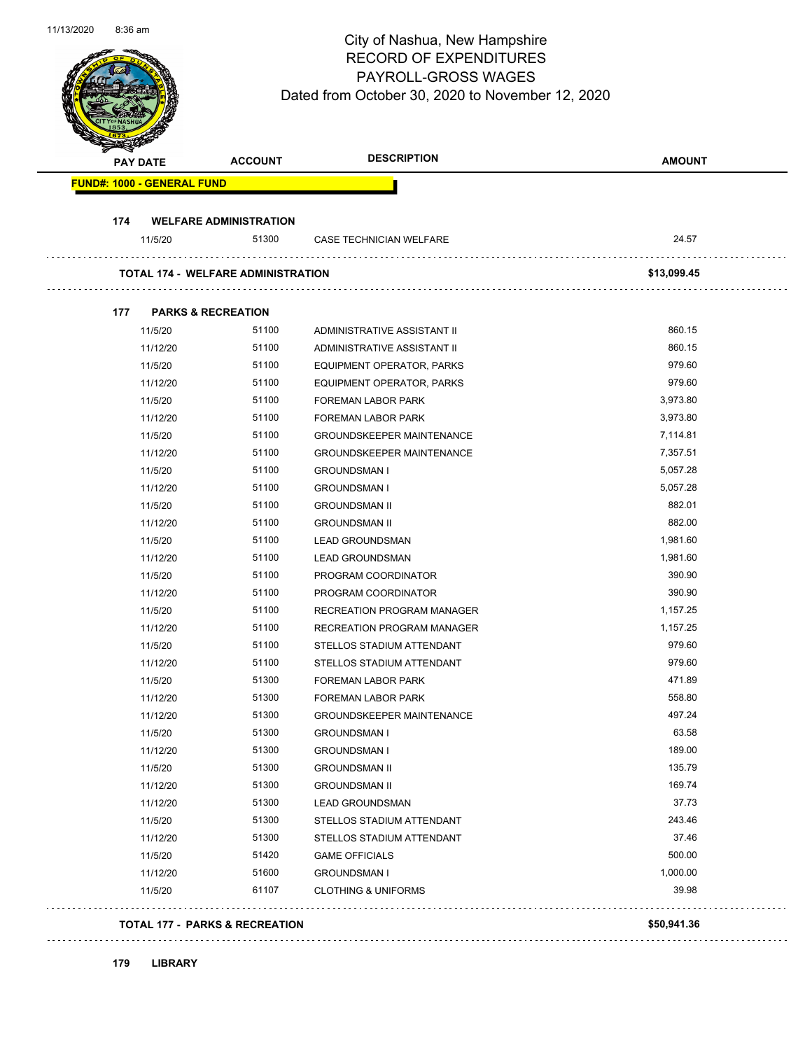City of Nashua, New Hampshire
RECORD OF EXPENDITURES
PAYROLL-GROSS WAGES
Dated from October 30, 2020 to November 12, 2020

| PAY DATE | ACCOUNT | DESCRIPTION | AMOUNT |
|---|---|---|---|
| **FUND#: 1000 - GENERAL FUND** | | | |
| **174 WELFARE ADMINISTRATION** | | | |
| 11/5/20 | 51300 | CASE TECHNICIAN WELFARE | 24.57 |
| **TOTAL 174 - WELFARE ADMINISTRATION** | | | **$13,099.45** |
| **177 PARKS & RECREATION** | | | |
| 11/5/20 | 51100 | ADMINISTRATIVE ASSISTANT II | 860.15 |
| 11/12/20 | 51100 | ADMINISTRATIVE ASSISTANT II | 860.15 |
| 11/5/20 | 51100 | EQUIPMENT OPERATOR, PARKS | 979.60 |
| 11/12/20 | 51100 | EQUIPMENT OPERATOR, PARKS | 979.60 |
| 11/5/20 | 51100 | FOREMAN LABOR PARK | 3,973.80 |
| 11/12/20 | 51100 | FOREMAN LABOR PARK | 3,973.80 |
| 11/5/20 | 51100 | GROUNDSKEEPER MAINTENANCE | 7,114.81 |
| 11/12/20 | 51100 | GROUNDSKEEPER MAINTENANCE | 7,357.51 |
| 11/5/20 | 51100 | GROUNDSMAN I | 5,057.28 |
| 11/12/20 | 51100 | GROUNDSMAN I | 5,057.28 |
| 11/5/20 | 51100 | GROUNDSMAN II | 882.01 |
| 11/12/20 | 51100 | GROUNDSMAN II | 882.00 |
| 11/5/20 | 51100 | LEAD GROUNDSMAN | 1,981.60 |
| 11/12/20 | 51100 | LEAD GROUNDSMAN | 1,981.60 |
| 11/5/20 | 51100 | PROGRAM COORDINATOR | 390.90 |
| 11/12/20 | 51100 | PROGRAM COORDINATOR | 390.90 |
| 11/5/20 | 51100 | RECREATION PROGRAM MANAGER | 1,157.25 |
| 11/12/20 | 51100 | RECREATION PROGRAM MANAGER | 1,157.25 |
| 11/5/20 | 51100 | STELLOS STADIUM ATTENDANT | 979.60 |
| 11/12/20 | 51100 | STELLOS STADIUM ATTENDANT | 979.60 |
| 11/5/20 | 51300 | FOREMAN LABOR PARK | 471.89 |
| 11/12/20 | 51300 | FOREMAN LABOR PARK | 558.80 |
| 11/12/20 | 51300 | GROUNDSKEEPER MAINTENANCE | 497.24 |
| 11/5/20 | 51300 | GROUNDSMAN I | 63.58 |
| 11/12/20 | 51300 | GROUNDSMAN I | 189.00 |
| 11/5/20 | 51300 | GROUNDSMAN II | 135.79 |
| 11/12/20 | 51300 | GROUNDSMAN II | 169.74 |
| 11/12/20 | 51300 | LEAD GROUNDSMAN | 37.73 |
| 11/5/20 | 51300 | STELLOS STADIUM ATTENDANT | 243.46 |
| 11/12/20 | 51300 | STELLOS STADIUM ATTENDANT | 37.46 |
| 11/5/20 | 51420 | GAME OFFICIALS | 500.00 |
| 11/12/20 | 51600 | GROUNDSMAN I | 1,000.00 |
| 11/5/20 | 61107 | CLOTHING & UNIFORMS | 39.98 |
| **TOTAL 177 - PARKS & RECREATION** | | | **$50,941.36** |
| **179 LIBRARY** | | | |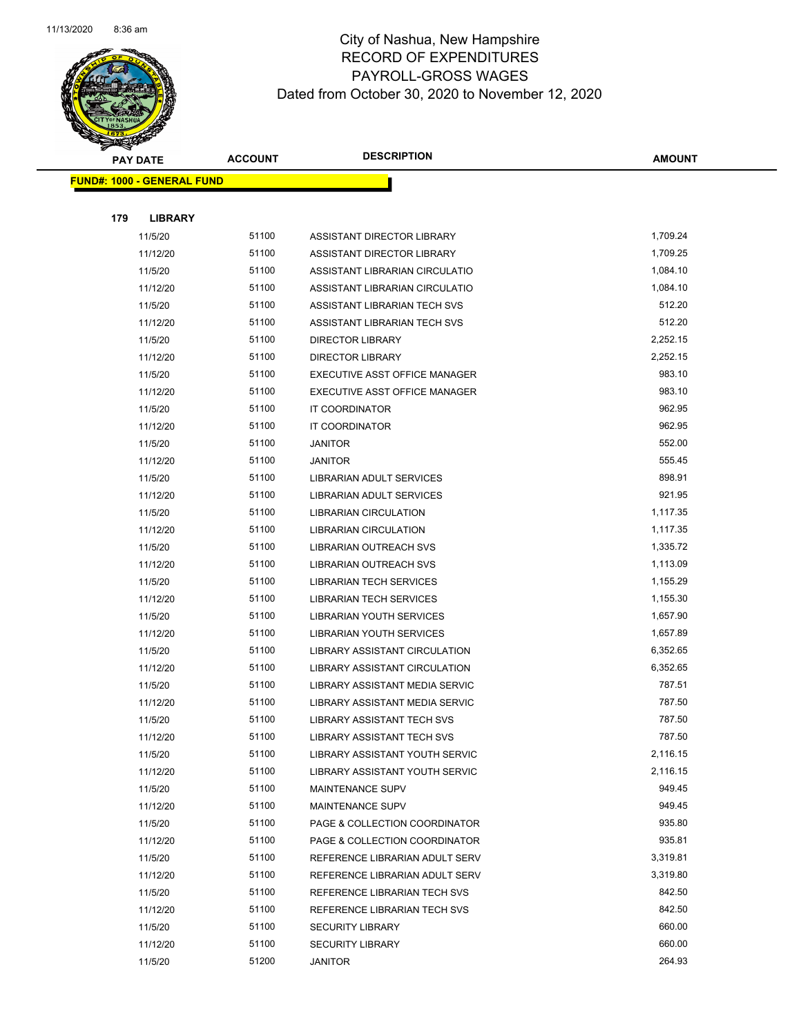# City of Nashua, New Hampshire
## RECORD OF EXPENDITURES
## PAYROLL-GROSS WAGES
## Dated from October 30, 2020 to November 12, 2020

| PAY DATE | ACCOUNT | DESCRIPTION | AMOUNT |
|---|---|---|---|

**FUND#: 1000 - GENERAL FUND**

**179 LIBRARY**

| PAY DATE | ACCOUNT | DESCRIPTION | AMOUNT |
|---|---|---|---|
| 11/5/20 | 51100 | ASSISTANT DIRECTOR LIBRARY | 1,709.24 |
| 11/12/20 | 51100 | ASSISTANT DIRECTOR LIBRARY | 1,709.25 |
| 11/5/20 | 51100 | ASSISTANT LIBRARIAN CIRCULATIO | 1,084.10 |
| 11/12/20 | 51100 | ASSISTANT LIBRARIAN CIRCULATIO | 1,084.10 |
| 11/5/20 | 51100 | ASSISTANT LIBRARIAN TECH SVS | 512.20 |
| 11/12/20 | 51100 | ASSISTANT LIBRARIAN TECH SVS | 512.20 |
| 11/5/20 | 51100 | DIRECTOR LIBRARY | 2,252.15 |
| 11/12/20 | 51100 | DIRECTOR LIBRARY | 2,252.15 |
| 11/5/20 | 51100 | EXECUTIVE ASST OFFICE MANAGER | 983.10 |
| 11/12/20 | 51100 | EXECUTIVE ASST OFFICE MANAGER | 983.10 |
| 11/5/20 | 51100 | IT COORDINATOR | 962.95 |
| 11/12/20 | 51100 | IT COORDINATOR | 962.95 |
| 11/5/20 | 51100 | JANITOR | 552.00 |
| 11/12/20 | 51100 | JANITOR | 555.45 |
| 11/5/20 | 51100 | LIBRARIAN ADULT SERVICES | 898.91 |
| 11/12/20 | 51100 | LIBRARIAN ADULT SERVICES | 921.95 |
| 11/5/20 | 51100 | LIBRARIAN CIRCULATION | 1,117.35 |
| 11/12/20 | 51100 | LIBRARIAN CIRCULATION | 1,117.35 |
| 11/5/20 | 51100 | LIBRARIAN OUTREACH SVS | 1,335.72 |
| 11/12/20 | 51100 | LIBRARIAN OUTREACH SVS | 1,113.09 |
| 11/5/20 | 51100 | LIBRARIAN TECH SERVICES | 1,155.29 |
| 11/12/20 | 51100 | LIBRARIAN TECH SERVICES | 1,155.30 |
| 11/5/20 | 51100 | LIBRARIAN YOUTH SERVICES | 1,657.90 |
| 11/12/20 | 51100 | LIBRARIAN YOUTH SERVICES | 1,657.89 |
| 11/5/20 | 51100 | LIBRARY ASSISTANT CIRCULATION | 6,352.65 |
| 11/12/20 | 51100 | LIBRARY ASSISTANT CIRCULATION | 6,352.65 |
| 11/5/20 | 51100 | LIBRARY ASSISTANT MEDIA SERVIC | 787.51 |
| 11/12/20 | 51100 | LIBRARY ASSISTANT MEDIA SERVIC | 787.50 |
| 11/5/20 | 51100 | LIBRARY ASSISTANT TECH SVS | 787.50 |
| 11/12/20 | 51100 | LIBRARY ASSISTANT TECH SVS | 787.50 |
| 11/5/20 | 51100 | LIBRARY ASSISTANT YOUTH SERVIC | 2,116.15 |
| 11/12/20 | 51100 | LIBRARY ASSISTANT YOUTH SERVIC | 2,116.15 |
| 11/5/20 | 51100 | MAINTENANCE SUPV | 949.45 |
| 11/12/20 | 51100 | MAINTENANCE SUPV | 949.45 |
| 11/5/20 | 51100 | PAGE & COLLECTION COORDINATOR | 935.80 |
| 11/12/20 | 51100 | PAGE & COLLECTION COORDINATOR | 935.81 |
| 11/5/20 | 51100 | REFERENCE LIBRARIAN ADULT SERV | 3,319.81 |
| 11/12/20 | 51100 | REFERENCE LIBRARIAN ADULT SERV | 3,319.80 |
| 11/5/20 | 51100 | REFERENCE LIBRARIAN TECH SVS | 842.50 |
| 11/12/20 | 51100 | REFERENCE LIBRARIAN TECH SVS | 842.50 |
| 11/5/20 | 51100 | SECURITY LIBRARY | 660.00 |
| 11/12/20 | 51100 | SECURITY LIBRARY | 660.00 |
| 11/5/20 | 51200 | JANITOR | 264.93 |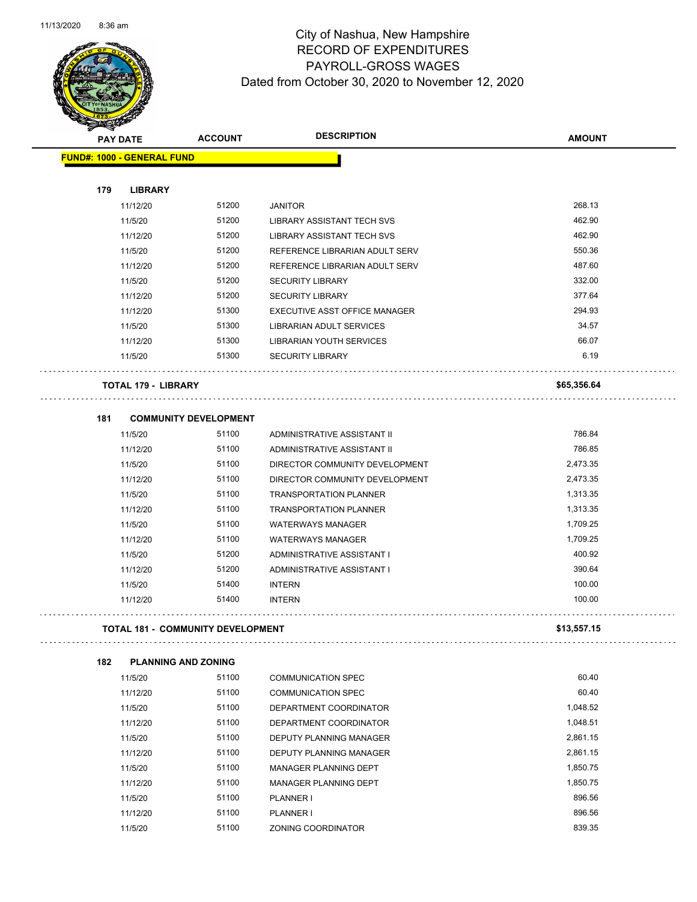# City of Nashua, New Hampshire
## RECORD OF EXPENDITURES
## PAYROLL-GROSS WAGES
### Dated from October 30, 2020 to November 12, 2020

| PAY DATE | ACCOUNT | DESCRIPTION | AMOUNT |
|---|---|---|---|
| **FUND#: 1000 - GENERAL FUND** | | | |
| **179 LIBRARY** | | | |
| 11/12/20 | 51200 | JANITOR | 268.13 |
| 11/5/20 | 51200 | LIBRARY ASSISTANT TECH SVS | 462.90 |
| 11/12/20 | 51200 | LIBRARY ASSISTANT TECH SVS | 462.90 |
| 11/5/20 | 51200 | REFERENCE LIBRARIAN ADULT SERV | 550.36 |
| 11/12/20 | 51200 | REFERENCE LIBRARIAN ADULT SERV | 487.60 |
| 11/5/20 | 51200 | SECURITY LIBRARY | 332.00 |
| 11/12/20 | 51200 | SECURITY LIBRARY | 377.64 |
| 11/12/20 | 51300 | EXECUTIVE ASST OFFICE MANAGER | 294.93 |
| 11/5/20 | 51300 | LIBRARIAN ADULT SERVICES | 34.57 |
| 11/12/20 | 51300 | LIBRARIAN YOUTH SERVICES | 66.07 |
| 11/5/20 | 51300 | SECURITY LIBRARY | 6.19 |
| **TOTAL 179 - LIBRARY** | | | **$65,356.64** |
| **181 COMMUNITY DEVELOPMENT** | | | |
| 11/5/20 | 51100 | ADMINISTRATIVE ASSISTANT II | 786.84 |
| 11/12/20 | 51100 | ADMINISTRATIVE ASSISTANT II | 786.85 |
| 11/5/20 | 51100 | DIRECTOR COMMUNITY DEVELOPMENT | 2,473.35 |
| 11/12/20 | 51100 | DIRECTOR COMMUNITY DEVELOPMENT | 2,473.35 |
| 11/5/20 | 51100 | TRANSPORTATION PLANNER | 1,313.35 |
| 11/12/20 | 51100 | TRANSPORTATION PLANNER | 1,313.35 |
| 11/5/20 | 51100 | WATERWAYS MANAGER | 1,709.25 |
| 11/12/20 | 51100 | WATERWAYS MANAGER | 1,709.25 |
| 11/5/20 | 51200 | ADMINISTRATIVE ASSISTANT I | 400.92 |
| 11/12/20 | 51200 | ADMINISTRATIVE ASSISTANT I | 390.64 |
| 11/5/20 | 51400 | INTERN | 100.00 |
| 11/12/20 | 51400 | INTERN | 100.00 |
| **TOTAL 181 - COMMUNITY DEVELOPMENT** | | | **$13,557.15** |
| **182 PLANNING AND ZONING** | | | |
| 11/5/20 | 51100 | COMMUNICATION SPEC | 60.40 |
| 11/12/20 | 51100 | COMMUNICATION SPEC | 60.40 |
| 11/5/20 | 51100 | DEPARTMENT COORDINATOR | 1,048.52 |
| 11/12/20 | 51100 | DEPARTMENT COORDINATOR | 1,048.51 |
| 11/5/20 | 51100 | DEPUTY PLANNING MANAGER | 2,861.15 |
| 11/12/20 | 51100 | DEPUTY PLANNING MANAGER | 2,861.15 |
| 11/5/20 | 51100 | MANAGER PLANNING DEPT | 1,850.75 |
| 11/12/20 | 51100 | MANAGER PLANNING DEPT | 1,850.75 |
| 11/5/20 | 51100 | PLANNER I | 896.56 |
| 11/12/20 | 51100 | PLANNER I | 896.56 |
| 11/5/20 | 51100 | ZONING COORDINATOR | 839.35 |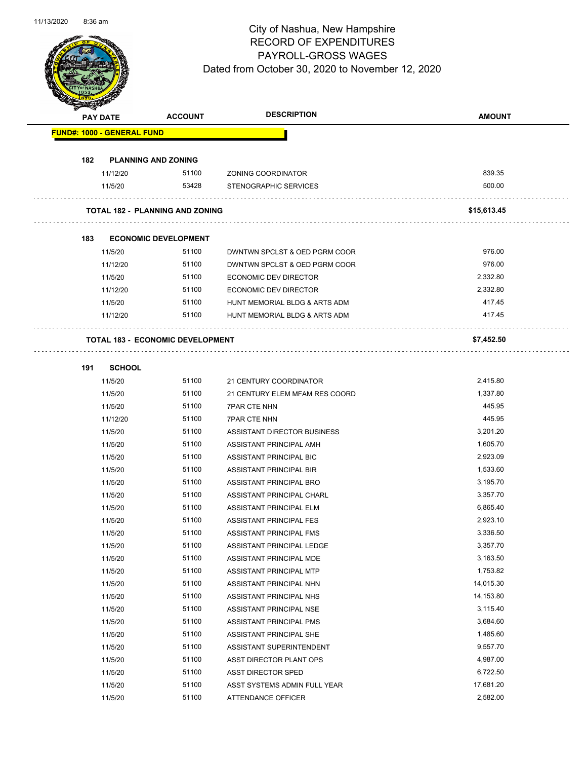# City of Nashua, New Hampshire
## RECORD OF EXPENDITURES
## PAYROLL-GROSS WAGES
### Dated from October 30, 2020 to November 12, 2020

| PAY DATE | ACCOUNT | DESCRIPTION | AMOUNT |
|---|---|---|---|
| **FUND#: 1000 - GENERAL FUND** | | | |
| **182 PLANNING AND ZONING** | | | |
| 11/12/20 | 51100 | ZONING COORDINATOR | 839.35 |
| 11/5/20 | 53428 | STENOGRAPHIC SERVICES | 500.00 |
| **TOTAL 182 - PLANNING AND ZONING** | | | **$15,613.45** |
| **183 ECONOMIC DEVELOPMENT** | | | |
| 11/5/20 | 51100 | DWNTWN SPCLST & OED PGRM COOR | 976.00 |
| 11/12/20 | 51100 | DWNTWN SPCLST & OED PGRM COOR | 976.00 |
| 11/5/20 | 51100 | ECONOMIC DEV DIRECTOR | 2,332.80 |
| 11/12/20 | 51100 | ECONOMIC DEV DIRECTOR | 2,332.80 |
| 11/5/20 | 51100 | HUNT MEMORIAL BLDG & ARTS ADM | 417.45 |
| 11/12/20 | 51100 | HUNT MEMORIAL BLDG & ARTS ADM | 417.45 |
| **TOTAL 183 - ECONOMIC DEVELOPMENT** | | | **$7,452.50** |
| **191 SCHOOL** | | | |
| 11/5/20 | 51100 | 21 CENTURY COORDINATOR | 2,415.80 |
| 11/5/20 | 51100 | 21 CENTURY ELEM MFAM RES COORD | 1,337.80 |
| 11/5/20 | 51100 | 7PAR CTE NHN | 445.95 |
| 11/12/20 | 51100 | 7PAR CTE NHN | 445.95 |
| 11/5/20 | 51100 | ASSISTANT DIRECTOR BUSINESS | 3,201.20 |
| 11/5/20 | 51100 | ASSISTANT PRINCIPAL AMH | 1,605.70 |
| 11/5/20 | 51100 | ASSISTANT PRINCIPAL BIC | 2,923.09 |
| 11/5/20 | 51100 | ASSISTANT PRINCIPAL BIR | 1,533.60 |
| 11/5/20 | 51100 | ASSISTANT PRINCIPAL BRO | 3,195.70 |
| 11/5/20 | 51100 | ASSISTANT PRINCIPAL CHARL | 3,357.70 |
| 11/5/20 | 51100 | ASSISTANT PRINCIPAL ELM | 6,865.40 |
| 11/5/20 | 51100 | ASSISTANT PRINCIPAL FES | 2,923.10 |
| 11/5/20 | 51100 | ASSISTANT PRINCIPAL FMS | 3,336.50 |
| 11/5/20 | 51100 | ASSISTANT PRINCIPAL LEDGE | 3,357.70 |
| 11/5/20 | 51100 | ASSISTANT PRINCIPAL MDE | 3,163.50 |
| 11/5/20 | 51100 | ASSISTANT PRINCIPAL MTP | 1,753.82 |
| 11/5/20 | 51100 | ASSISTANT PRINCIPAL NHN | 14,015.30 |
| 11/5/20 | 51100 | ASSISTANT PRINCIPAL NHS | 14,153.80 |
| 11/5/20 | 51100 | ASSISTANT PRINCIPAL NSE | 3,115.40 |
| 11/5/20 | 51100 | ASSISTANT PRINCIPAL PMS | 3,684.60 |
| 11/5/20 | 51100 | ASSISTANT PRINCIPAL SHE | 1,485.60 |
| 11/5/20 | 51100 | ASSISTANT SUPERINTENDENT | 9,557.70 |
| 11/5/20 | 51100 | ASST DIRECTOR PLANT OPS | 4,987.00 |
| 11/5/20 | 51100 | ASST DIRECTOR SPED | 6,722.50 |
| 11/5/20 | 51100 | ASST SYSTEMS ADMIN FULL YEAR | 17,681.20 |
| 11/5/20 | 51100 | ATTENDANCE OFFICER | 2,582.00 |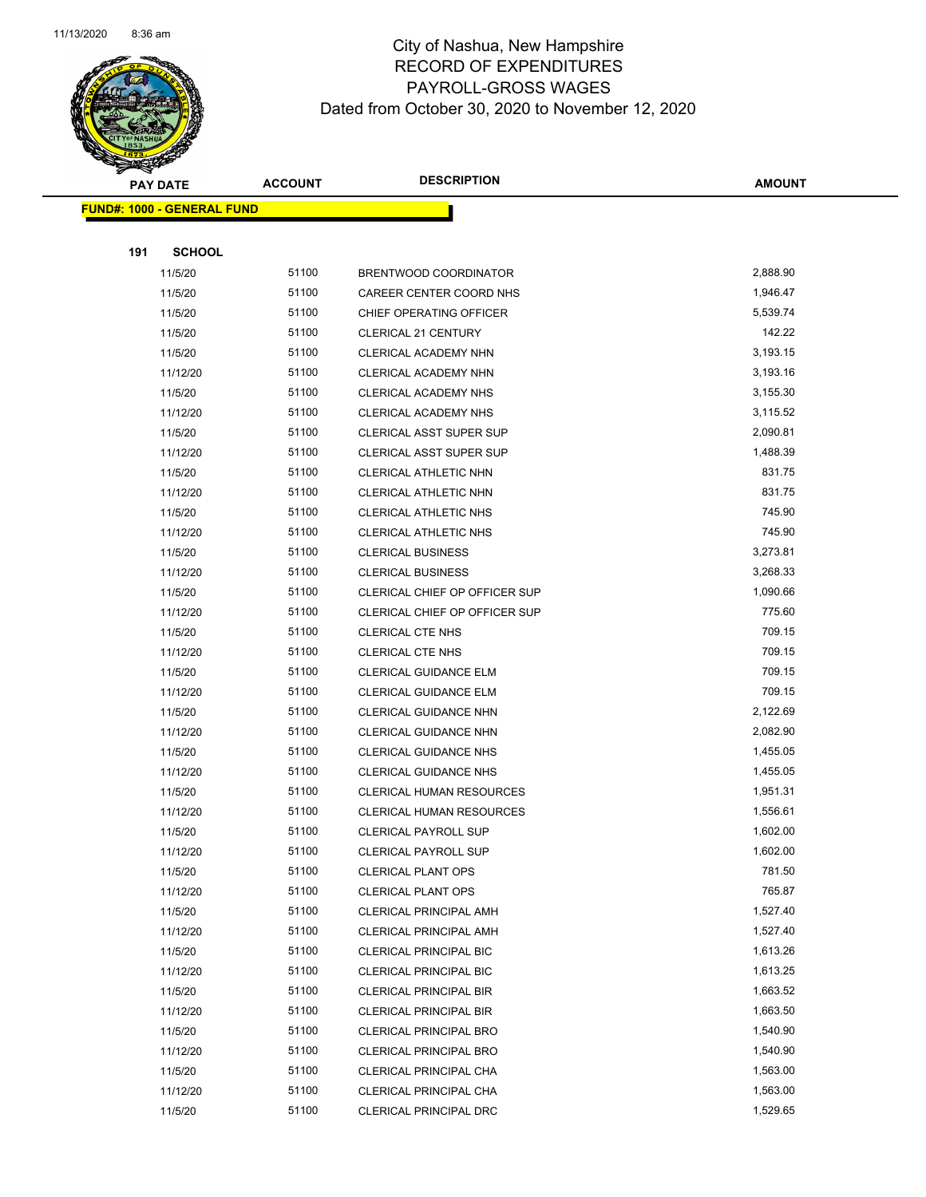# City of Nashua, New Hampshire
## RECORD OF EXPENDITURES
## PAYROLL-GROSS WAGES
## Dated from October 30, 2020 to November 12, 2020

| PAY DATE | ACCOUNT | DESCRIPTION | AMOUNT |
|---|---|---|---|

**FUND#: 1000 - GENERAL FUND**

**191 SCHOOL**

| PAY DATE | ACCOUNT | DESCRIPTION | AMOUNT |
|---|---|---|---|
| 11/5/20 | 51100 | BRENTWOOD COORDINATOR | 2,888.90 |
| 11/5/20 | 51100 | CAREER CENTER COORD NHS | 1,946.47 |
| 11/5/20 | 51100 | CHIEF OPERATING OFFICER | 5,539.74 |
| 11/5/20 | 51100 | CLERICAL 21 CENTURY | 142.22 |
| 11/5/20 | 51100 | CLERICAL ACADEMY NHN | 3,193.15 |
| 11/12/20 | 51100 | CLERICAL ACADEMY NHN | 3,193.16 |
| 11/5/20 | 51100 | CLERICAL ACADEMY NHS | 3,155.30 |
| 11/12/20 | 51100 | CLERICAL ACADEMY NHS | 3,115.52 |
| 11/5/20 | 51100 | CLERICAL ASST SUPER SUP | 2,090.81 |
| 11/12/20 | 51100 | CLERICAL ASST SUPER SUP | 1,488.39 |
| 11/5/20 | 51100 | CLERICAL ATHLETIC NHN | 831.75 |
| 11/12/20 | 51100 | CLERICAL ATHLETIC NHN | 831.75 |
| 11/5/20 | 51100 | CLERICAL ATHLETIC NHS | 745.90 |
| 11/12/20 | 51100 | CLERICAL ATHLETIC NHS | 745.90 |
| 11/5/20 | 51100 | CLERICAL BUSINESS | 3,273.81 |
| 11/12/20 | 51100 | CLERICAL BUSINESS | 3,268.33 |
| 11/5/20 | 51100 | CLERICAL CHIEF OP OFFICER SUP | 1,090.66 |
| 11/12/20 | 51100 | CLERICAL CHIEF OP OFFICER SUP | 775.60 |
| 11/5/20 | 51100 | CLERICAL CTE NHS | 709.15 |
| 11/12/20 | 51100 | CLERICAL CTE NHS | 709.15 |
| 11/5/20 | 51100 | CLERICAL GUIDANCE ELM | 709.15 |
| 11/12/20 | 51100 | CLERICAL GUIDANCE ELM | 709.15 |
| 11/5/20 | 51100 | CLERICAL GUIDANCE NHN | 2,122.69 |
| 11/12/20 | 51100 | CLERICAL GUIDANCE NHN | 2,082.90 |
| 11/5/20 | 51100 | CLERICAL GUIDANCE NHS | 1,455.05 |
| 11/12/20 | 51100 | CLERICAL GUIDANCE NHS | 1,455.05 |
| 11/5/20 | 51100 | CLERICAL HUMAN RESOURCES | 1,951.31 |
| 11/12/20 | 51100 | CLERICAL HUMAN RESOURCES | 1,556.61 |
| 11/5/20 | 51100 | CLERICAL PAYROLL SUP | 1,602.00 |
| 11/12/20 | 51100 | CLERICAL PAYROLL SUP | 1,602.00 |
| 11/5/20 | 51100 | CLERICAL PLANT OPS | 781.50 |
| 11/12/20 | 51100 | CLERICAL PLANT OPS | 765.87 |
| 11/5/20 | 51100 | CLERICAL PRINCIPAL AMH | 1,527.40 |
| 11/12/20 | 51100 | CLERICAL PRINCIPAL AMH | 1,527.40 |
| 11/5/20 | 51100 | CLERICAL PRINCIPAL BIC | 1,613.26 |
| 11/12/20 | 51100 | CLERICAL PRINCIPAL BIC | 1,613.25 |
| 11/5/20 | 51100 | CLERICAL PRINCIPAL BIR | 1,663.52 |
| 11/12/20 | 51100 | CLERICAL PRINCIPAL BIR | 1,663.50 |
| 11/5/20 | 51100 | CLERICAL PRINCIPAL BRO | 1,540.90 |
| 11/12/20 | 51100 | CLERICAL PRINCIPAL BRO | 1,540.90 |
| 11/5/20 | 51100 | CLERICAL PRINCIPAL CHA | 1,563.00 |
| 11/12/20 | 51100 | CLERICAL PRINCIPAL CHA | 1,563.00 |
| 11/5/20 | 51100 | CLERICAL PRINCIPAL DRC | 1,529.65 |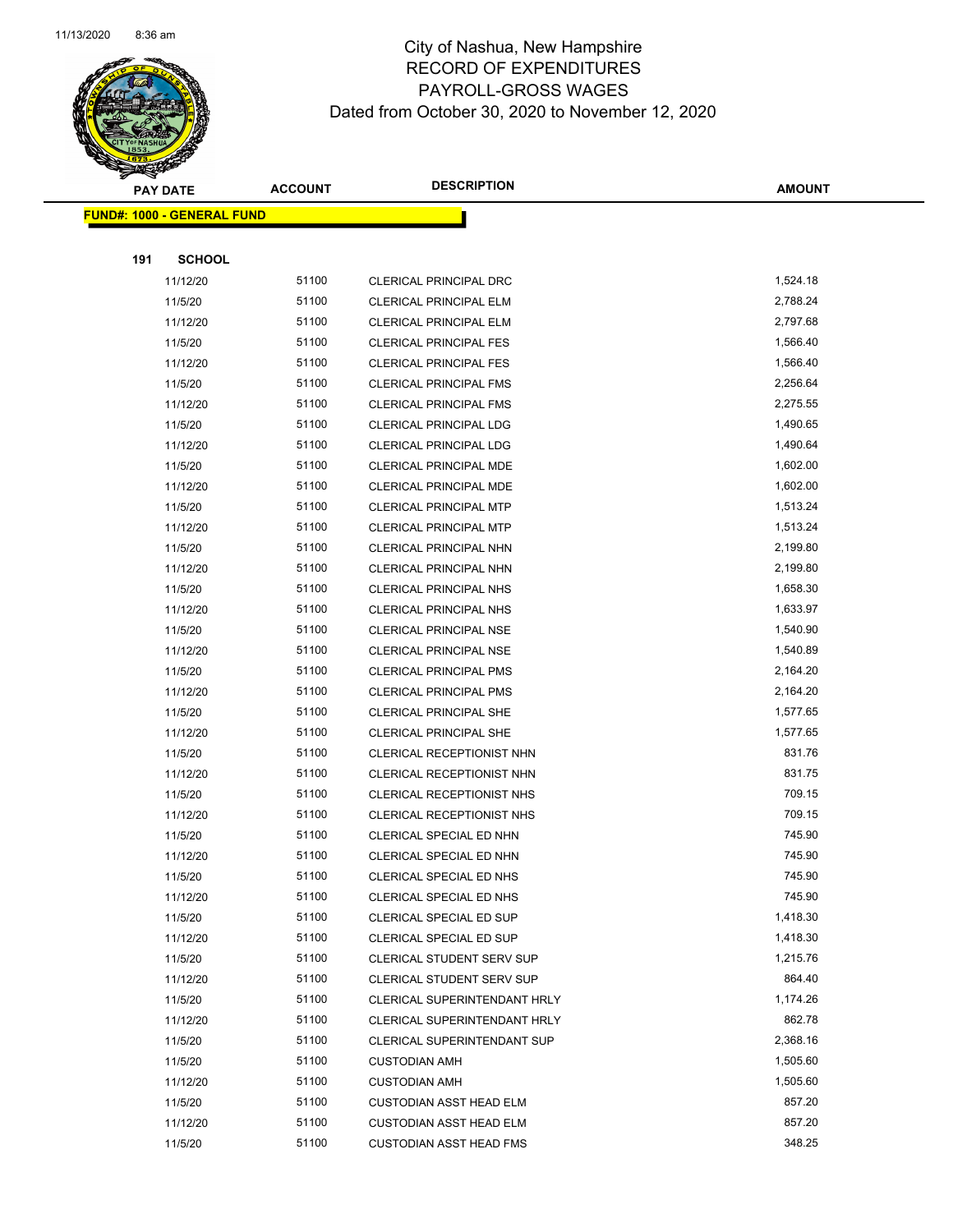# City of Nashua, New Hampshire
## RECORD OF EXPENDITURES
## PAYROLL-GROSS WAGES
### Dated from October 30, 2020 to November 12, 2020

**FUND#: 1000 - GENERAL FUND**

**191 SCHOOL**

| PAY DATE | ACCOUNT | DESCRIPTION | AMOUNT |
|---|---|---|---|
| 11/12/20 | 51100 | CLERICAL PRINCIPAL DRC | 1,524.18 |
| 11/5/20 | 51100 | CLERICAL PRINCIPAL ELM | 2,788.24 |
| 11/12/20 | 51100 | CLERICAL PRINCIPAL ELM | 2,797.68 |
| 11/5/20 | 51100 | CLERICAL PRINCIPAL FES | 1,566.40 |
| 11/12/20 | 51100 | CLERICAL PRINCIPAL FES | 1,566.40 |
| 11/5/20 | 51100 | CLERICAL PRINCIPAL FMS | 2,256.64 |
| 11/12/20 | 51100 | CLERICAL PRINCIPAL FMS | 2,275.55 |
| 11/5/20 | 51100 | CLERICAL PRINCIPAL LDG | 1,490.65 |
| 11/12/20 | 51100 | CLERICAL PRINCIPAL LDG | 1,490.64 |
| 11/5/20 | 51100 | CLERICAL PRINCIPAL MDE | 1,602.00 |
| 11/12/20 | 51100 | CLERICAL PRINCIPAL MDE | 1,602.00 |
| 11/5/20 | 51100 | CLERICAL PRINCIPAL MTP | 1,513.24 |
| 11/12/20 | 51100 | CLERICAL PRINCIPAL MTP | 1,513.24 |
| 11/5/20 | 51100 | CLERICAL PRINCIPAL NHN | 2,199.80 |
| 11/12/20 | 51100 | CLERICAL PRINCIPAL NHN | 2,199.80 |
| 11/5/20 | 51100 | CLERICAL PRINCIPAL NHS | 1,658.30 |
| 11/12/20 | 51100 | CLERICAL PRINCIPAL NHS | 1,633.97 |
| 11/5/20 | 51100 | CLERICAL PRINCIPAL NSE | 1,540.90 |
| 11/12/20 | 51100 | CLERICAL PRINCIPAL NSE | 1,540.89 |
| 11/5/20 | 51100 | CLERICAL PRINCIPAL PMS | 2,164.20 |
| 11/12/20 | 51100 | CLERICAL PRINCIPAL PMS | 2,164.20 |
| 11/5/20 | 51100 | CLERICAL PRINCIPAL SHE | 1,577.65 |
| 11/12/20 | 51100 | CLERICAL PRINCIPAL SHE | 1,577.65 |
| 11/5/20 | 51100 | CLERICAL RECEPTIONIST NHN | 831.76 |
| 11/12/20 | 51100 | CLERICAL RECEPTIONIST NHN | 831.75 |
| 11/5/20 | 51100 | CLERICAL RECEPTIONIST NHS | 709.15 |
| 11/12/20 | 51100 | CLERICAL RECEPTIONIST NHS | 709.15 |
| 11/5/20 | 51100 | CLERICAL SPECIAL ED NHN | 745.90 |
| 11/12/20 | 51100 | CLERICAL SPECIAL ED NHN | 745.90 |
| 11/5/20 | 51100 | CLERICAL SPECIAL ED NHS | 745.90 |
| 11/12/20 | 51100 | CLERICAL SPECIAL ED NHS | 745.90 |
| 11/5/20 | 51100 | CLERICAL SPECIAL ED SUP | 1,418.30 |
| 11/12/20 | 51100 | CLERICAL SPECIAL ED SUP | 1,418.30 |
| 11/5/20 | 51100 | CLERICAL STUDENT SERV SUP | 1,215.76 |
| 11/12/20 | 51100 | CLERICAL STUDENT SERV SUP | 864.40 |
| 11/5/20 | 51100 | CLERICAL SUPERINTENDANT HRLY | 1,174.26 |
| 11/12/20 | 51100 | CLERICAL SUPERINTENDANT HRLY | 862.78 |
| 11/5/20 | 51100 | CLERICAL SUPERINTENDANT SUP | 2,368.16 |
| 11/5/20 | 51100 | CUSTODIAN AMH | 1,505.60 |
| 11/12/20 | 51100 | CUSTODIAN AMH | 1,505.60 |
| 11/5/20 | 51100 | CUSTODIAN ASST HEAD ELM | 857.20 |
| 11/12/20 | 51100 | CUSTODIAN ASST HEAD ELM | 857.20 |
| 11/5/20 | 51100 | CUSTODIAN ASST HEAD FMS | 348.25 |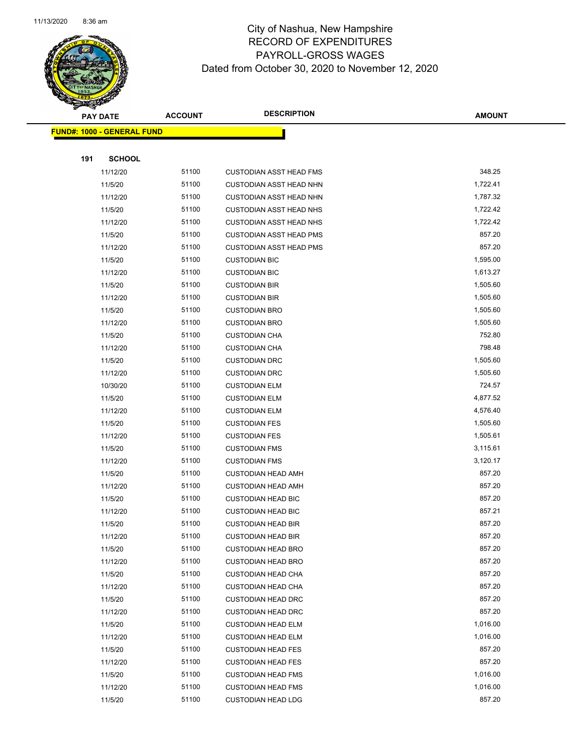# City of Nashua, New Hampshire
## RECORD OF EXPENDITURES
## PAYROLL-GROSS WAGES
## Dated from October 30, 2020 to November 12, 2020

| PAY DATE | ACCOUNT | DESCRIPTION | AMOUNT |
|---|---|---|---|
| **FUND#: 1000 - GENERAL FUND** | | | |
| **191 SCHOOL** | | | |
| 11/12/20 | 51100 | CUSTODIAN ASST HEAD FMS | 348.25 |
| 11/5/20 | 51100 | CUSTODIAN ASST HEAD NHN | 1,722.41 |
| 11/12/20 | 51100 | CUSTODIAN ASST HEAD NHN | 1,787.32 |
| 11/5/20 | 51100 | CUSTODIAN ASST HEAD NHS | 1,722.42 |
| 11/12/20 | 51100 | CUSTODIAN ASST HEAD NHS | 1,722.42 |
| 11/5/20 | 51100 | CUSTODIAN ASST HEAD PMS | 857.20 |
| 11/12/20 | 51100 | CUSTODIAN ASST HEAD PMS | 857.20 |
| 11/5/20 | 51100 | CUSTODIAN BIC | 1,595.00 |
| 11/12/20 | 51100 | CUSTODIAN BIC | 1,613.27 |
| 11/5/20 | 51100 | CUSTODIAN BIR | 1,505.60 |
| 11/12/20 | 51100 | CUSTODIAN BIR | 1,505.60 |
| 11/5/20 | 51100 | CUSTODIAN BRO | 1,505.60 |
| 11/12/20 | 51100 | CUSTODIAN BRO | 1,505.60 |
| 11/5/20 | 51100 | CUSTODIAN CHA | 752.80 |
| 11/12/20 | 51100 | CUSTODIAN CHA | 798.48 |
| 11/5/20 | 51100 | CUSTODIAN DRC | 1,505.60 |
| 11/12/20 | 51100 | CUSTODIAN DRC | 1,505.60 |
| 10/30/20 | 51100 | CUSTODIAN ELM | 724.57 |
| 11/5/20 | 51100 | CUSTODIAN ELM | 4,877.52 |
| 11/12/20 | 51100 | CUSTODIAN ELM | 4,576.40 |
| 11/5/20 | 51100 | CUSTODIAN FES | 1,505.60 |
| 11/12/20 | 51100 | CUSTODIAN FES | 1,505.61 |
| 11/5/20 | 51100 | CUSTODIAN FMS | 3,115.61 |
| 11/12/20 | 51100 | CUSTODIAN FMS | 3,120.17 |
| 11/5/20 | 51100 | CUSTODIAN HEAD AMH | 857.20 |
| 11/12/20 | 51100 | CUSTODIAN HEAD AMH | 857.20 |
| 11/5/20 | 51100 | CUSTODIAN HEAD BIC | 857.20 |
| 11/12/20 | 51100 | CUSTODIAN HEAD BIC | 857.21 |
| 11/5/20 | 51100 | CUSTODIAN HEAD BIR | 857.20 |
| 11/12/20 | 51100 | CUSTODIAN HEAD BIR | 857.20 |
| 11/5/20 | 51100 | CUSTODIAN HEAD BRO | 857.20 |
| 11/12/20 | 51100 | CUSTODIAN HEAD BRO | 857.20 |
| 11/5/20 | 51100 | CUSTODIAN HEAD CHA | 857.20 |
| 11/12/20 | 51100 | CUSTODIAN HEAD CHA | 857.20 |
| 11/5/20 | 51100 | CUSTODIAN HEAD DRC | 857.20 |
| 11/12/20 | 51100 | CUSTODIAN HEAD DRC | 857.20 |
| 11/5/20 | 51100 | CUSTODIAN HEAD ELM | 1,016.00 |
| 11/12/20 | 51100 | CUSTODIAN HEAD ELM | 1,016.00 |
| 11/5/20 | 51100 | CUSTODIAN HEAD FES | 857.20 |
| 11/12/20 | 51100 | CUSTODIAN HEAD FES | 857.20 |
| 11/5/20 | 51100 | CUSTODIAN HEAD FMS | 1,016.00 |
| 11/12/20 | 51100 | CUSTODIAN HEAD FMS | 1,016.00 |
| 11/5/20 | 51100 | CUSTODIAN HEAD LDG | 857.20 |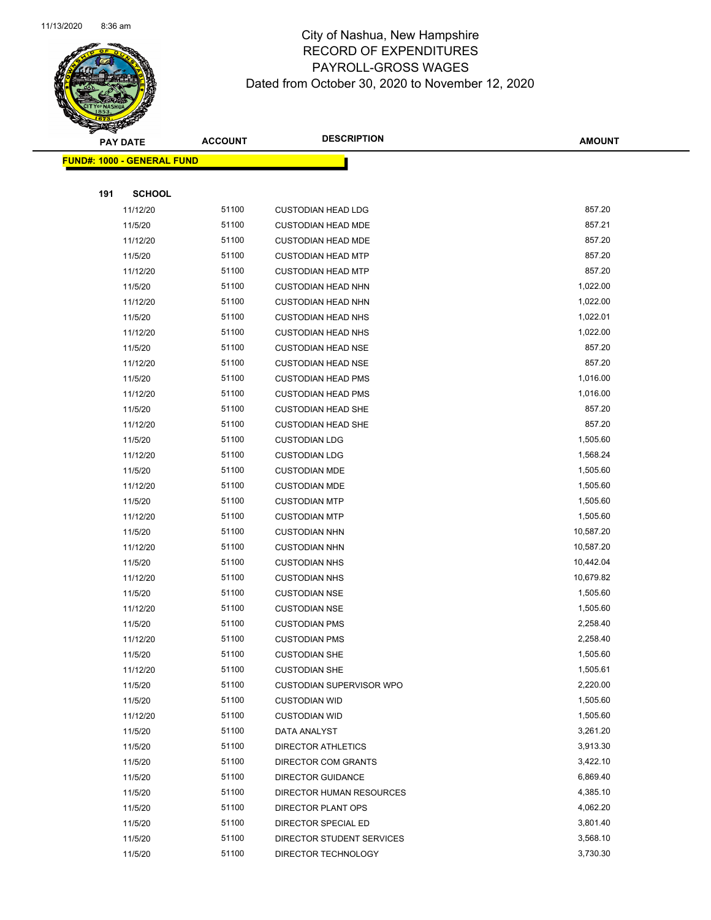# City of Nashua, New Hampshire
## RECORD OF EXPENDITURES
## PAYROLL-GROSS WAGES
## Dated from October 30, 2020 to November 12, 2020

**FUND#: 1000 - GENERAL FUND**

**191 SCHOOL**

| PAY DATE | ACCOUNT | DESCRIPTION | AMOUNT |
|---|---|---|---|
| 11/12/20 | 51100 | CUSTODIAN HEAD LDG | 857.20 |
| 11/5/20 | 51100 | CUSTODIAN HEAD MDE | 857.21 |
| 11/12/20 | 51100 | CUSTODIAN HEAD MDE | 857.20 |
| 11/5/20 | 51100 | CUSTODIAN HEAD MTP | 857.20 |
| 11/12/20 | 51100 | CUSTODIAN HEAD MTP | 857.20 |
| 11/5/20 | 51100 | CUSTODIAN HEAD NHN | 1,022.00 |
| 11/12/20 | 51100 | CUSTODIAN HEAD NHN | 1,022.00 |
| 11/5/20 | 51100 | CUSTODIAN HEAD NHS | 1,022.01 |
| 11/12/20 | 51100 | CUSTODIAN HEAD NHS | 1,022.00 |
| 11/5/20 | 51100 | CUSTODIAN HEAD NSE | 857.20 |
| 11/12/20 | 51100 | CUSTODIAN HEAD NSE | 857.20 |
| 11/5/20 | 51100 | CUSTODIAN HEAD PMS | 1,016.00 |
| 11/12/20 | 51100 | CUSTODIAN HEAD PMS | 1,016.00 |
| 11/5/20 | 51100 | CUSTODIAN HEAD SHE | 857.20 |
| 11/12/20 | 51100 | CUSTODIAN HEAD SHE | 857.20 |
| 11/5/20 | 51100 | CUSTODIAN LDG | 1,505.60 |
| 11/12/20 | 51100 | CUSTODIAN LDG | 1,568.24 |
| 11/5/20 | 51100 | CUSTODIAN MDE | 1,505.60 |
| 11/12/20 | 51100 | CUSTODIAN MDE | 1,505.60 |
| 11/5/20 | 51100 | CUSTODIAN MTP | 1,505.60 |
| 11/12/20 | 51100 | CUSTODIAN MTP | 1,505.60 |
| 11/5/20 | 51100 | CUSTODIAN NHN | 10,587.20 |
| 11/12/20 | 51100 | CUSTODIAN NHN | 10,587.20 |
| 11/5/20 | 51100 | CUSTODIAN NHS | 10,442.04 |
| 11/12/20 | 51100 | CUSTODIAN NHS | 10,679.82 |
| 11/5/20 | 51100 | CUSTODIAN NSE | 1,505.60 |
| 11/12/20 | 51100 | CUSTODIAN NSE | 1,505.60 |
| 11/5/20 | 51100 | CUSTODIAN PMS | 2,258.40 |
| 11/12/20 | 51100 | CUSTODIAN PMS | 2,258.40 |
| 11/5/20 | 51100 | CUSTODIAN SHE | 1,505.60 |
| 11/12/20 | 51100 | CUSTODIAN SHE | 1,505.61 |
| 11/5/20 | 51100 | CUSTODIAN SUPERVISOR WPO | 2,220.00 |
| 11/5/20 | 51100 | CUSTODIAN WID | 1,505.60 |
| 11/12/20 | 51100 | CUSTODIAN WID | 1,505.60 |
| 11/5/20 | 51100 | DATA ANALYST | 3,261.20 |
| 11/5/20 | 51100 | DIRECTOR ATHLETICS | 3,913.30 |
| 11/5/20 | 51100 | DIRECTOR COM GRANTS | 3,422.10 |
| 11/5/20 | 51100 | DIRECTOR GUIDANCE | 6,869.40 |
| 11/5/20 | 51100 | DIRECTOR HUMAN RESOURCES | 4,385.10 |
| 11/5/20 | 51100 | DIRECTOR PLANT OPS | 4,062.20 |
| 11/5/20 | 51100 | DIRECTOR SPECIAL ED | 3,801.40 |
| 11/5/20 | 51100 | DIRECTOR STUDENT SERVICES | 3,568.10 |
| 11/5/20 | 51100 | DIRECTOR TECHNOLOGY | 3,730.30 |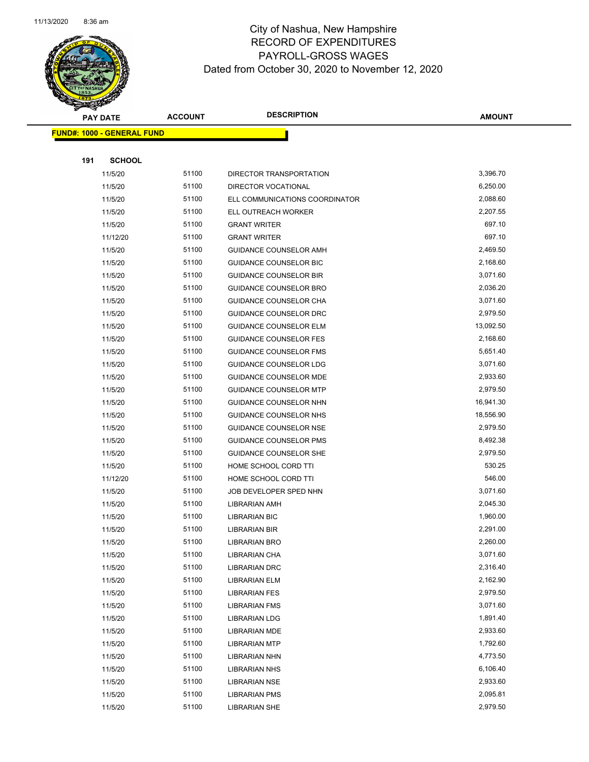# City of Nashua, New Hampshire
## RECORD OF EXPENDITURES
## PAYROLL-GROSS WAGES
### Dated from October 30, 2020 to November 12, 2020

| PAY DATE | ACCOUNT | DESCRIPTION | AMOUNT |
|---|---|---|---|
| **FUND#: 1000 - GENERAL FUND** | | | |
| **191 SCHOOL** | | | |
| 11/5/20 | 51100 | DIRECTOR TRANSPORTATION | 3,396.70 |
| 11/5/20 | 51100 | DIRECTOR VOCATIONAL | 6,250.00 |
| 11/5/20 | 51100 | ELL COMMUNICATIONS COORDINATOR | 2,088.60 |
| 11/5/20 | 51100 | ELL OUTREACH WORKER | 2,207.55 |
| 11/5/20 | 51100 | GRANT WRITER | 697.10 |
| 11/12/20 | 51100 | GRANT WRITER | 697.10 |
| 11/5/20 | 51100 | GUIDANCE COUNSELOR AMH | 2,469.50 |
| 11/5/20 | 51100 | GUIDANCE COUNSELOR BIC | 2,168.60 |
| 11/5/20 | 51100 | GUIDANCE COUNSELOR BIR | 3,071.60 |
| 11/5/20 | 51100 | GUIDANCE COUNSELOR BRO | 2,036.20 |
| 11/5/20 | 51100 | GUIDANCE COUNSELOR CHA | 3,071.60 |
| 11/5/20 | 51100 | GUIDANCE COUNSELOR DRC | 2,979.50 |
| 11/5/20 | 51100 | GUIDANCE COUNSELOR ELM | 13,092.50 |
| 11/5/20 | 51100 | GUIDANCE COUNSELOR FES | 2,168.60 |
| 11/5/20 | 51100 | GUIDANCE COUNSELOR FMS | 5,651.40 |
| 11/5/20 | 51100 | GUIDANCE COUNSELOR LDG | 3,071.60 |
| 11/5/20 | 51100 | GUIDANCE COUNSELOR MDE | 2,933.60 |
| 11/5/20 | 51100 | GUIDANCE COUNSELOR MTP | 2,979.50 |
| 11/5/20 | 51100 | GUIDANCE COUNSELOR NHN | 16,941.30 |
| 11/5/20 | 51100 | GUIDANCE COUNSELOR NHS | 18,556.90 |
| 11/5/20 | 51100 | GUIDANCE COUNSELOR NSE | 2,979.50 |
| 11/5/20 | 51100 | GUIDANCE COUNSELOR PMS | 8,492.38 |
| 11/5/20 | 51100 | GUIDANCE COUNSELOR SHE | 2,979.50 |
| 11/5/20 | 51100 | HOME SCHOOL CORD TTI | 530.25 |
| 11/12/20 | 51100 | HOME SCHOOL CORD TTI | 546.00 |
| 11/5/20 | 51100 | JOB DEVELOPER SPED NHN | 3,071.60 |
| 11/5/20 | 51100 | LIBRARIAN AMH | 2,045.30 |
| 11/5/20 | 51100 | LIBRARIAN BIC | 1,960.00 |
| 11/5/20 | 51100 | LIBRARIAN BIR | 2,291.00 |
| 11/5/20 | 51100 | LIBRARIAN BRO | 2,260.00 |
| 11/5/20 | 51100 | LIBRARIAN CHA | 3,071.60 |
| 11/5/20 | 51100 | LIBRARIAN DRC | 2,316.40 |
| 11/5/20 | 51100 | LIBRARIAN ELM | 2,162.90 |
| 11/5/20 | 51100 | LIBRARIAN FES | 2,979.50 |
| 11/5/20 | 51100 | LIBRARIAN FMS | 3,071.60 |
| 11/5/20 | 51100 | LIBRARIAN LDG | 1,891.40 |
| 11/5/20 | 51100 | LIBRARIAN MDE | 2,933.60 |
| 11/5/20 | 51100 | LIBRARIAN MTP | 1,792.60 |
| 11/5/20 | 51100 | LIBRARIAN NHN | 4,773.50 |
| 11/5/20 | 51100 | LIBRARIAN NHS | 6,106.40 |
| 11/5/20 | 51100 | LIBRARIAN NSE | 2,933.60 |
| 11/5/20 | 51100 | LIBRARIAN PMS | 2,095.81 |
| 11/5/20 | 51100 | LIBRARIAN SHE | 2,979.50 |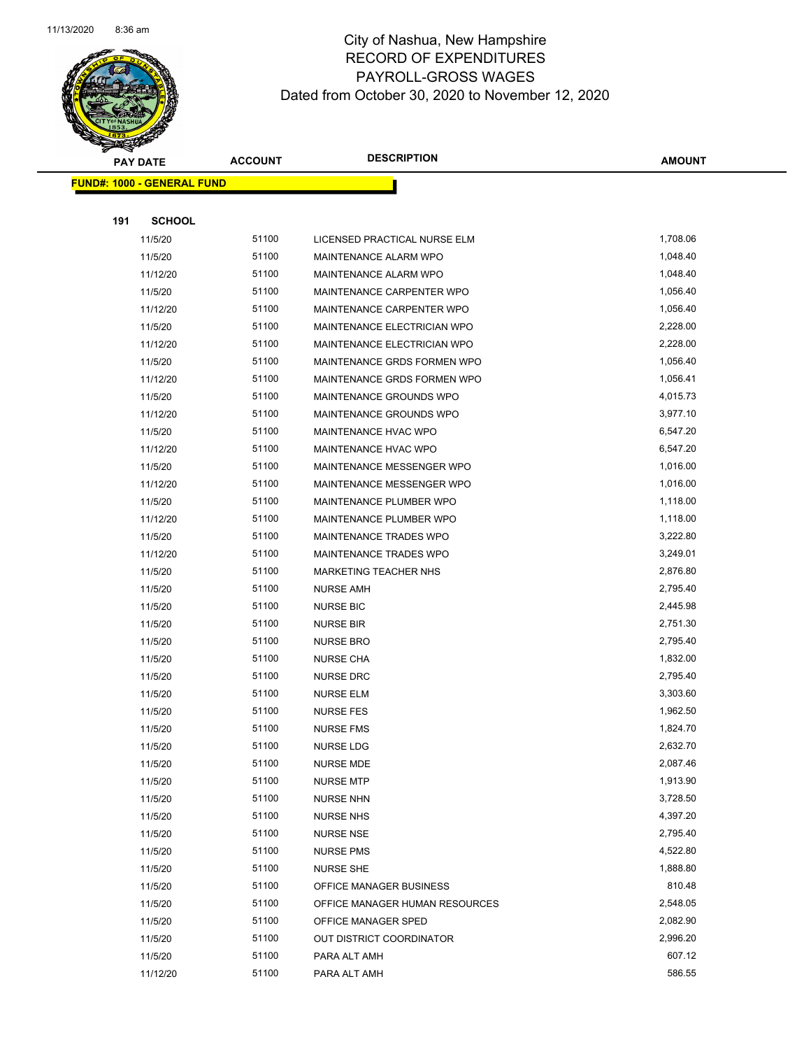# City of Nashua, New Hampshire
## RECORD OF EXPENDITURES
## PAYROLL-GROSS WAGES
## Dated from October 30, 2020 to November 12, 2020

| PAY DATE | ACCOUNT | DESCRIPTION | AMOUNT |
|---|---|---|---|
| **FUND#: 1000 - GENERAL FUND** | | | |
| **191 SCHOOL** | | | |
| 11/5/20 | 51100 | LICENSED PRACTICAL NURSE ELM | 1,708.06 |
| 11/5/20 | 51100 | MAINTENANCE ALARM WPO | 1,048.40 |
| 11/12/20 | 51100 | MAINTENANCE ALARM WPO | 1,048.40 |
| 11/5/20 | 51100 | MAINTENANCE CARPENTER WPO | 1,056.40 |
| 11/12/20 | 51100 | MAINTENANCE CARPENTER WPO | 1,056.40 |
| 11/5/20 | 51100 | MAINTENANCE ELECTRICIAN WPO | 2,228.00 |
| 11/12/20 | 51100 | MAINTENANCE ELECTRICIAN WPO | 2,228.00 |
| 11/5/20 | 51100 | MAINTENANCE GRDS FORMEN WPO | 1,056.40 |
| 11/12/20 | 51100 | MAINTENANCE GRDS FORMEN WPO | 1,056.41 |
| 11/5/20 | 51100 | MAINTENANCE GROUNDS WPO | 4,015.73 |
| 11/12/20 | 51100 | MAINTENANCE GROUNDS WPO | 3,977.10 |
| 11/5/20 | 51100 | MAINTENANCE HVAC WPO | 6,547.20 |
| 11/12/20 | 51100 | MAINTENANCE HVAC WPO | 6,547.20 |
| 11/5/20 | 51100 | MAINTENANCE MESSENGER WPO | 1,016.00 |
| 11/12/20 | 51100 | MAINTENANCE MESSENGER WPO | 1,016.00 |
| 11/5/20 | 51100 | MAINTENANCE PLUMBER WPO | 1,118.00 |
| 11/12/20 | 51100 | MAINTENANCE PLUMBER WPO | 1,118.00 |
| 11/5/20 | 51100 | MAINTENANCE TRADES WPO | 3,222.80 |
| 11/12/20 | 51100 | MAINTENANCE TRADES WPO | 3,249.01 |
| 11/5/20 | 51100 | MARKETING TEACHER NHS | 2,876.80 |
| 11/5/20 | 51100 | NURSE AMH | 2,795.40 |
| 11/5/20 | 51100 | NURSE BIC | 2,445.98 |
| 11/5/20 | 51100 | NURSE BIR | 2,751.30 |
| 11/5/20 | 51100 | NURSE BRO | 2,795.40 |
| 11/5/20 | 51100 | NURSE CHA | 1,832.00 |
| 11/5/20 | 51100 | NURSE DRC | 2,795.40 |
| 11/5/20 | 51100 | NURSE ELM | 3,303.60 |
| 11/5/20 | 51100 | NURSE FES | 1,962.50 |
| 11/5/20 | 51100 | NURSE FMS | 1,824.70 |
| 11/5/20 | 51100 | NURSE LDG | 2,632.70 |
| 11/5/20 | 51100 | NURSE MDE | 2,087.46 |
| 11/5/20 | 51100 | NURSE MTP | 1,913.90 |
| 11/5/20 | 51100 | NURSE NHN | 3,728.50 |
| 11/5/20 | 51100 | NURSE NHS | 4,397.20 |
| 11/5/20 | 51100 | NURSE NSE | 2,795.40 |
| 11/5/20 | 51100 | NURSE PMS | 4,522.80 |
| 11/5/20 | 51100 | NURSE SHE | 1,888.80 |
| 11/5/20 | 51100 | OFFICE MANAGER BUSINESS | 810.48 |
| 11/5/20 | 51100 | OFFICE MANAGER HUMAN RESOURCES | 2,548.05 |
| 11/5/20 | 51100 | OFFICE MANAGER SPED | 2,082.90 |
| 11/5/20 | 51100 | OUT DISTRICT COORDINATOR | 2,996.20 |
| 11/5/20 | 51100 | PARA ALT AMH | 607.12 |
| 11/12/20 | 51100 | PARA ALT AMH | 586.55 |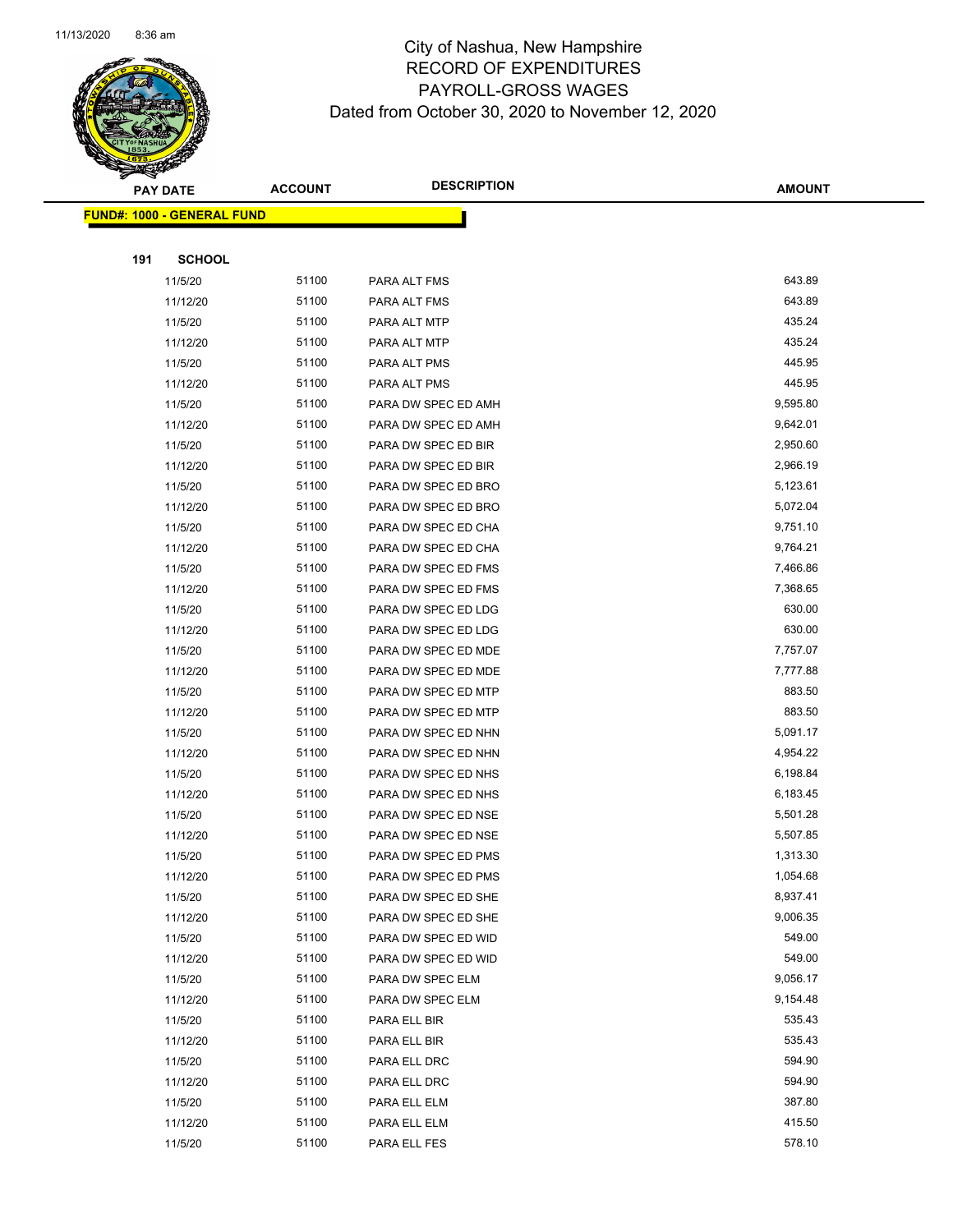# City of Nashua, New Hampshire
## RECORD OF EXPENDITURES
## PAYROLL-GROSS WAGES
## Dated from October 30, 2020 to November 12, 2020

| PAY DATE | ACCOUNT | DESCRIPTION | AMOUNT |
|---|---|---|---|
| **FUND#: 1000 - GENERAL FUND** | | | |
| **191 SCHOOL** | | | |
| 11/5/20 | 51100 | PARA ALT FMS | 643.89 |
| 11/12/20 | 51100 | PARA ALT FMS | 643.89 |
| 11/5/20 | 51100 | PARA ALT MTP | 435.24 |
| 11/12/20 | 51100 | PARA ALT MTP | 435.24 |
| 11/5/20 | 51100 | PARA ALT PMS | 445.95 |
| 11/12/20 | 51100 | PARA ALT PMS | 445.95 |
| 11/5/20 | 51100 | PARA DW SPEC ED AMH | 9,595.80 |
| 11/12/20 | 51100 | PARA DW SPEC ED AMH | 9,642.01 |
| 11/5/20 | 51100 | PARA DW SPEC ED BIR | 2,950.60 |
| 11/12/20 | 51100 | PARA DW SPEC ED BIR | 2,966.19 |
| 11/5/20 | 51100 | PARA DW SPEC ED BRO | 5,123.61 |
| 11/12/20 | 51100 | PARA DW SPEC ED BRO | 5,072.04 |
| 11/5/20 | 51100 | PARA DW SPEC ED CHA | 9,751.10 |
| 11/12/20 | 51100 | PARA DW SPEC ED CHA | 9,764.21 |
| 11/5/20 | 51100 | PARA DW SPEC ED FMS | 7,466.86 |
| 11/12/20 | 51100 | PARA DW SPEC ED FMS | 7,368.65 |
| 11/5/20 | 51100 | PARA DW SPEC ED LDG | 630.00 |
| 11/12/20 | 51100 | PARA DW SPEC ED LDG | 630.00 |
| 11/5/20 | 51100 | PARA DW SPEC ED MDE | 7,757.07 |
| 11/12/20 | 51100 | PARA DW SPEC ED MDE | 7,777.88 |
| 11/5/20 | 51100 | PARA DW SPEC ED MTP | 883.50 |
| 11/12/20 | 51100 | PARA DW SPEC ED MTP | 883.50 |
| 11/5/20 | 51100 | PARA DW SPEC ED NHN | 5,091.17 |
| 11/12/20 | 51100 | PARA DW SPEC ED NHN | 4,954.22 |
| 11/5/20 | 51100 | PARA DW SPEC ED NHS | 6,198.84 |
| 11/12/20 | 51100 | PARA DW SPEC ED NHS | 6,183.45 |
| 11/5/20 | 51100 | PARA DW SPEC ED NSE | 5,501.28 |
| 11/12/20 | 51100 | PARA DW SPEC ED NSE | 5,507.85 |
| 11/5/20 | 51100 | PARA DW SPEC ED PMS | 1,313.30 |
| 11/12/20 | 51100 | PARA DW SPEC ED PMS | 1,054.68 |
| 11/5/20 | 51100 | PARA DW SPEC ED SHE | 8,937.41 |
| 11/12/20 | 51100 | PARA DW SPEC ED SHE | 9,006.35 |
| 11/5/20 | 51100 | PARA DW SPEC ED WID | 549.00 |
| 11/12/20 | 51100 | PARA DW SPEC ED WID | 549.00 |
| 11/5/20 | 51100 | PARA DW SPEC ELM | 9,056.17 |
| 11/12/20 | 51100 | PARA DW SPEC ELM | 9,154.48 |
| 11/5/20 | 51100 | PARA ELL BIR | 535.43 |
| 11/12/20 | 51100 | PARA ELL BIR | 535.43 |
| 11/5/20 | 51100 | PARA ELL DRC | 594.90 |
| 11/12/20 | 51100 | PARA ELL DRC | 594.90 |
| 11/5/20 | 51100 | PARA ELL ELM | 387.80 |
| 11/12/20 | 51100 | PARA ELL ELM | 415.50 |
| 11/5/20 | 51100 | PARA ELL FES | 578.10 |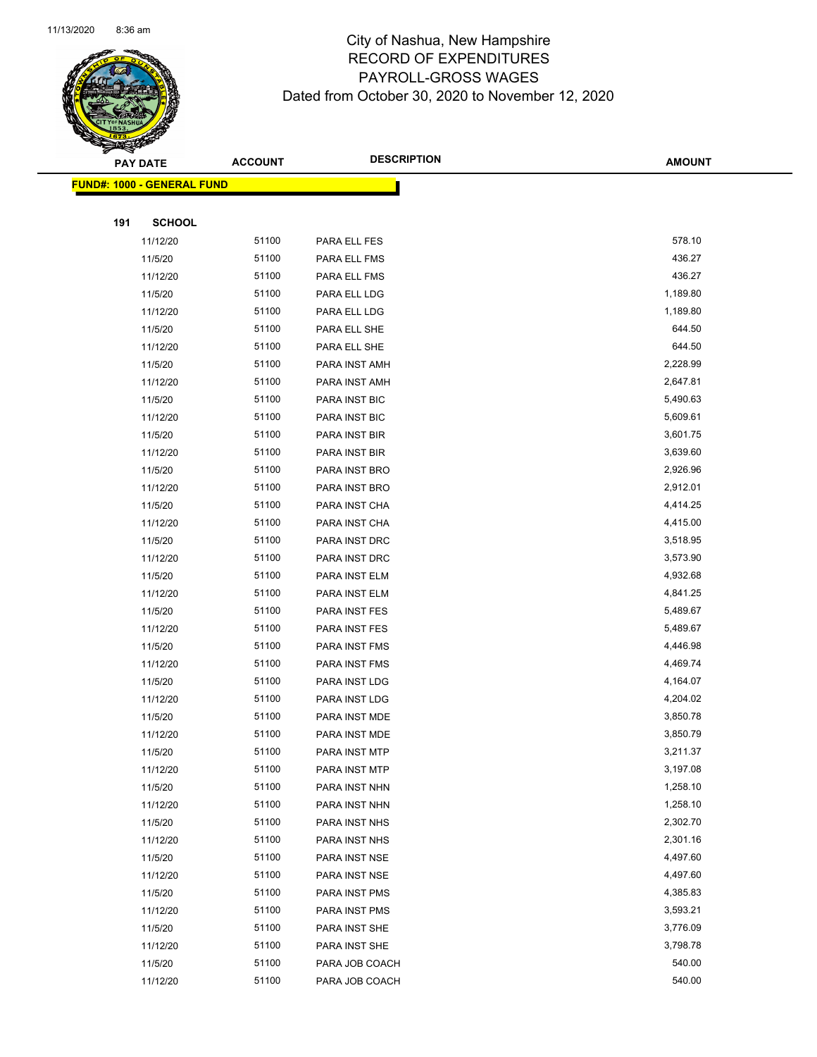# City of Nashua, New Hampshire
## RECORD OF EXPENDITURES
## PAYROLL-GROSS WAGES
## Dated from October 30, 2020 to November 12, 2020

| PAY DATE | ACCOUNT | DESCRIPTION | AMOUNT |
|---|---|---|---|
| **FUND#: 1000 - GENERAL FUND** | | | |
| **191 SCHOOL** | | | |
| 11/12/20 | 51100 | PARA ELL FES | 578.10 |
| 11/5/20 | 51100 | PARA ELL FMS | 436.27 |
| 11/12/20 | 51100 | PARA ELL FMS | 436.27 |
| 11/5/20 | 51100 | PARA ELL LDG | 1,189.80 |
| 11/12/20 | 51100 | PARA ELL LDG | 1,189.80 |
| 11/5/20 | 51100 | PARA ELL SHE | 644.50 |
| 11/12/20 | 51100 | PARA ELL SHE | 644.50 |
| 11/5/20 | 51100 | PARA INST AMH | 2,228.99 |
| 11/12/20 | 51100 | PARA INST AMH | 2,647.81 |
| 11/5/20 | 51100 | PARA INST BIC | 5,490.63 |
| 11/12/20 | 51100 | PARA INST BIC | 5,609.61 |
| 11/5/20 | 51100 | PARA INST BIR | 3,601.75 |
| 11/12/20 | 51100 | PARA INST BIR | 3,639.60 |
| 11/5/20 | 51100 | PARA INST BRO | 2,926.96 |
| 11/12/20 | 51100 | PARA INST BRO | 2,912.01 |
| 11/5/20 | 51100 | PARA INST CHA | 4,414.25 |
| 11/12/20 | 51100 | PARA INST CHA | 4,415.00 |
| 11/5/20 | 51100 | PARA INST DRC | 3,518.95 |
| 11/12/20 | 51100 | PARA INST DRC | 3,573.90 |
| 11/5/20 | 51100 | PARA INST ELM | 4,932.68 |
| 11/12/20 | 51100 | PARA INST ELM | 4,841.25 |
| 11/5/20 | 51100 | PARA INST FES | 5,489.67 |
| 11/12/20 | 51100 | PARA INST FES | 5,489.67 |
| 11/5/20 | 51100 | PARA INST FMS | 4,446.98 |
| 11/12/20 | 51100 | PARA INST FMS | 4,469.74 |
| 11/5/20 | 51100 | PARA INST LDG | 4,164.07 |
| 11/12/20 | 51100 | PARA INST LDG | 4,204.02 |
| 11/5/20 | 51100 | PARA INST MDE | 3,850.78 |
| 11/12/20 | 51100 | PARA INST MDE | 3,850.79 |
| 11/5/20 | 51100 | PARA INST MTP | 3,211.37 |
| 11/12/20 | 51100 | PARA INST MTP | 3,197.08 |
| 11/5/20 | 51100 | PARA INST NHN | 1,258.10 |
| 11/12/20 | 51100 | PARA INST NHN | 1,258.10 |
| 11/5/20 | 51100 | PARA INST NHS | 2,302.70 |
| 11/12/20 | 51100 | PARA INST NHS | 2,301.16 |
| 11/5/20 | 51100 | PARA INST NSE | 4,497.60 |
| 11/12/20 | 51100 | PARA INST NSE | 4,497.60 |
| 11/5/20 | 51100 | PARA INST PMS | 4,385.83 |
| 11/12/20 | 51100 | PARA INST PMS | 3,593.21 |
| 11/5/20 | 51100 | PARA INST SHE | 3,776.09 |
| 11/12/20 | 51100 | PARA INST SHE | 3,798.78 |
| 11/5/20 | 51100 | PARA JOB COACH | 540.00 |
| 11/12/20 | 51100 | PARA JOB COACH | 540.00 |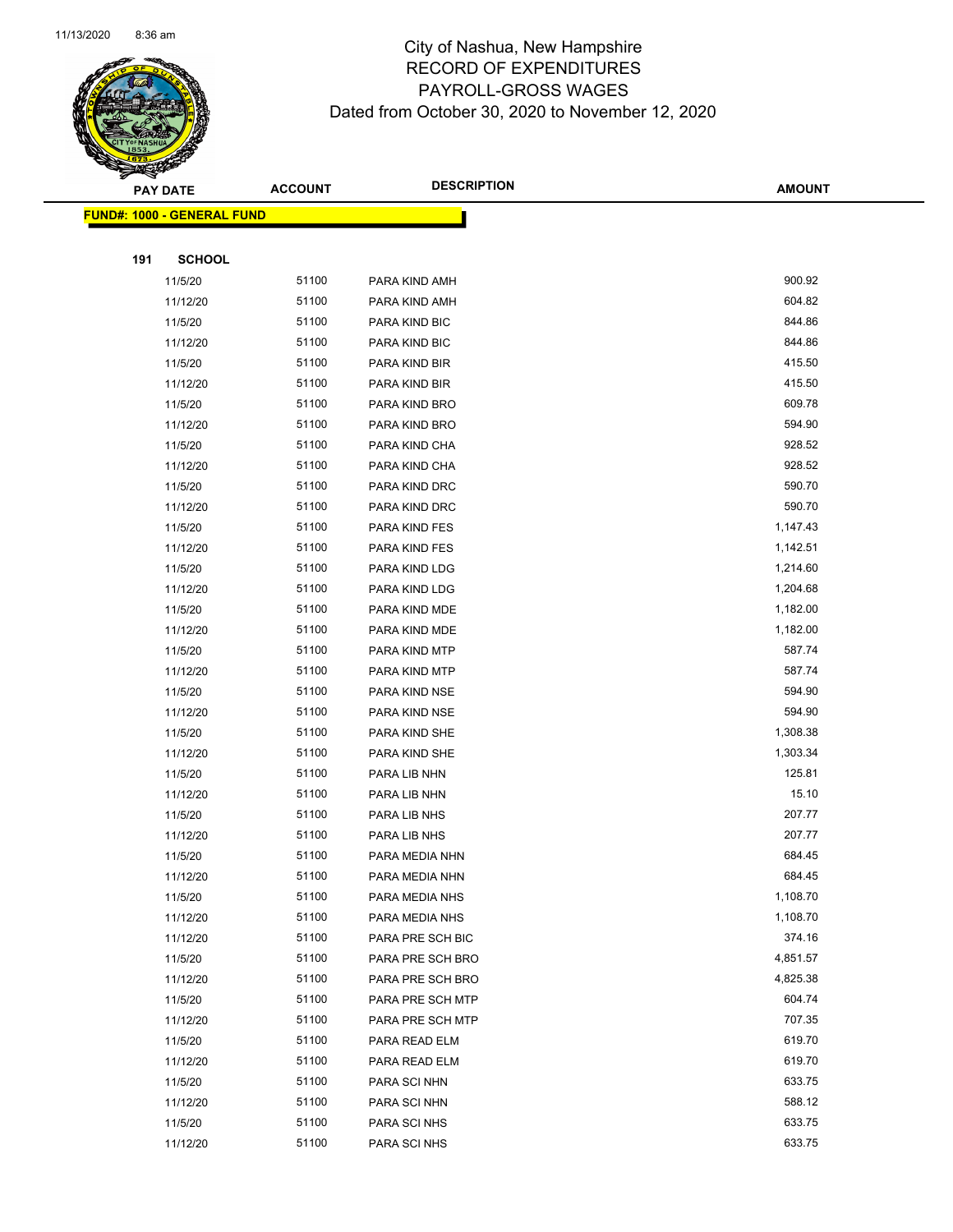City of Nashua, New Hampshire
RECORD OF EXPENDITURES
PAYROLL-GROSS WAGES
Dated from October 30, 2020 to November 12, 2020

| PAY DATE | ACCOUNT | DESCRIPTION | AMOUNT |
|---|---|---|---|

**FUND#: 1000 - GENERAL FUND**

**191 SCHOOL**

| PAY DATE | ACCOUNT | DESCRIPTION | AMOUNT |
|---|---|---|---|
| 11/5/20 | 51100 | PARA KIND AMH | 900.92 |
| 11/12/20 | 51100 | PARA KIND AMH | 604.82 |
| 11/5/20 | 51100 | PARA KIND BIC | 844.86 |
| 11/12/20 | 51100 | PARA KIND BIC | 844.86 |
| 11/5/20 | 51100 | PARA KIND BIR | 415.50 |
| 11/12/20 | 51100 | PARA KIND BIR | 415.50 |
| 11/5/20 | 51100 | PARA KIND BRO | 609.78 |
| 11/12/20 | 51100 | PARA KIND BRO | 594.90 |
| 11/5/20 | 51100 | PARA KIND CHA | 928.52 |
| 11/12/20 | 51100 | PARA KIND CHA | 928.52 |
| 11/5/20 | 51100 | PARA KIND DRC | 590.70 |
| 11/12/20 | 51100 | PARA KIND DRC | 590.70 |
| 11/5/20 | 51100 | PARA KIND FES | 1,147.43 |
| 11/12/20 | 51100 | PARA KIND FES | 1,142.51 |
| 11/5/20 | 51100 | PARA KIND LDG | 1,214.60 |
| 11/12/20 | 51100 | PARA KIND LDG | 1,204.68 |
| 11/5/20 | 51100 | PARA KIND MDE | 1,182.00 |
| 11/12/20 | 51100 | PARA KIND MDE | 1,182.00 |
| 11/5/20 | 51100 | PARA KIND MTP | 587.74 |
| 11/12/20 | 51100 | PARA KIND MTP | 587.74 |
| 11/5/20 | 51100 | PARA KIND NSE | 594.90 |
| 11/12/20 | 51100 | PARA KIND NSE | 594.90 |
| 11/5/20 | 51100 | PARA KIND SHE | 1,308.38 |
| 11/12/20 | 51100 | PARA KIND SHE | 1,303.34 |
| 11/5/20 | 51100 | PARA LIB NHN | 125.81 |
| 11/12/20 | 51100 | PARA LIB NHN | 15.10 |
| 11/5/20 | 51100 | PARA LIB NHS | 207.77 |
| 11/12/20 | 51100 | PARA LIB NHS | 207.77 |
| 11/5/20 | 51100 | PARA MEDIA NHN | 684.45 |
| 11/12/20 | 51100 | PARA MEDIA NHN | 684.45 |
| 11/5/20 | 51100 | PARA MEDIA NHS | 1,108.70 |
| 11/12/20 | 51100 | PARA MEDIA NHS | 1,108.70 |
| 11/12/20 | 51100 | PARA PRE SCH BIC | 374.16 |
| 11/5/20 | 51100 | PARA PRE SCH BRO | 4,851.57 |
| 11/12/20 | 51100 | PARA PRE SCH BRO | 4,825.38 |
| 11/5/20 | 51100 | PARA PRE SCH MTP | 604.74 |
| 11/12/20 | 51100 | PARA PRE SCH MTP | 707.35 |
| 11/5/20 | 51100 | PARA READ ELM | 619.70 |
| 11/12/20 | 51100 | PARA READ ELM | 619.70 |
| 11/5/20 | 51100 | PARA SCI NHN | 633.75 |
| 11/12/20 | 51100 | PARA SCI NHN | 588.12 |
| 11/5/20 | 51100 | PARA SCI NHS | 633.75 |
| 11/12/20 | 51100 | PARA SCI NHS | 633.75 |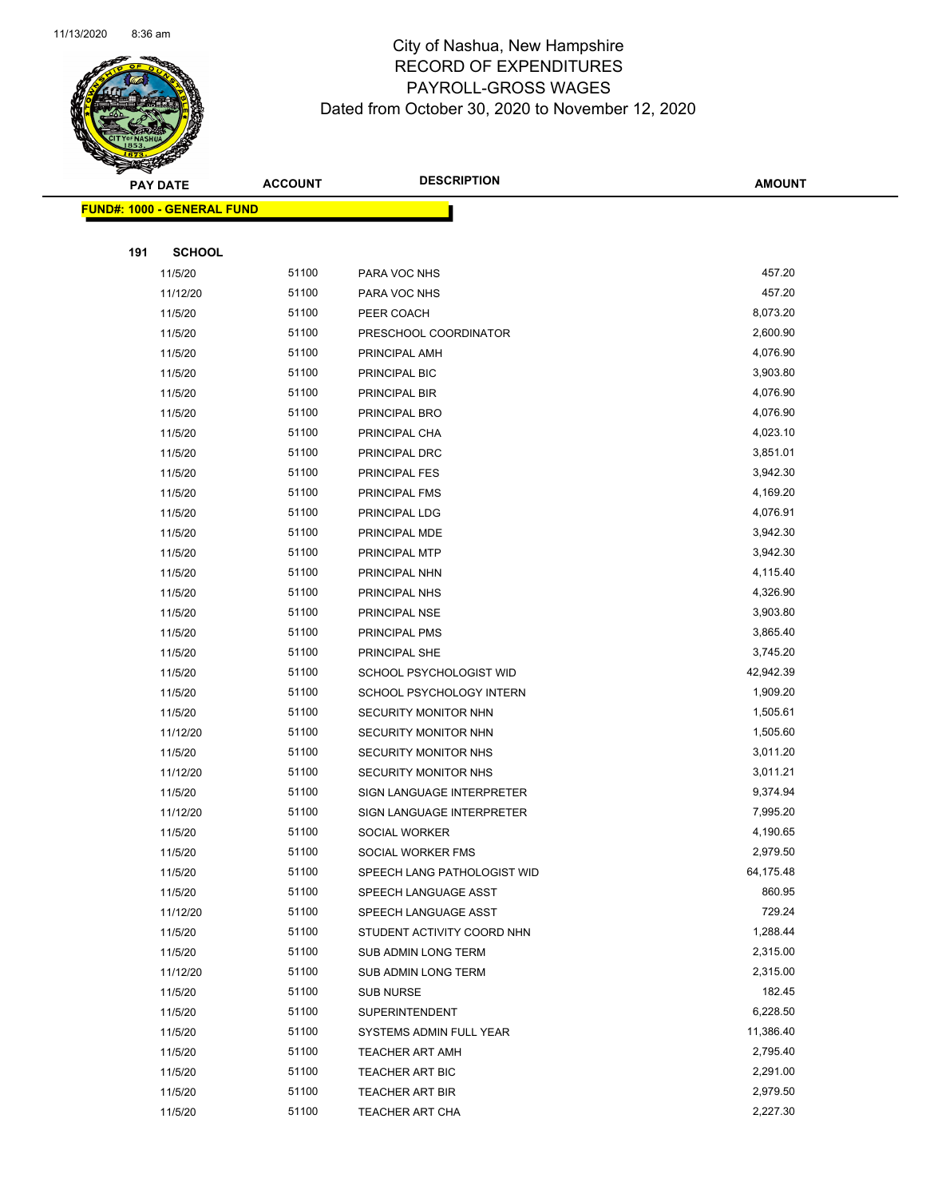# City of Nashua, New Hampshire
## RECORD OF EXPENDITURES
## PAYROLL-GROSS WAGES
### Dated from October 30, 2020 to November 12, 2020

**FUND#: 1000 - GENERAL FUND**

**191 SCHOOL**

| PAY DATE | ACCOUNT | DESCRIPTION | AMOUNT |
|---|---|---|---|
| 11/5/20 | 51100 | PARA VOC NHS | 457.20 |
| 11/12/20 | 51100 | PARA VOC NHS | 457.20 |
| 11/5/20 | 51100 | PEER COACH | 8,073.20 |
| 11/5/20 | 51100 | PRESCHOOL COORDINATOR | 2,600.90 |
| 11/5/20 | 51100 | PRINCIPAL AMH | 4,076.90 |
| 11/5/20 | 51100 | PRINCIPAL BIC | 3,903.80 |
| 11/5/20 | 51100 | PRINCIPAL BIR | 4,076.90 |
| 11/5/20 | 51100 | PRINCIPAL BRO | 4,076.90 |
| 11/5/20 | 51100 | PRINCIPAL CHA | 4,023.10 |
| 11/5/20 | 51100 | PRINCIPAL DRC | 3,851.01 |
| 11/5/20 | 51100 | PRINCIPAL FES | 3,942.30 |
| 11/5/20 | 51100 | PRINCIPAL FMS | 4,169.20 |
| 11/5/20 | 51100 | PRINCIPAL LDG | 4,076.91 |
| 11/5/20 | 51100 | PRINCIPAL MDE | 3,942.30 |
| 11/5/20 | 51100 | PRINCIPAL MTP | 3,942.30 |
| 11/5/20 | 51100 | PRINCIPAL NHN | 4,115.40 |
| 11/5/20 | 51100 | PRINCIPAL NHS | 4,326.90 |
| 11/5/20 | 51100 | PRINCIPAL NSE | 3,903.80 |
| 11/5/20 | 51100 | PRINCIPAL PMS | 3,865.40 |
| 11/5/20 | 51100 | PRINCIPAL SHE | 3,745.20 |
| 11/5/20 | 51100 | SCHOOL PSYCHOLOGIST WID | 42,942.39 |
| 11/5/20 | 51100 | SCHOOL PSYCHOLOGY INTERN | 1,909.20 |
| 11/5/20 | 51100 | SECURITY MONITOR NHN | 1,505.61 |
| 11/12/20 | 51100 | SECURITY MONITOR NHN | 1,505.60 |
| 11/5/20 | 51100 | SECURITY MONITOR NHS | 3,011.20 |
| 11/12/20 | 51100 | SECURITY MONITOR NHS | 3,011.21 |
| 11/5/20 | 51100 | SIGN LANGUAGE INTERPRETER | 9,374.94 |
| 11/12/20 | 51100 | SIGN LANGUAGE INTERPRETER | 7,995.20 |
| 11/5/20 | 51100 | SOCIAL WORKER | 4,190.65 |
| 11/5/20 | 51100 | SOCIAL WORKER FMS | 2,979.50 |
| 11/5/20 | 51100 | SPEECH LANG PATHOLOGIST WID | 64,175.48 |
| 11/5/20 | 51100 | SPEECH LANGUAGE ASST | 860.95 |
| 11/12/20 | 51100 | SPEECH LANGUAGE ASST | 729.24 |
| 11/5/20 | 51100 | STUDENT ACTIVITY COORD NHN | 1,288.44 |
| 11/5/20 | 51100 | SUB ADMIN LONG TERM | 2,315.00 |
| 11/12/20 | 51100 | SUB ADMIN LONG TERM | 2,315.00 |
| 11/5/20 | 51100 | SUB NURSE | 182.45 |
| 11/5/20 | 51100 | SUPERINTENDENT | 6,228.50 |
| 11/5/20 | 51100 | SYSTEMS ADMIN FULL YEAR | 11,386.40 |
| 11/5/20 | 51100 | TEACHER ART AMH | 2,795.40 |
| 11/5/20 | 51100 | TEACHER ART BIC | 2,291.00 |
| 11/5/20 | 51100 | TEACHER ART BIR | 2,979.50 |
| 11/5/20 | 51100 | TEACHER ART CHA | 2,227.30 |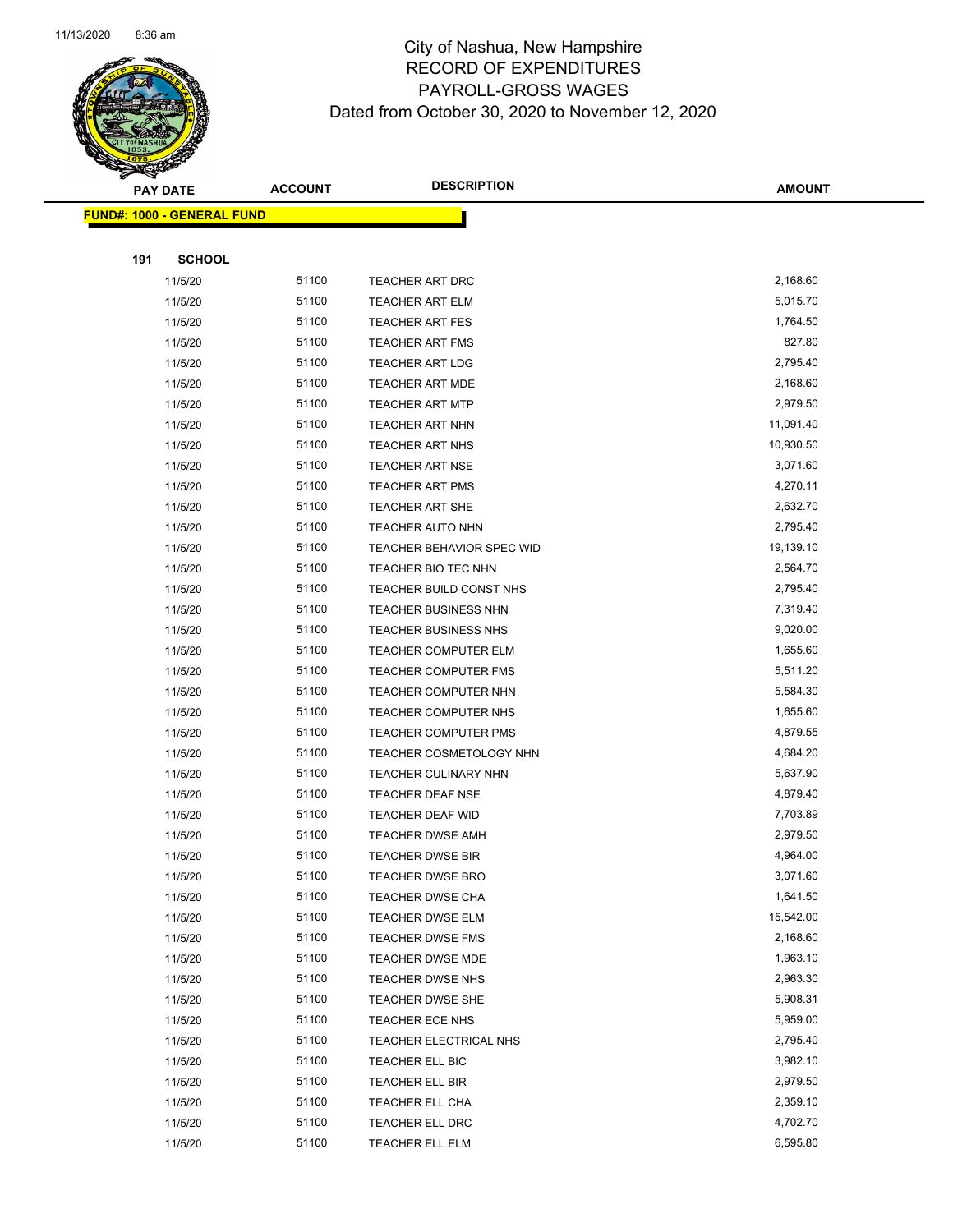# City of Nashua, New Hampshire
## RECORD OF EXPENDITURES
## PAYROLL-GROSS WAGES
### Dated from October 30, 2020 to November 12, 2020

**FUND#: 1000 - GENERAL FUND**

**191 SCHOOL**

| PAY DATE | ACCOUNT | DESCRIPTION | AMOUNT |
|---|---|---|---|
| 11/5/20 | 51100 | TEACHER ART DRC | 2,168.60 |
| 11/5/20 | 51100 | TEACHER ART ELM | 5,015.70 |
| 11/5/20 | 51100 | TEACHER ART FES | 1,764.50 |
| 11/5/20 | 51100 | TEACHER ART FMS | 827.80 |
| 11/5/20 | 51100 | TEACHER ART LDG | 2,795.40 |
| 11/5/20 | 51100 | TEACHER ART MDE | 2,168.60 |
| 11/5/20 | 51100 | TEACHER ART MTP | 2,979.50 |
| 11/5/20 | 51100 | TEACHER ART NHN | 11,091.40 |
| 11/5/20 | 51100 | TEACHER ART NHS | 10,930.50 |
| 11/5/20 | 51100 | TEACHER ART NSE | 3,071.60 |
| 11/5/20 | 51100 | TEACHER ART PMS | 4,270.11 |
| 11/5/20 | 51100 | TEACHER ART SHE | 2,632.70 |
| 11/5/20 | 51100 | TEACHER AUTO NHN | 2,795.40 |
| 11/5/20 | 51100 | TEACHER BEHAVIOR SPEC WID | 19,139.10 |
| 11/5/20 | 51100 | TEACHER BIO TEC NHN | 2,564.70 |
| 11/5/20 | 51100 | TEACHER BUILD CONST NHS | 2,795.40 |
| 11/5/20 | 51100 | TEACHER BUSINESS NHN | 7,319.40 |
| 11/5/20 | 51100 | TEACHER BUSINESS NHS | 9,020.00 |
| 11/5/20 | 51100 | TEACHER COMPUTER ELM | 1,655.60 |
| 11/5/20 | 51100 | TEACHER COMPUTER FMS | 5,511.20 |
| 11/5/20 | 51100 | TEACHER COMPUTER NHN | 5,584.30 |
| 11/5/20 | 51100 | TEACHER COMPUTER NHS | 1,655.60 |
| 11/5/20 | 51100 | TEACHER COMPUTER PMS | 4,879.55 |
| 11/5/20 | 51100 | TEACHER COSMETOLOGY NHN | 4,684.20 |
| 11/5/20 | 51100 | TEACHER CULINARY NHN | 5,637.90 |
| 11/5/20 | 51100 | TEACHER DEAF NSE | 4,879.40 |
| 11/5/20 | 51100 | TEACHER DEAF WID | 7,703.89 |
| 11/5/20 | 51100 | TEACHER DWSE AMH | 2,979.50 |
| 11/5/20 | 51100 | TEACHER DWSE BIR | 4,964.00 |
| 11/5/20 | 51100 | TEACHER DWSE BRO | 3,071.60 |
| 11/5/20 | 51100 | TEACHER DWSE CHA | 1,641.50 |
| 11/5/20 | 51100 | TEACHER DWSE ELM | 15,542.00 |
| 11/5/20 | 51100 | TEACHER DWSE FMS | 2,168.60 |
| 11/5/20 | 51100 | TEACHER DWSE MDE | 1,963.10 |
| 11/5/20 | 51100 | TEACHER DWSE NHS | 2,963.30 |
| 11/5/20 | 51100 | TEACHER DWSE SHE | 5,908.31 |
| 11/5/20 | 51100 | TEACHER ECE NHS | 5,959.00 |
| 11/5/20 | 51100 | TEACHER ELECTRICAL NHS | 2,795.40 |
| 11/5/20 | 51100 | TEACHER ELL BIC | 3,982.10 |
| 11/5/20 | 51100 | TEACHER ELL BIR | 2,979.50 |
| 11/5/20 | 51100 | TEACHER ELL CHA | 2,359.10 |
| 11/5/20 | 51100 | TEACHER ELL DRC | 4,702.70 |
| 11/5/20 | 51100 | TEACHER ELL ELM | 6,595.80 |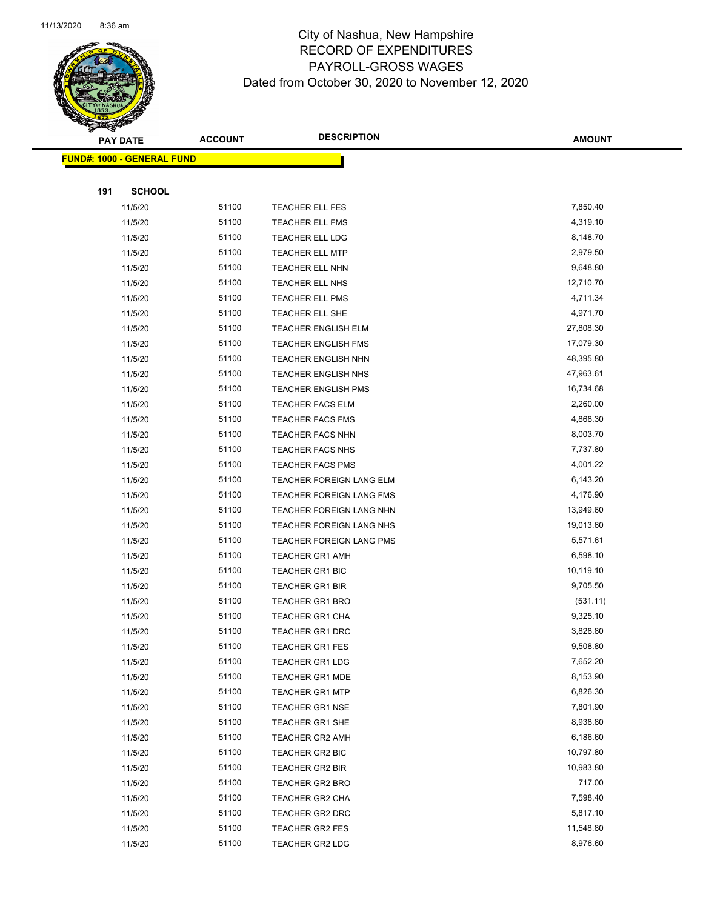# City of Nashua, New Hampshire
## RECORD OF EXPENDITURES
## PAYROLL-GROSS WAGES
## Dated from October 30, 2020 to November 12, 2020

| PAY DATE | ACCOUNT | DESCRIPTION | AMOUNT |
|---|---|---|---|
| **FUND#: 1000 - GENERAL FUND** | | | |
| **191 SCHOOL** | | | |
| 11/5/20 | 51100 | TEACHER ELL FES | 7,850.40 |
| 11/5/20 | 51100 | TEACHER ELL FMS | 4,319.10 |
| 11/5/20 | 51100 | TEACHER ELL LDG | 8,148.70 |
| 11/5/20 | 51100 | TEACHER ELL MTP | 2,979.50 |
| 11/5/20 | 51100 | TEACHER ELL NHN | 9,648.80 |
| 11/5/20 | 51100 | TEACHER ELL NHS | 12,710.70 |
| 11/5/20 | 51100 | TEACHER ELL PMS | 4,711.34 |
| 11/5/20 | 51100 | TEACHER ELL SHE | 4,971.70 |
| 11/5/20 | 51100 | TEACHER ENGLISH ELM | 27,808.30 |
| 11/5/20 | 51100 | TEACHER ENGLISH FMS | 17,079.30 |
| 11/5/20 | 51100 | TEACHER ENGLISH NHN | 48,395.80 |
| 11/5/20 | 51100 | TEACHER ENGLISH NHS | 47,963.61 |
| 11/5/20 | 51100 | TEACHER ENGLISH PMS | 16,734.68 |
| 11/5/20 | 51100 | TEACHER FACS ELM | 2,260.00 |
| 11/5/20 | 51100 | TEACHER FACS FMS | 4,868.30 |
| 11/5/20 | 51100 | TEACHER FACS NHN | 8,003.70 |
| 11/5/20 | 51100 | TEACHER FACS NHS | 7,737.80 |
| 11/5/20 | 51100 | TEACHER FACS PMS | 4,001.22 |
| 11/5/20 | 51100 | TEACHER FOREIGN LANG ELM | 6,143.20 |
| 11/5/20 | 51100 | TEACHER FOREIGN LANG FMS | 4,176.90 |
| 11/5/20 | 51100 | TEACHER FOREIGN LANG NHN | 13,949.60 |
| 11/5/20 | 51100 | TEACHER FOREIGN LANG NHS | 19,013.60 |
| 11/5/20 | 51100 | TEACHER FOREIGN LANG PMS | 5,571.61 |
| 11/5/20 | 51100 | TEACHER GR1 AMH | 6,598.10 |
| 11/5/20 | 51100 | TEACHER GR1 BIC | 10,119.10 |
| 11/5/20 | 51100 | TEACHER GR1 BIR | 9,705.50 |
| 11/5/20 | 51100 | TEACHER GR1 BRO | (531.11) |
| 11/5/20 | 51100 | TEACHER GR1 CHA | 9,325.10 |
| 11/5/20 | 51100 | TEACHER GR1 DRC | 3,828.80 |
| 11/5/20 | 51100 | TEACHER GR1 FES | 9,508.80 |
| 11/5/20 | 51100 | TEACHER GR1 LDG | 7,652.20 |
| 11/5/20 | 51100 | TEACHER GR1 MDE | 8,153.90 |
| 11/5/20 | 51100 | TEACHER GR1 MTP | 6,826.30 |
| 11/5/20 | 51100 | TEACHER GR1 NSE | 7,801.90 |
| 11/5/20 | 51100 | TEACHER GR1 SHE | 8,938.80 |
| 11/5/20 | 51100 | TEACHER GR2 AMH | 6,186.60 |
| 11/5/20 | 51100 | TEACHER GR2 BIC | 10,797.80 |
| 11/5/20 | 51100 | TEACHER GR2 BIR | 10,983.80 |
| 11/5/20 | 51100 | TEACHER GR2 BRO | 717.00 |
| 11/5/20 | 51100 | TEACHER GR2 CHA | 7,598.40 |
| 11/5/20 | 51100 | TEACHER GR2 DRC | 5,817.10 |
| 11/5/20 | 51100 | TEACHER GR2 FES | 11,548.80 |
| 11/5/20 | 51100 | TEACHER GR2 LDG | 8,976.60 |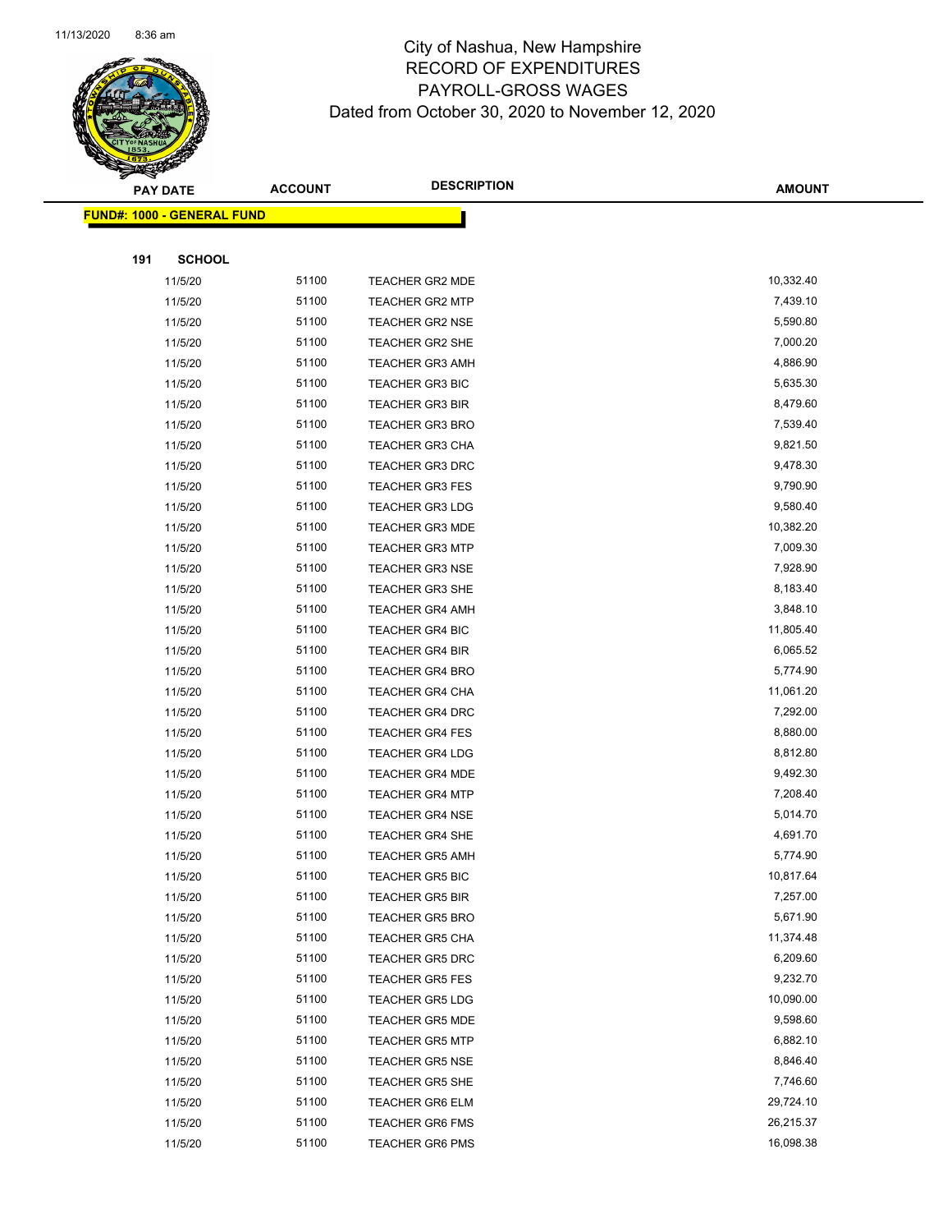# City of Nashua, New Hampshire
## RECORD OF EXPENDITURES
## PAYROLL-GROSS WAGES
### Dated from October 30, 2020 to November 12, 2020

| PAY DATE | ACCOUNT | DESCRIPTION | AMOUNT |
|---|---|---|---|
| **FUND#: 1000 - GENERAL FUND** | | | |
| **191 SCHOOL** | | | |
| 11/5/20 | 51100 | TEACHER GR2 MDE | 10,332.40 |
| 11/5/20 | 51100 | TEACHER GR2 MTP | 7,439.10 |
| 11/5/20 | 51100 | TEACHER GR2 NSE | 5,590.80 |
| 11/5/20 | 51100 | TEACHER GR2 SHE | 7,000.20 |
| 11/5/20 | 51100 | TEACHER GR3 AMH | 4,886.90 |
| 11/5/20 | 51100 | TEACHER GR3 BIC | 5,635.30 |
| 11/5/20 | 51100 | TEACHER GR3 BIR | 8,479.60 |
| 11/5/20 | 51100 | TEACHER GR3 BRO | 7,539.40 |
| 11/5/20 | 51100 | TEACHER GR3 CHA | 9,821.50 |
| 11/5/20 | 51100 | TEACHER GR3 DRC | 9,478.30 |
| 11/5/20 | 51100 | TEACHER GR3 FES | 9,790.90 |
| 11/5/20 | 51100 | TEACHER GR3 LDG | 9,580.40 |
| 11/5/20 | 51100 | TEACHER GR3 MDE | 10,382.20 |
| 11/5/20 | 51100 | TEACHER GR3 MTP | 7,009.30 |
| 11/5/20 | 51100 | TEACHER GR3 NSE | 7,928.90 |
| 11/5/20 | 51100 | TEACHER GR3 SHE | 8,183.40 |
| 11/5/20 | 51100 | TEACHER GR4 AMH | 3,848.10 |
| 11/5/20 | 51100 | TEACHER GR4 BIC | 11,805.40 |
| 11/5/20 | 51100 | TEACHER GR4 BIR | 6,065.52 |
| 11/5/20 | 51100 | TEACHER GR4 BRO | 5,774.90 |
| 11/5/20 | 51100 | TEACHER GR4 CHA | 11,061.20 |
| 11/5/20 | 51100 | TEACHER GR4 DRC | 7,292.00 |
| 11/5/20 | 51100 | TEACHER GR4 FES | 8,880.00 |
| 11/5/20 | 51100 | TEACHER GR4 LDG | 8,812.80 |
| 11/5/20 | 51100 | TEACHER GR4 MDE | 9,492.30 |
| 11/5/20 | 51100 | TEACHER GR4 MTP | 7,208.40 |
| 11/5/20 | 51100 | TEACHER GR4 NSE | 5,014.70 |
| 11/5/20 | 51100 | TEACHER GR4 SHE | 4,691.70 |
| 11/5/20 | 51100 | TEACHER GR5 AMH | 5,774.90 |
| 11/5/20 | 51100 | TEACHER GR5 BIC | 10,817.64 |
| 11/5/20 | 51100 | TEACHER GR5 BIR | 7,257.00 |
| 11/5/20 | 51100 | TEACHER GR5 BRO | 5,671.90 |
| 11/5/20 | 51100 | TEACHER GR5 CHA | 11,374.48 |
| 11/5/20 | 51100 | TEACHER GR5 DRC | 6,209.60 |
| 11/5/20 | 51100 | TEACHER GR5 FES | 9,232.70 |
| 11/5/20 | 51100 | TEACHER GR5 LDG | 10,090.00 |
| 11/5/20 | 51100 | TEACHER GR5 MDE | 9,598.60 |
| 11/5/20 | 51100 | TEACHER GR5 MTP | 6,882.10 |
| 11/5/20 | 51100 | TEACHER GR5 NSE | 8,846.40 |
| 11/5/20 | 51100 | TEACHER GR5 SHE | 7,746.60 |
| 11/5/20 | 51100 | TEACHER GR6 ELM | 29,724.10 |
| 11/5/20 | 51100 | TEACHER GR6 FMS | 26,215.37 |
| 11/5/20 | 51100 | TEACHER GR6 PMS | 16,098.38 |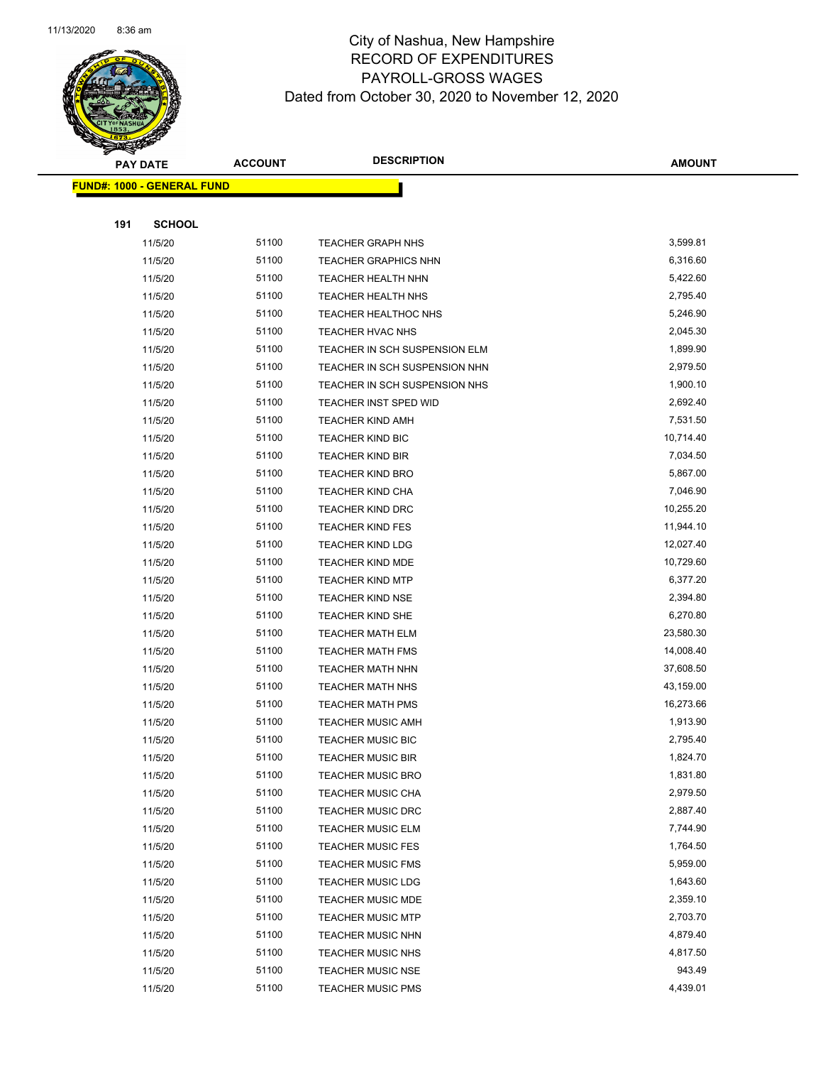# City of Nashua, New Hampshire
## RECORD OF EXPENDITURES
## PAYROLL-GROSS WAGES
### Dated from October 30, 2020 to November 12, 2020

| PAY DATE | ACCOUNT | DESCRIPTION | AMOUNT |
|---|---|---|---|
| **FUND#: 1000 - GENERAL FUND** | | | |
| **191 SCHOOL** | | | |
| 11/5/20 | 51100 | TEACHER GRAPH NHS | 3,599.81 |
| 11/5/20 | 51100 | TEACHER GRAPHICS NHN | 6,316.60 |
| 11/5/20 | 51100 | TEACHER HEALTH NHN | 5,422.60 |
| 11/5/20 | 51100 | TEACHER HEALTH NHS | 2,795.40 |
| 11/5/20 | 51100 | TEACHER HEALTHOC NHS | 5,246.90 |
| 11/5/20 | 51100 | TEACHER HVAC NHS | 2,045.30 |
| 11/5/20 | 51100 | TEACHER IN SCH SUSPENSION ELM | 1,899.90 |
| 11/5/20 | 51100 | TEACHER IN SCH SUSPENSION NHN | 2,979.50 |
| 11/5/20 | 51100 | TEACHER IN SCH SUSPENSION NHS | 1,900.10 |
| 11/5/20 | 51100 | TEACHER INST SPED WID | 2,692.40 |
| 11/5/20 | 51100 | TEACHER KIND AMH | 7,531.50 |
| 11/5/20 | 51100 | TEACHER KIND BIC | 10,714.40 |
| 11/5/20 | 51100 | TEACHER KIND BIR | 7,034.50 |
| 11/5/20 | 51100 | TEACHER KIND BRO | 5,867.00 |
| 11/5/20 | 51100 | TEACHER KIND CHA | 7,046.90 |
| 11/5/20 | 51100 | TEACHER KIND DRC | 10,255.20 |
| 11/5/20 | 51100 | TEACHER KIND FES | 11,944.10 |
| 11/5/20 | 51100 | TEACHER KIND LDG | 12,027.40 |
| 11/5/20 | 51100 | TEACHER KIND MDE | 10,729.60 |
| 11/5/20 | 51100 | TEACHER KIND MTP | 6,377.20 |
| 11/5/20 | 51100 | TEACHER KIND NSE | 2,394.80 |
| 11/5/20 | 51100 | TEACHER KIND SHE | 6,270.80 |
| 11/5/20 | 51100 | TEACHER MATH ELM | 23,580.30 |
| 11/5/20 | 51100 | TEACHER MATH FMS | 14,008.40 |
| 11/5/20 | 51100 | TEACHER MATH NHN | 37,608.50 |
| 11/5/20 | 51100 | TEACHER MATH NHS | 43,159.00 |
| 11/5/20 | 51100 | TEACHER MATH PMS | 16,273.66 |
| 11/5/20 | 51100 | TEACHER MUSIC AMH | 1,913.90 |
| 11/5/20 | 51100 | TEACHER MUSIC BIC | 2,795.40 |
| 11/5/20 | 51100 | TEACHER MUSIC BIR | 1,824.70 |
| 11/5/20 | 51100 | TEACHER MUSIC BRO | 1,831.80 |
| 11/5/20 | 51100 | TEACHER MUSIC CHA | 2,979.50 |
| 11/5/20 | 51100 | TEACHER MUSIC DRC | 2,887.40 |
| 11/5/20 | 51100 | TEACHER MUSIC ELM | 7,744.90 |
| 11/5/20 | 51100 | TEACHER MUSIC FES | 1,764.50 |
| 11/5/20 | 51100 | TEACHER MUSIC FMS | 5,959.00 |
| 11/5/20 | 51100 | TEACHER MUSIC LDG | 1,643.60 |
| 11/5/20 | 51100 | TEACHER MUSIC MDE | 2,359.10 |
| 11/5/20 | 51100 | TEACHER MUSIC MTP | 2,703.70 |
| 11/5/20 | 51100 | TEACHER MUSIC NHN | 4,879.40 |
| 11/5/20 | 51100 | TEACHER MUSIC NHS | 4,817.50 |
| 11/5/20 | 51100 | TEACHER MUSIC NSE | 943.49 |
| 11/5/20 | 51100 | TEACHER MUSIC PMS | 4,439.01 |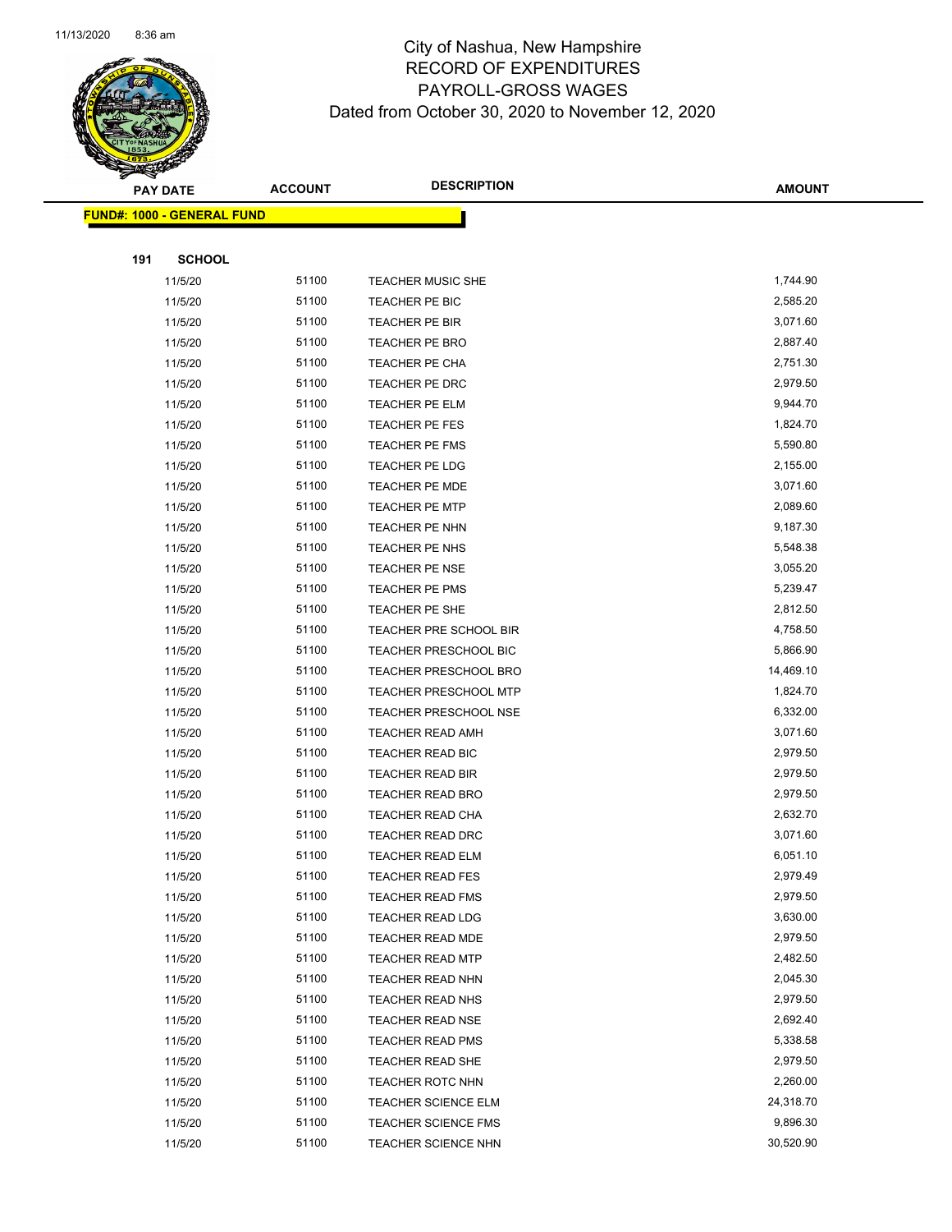City of Nashua, New Hampshire
RECORD OF EXPENDITURES
PAYROLL-GROSS WAGES
Dated from October 30, 2020 to November 12, 2020

| PAY DATE | ACCOUNT | DESCRIPTION | AMOUNT |
|---|---|---|---|

**FUND#: 1000 - GENERAL FUND**

**191 SCHOOL**

| PAY DATE | ACCOUNT | DESCRIPTION | AMOUNT |
|---|---|---|---|
| 11/5/20 | 51100 | TEACHER MUSIC SHE | 1,744.90 |
| 11/5/20 | 51100 | TEACHER PE BIC | 2,585.20 |
| 11/5/20 | 51100 | TEACHER PE BIR | 3,071.60 |
| 11/5/20 | 51100 | TEACHER PE BRO | 2,887.40 |
| 11/5/20 | 51100 | TEACHER PE CHA | 2,751.30 |
| 11/5/20 | 51100 | TEACHER PE DRC | 2,979.50 |
| 11/5/20 | 51100 | TEACHER PE ELM | 9,944.70 |
| 11/5/20 | 51100 | TEACHER PE FES | 1,824.70 |
| 11/5/20 | 51100 | TEACHER PE FMS | 5,590.80 |
| 11/5/20 | 51100 | TEACHER PE LDG | 2,155.00 |
| 11/5/20 | 51100 | TEACHER PE MDE | 3,071.60 |
| 11/5/20 | 51100 | TEACHER PE MTP | 2,089.60 |
| 11/5/20 | 51100 | TEACHER PE NHN | 9,187.30 |
| 11/5/20 | 51100 | TEACHER PE NHS | 5,548.38 |
| 11/5/20 | 51100 | TEACHER PE NSE | 3,055.20 |
| 11/5/20 | 51100 | TEACHER PE PMS | 5,239.47 |
| 11/5/20 | 51100 | TEACHER PE SHE | 2,812.50 |
| 11/5/20 | 51100 | TEACHER PRE SCHOOL BIR | 4,758.50 |
| 11/5/20 | 51100 | TEACHER PRESCHOOL BIC | 5,866.90 |
| 11/5/20 | 51100 | TEACHER PRESCHOOL BRO | 14,469.10 |
| 11/5/20 | 51100 | TEACHER PRESCHOOL MTP | 1,824.70 |
| 11/5/20 | 51100 | TEACHER PRESCHOOL NSE | 6,332.00 |
| 11/5/20 | 51100 | TEACHER READ AMH | 3,071.60 |
| 11/5/20 | 51100 | TEACHER READ BIC | 2,979.50 |
| 11/5/20 | 51100 | TEACHER READ BIR | 2,979.50 |
| 11/5/20 | 51100 | TEACHER READ BRO | 2,979.50 |
| 11/5/20 | 51100 | TEACHER READ CHA | 2,632.70 |
| 11/5/20 | 51100 | TEACHER READ DRC | 3,071.60 |
| 11/5/20 | 51100 | TEACHER READ ELM | 6,051.10 |
| 11/5/20 | 51100 | TEACHER READ FES | 2,979.49 |
| 11/5/20 | 51100 | TEACHER READ FMS | 2,979.50 |
| 11/5/20 | 51100 | TEACHER READ LDG | 3,630.00 |
| 11/5/20 | 51100 | TEACHER READ MDE | 2,979.50 |
| 11/5/20 | 51100 | TEACHER READ MTP | 2,482.50 |
| 11/5/20 | 51100 | TEACHER READ NHN | 2,045.30 |
| 11/5/20 | 51100 | TEACHER READ NHS | 2,979.50 |
| 11/5/20 | 51100 | TEACHER READ NSE | 2,692.40 |
| 11/5/20 | 51100 | TEACHER READ PMS | 5,338.58 |
| 11/5/20 | 51100 | TEACHER READ SHE | 2,979.50 |
| 11/5/20 | 51100 | TEACHER ROTC NHN | 2,260.00 |
| 11/5/20 | 51100 | TEACHER SCIENCE ELM | 24,318.70 |
| 11/5/20 | 51100 | TEACHER SCIENCE FMS | 9,896.30 |
| 11/5/20 | 51100 | TEACHER SCIENCE NHN | 30,520.90 |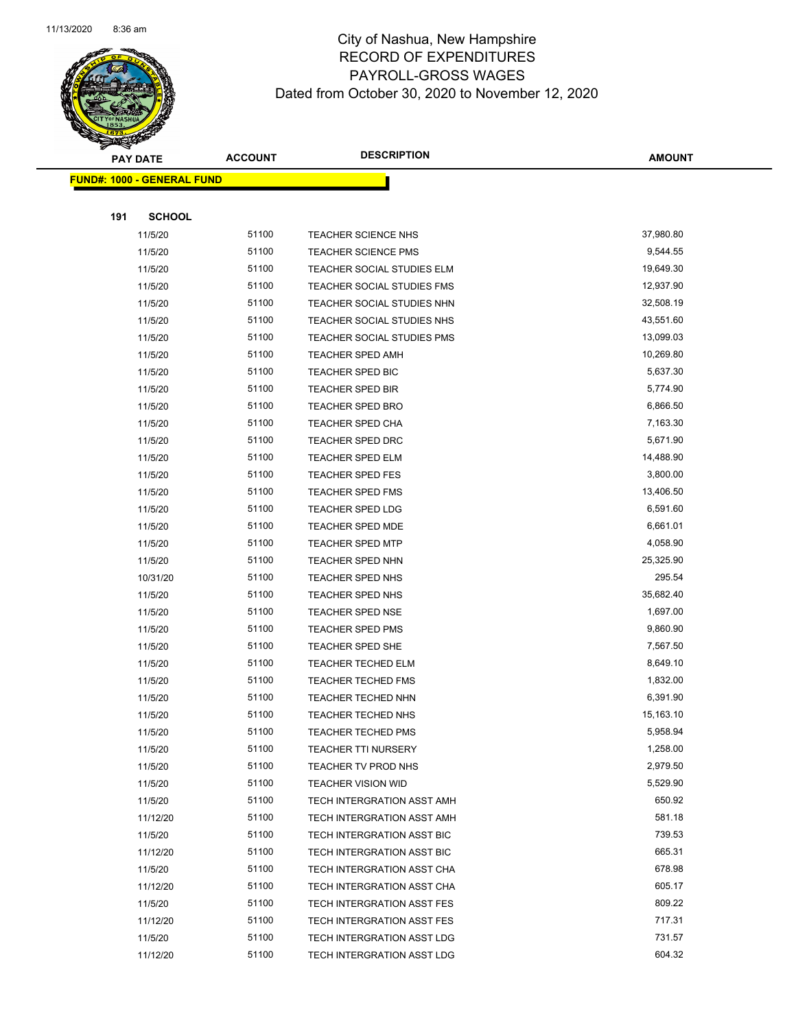City of Nashua, New Hampshire
RECORD OF EXPENDITURES
PAYROLL-GROSS WAGES
Dated from October 30, 2020 to November 12, 2020

**FUND#: 1000 - GENERAL FUND**

**191 SCHOOL**

| PAY DATE | ACCOUNT | DESCRIPTION | AMOUNT |
|---|---|---|---|
| 11/5/20 | 51100 | TEACHER SCIENCE NHS | 37,980.80 |
| 11/5/20 | 51100 | TEACHER SCIENCE PMS | 9,544.55 |
| 11/5/20 | 51100 | TEACHER SOCIAL STUDIES ELM | 19,649.30 |
| 11/5/20 | 51100 | TEACHER SOCIAL STUDIES FMS | 12,937.90 |
| 11/5/20 | 51100 | TEACHER SOCIAL STUDIES NHN | 32,508.19 |
| 11/5/20 | 51100 | TEACHER SOCIAL STUDIES NHS | 43,551.60 |
| 11/5/20 | 51100 | TEACHER SOCIAL STUDIES PMS | 13,099.03 |
| 11/5/20 | 51100 | TEACHER SPED AMH | 10,269.80 |
| 11/5/20 | 51100 | TEACHER SPED BIC | 5,637.30 |
| 11/5/20 | 51100 | TEACHER SPED BIR | 5,774.90 |
| 11/5/20 | 51100 | TEACHER SPED BRO | 6,866.50 |
| 11/5/20 | 51100 | TEACHER SPED CHA | 7,163.30 |
| 11/5/20 | 51100 | TEACHER SPED DRC | 5,671.90 |
| 11/5/20 | 51100 | TEACHER SPED ELM | 14,488.90 |
| 11/5/20 | 51100 | TEACHER SPED FES | 3,800.00 |
| 11/5/20 | 51100 | TEACHER SPED FMS | 13,406.50 |
| 11/5/20 | 51100 | TEACHER SPED LDG | 6,591.60 |
| 11/5/20 | 51100 | TEACHER SPED MDE | 6,661.01 |
| 11/5/20 | 51100 | TEACHER SPED MTP | 4,058.90 |
| 11/5/20 | 51100 | TEACHER SPED NHN | 25,325.90 |
| 10/31/20 | 51100 | TEACHER SPED NHS | 295.54 |
| 11/5/20 | 51100 | TEACHER SPED NHS | 35,682.40 |
| 11/5/20 | 51100 | TEACHER SPED NSE | 1,697.00 |
| 11/5/20 | 51100 | TEACHER SPED PMS | 9,860.90 |
| 11/5/20 | 51100 | TEACHER SPED SHE | 7,567.50 |
| 11/5/20 | 51100 | TEACHER TECHED ELM | 8,649.10 |
| 11/5/20 | 51100 | TEACHER TECHED FMS | 1,832.00 |
| 11/5/20 | 51100 | TEACHER TECHED NHN | 6,391.90 |
| 11/5/20 | 51100 | TEACHER TECHED NHS | 15,163.10 |
| 11/5/20 | 51100 | TEACHER TECHED PMS | 5,958.94 |
| 11/5/20 | 51100 | TEACHER TTI NURSERY | 1,258.00 |
| 11/5/20 | 51100 | TEACHER TV PROD NHS | 2,979.50 |
| 11/5/20 | 51100 | TEACHER VISION WID | 5,529.90 |
| 11/5/20 | 51100 | TECH INTERGRATION ASST AMH | 650.92 |
| 11/12/20 | 51100 | TECH INTERGRATION ASST AMH | 581.18 |
| 11/5/20 | 51100 | TECH INTERGRATION ASST BIC | 739.53 |
| 11/12/20 | 51100 | TECH INTERGRATION ASST BIC | 665.31 |
| 11/5/20 | 51100 | TECH INTERGRATION ASST CHA | 678.98 |
| 11/12/20 | 51100 | TECH INTERGRATION ASST CHA | 605.17 |
| 11/5/20 | 51100 | TECH INTERGRATION ASST FES | 809.22 |
| 11/12/20 | 51100 | TECH INTERGRATION ASST FES | 717.31 |
| 11/5/20 | 51100 | TECH INTERGRATION ASST LDG | 731.57 |
| 11/12/20 | 51100 | TECH INTERGRATION ASST LDG | 604.32 |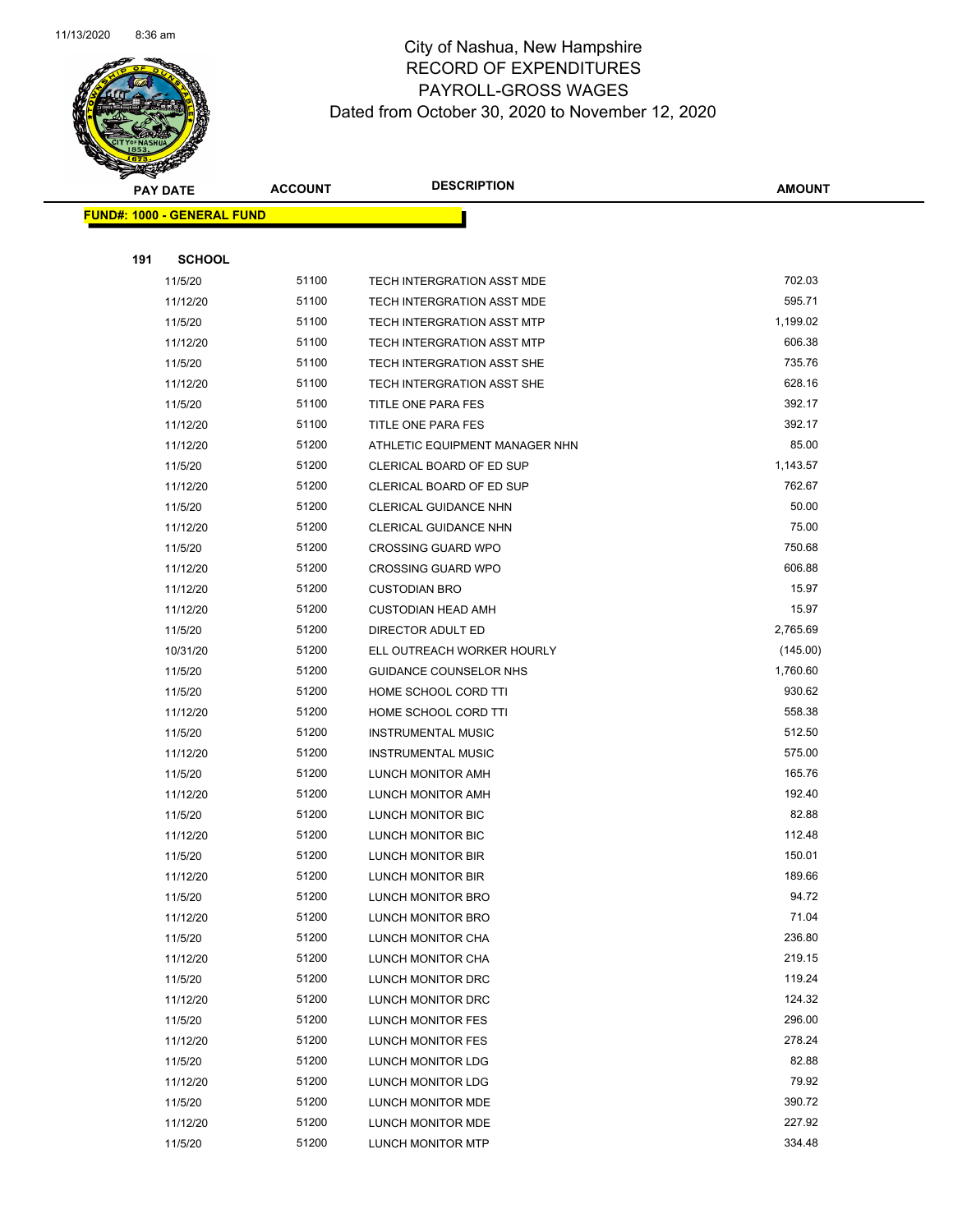# City of Nashua, New Hampshire
## RECORD OF EXPENDITURES
## PAYROLL-GROSS WAGES
## Dated from October 30, 2020 to November 12, 2020

| PAY DATE | ACCOUNT | DESCRIPTION | AMOUNT |
|---|---|---|---|

**FUND#: 1000 - GENERAL FUND**

**191 SCHOOL**

| PAY DATE | ACCOUNT | DESCRIPTION | AMOUNT |
|---|---|---|---|
| 11/5/20 | 51100 | TECH INTERGRATION ASST MDE | 702.03 |
| 11/12/20 | 51100 | TECH INTERGRATION ASST MDE | 595.71 |
| 11/5/20 | 51100 | TECH INTERGRATION ASST MTP | 1,199.02 |
| 11/12/20 | 51100 | TECH INTERGRATION ASST MTP | 606.38 |
| 11/5/20 | 51100 | TECH INTERGRATION ASST SHE | 735.76 |
| 11/12/20 | 51100 | TECH INTERGRATION ASST SHE | 628.16 |
| 11/5/20 | 51100 | TITLE ONE PARA FES | 392.17 |
| 11/12/20 | 51100 | TITLE ONE PARA FES | 392.17 |
| 11/12/20 | 51200 | ATHLETIC EQUIPMENT MANAGER NHN | 85.00 |
| 11/5/20 | 51200 | CLERICAL BOARD OF ED SUP | 1,143.57 |
| 11/12/20 | 51200 | CLERICAL BOARD OF ED SUP | 762.67 |
| 11/5/20 | 51200 | CLERICAL GUIDANCE NHN | 50.00 |
| 11/12/20 | 51200 | CLERICAL GUIDANCE NHN | 75.00 |
| 11/5/20 | 51200 | CROSSING GUARD WPO | 750.68 |
| 11/12/20 | 51200 | CROSSING GUARD WPO | 606.88 |
| 11/12/20 | 51200 | CUSTODIAN BRO | 15.97 |
| 11/12/20 | 51200 | CUSTODIAN HEAD AMH | 15.97 |
| 11/5/20 | 51200 | DIRECTOR ADULT ED | 2,765.69 |
| 10/31/20 | 51200 | ELL OUTREACH WORKER HOURLY | (145.00) |
| 11/5/20 | 51200 | GUIDANCE COUNSELOR NHS | 1,760.60 |
| 11/5/20 | 51200 | HOME SCHOOL CORD TTI | 930.62 |
| 11/12/20 | 51200 | HOME SCHOOL CORD TTI | 558.38 |
| 11/5/20 | 51200 | INSTRUMENTAL MUSIC | 512.50 |
| 11/12/20 | 51200 | INSTRUMENTAL MUSIC | 575.00 |
| 11/5/20 | 51200 | LUNCH MONITOR AMH | 165.76 |
| 11/12/20 | 51200 | LUNCH MONITOR AMH | 192.40 |
| 11/5/20 | 51200 | LUNCH MONITOR BIC | 82.88 |
| 11/12/20 | 51200 | LUNCH MONITOR BIC | 112.48 |
| 11/5/20 | 51200 | LUNCH MONITOR BIR | 150.01 |
| 11/12/20 | 51200 | LUNCH MONITOR BIR | 189.66 |
| 11/5/20 | 51200 | LUNCH MONITOR BRO | 94.72 |
| 11/12/20 | 51200 | LUNCH MONITOR BRO | 71.04 |
| 11/5/20 | 51200 | LUNCH MONITOR CHA | 236.80 |
| 11/12/20 | 51200 | LUNCH MONITOR CHA | 219.15 |
| 11/5/20 | 51200 | LUNCH MONITOR DRC | 119.24 |
| 11/12/20 | 51200 | LUNCH MONITOR DRC | 124.32 |
| 11/5/20 | 51200 | LUNCH MONITOR FES | 296.00 |
| 11/12/20 | 51200 | LUNCH MONITOR FES | 278.24 |
| 11/5/20 | 51200 | LUNCH MONITOR LDG | 82.88 |
| 11/12/20 | 51200 | LUNCH MONITOR LDG | 79.92 |
| 11/5/20 | 51200 | LUNCH MONITOR MDE | 390.72 |
| 11/12/20 | 51200 | LUNCH MONITOR MDE | 227.92 |
| 11/5/20 | 51200 | LUNCH MONITOR MTP | 334.48 |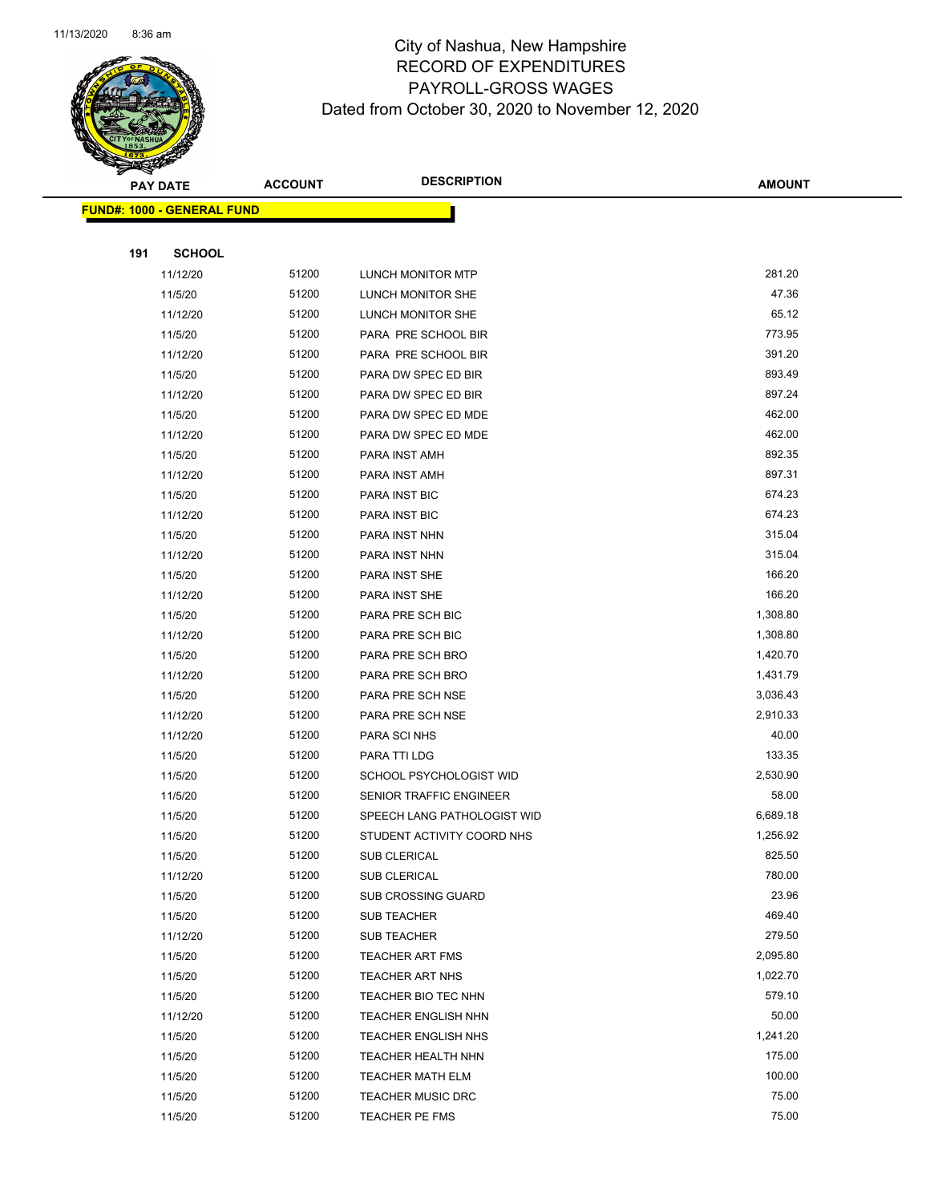City of Nashua, New Hampshire
RECORD OF EXPENDITURES
PAYROLL-GROSS WAGES
Dated from October 30, 2020 to November 12, 2020

| PAY DATE | ACCOUNT | DESCRIPTION | AMOUNT |
|---|---|---|---|

**FUND#: 1000 - GENERAL FUND**

**191 SCHOOL**

| PAY DATE | ACCOUNT | DESCRIPTION | AMOUNT |
|---|---|---|---|
| 11/12/20 | 51200 | LUNCH MONITOR MTP | 281.20 |
| 11/5/20 | 51200 | LUNCH MONITOR SHE | 47.36 |
| 11/12/20 | 51200 | LUNCH MONITOR SHE | 65.12 |
| 11/5/20 | 51200 | PARA PRE SCHOOL BIR | 773.95 |
| 11/12/20 | 51200 | PARA PRE SCHOOL BIR | 391.20 |
| 11/5/20 | 51200 | PARA DW SPEC ED BIR | 893.49 |
| 11/12/20 | 51200 | PARA DW SPEC ED BIR | 897.24 |
| 11/5/20 | 51200 | PARA DW SPEC ED MDE | 462.00 |
| 11/12/20 | 51200 | PARA DW SPEC ED MDE | 462.00 |
| 11/5/20 | 51200 | PARA INST AMH | 892.35 |
| 11/12/20 | 51200 | PARA INST AMH | 897.31 |
| 11/5/20 | 51200 | PARA INST BIC | 674.23 |
| 11/12/20 | 51200 | PARA INST BIC | 674.23 |
| 11/5/20 | 51200 | PARA INST NHN | 315.04 |
| 11/12/20 | 51200 | PARA INST NHN | 315.04 |
| 11/5/20 | 51200 | PARA INST SHE | 166.20 |
| 11/12/20 | 51200 | PARA INST SHE | 166.20 |
| 11/5/20 | 51200 | PARA PRE SCH BIC | 1,308.80 |
| 11/12/20 | 51200 | PARA PRE SCH BIC | 1,308.80 |
| 11/5/20 | 51200 | PARA PRE SCH BRO | 1,420.70 |
| 11/12/20 | 51200 | PARA PRE SCH BRO | 1,431.79 |
| 11/5/20 | 51200 | PARA PRE SCH NSE | 3,036.43 |
| 11/12/20 | 51200 | PARA PRE SCH NSE | 2,910.33 |
| 11/12/20 | 51200 | PARA SCI NHS | 40.00 |
| 11/5/20 | 51200 | PARA TTI LDG | 133.35 |
| 11/5/20 | 51200 | SCHOOL PSYCHOLOGIST WID | 2,530.90 |
| 11/5/20 | 51200 | SENIOR TRAFFIC ENGINEER | 58.00 |
| 11/5/20 | 51200 | SPEECH LANG PATHOLOGIST WID | 6,689.18 |
| 11/5/20 | 51200 | STUDENT ACTIVITY COORD NHS | 1,256.92 |
| 11/5/20 | 51200 | SUB CLERICAL | 825.50 |
| 11/12/20 | 51200 | SUB CLERICAL | 780.00 |
| 11/5/20 | 51200 | SUB CROSSING GUARD | 23.96 |
| 11/5/20 | 51200 | SUB TEACHER | 469.40 |
| 11/12/20 | 51200 | SUB TEACHER | 279.50 |
| 11/5/20 | 51200 | TEACHER ART FMS | 2,095.80 |
| 11/5/20 | 51200 | TEACHER ART NHS | 1,022.70 |
| 11/5/20 | 51200 | TEACHER BIO TEC NHN | 579.10 |
| 11/12/20 | 51200 | TEACHER ENGLISH NHN | 50.00 |
| 11/5/20 | 51200 | TEACHER ENGLISH NHS | 1,241.20 |
| 11/5/20 | 51200 | TEACHER HEALTH NHN | 175.00 |
| 11/5/20 | 51200 | TEACHER MATH ELM | 100.00 |
| 11/5/20 | 51200 | TEACHER MUSIC DRC | 75.00 |
| 11/5/20 | 51200 | TEACHER PE FMS | 75.00 |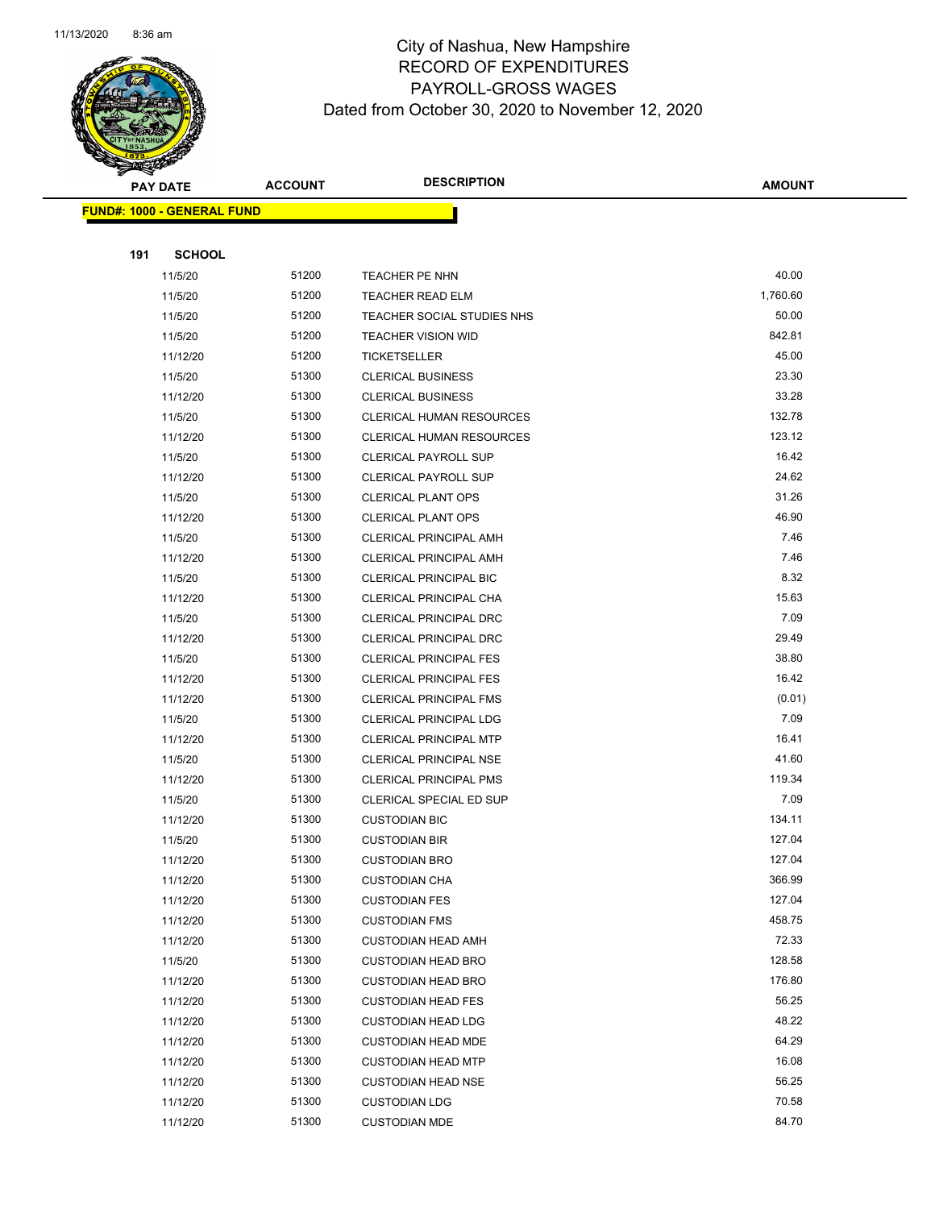# City of Nashua, New Hampshire
## RECORD OF EXPENDITURES
## PAYROLL-GROSS WAGES
### Dated from October 30, 2020 to November 12, 2020

**FUND#: 1000 - GENERAL FUND**

**191 SCHOOL**

| PAY DATE | ACCOUNT | DESCRIPTION | AMOUNT |
|---|---|---|---|
| 11/5/20 | 51200 | TEACHER PE NHN | 40.00 |
| 11/5/20 | 51200 | TEACHER READ ELM | 1,760.60 |
| 11/5/20 | 51200 | TEACHER SOCIAL STUDIES NHS | 50.00 |
| 11/5/20 | 51200 | TEACHER VISION WID | 842.81 |
| 11/12/20 | 51200 | TICKETSELLER | 45.00 |
| 11/5/20 | 51300 | CLERICAL BUSINESS | 23.30 |
| 11/12/20 | 51300 | CLERICAL BUSINESS | 33.28 |
| 11/5/20 | 51300 | CLERICAL HUMAN RESOURCES | 132.78 |
| 11/12/20 | 51300 | CLERICAL HUMAN RESOURCES | 123.12 |
| 11/5/20 | 51300 | CLERICAL PAYROLL SUP | 16.42 |
| 11/12/20 | 51300 | CLERICAL PAYROLL SUP | 24.62 |
| 11/5/20 | 51300 | CLERICAL PLANT OPS | 31.26 |
| 11/12/20 | 51300 | CLERICAL PLANT OPS | 46.90 |
| 11/5/20 | 51300 | CLERICAL PRINCIPAL AMH | 7.46 |
| 11/12/20 | 51300 | CLERICAL PRINCIPAL AMH | 7.46 |
| 11/5/20 | 51300 | CLERICAL PRINCIPAL BIC | 8.32 |
| 11/12/20 | 51300 | CLERICAL PRINCIPAL CHA | 15.63 |
| 11/5/20 | 51300 | CLERICAL PRINCIPAL DRC | 7.09 |
| 11/12/20 | 51300 | CLERICAL PRINCIPAL DRC | 29.49 |
| 11/5/20 | 51300 | CLERICAL PRINCIPAL FES | 38.80 |
| 11/12/20 | 51300 | CLERICAL PRINCIPAL FES | 16.42 |
| 11/12/20 | 51300 | CLERICAL PRINCIPAL FMS | (0.01) |
| 11/5/20 | 51300 | CLERICAL PRINCIPAL LDG | 7.09 |
| 11/12/20 | 51300 | CLERICAL PRINCIPAL MTP | 16.41 |
| 11/5/20 | 51300 | CLERICAL PRINCIPAL NSE | 41.60 |
| 11/12/20 | 51300 | CLERICAL PRINCIPAL PMS | 119.34 |
| 11/5/20 | 51300 | CLERICAL SPECIAL ED SUP | 7.09 |
| 11/12/20 | 51300 | CUSTODIAN BIC | 134.11 |
| 11/5/20 | 51300 | CUSTODIAN BIR | 127.04 |
| 11/12/20 | 51300 | CUSTODIAN BRO | 127.04 |
| 11/12/20 | 51300 | CUSTODIAN CHA | 366.99 |
| 11/12/20 | 51300 | CUSTODIAN FES | 127.04 |
| 11/12/20 | 51300 | CUSTODIAN FMS | 458.75 |
| 11/12/20 | 51300 | CUSTODIAN HEAD AMH | 72.33 |
| 11/5/20 | 51300 | CUSTODIAN HEAD BRO | 128.58 |
| 11/12/20 | 51300 | CUSTODIAN HEAD BRO | 176.80 |
| 11/12/20 | 51300 | CUSTODIAN HEAD FES | 56.25 |
| 11/12/20 | 51300 | CUSTODIAN HEAD LDG | 48.22 |
| 11/12/20 | 51300 | CUSTODIAN HEAD MDE | 64.29 |
| 11/12/20 | 51300 | CUSTODIAN HEAD MTP | 16.08 |
| 11/12/20 | 51300 | CUSTODIAN HEAD NSE | 56.25 |
| 11/12/20 | 51300 | CUSTODIAN LDG | 70.58 |
| 11/12/20 | 51300 | CUSTODIAN MDE | 84.70 |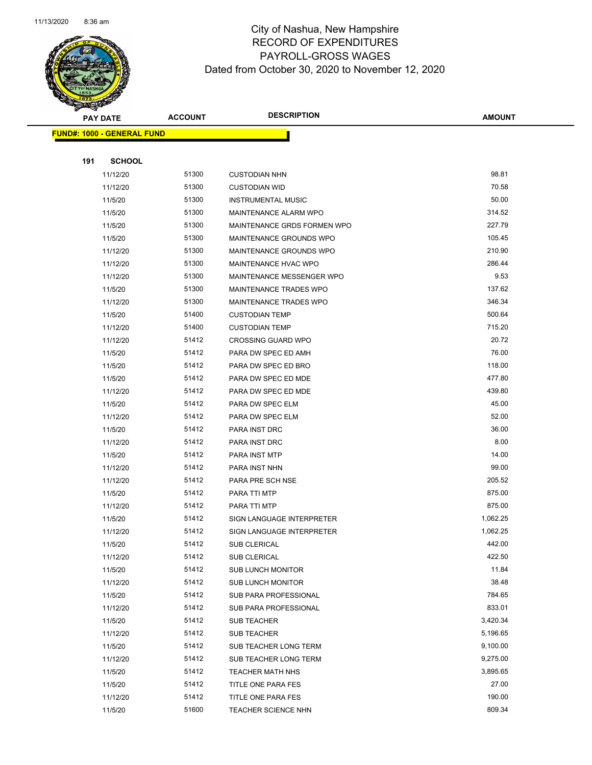City of Nashua, New Hampshire
RECORD OF EXPENDITURES
PAYROLL-GROSS WAGES
Dated from October 30, 2020 to November 12, 2020

| PAY DATE | ACCOUNT | DESCRIPTION | AMOUNT |
|---|---|---|---|
| **FUND#: 1000 - GENERAL FUND** | | | |
| **191 SCHOOL** | | | |
| 11/12/20 | 51300 | CUSTODIAN NHN | 98.81 |
| 11/12/20 | 51300 | CUSTODIAN WID | 70.58 |
| 11/5/20 | 51300 | INSTRUMENTAL MUSIC | 50.00 |
| 11/5/20 | 51300 | MAINTENANCE ALARM WPO | 314.52 |
| 11/5/20 | 51300 | MAINTENANCE GRDS FORMEN WPO | 227.79 |
| 11/5/20 | 51300 | MAINTENANCE GROUNDS WPO | 105.45 |
| 11/12/20 | 51300 | MAINTENANCE GROUNDS WPO | 210.90 |
| 11/12/20 | 51300 | MAINTENANCE HVAC WPO | 286.44 |
| 11/12/20 | 51300 | MAINTENANCE MESSENGER WPO | 9.53 |
| 11/5/20 | 51300 | MAINTENANCE TRADES WPO | 137.62 |
| 11/12/20 | 51300 | MAINTENANCE TRADES WPO | 346.34 |
| 11/5/20 | 51400 | CUSTODIAN TEMP | 500.64 |
| 11/12/20 | 51400 | CUSTODIAN TEMP | 715.20 |
| 11/12/20 | 51412 | CROSSING GUARD WPO | 20.72 |
| 11/5/20 | 51412 | PARA DW SPEC ED AMH | 76.00 |
| 11/5/20 | 51412 | PARA DW SPEC ED BRO | 118.00 |
| 11/5/20 | 51412 | PARA DW SPEC ED MDE | 477.80 |
| 11/12/20 | 51412 | PARA DW SPEC ED MDE | 439.80 |
| 11/5/20 | 51412 | PARA DW SPEC ELM | 45.00 |
| 11/12/20 | 51412 | PARA DW SPEC ELM | 52.00 |
| 11/5/20 | 51412 | PARA INST DRC | 36.00 |
| 11/12/20 | 51412 | PARA INST DRC | 8.00 |
| 11/5/20 | 51412 | PARA INST MTP | 14.00 |
| 11/12/20 | 51412 | PARA INST NHN | 99.00 |
| 11/12/20 | 51412 | PARA PRE SCH NSE | 205.52 |
| 11/5/20 | 51412 | PARA TTI MTP | 875.00 |
| 11/12/20 | 51412 | PARA TTI MTP | 875.00 |
| 11/5/20 | 51412 | SIGN LANGUAGE INTERPRETER | 1,062.25 |
| 11/12/20 | 51412 | SIGN LANGUAGE INTERPRETER | 1,062.25 |
| 11/5/20 | 51412 | SUB CLERICAL | 442.00 |
| 11/12/20 | 51412 | SUB CLERICAL | 422.50 |
| 11/5/20 | 51412 | SUB LUNCH MONITOR | 11.84 |
| 11/12/20 | 51412 | SUB LUNCH MONITOR | 38.48 |
| 11/5/20 | 51412 | SUB PARA PROFESSIONAL | 784.65 |
| 11/12/20 | 51412 | SUB PARA PROFESSIONAL | 833.01 |
| 11/5/20 | 51412 | SUB TEACHER | 3,420.34 |
| 11/12/20 | 51412 | SUB TEACHER | 5,196.65 |
| 11/5/20 | 51412 | SUB TEACHER LONG TERM | 9,100.00 |
| 11/12/20 | 51412 | SUB TEACHER LONG TERM | 9,275.00 |
| 11/5/20 | 51412 | TEACHER MATH NHS | 3,895.65 |
| 11/5/20 | 51412 | TITLE ONE PARA FES | 27.00 |
| 11/12/20 | 51412 | TITLE ONE PARA FES | 190.00 |
| 11/5/20 | 51600 | TEACHER SCIENCE NHN | 809.34 |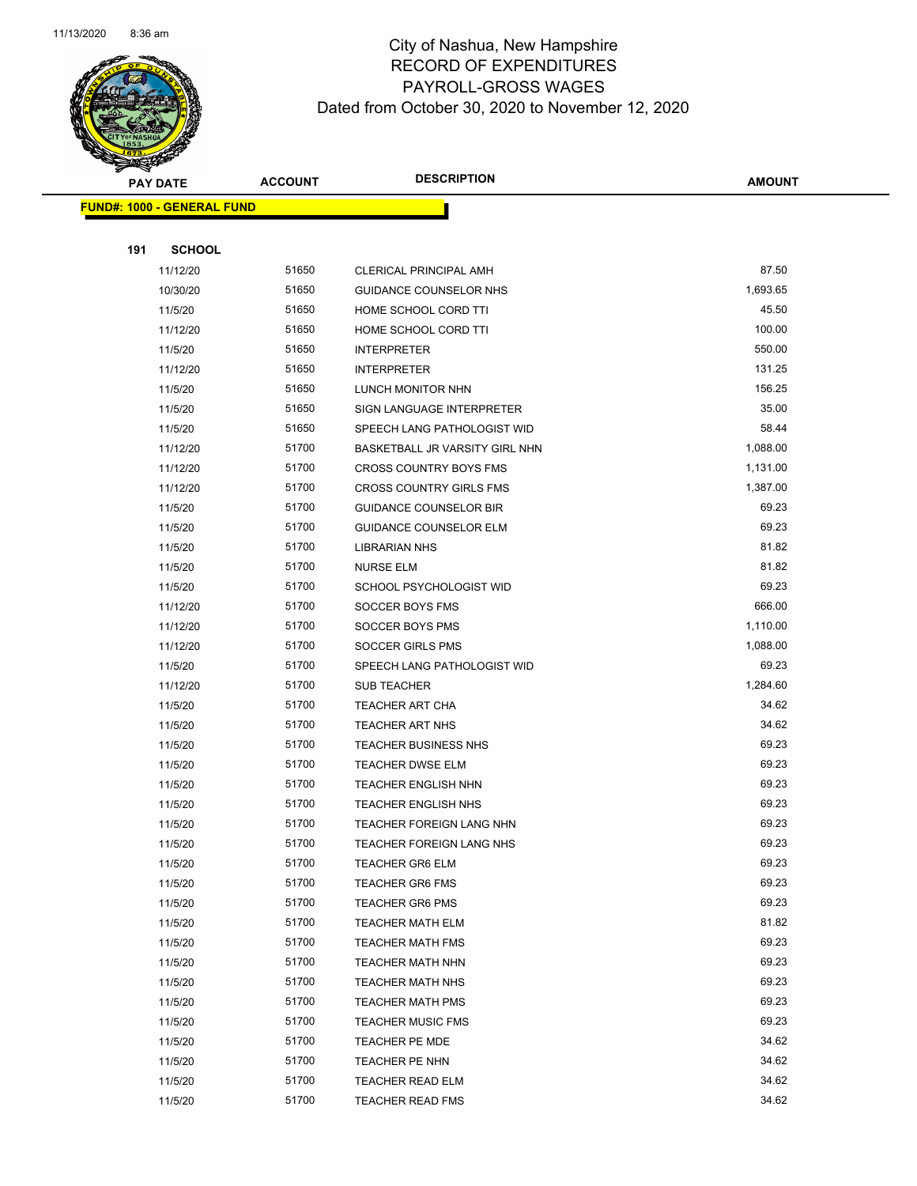# City of Nashua, New Hampshire
## RECORD OF EXPENDITURES
## PAYROLL-GROSS WAGES
### Dated from October 30, 2020 to November 12, 2020

| PAY DATE | ACCOUNT | DESCRIPTION | AMOUNT |
|---|---|---|---|
| **FUND#: 1000 - GENERAL FUND** | | | |
| **191 SCHOOL** | | | |
| 11/12/20 | 51650 | CLERICAL PRINCIPAL AMH | 87.50 |
| 10/30/20 | 51650 | GUIDANCE COUNSELOR NHS | 1,693.65 |
| 11/5/20 | 51650 | HOME SCHOOL CORD TTI | 45.50 |
| 11/12/20 | 51650 | HOME SCHOOL CORD TTI | 100.00 |
| 11/5/20 | 51650 | INTERPRETER | 550.00 |
| 11/12/20 | 51650 | INTERPRETER | 131.25 |
| 11/5/20 | 51650 | LUNCH MONITOR NHN | 156.25 |
| 11/5/20 | 51650 | SIGN LANGUAGE INTERPRETER | 35.00 |
| 11/5/20 | 51650 | SPEECH LANG PATHOLOGIST WID | 58.44 |
| 11/12/20 | 51700 | BASKETBALL JR VARSITY GIRL NHN | 1,088.00 |
| 11/12/20 | 51700 | CROSS COUNTRY BOYS FMS | 1,131.00 |
| 11/12/20 | 51700 | CROSS COUNTRY GIRLS FMS | 1,387.00 |
| 11/5/20 | 51700 | GUIDANCE COUNSELOR BIR | 69.23 |
| 11/5/20 | 51700 | GUIDANCE COUNSELOR ELM | 69.23 |
| 11/5/20 | 51700 | LIBRARIAN NHS | 81.82 |
| 11/5/20 | 51700 | NURSE ELM | 81.82 |
| 11/5/20 | 51700 | SCHOOL PSYCHOLOGIST WID | 69.23 |
| 11/12/20 | 51700 | SOCCER BOYS FMS | 666.00 |
| 11/12/20 | 51700 | SOCCER BOYS PMS | 1,110.00 |
| 11/12/20 | 51700 | SOCCER GIRLS PMS | 1,088.00 |
| 11/5/20 | 51700 | SPEECH LANG PATHOLOGIST WID | 69.23 |
| 11/12/20 | 51700 | SUB TEACHER | 1,284.60 |
| 11/5/20 | 51700 | TEACHER ART CHA | 34.62 |
| 11/5/20 | 51700 | TEACHER ART NHS | 34.62 |
| 11/5/20 | 51700 | TEACHER BUSINESS NHS | 69.23 |
| 11/5/20 | 51700 | TEACHER DWSE ELM | 69.23 |
| 11/5/20 | 51700 | TEACHER ENGLISH NHN | 69.23 |
| 11/5/20 | 51700 | TEACHER ENGLISH NHS | 69.23 |
| 11/5/20 | 51700 | TEACHER FOREIGN LANG NHN | 69.23 |
| 11/5/20 | 51700 | TEACHER FOREIGN LANG NHS | 69.23 |
| 11/5/20 | 51700 | TEACHER GR6 ELM | 69.23 |
| 11/5/20 | 51700 | TEACHER GR6 FMS | 69.23 |
| 11/5/20 | 51700 | TEACHER GR6 PMS | 69.23 |
| 11/5/20 | 51700 | TEACHER MATH ELM | 81.82 |
| 11/5/20 | 51700 | TEACHER MATH FMS | 69.23 |
| 11/5/20 | 51700 | TEACHER MATH NHN | 69.23 |
| 11/5/20 | 51700 | TEACHER MATH NHS | 69.23 |
| 11/5/20 | 51700 | TEACHER MATH PMS | 69.23 |
| 11/5/20 | 51700 | TEACHER MUSIC FMS | 69.23 |
| 11/5/20 | 51700 | TEACHER PE MDE | 34.62 |
| 11/5/20 | 51700 | TEACHER PE NHN | 34.62 |
| 11/5/20 | 51700 | TEACHER READ ELM | 34.62 |
| 11/5/20 | 51700 | TEACHER READ FMS | 34.62 |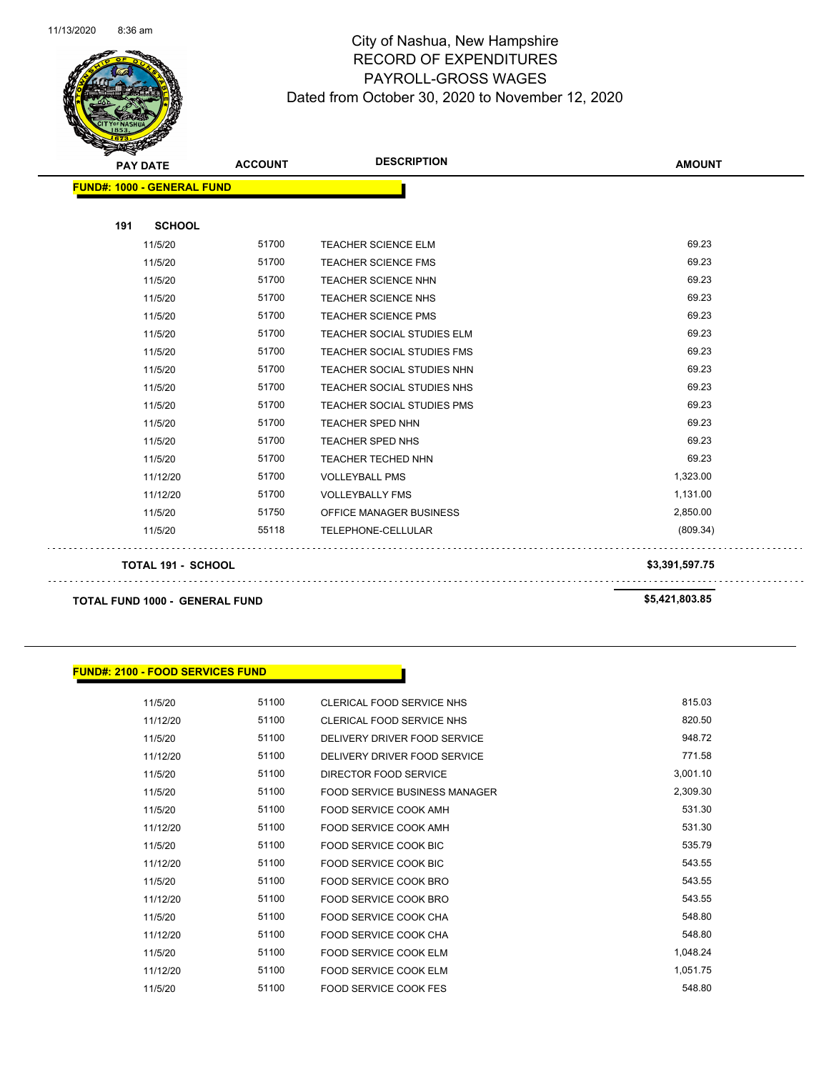# City of Nashua, New Hampshire
## RECORD OF EXPENDITURES
## PAYROLL-GROSS WAGES
Dated from October 30, 2020 to November 12, 2020

| PAY DATE | ACCOUNT | DESCRIPTION | AMOUNT |
|---|---|---|---|
| **FUND#: 1000 - GENERAL FUND** | | | |
| **191 SCHOOL** | | | |
| 11/5/20 | 51700 | TEACHER SCIENCE ELM | 69.23 |
| 11/5/20 | 51700 | TEACHER SCIENCE FMS | 69.23 |
| 11/5/20 | 51700 | TEACHER SCIENCE NHN | 69.23 |
| 11/5/20 | 51700 | TEACHER SCIENCE NHS | 69.23 |
| 11/5/20 | 51700 | TEACHER SCIENCE PMS | 69.23 |
| 11/5/20 | 51700 | TEACHER SOCIAL STUDIES ELM | 69.23 |
| 11/5/20 | 51700 | TEACHER SOCIAL STUDIES FMS | 69.23 |
| 11/5/20 | 51700 | TEACHER SOCIAL STUDIES NHN | 69.23 |
| 11/5/20 | 51700 | TEACHER SOCIAL STUDIES NHS | 69.23 |
| 11/5/20 | 51700 | TEACHER SOCIAL STUDIES PMS | 69.23 |
| 11/5/20 | 51700 | TEACHER SPED NHN | 69.23 |
| 11/5/20 | 51700 | TEACHER SPED NHS | 69.23 |
| 11/5/20 | 51700 | TEACHER TECHED NHN | 69.23 |
| 11/12/20 | 51700 | VOLLEYBALL PMS | 1,323.00 |
| 11/12/20 | 51700 | VOLLEYBALLY FMS | 1,131.00 |
| 11/5/20 | 51750 | OFFICE MANAGER BUSINESS | 2,850.00 |
| 11/5/20 | 55118 | TELEPHONE-CELLULAR | (809.34) |
| **TOTAL 191 - SCHOOL** | | | **$3,391,597.75** |
| **TOTAL FUND 1000 - GENERAL FUND** | | | **$5,421,803.85** |

| PAY DATE | ACCOUNT | DESCRIPTION | AMOUNT |
|---|---|---|---|
| **FUND#: 2100 - FOOD SERVICES FUND** | | | |
| 11/5/20 | 51100 | CLERICAL FOOD SERVICE NHS | 815.03 |
| 11/12/20 | 51100 | CLERICAL FOOD SERVICE NHS | 820.50 |
| 11/5/20 | 51100 | DELIVERY DRIVER FOOD SERVICE | 948.72 |
| 11/12/20 | 51100 | DELIVERY DRIVER FOOD SERVICE | 771.58 |
| 11/5/20 | 51100 | DIRECTOR FOOD SERVICE | 3,001.10 |
| 11/5/20 | 51100 | FOOD SERVICE BUSINESS MANAGER | 2,309.30 |
| 11/5/20 | 51100 | FOOD SERVICE COOK AMH | 531.30 |
| 11/12/20 | 51100 | FOOD SERVICE COOK AMH | 531.30 |
| 11/5/20 | 51100 | FOOD SERVICE COOK BIC | 535.79 |
| 11/12/20 | 51100 | FOOD SERVICE COOK BIC | 543.55 |
| 11/5/20 | 51100 | FOOD SERVICE COOK BRO | 543.55 |
| 11/12/20 | 51100 | FOOD SERVICE COOK BRO | 543.55 |
| 11/5/20 | 51100 | FOOD SERVICE COOK CHA | 548.80 |
| 11/12/20 | 51100 | FOOD SERVICE COOK CHA | 548.80 |
| 11/5/20 | 51100 | FOOD SERVICE COOK ELM | 1,048.24 |
| 11/12/20 | 51100 | FOOD SERVICE COOK ELM | 1,051.75 |
| 11/5/20 | 51100 | FOOD SERVICE COOK FES | 548.80 |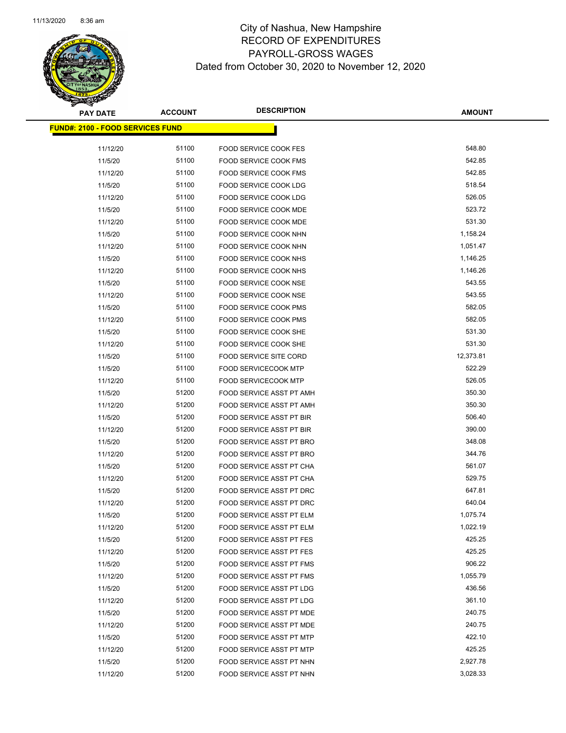# City of Nashua, New Hampshire
## RECORD OF EXPENDITURES
## PAYROLL-GROSS WAGES
## Dated from October 30, 2020 to November 12, 2020

| PAY DATE | ACCOUNT | DESCRIPTION | AMOUNT |
|---|---|---|---|
| **FUND#: 2100 - FOOD SERVICES FUND** | | | |
| 11/12/20 | 51100 | FOOD SERVICE COOK FES | 548.80 |
| 11/5/20 | 51100 | FOOD SERVICE COOK FMS | 542.85 |
| 11/12/20 | 51100 | FOOD SERVICE COOK FMS | 542.85 |
| 11/5/20 | 51100 | FOOD SERVICE COOK LDG | 518.54 |
| 11/12/20 | 51100 | FOOD SERVICE COOK LDG | 526.05 |
| 11/5/20 | 51100 | FOOD SERVICE COOK MDE | 523.72 |
| 11/12/20 | 51100 | FOOD SERVICE COOK MDE | 531.30 |
| 11/5/20 | 51100 | FOOD SERVICE COOK NHN | 1,158.24 |
| 11/12/20 | 51100 | FOOD SERVICE COOK NHN | 1,051.47 |
| 11/5/20 | 51100 | FOOD SERVICE COOK NHS | 1,146.25 |
| 11/12/20 | 51100 | FOOD SERVICE COOK NHS | 1,146.26 |
| 11/5/20 | 51100 | FOOD SERVICE COOK NSE | 543.55 |
| 11/12/20 | 51100 | FOOD SERVICE COOK NSE | 543.55 |
| 11/5/20 | 51100 | FOOD SERVICE COOK PMS | 582.05 |
| 11/12/20 | 51100 | FOOD SERVICE COOK PMS | 582.05 |
| 11/5/20 | 51100 | FOOD SERVICE COOK SHE | 531.30 |
| 11/12/20 | 51100 | FOOD SERVICE COOK SHE | 531.30 |
| 11/5/20 | 51100 | FOOD SERVICE SITE CORD | 12,373.81 |
| 11/5/20 | 51100 | FOOD SERVICECOOK MTP | 522.29 |
| 11/12/20 | 51100 | FOOD SERVICECOOK MTP | 526.05 |
| 11/5/20 | 51200 | FOOD SERVICE ASST PT AMH | 350.30 |
| 11/12/20 | 51200 | FOOD SERVICE ASST PT AMH | 350.30 |
| 11/5/20 | 51200 | FOOD SERVICE ASST PT BIR | 506.40 |
| 11/12/20 | 51200 | FOOD SERVICE ASST PT BIR | 390.00 |
| 11/5/20 | 51200 | FOOD SERVICE ASST PT BRO | 348.08 |
| 11/12/20 | 51200 | FOOD SERVICE ASST PT BRO | 344.76 |
| 11/5/20 | 51200 | FOOD SERVICE ASST PT CHA | 561.07 |
| 11/12/20 | 51200 | FOOD SERVICE ASST PT CHA | 529.75 |
| 11/5/20 | 51200 | FOOD SERVICE ASST PT DRC | 647.81 |
| 11/12/20 | 51200 | FOOD SERVICE ASST PT DRC | 640.04 |
| 11/5/20 | 51200 | FOOD SERVICE ASST PT ELM | 1,075.74 |
| 11/12/20 | 51200 | FOOD SERVICE ASST PT ELM | 1,022.19 |
| 11/5/20 | 51200 | FOOD SERVICE ASST PT FES | 425.25 |
| 11/12/20 | 51200 | FOOD SERVICE ASST PT FES | 425.25 |
| 11/5/20 | 51200 | FOOD SERVICE ASST PT FMS | 906.22 |
| 11/12/20 | 51200 | FOOD SERVICE ASST PT FMS | 1,055.79 |
| 11/5/20 | 51200 | FOOD SERVICE ASST PT LDG | 436.56 |
| 11/12/20 | 51200 | FOOD SERVICE ASST PT LDG | 361.10 |
| 11/5/20 | 51200 | FOOD SERVICE ASST PT MDE | 240.75 |
| 11/12/20 | 51200 | FOOD SERVICE ASST PT MDE | 240.75 |
| 11/5/20 | 51200 | FOOD SERVICE ASST PT MTP | 422.10 |
| 11/12/20 | 51200 | FOOD SERVICE ASST PT MTP | 425.25 |
| 11/5/20 | 51200 | FOOD SERVICE ASST PT NHN | 2,927.78 |
| 11/12/20 | 51200 | FOOD SERVICE ASST PT NHN | 3,028.33 |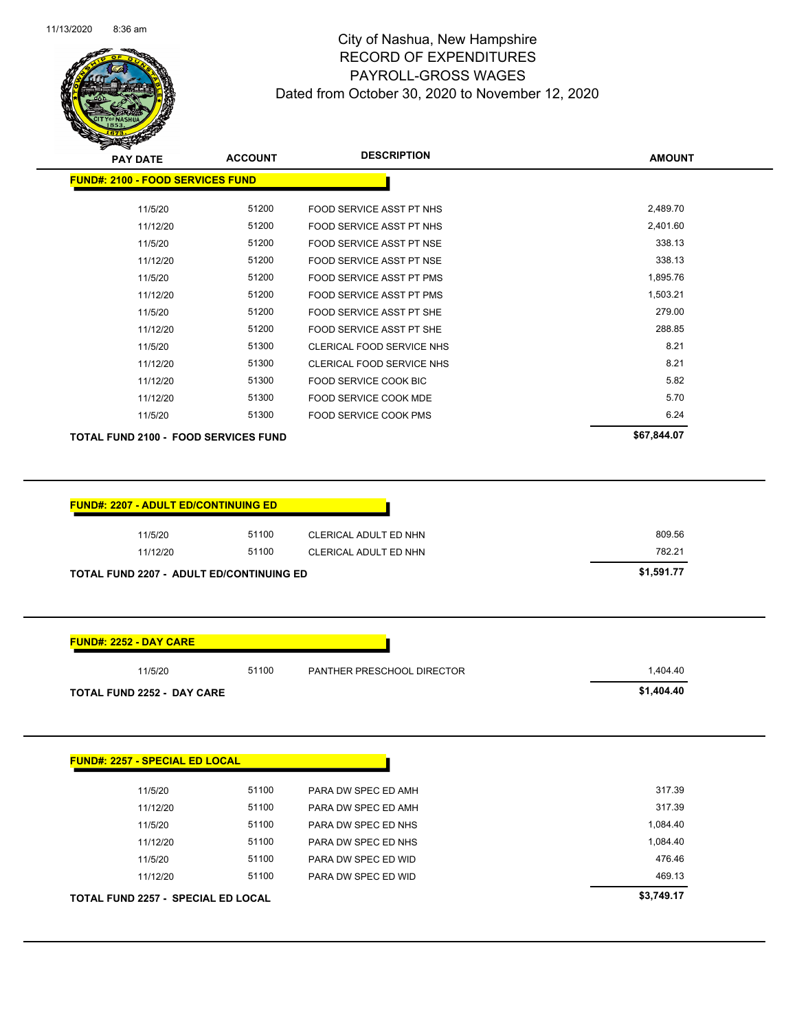# City of Nashua, New Hampshire
## RECORD OF EXPENDITURES
## PAYROLL-GROSS WAGES
### Dated from October 30, 2020 to November 12, 2020

| PAY DATE | ACCOUNT | DESCRIPTION | AMOUNT |
|---|---|---|---|
| **FUND#: 2100 - FOOD SERVICES FUND** | | | |
| 11/5/20 | 51200 | FOOD SERVICE ASST PT NHS | 2,489.70 |
| 11/12/20 | 51200 | FOOD SERVICE ASST PT NHS | 2,401.60 |
| 11/5/20 | 51200 | FOOD SERVICE ASST PT NSE | 338.13 |
| 11/12/20 | 51200 | FOOD SERVICE ASST PT NSE | 338.13 |
| 11/5/20 | 51200 | FOOD SERVICE ASST PT PMS | 1,895.76 |
| 11/12/20 | 51200 | FOOD SERVICE ASST PT PMS | 1,503.21 |
| 11/5/20 | 51200 | FOOD SERVICE ASST PT SHE | 279.00 |
| 11/12/20 | 51200 | FOOD SERVICE ASST PT SHE | 288.85 |
| 11/5/20 | 51300 | CLERICAL FOOD SERVICE NHS | 8.21 |
| 11/12/20 | 51300 | CLERICAL FOOD SERVICE NHS | 8.21 |
| 11/12/20 | 51300 | FOOD SERVICE COOK BIC | 5.82 |
| 11/12/20 | 51300 | FOOD SERVICE COOK MDE | 5.70 |
| 11/5/20 | 51300 | FOOD SERVICE COOK PMS | 6.24 |
| **TOTAL FUND 2100 - FOOD SERVICES FUND** | | | **$67,844.07** |

| PAY DATE | ACCOUNT | DESCRIPTION | AMOUNT |
|---|---|---|---|
| **FUND#: 2207 - ADULT ED/CONTINUING ED** | | | |
| 11/5/20 | 51100 | CLERICAL ADULT ED NHN | 809.56 |
| 11/12/20 | 51100 | CLERICAL ADULT ED NHN | 782.21 |
| **TOTAL FUND 2207 - ADULT ED/CONTINUING ED** | | | **$1,591.77** |

| PAY DATE | ACCOUNT | DESCRIPTION | AMOUNT |
|---|---|---|---|
| **FUND#: 2252 - DAY CARE** | | | |
| 11/5/20 | 51100 | PANTHER PRESCHOOL DIRECTOR | 1,404.40 |
| **TOTAL FUND 2252 - DAY CARE** | | | **$1,404.40** |

| PAY DATE | ACCOUNT | DESCRIPTION | AMOUNT |
|---|---|---|---|
| **FUND#: 2257 - SPECIAL ED LOCAL** | | | |
| 11/5/20 | 51100 | PARA DW SPEC ED AMH | 317.39 |
| 11/12/20 | 51100 | PARA DW SPEC ED AMH | 317.39 |
| 11/5/20 | 51100 | PARA DW SPEC ED NHS | 1,084.40 |
| 11/12/20 | 51100 | PARA DW SPEC ED NHS | 1,084.40 |
| 11/5/20 | 51100 | PARA DW SPEC ED WID | 476.46 |
| 11/12/20 | 51100 | PARA DW SPEC ED WID | 469.13 |
| **TOTAL FUND 2257 - SPECIAL ED LOCAL** | | | **$3,749.17** |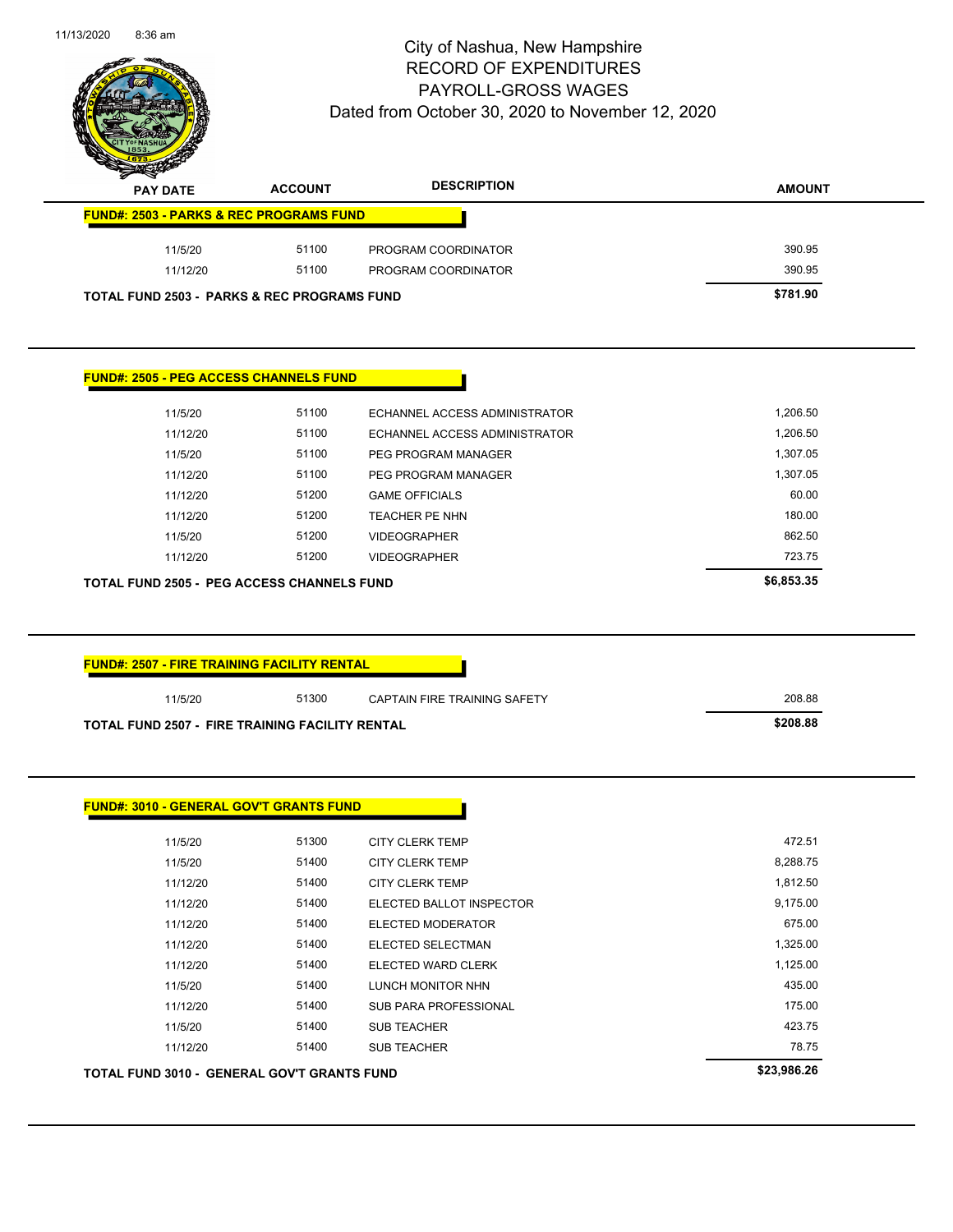# City of Nashua, New Hampshire
## RECORD OF EXPENDITURES
## PAYROLL-GROSS WAGES
### Dated from October 30, 2020 to November 12, 2020

| PAY DATE | ACCOUNT | DESCRIPTION | AMOUNT |
|---|---|---|---|
| **FUND#: 2503 - PARKS & REC PROGRAMS FUND** | | | |
| 11/5/20 | 51100 | PROGRAM COORDINATOR | 390.95 |
| 11/12/20 | 51100 | PROGRAM COORDINATOR | 390.95 |
| **TOTAL FUND 2503 - PARKS & REC PROGRAMS FUND** | | | **$781.90** |

| PAY DATE | ACCOUNT | DESCRIPTION | AMOUNT |
|---|---|---|---|
| **FUND#: 2505 - PEG ACCESS CHANNELS FUND** | | | |
| 11/5/20 | 51100 | ECHANNEL ACCESS ADMINISTRATOR | 1,206.50 |
| 11/12/20 | 51100 | ECHANNEL ACCESS ADMINISTRATOR | 1,206.50 |
| 11/5/20 | 51100 | PEG PROGRAM MANAGER | 1,307.05 |
| 11/12/20 | 51100 | PEG PROGRAM MANAGER | 1,307.05 |
| 11/12/20 | 51200 | GAME OFFICIALS | 60.00 |
| 11/12/20 | 51200 | TEACHER PE NHN | 180.00 |
| 11/5/20 | 51200 | VIDEOGRAPHER | 862.50 |
| 11/12/20 | 51200 | VIDEOGRAPHER | 723.75 |
| **TOTAL FUND 2505 - PEG ACCESS CHANNELS FUND** | | | **$6,853.35** |

| PAY DATE | ACCOUNT | DESCRIPTION | AMOUNT |
|---|---|---|---|
| **FUND#: 2507 - FIRE TRAINING FACILITY RENTAL** | | | |
| 11/5/20 | 51300 | CAPTAIN FIRE TRAINING SAFETY | 208.88 |
| **TOTAL FUND 2507 - FIRE TRAINING FACILITY RENTAL** | | | **$208.88** |

| PAY DATE | ACCOUNT | DESCRIPTION | AMOUNT |
|---|---|---|---|
| **FUND#: 3010 - GENERAL GOV'T GRANTS FUND** | | | |
| 11/5/20 | 51300 | CITY CLERK TEMP | 472.51 |
| 11/5/20 | 51400 | CITY CLERK TEMP | 8,288.75 |
| 11/12/20 | 51400 | CITY CLERK TEMP | 1,812.50 |
| 11/12/20 | 51400 | ELECTED BALLOT INSPECTOR | 9,175.00 |
| 11/12/20 | 51400 | ELECTED MODERATOR | 675.00 |
| 11/12/20 | 51400 | ELECTED SELECTMAN | 1,325.00 |
| 11/12/20 | 51400 | ELECTED WARD CLERK | 1,125.00 |
| 11/5/20 | 51400 | LUNCH MONITOR NHN | 435.00 |
| 11/12/20 | 51400 | SUB PARA PROFESSIONAL | 175.00 |
| 11/5/20 | 51400 | SUB TEACHER | 423.75 |
| 11/12/20 | 51400 | SUB TEACHER | 78.75 |
| **TOTAL FUND 3010 - GENERAL GOV'T GRANTS FUND** | | | **$23,986.26** |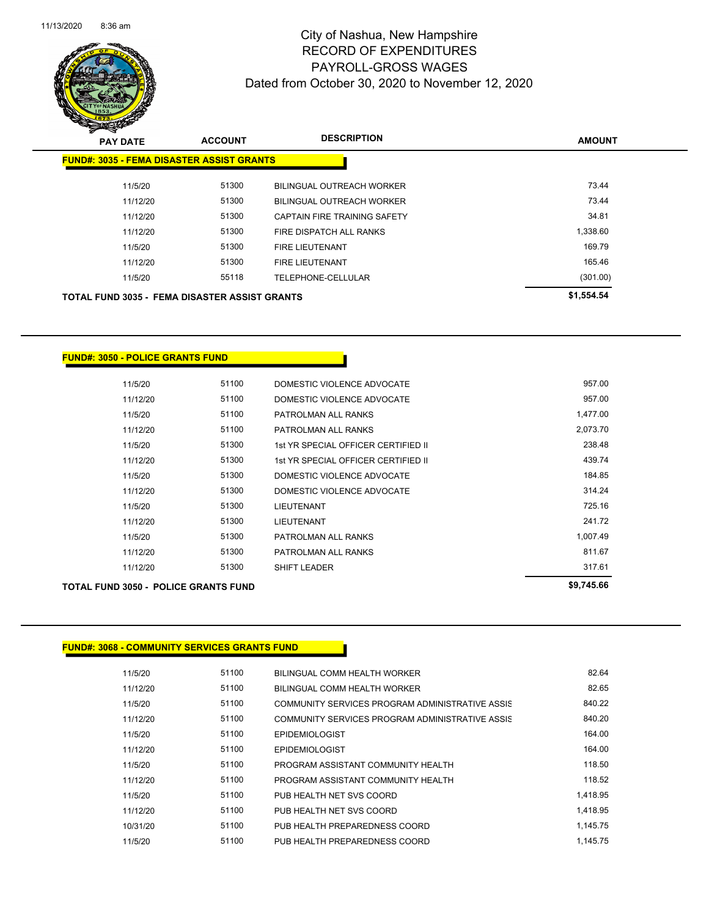# City of Nashua, New Hampshire
## RECORD OF EXPENDITURES
## PAYROLL-GROSS WAGES
## Dated from October 30, 2020 to November 12, 2020

| PAY DATE | ACCOUNT | DESCRIPTION | AMOUNT |
|---|---|---|---|
| **FUND#: 3035 - FEMA DISASTER ASSIST GRANTS** | | | |
| 11/5/20 | 51300 | BILINGUAL OUTREACH WORKER | 73.44 |
| 11/12/20 | 51300 | BILINGUAL OUTREACH WORKER | 73.44 |
| 11/12/20 | 51300 | CAPTAIN FIRE TRAINING SAFETY | 34.81 |
| 11/12/20 | 51300 | FIRE DISPATCH ALL RANKS | 1,338.60 |
| 11/5/20 | 51300 | FIRE LIEUTENANT | 169.79 |
| 11/12/20 | 51300 | FIRE LIEUTENANT | 165.46 |
| 11/5/20 | 55118 | TELEPHONE-CELLULAR | (301.00) |
| **TOTAL FUND 3035 - FEMA DISASTER ASSIST GRANTS** | | | **$1,554.54** |

| PAY DATE | ACCOUNT | DESCRIPTION | AMOUNT |
|---|---|---|---|
| **FUND#: 3050 - POLICE GRANTS FUND** | | | |
| 11/5/20 | 51100 | DOMESTIC VIOLENCE ADVOCATE | 957.00 |
| 11/12/20 | 51100 | DOMESTIC VIOLENCE ADVOCATE | 957.00 |
| 11/5/20 | 51100 | PATROLMAN ALL RANKS | 1,477.00 |
| 11/12/20 | 51100 | PATROLMAN ALL RANKS | 2,073.70 |
| 11/5/20 | 51300 | 1st YR SPECIAL OFFICER CERTIFIED II | 238.48 |
| 11/12/20 | 51300 | 1st YR SPECIAL OFFICER CERTIFIED II | 439.74 |
| 11/5/20 | 51300 | DOMESTIC VIOLENCE ADVOCATE | 184.85 |
| 11/12/20 | 51300 | DOMESTIC VIOLENCE ADVOCATE | 314.24 |
| 11/5/20 | 51300 | LIEUTENANT | 725.16 |
| 11/12/20 | 51300 | LIEUTENANT | 241.72 |
| 11/5/20 | 51300 | PATROLMAN ALL RANKS | 1,007.49 |
| 11/12/20 | 51300 | PATROLMAN ALL RANKS | 811.67 |
| 11/12/20 | 51300 | SHIFT LEADER | 317.61 |
| **TOTAL FUND 3050 - POLICE GRANTS FUND** | | | **$9,745.66** |

| PAY DATE | ACCOUNT | DESCRIPTION | AMOUNT |
|---|---|---|---|
| **FUND#: 3068 - COMMUNITY SERVICES GRANTS FUND** | | | |
| 11/5/20 | 51100 | BILINGUAL COMM HEALTH WORKER | 82.64 |
| 11/12/20 | 51100 | BILINGUAL COMM HEALTH WORKER | 82.65 |
| 11/5/20 | 51100 | COMMUNITY SERVICES PROGRAM ADMINISTRATIVE ASSIS | 840.22 |
| 11/12/20 | 51100 | COMMUNITY SERVICES PROGRAM ADMINISTRATIVE ASSIS | 840.20 |
| 11/5/20 | 51100 | EPIDEMIOLOGIST | 164.00 |
| 11/12/20 | 51100 | EPIDEMIOLOGIST | 164.00 |
| 11/5/20 | 51100 | PROGRAM ASSISTANT COMMUNITY HEALTH | 118.50 |
| 11/12/20 | 51100 | PROGRAM ASSISTANT COMMUNITY HEALTH | 118.52 |
| 11/5/20 | 51100 | PUB HEALTH NET SVS COORD | 1,418.95 |
| 11/12/20 | 51100 | PUB HEALTH NET SVS COORD | 1,418.95 |
| 10/31/20 | 51100 | PUB HEALTH PREPAREDNESS COORD | 1,145.75 |
| 11/5/20 | 51100 | PUB HEALTH PREPAREDNESS COORD | 1,145.75 |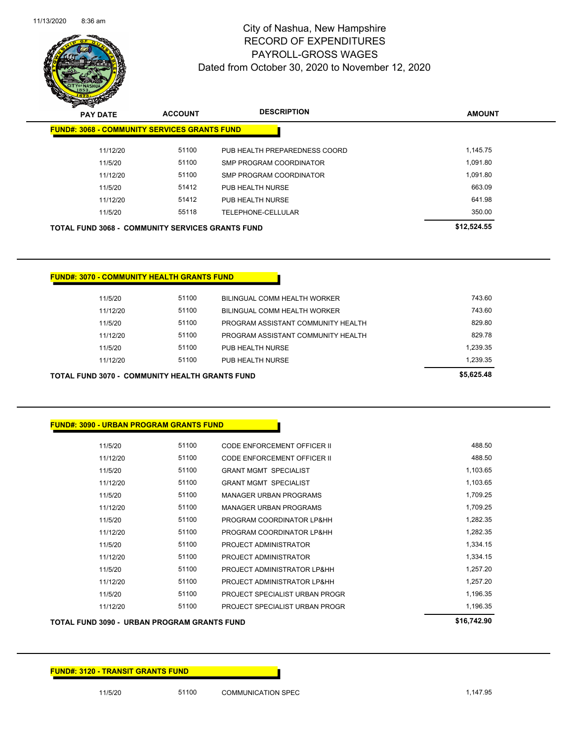# City of Nashua, New Hampshire
## RECORD OF EXPENDITURES
## PAYROLL-GROSS WAGES
### Dated from October 30, 2020 to November 12, 2020

| PAY DATE | ACCOUNT | DESCRIPTION | AMOUNT |
|---|---|---|---|
| **FUND#: 3068 - COMMUNITY SERVICES GRANTS FUND** | | | |
| 11/12/20 | 51100 | PUB HEALTH PREPAREDNESS COORD | 1,145.75 |
| 11/5/20 | 51100 | SMP PROGRAM COORDINATOR | 1,091.80 |
| 11/12/20 | 51100 | SMP PROGRAM COORDINATOR | 1,091.80 |
| 11/5/20 | 51412 | PUB HEALTH NURSE | 663.09 |
| 11/12/20 | 51412 | PUB HEALTH NURSE | 641.98 |
| 11/5/20 | 55118 | TELEPHONE-CELLULAR | 350.00 |
| **TOTAL FUND 3068 - COMMUNITY SERVICES GRANTS FUND** | | | **$12,524.55** |

| PAY DATE | ACCOUNT | DESCRIPTION | AMOUNT |
|---|---|---|---|
| **FUND#: 3070 - COMMUNITY HEALTH GRANTS FUND** | | | |
| 11/5/20 | 51100 | BILINGUAL COMM HEALTH WORKER | 743.60 |
| 11/12/20 | 51100 | BILINGUAL COMM HEALTH WORKER | 743.60 |
| 11/5/20 | 51100 | PROGRAM ASSISTANT COMMUNITY HEALTH | 829.80 |
| 11/12/20 | 51100 | PROGRAM ASSISTANT COMMUNITY HEALTH | 829.78 |
| 11/5/20 | 51100 | PUB HEALTH NURSE | 1,239.35 |
| 11/12/20 | 51100 | PUB HEALTH NURSE | 1,239.35 |
| **TOTAL FUND 3070 - COMMUNITY HEALTH GRANTS FUND** | | | **$5,625.48** |

| PAY DATE | ACCOUNT | DESCRIPTION | AMOUNT |
|---|---|---|---|
| **FUND#: 3090 - URBAN PROGRAM GRANTS FUND** | | | |
| 11/5/20 | 51100 | CODE ENFORCEMENT OFFICER II | 488.50 |
| 11/12/20 | 51100 | CODE ENFORCEMENT OFFICER II | 488.50 |
| 11/5/20 | 51100 | GRANT MGMT SPECIALIST | 1,103.65 |
| 11/12/20 | 51100 | GRANT MGMT SPECIALIST | 1,103.65 |
| 11/5/20 | 51100 | MANAGER URBAN PROGRAMS | 1,709.25 |
| 11/12/20 | 51100 | MANAGER URBAN PROGRAMS | 1,709.25 |
| 11/5/20 | 51100 | PROGRAM COORDINATOR LP&HH | 1,282.35 |
| 11/12/20 | 51100 | PROGRAM COORDINATOR LP&HH | 1,282.35 |
| 11/5/20 | 51100 | PROJECT ADMINISTRATOR | 1,334.15 |
| 11/12/20 | 51100 | PROJECT ADMINISTRATOR | 1,334.15 |
| 11/5/20 | 51100 | PROJECT ADMINISTRATOR LP&HH | 1,257.20 |
| 11/12/20 | 51100 | PROJECT ADMINISTRATOR LP&HH | 1,257.20 |
| 11/5/20 | 51100 | PROJECT SPECIALIST URBAN PROGR | 1,196.35 |
| 11/12/20 | 51100 | PROJECT SPECIALIST URBAN PROGR | 1,196.35 |
| **TOTAL FUND 3090 - URBAN PROGRAM GRANTS FUND** | | | **$16,742.90** |

| PAY DATE | ACCOUNT | DESCRIPTION | AMOUNT |
|---|---|---|---|
| **FUND#: 3120 - TRANSIT GRANTS FUND** | | | |
| 11/5/20 | 51100 | COMMUNICATION SPEC | 1,147.95 |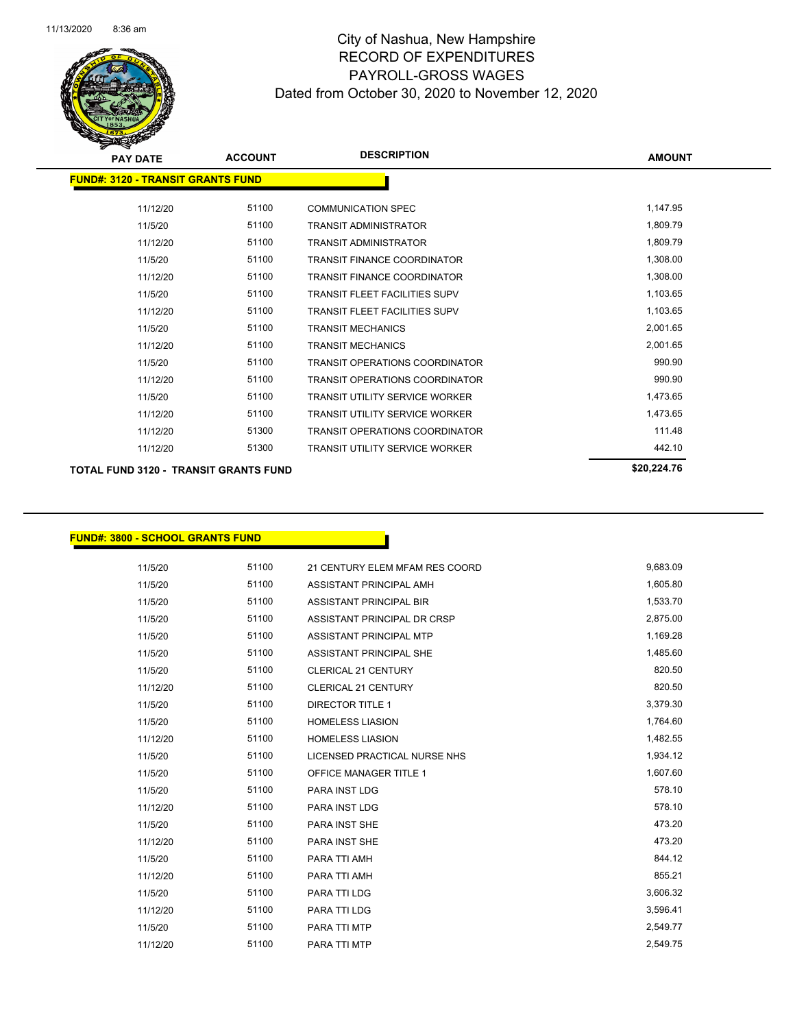# City of Nashua, New Hampshire
## RECORD OF EXPENDITURES
## PAYROLL-GROSS WAGES
### Dated from October 30, 2020 to November 12, 2020

| PAY DATE | ACCOUNT | DESCRIPTION | AMOUNT |
|---|---|---|---|
| **FUND#: 3120 - TRANSIT GRANTS FUND** | | | |
| 11/12/20 | 51100 | COMMUNICATION SPEC | 1,147.95 |
| 11/5/20 | 51100 | TRANSIT ADMINISTRATOR | 1,809.79 |
| 11/12/20 | 51100 | TRANSIT ADMINISTRATOR | 1,809.79 |
| 11/5/20 | 51100 | TRANSIT FINANCE COORDINATOR | 1,308.00 |
| 11/12/20 | 51100 | TRANSIT FINANCE COORDINATOR | 1,308.00 |
| 11/5/20 | 51100 | TRANSIT FLEET FACILITIES SUPV | 1,103.65 |
| 11/12/20 | 51100 | TRANSIT FLEET FACILITIES SUPV | 1,103.65 |
| 11/5/20 | 51100 | TRANSIT MECHANICS | 2,001.65 |
| 11/12/20 | 51100 | TRANSIT MECHANICS | 2,001.65 |
| 11/5/20 | 51100 | TRANSIT OPERATIONS COORDINATOR | 990.90 |
| 11/12/20 | 51100 | TRANSIT OPERATIONS COORDINATOR | 990.90 |
| 11/5/20 | 51100 | TRANSIT UTILITY SERVICE WORKER | 1,473.65 |
| 11/12/20 | 51100 | TRANSIT UTILITY SERVICE WORKER | 1,473.65 |
| 11/12/20 | 51300 | TRANSIT OPERATIONS COORDINATOR | 111.48 |
| 11/12/20 | 51300 | TRANSIT UTILITY SERVICE WORKER | 442.10 |
| **TOTAL FUND 3120 - TRANSIT GRANTS FUND** | | | **$20,224.76** |

| PAY DATE | ACCOUNT | DESCRIPTION | AMOUNT |
|---|---|---|---|
| **FUND#: 3800 - SCHOOL GRANTS FUND** | | | |
| 11/5/20 | 51100 | 21 CENTURY ELEM MFAM RES COORD | 9,683.09 |
| 11/5/20 | 51100 | ASSISTANT PRINCIPAL AMH | 1,605.80 |
| 11/5/20 | 51100 | ASSISTANT PRINCIPAL BIR | 1,533.70 |
| 11/5/20 | 51100 | ASSISTANT PRINCIPAL DR CRSP | 2,875.00 |
| 11/5/20 | 51100 | ASSISTANT PRINCIPAL MTP | 1,169.28 |
| 11/5/20 | 51100 | ASSISTANT PRINCIPAL SHE | 1,485.60 |
| 11/5/20 | 51100 | CLERICAL 21 CENTURY | 820.50 |
| 11/12/20 | 51100 | CLERICAL 21 CENTURY | 820.50 |
| 11/5/20 | 51100 | DIRECTOR TITLE 1 | 3,379.30 |
| 11/5/20 | 51100 | HOMELESS LIASION | 1,764.60 |
| 11/12/20 | 51100 | HOMELESS LIASION | 1,482.55 |
| 11/5/20 | 51100 | LICENSED PRACTICAL NURSE NHS | 1,934.12 |
| 11/5/20 | 51100 | OFFICE MANAGER TITLE 1 | 1,607.60 |
| 11/5/20 | 51100 | PARA INST LDG | 578.10 |
| 11/12/20 | 51100 | PARA INST LDG | 578.10 |
| 11/5/20 | 51100 | PARA INST SHE | 473.20 |
| 11/12/20 | 51100 | PARA INST SHE | 473.20 |
| 11/5/20 | 51100 | PARA TTI AMH | 844.12 |
| 11/12/20 | 51100 | PARA TTI AMH | 855.21 |
| 11/5/20 | 51100 | PARA TTI LDG | 3,606.32 |
| 11/12/20 | 51100 | PARA TTI LDG | 3,596.41 |
| 11/5/20 | 51100 | PARA TTI MTP | 2,549.77 |
| 11/12/20 | 51100 | PARA TTI MTP | 2,549.75 |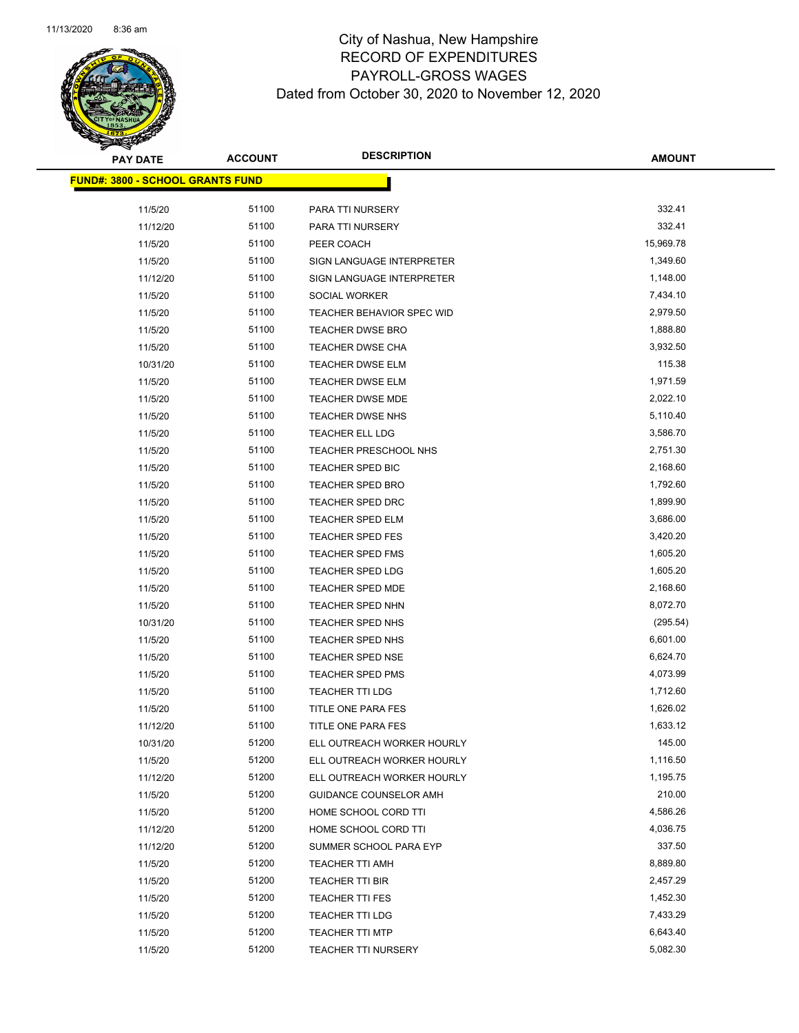# City of Nashua, New Hampshire
## RECORD OF EXPENDITURES
## PAYROLL-GROSS WAGES
## Dated from October 30, 2020 to November 12, 2020

| PAY DATE | ACCOUNT | DESCRIPTION | AMOUNT |
|---|---|---|---|
| **FUND#: 3800 - SCHOOL GRANTS FUND** | | | |
| 11/5/20 | 51100 | PARA TTI NURSERY | 332.41 |
| 11/12/20 | 51100 | PARA TTI NURSERY | 332.41 |
| 11/5/20 | 51100 | PEER COACH | 15,969.78 |
| 11/5/20 | 51100 | SIGN LANGUAGE INTERPRETER | 1,349.60 |
| 11/12/20 | 51100 | SIGN LANGUAGE INTERPRETER | 1,148.00 |
| 11/5/20 | 51100 | SOCIAL WORKER | 7,434.10 |
| 11/5/20 | 51100 | TEACHER BEHAVIOR SPEC WID | 2,979.50 |
| 11/5/20 | 51100 | TEACHER DWSE BRO | 1,888.80 |
| 11/5/20 | 51100 | TEACHER DWSE CHA | 3,932.50 |
| 10/31/20 | 51100 | TEACHER DWSE ELM | 115.38 |
| 11/5/20 | 51100 | TEACHER DWSE ELM | 1,971.59 |
| 11/5/20 | 51100 | TEACHER DWSE MDE | 2,022.10 |
| 11/5/20 | 51100 | TEACHER DWSE NHS | 5,110.40 |
| 11/5/20 | 51100 | TEACHER ELL LDG | 3,586.70 |
| 11/5/20 | 51100 | TEACHER PRESCHOOL NHS | 2,751.30 |
| 11/5/20 | 51100 | TEACHER SPED BIC | 2,168.60 |
| 11/5/20 | 51100 | TEACHER SPED BRO | 1,792.60 |
| 11/5/20 | 51100 | TEACHER SPED DRC | 1,899.90 |
| 11/5/20 | 51100 | TEACHER SPED ELM | 3,686.00 |
| 11/5/20 | 51100 | TEACHER SPED FES | 3,420.20 |
| 11/5/20 | 51100 | TEACHER SPED FMS | 1,605.20 |
| 11/5/20 | 51100 | TEACHER SPED LDG | 1,605.20 |
| 11/5/20 | 51100 | TEACHER SPED MDE | 2,168.60 |
| 11/5/20 | 51100 | TEACHER SPED NHN | 8,072.70 |
| 10/31/20 | 51100 | TEACHER SPED NHS | (295.54) |
| 11/5/20 | 51100 | TEACHER SPED NHS | 6,601.00 |
| 11/5/20 | 51100 | TEACHER SPED NSE | 6,624.70 |
| 11/5/20 | 51100 | TEACHER SPED PMS | 4,073.99 |
| 11/5/20 | 51100 | TEACHER TTI LDG | 1,712.60 |
| 11/5/20 | 51100 | TITLE ONE PARA FES | 1,626.02 |
| 11/12/20 | 51100 | TITLE ONE PARA FES | 1,633.12 |
| 10/31/20 | 51200 | ELL OUTREACH WORKER HOURLY | 145.00 |
| 11/5/20 | 51200 | ELL OUTREACH WORKER HOURLY | 1,116.50 |
| 11/12/20 | 51200 | ELL OUTREACH WORKER HOURLY | 1,195.75 |
| 11/5/20 | 51200 | GUIDANCE COUNSELOR AMH | 210.00 |
| 11/5/20 | 51200 | HOME SCHOOL CORD TTI | 4,586.26 |
| 11/12/20 | 51200 | HOME SCHOOL CORD TTI | 4,036.75 |
| 11/12/20 | 51200 | SUMMER SCHOOL PARA EYP | 337.50 |
| 11/5/20 | 51200 | TEACHER TTI AMH | 8,889.80 |
| 11/5/20 | 51200 | TEACHER TTI BIR | 2,457.29 |
| 11/5/20 | 51200 | TEACHER TTI FES | 1,452.30 |
| 11/5/20 | 51200 | TEACHER TTI LDG | 7,433.29 |
| 11/5/20 | 51200 | TEACHER TTI MTP | 6,643.40 |
| 11/5/20 | 51200 | TEACHER TTI NURSERY | 5,082.30 |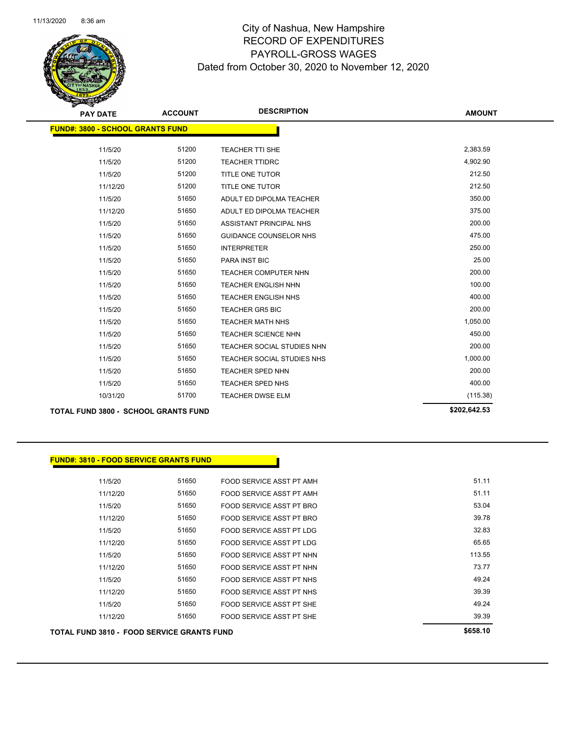# City of Nashua, New Hampshire
## RECORD OF EXPENDITURES
## PAYROLL-GROSS WAGES
## Dated from October 30, 2020 to November 12, 2020

| PAY DATE | ACCOUNT | DESCRIPTION | AMOUNT |
|---|---|---|---|
| **FUND#: 3800 - SCHOOL GRANTS FUND** | | | |
| 11/5/20 | 51200 | TEACHER TTI SHE | 2,383.59 |
| 11/5/20 | 51200 | TEACHER TTIDRC | 4,902.90 |
| 11/5/20 | 51200 | TITLE ONE TUTOR | 212.50 |
| 11/12/20 | 51200 | TITLE ONE TUTOR | 212.50 |
| 11/5/20 | 51650 | ADULT ED DIPOLMA TEACHER | 350.00 |
| 11/12/20 | 51650 | ADULT ED DIPOLMA TEACHER | 375.00 |
| 11/5/20 | 51650 | ASSISTANT PRINCIPAL NHS | 200.00 |
| 11/5/20 | 51650 | GUIDANCE COUNSELOR NHS | 475.00 |
| 11/5/20 | 51650 | INTERPRETER | 250.00 |
| 11/5/20 | 51650 | PARA INST BIC | 25.00 |
| 11/5/20 | 51650 | TEACHER COMPUTER NHN | 200.00 |
| 11/5/20 | 51650 | TEACHER ENGLISH NHN | 100.00 |
| 11/5/20 | 51650 | TEACHER ENGLISH NHS | 400.00 |
| 11/5/20 | 51650 | TEACHER GR5 BIC | 200.00 |
| 11/5/20 | 51650 | TEACHER MATH NHS | 1,050.00 |
| 11/5/20 | 51650 | TEACHER SCIENCE NHN | 450.00 |
| 11/5/20 | 51650 | TEACHER SOCIAL STUDIES NHN | 200.00 |
| 11/5/20 | 51650 | TEACHER SOCIAL STUDIES NHS | 1,000.00 |
| 11/5/20 | 51650 | TEACHER SPED NHN | 200.00 |
| 11/5/20 | 51650 | TEACHER SPED NHS | 400.00 |
| 10/31/20 | 51700 | TEACHER DWSE ELM | (115.38) |
| **TOTAL FUND 3800 - SCHOOL GRANTS FUND** | | | **$202,642.53** |

| PAY DATE | ACCOUNT | DESCRIPTION | AMOUNT |
|---|---|---|---|
| **FUND#: 3810 - FOOD SERVICE GRANTS FUND** | | | |
| 11/5/20 | 51650 | FOOD SERVICE ASST PT AMH | 51.11 |
| 11/12/20 | 51650 | FOOD SERVICE ASST PT AMH | 51.11 |
| 11/5/20 | 51650 | FOOD SERVICE ASST PT BRO | 53.04 |
| 11/12/20 | 51650 | FOOD SERVICE ASST PT BRO | 39.78 |
| 11/5/20 | 51650 | FOOD SERVICE ASST PT LDG | 32.83 |
| 11/12/20 | 51650 | FOOD SERVICE ASST PT LDG | 65.65 |
| 11/5/20 | 51650 | FOOD SERVICE ASST PT NHN | 113.55 |
| 11/12/20 | 51650 | FOOD SERVICE ASST PT NHN | 73.77 |
| 11/5/20 | 51650 | FOOD SERVICE ASST PT NHS | 49.24 |
| 11/12/20 | 51650 | FOOD SERVICE ASST PT NHS | 39.39 |
| 11/5/20 | 51650 | FOOD SERVICE ASST PT SHE | 49.24 |
| 11/12/20 | 51650 | FOOD SERVICE ASST PT SHE | 39.39 |
| **TOTAL FUND 3810 - FOOD SERVICE GRANTS FUND** | | | **$658.10** |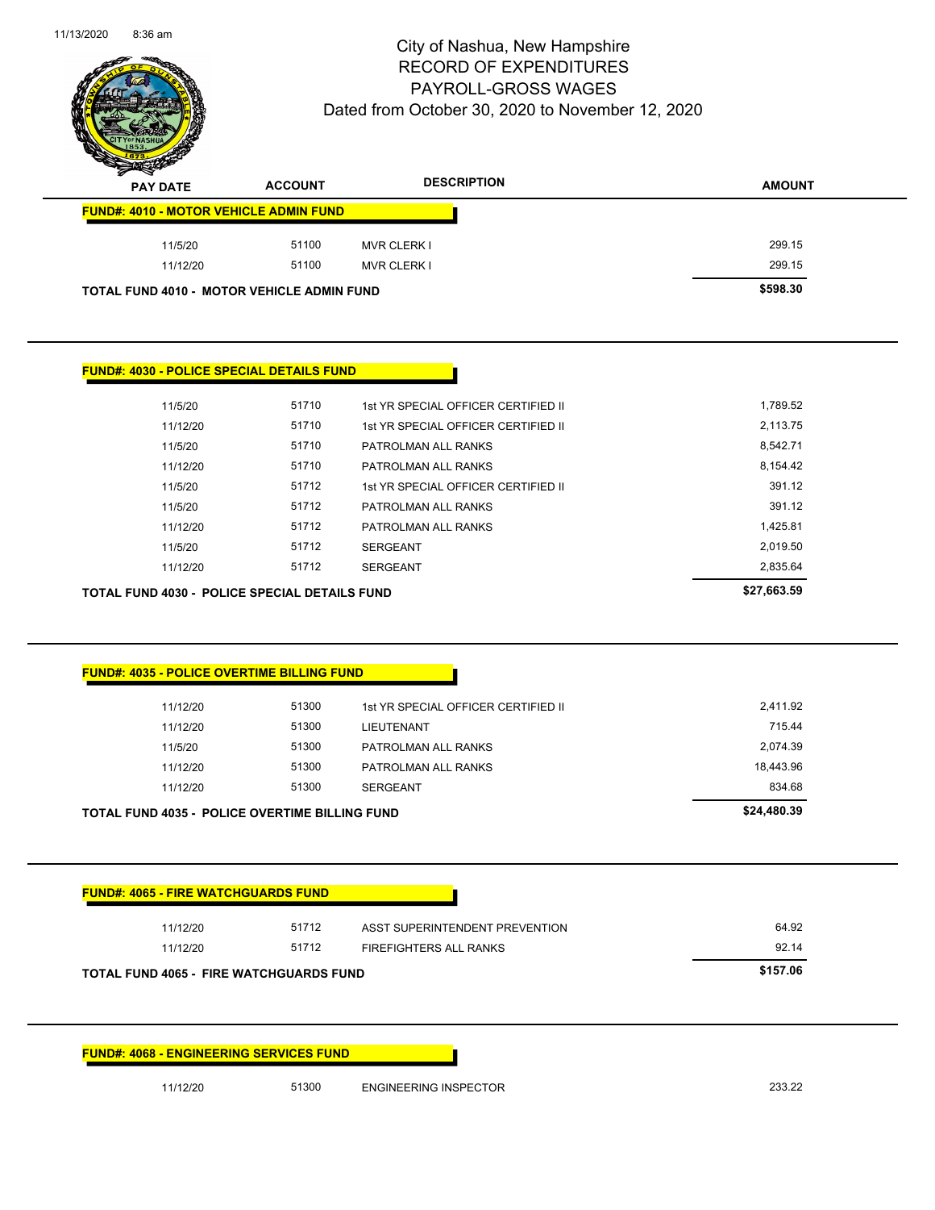# City of Nashua, New Hampshire
## RECORD OF EXPENDITURES
## PAYROLL-GROSS WAGES
### Dated from October 30, 2020 to November 12, 2020

| PAY DATE | ACCOUNT | DESCRIPTION | AMOUNT |
|---|---|---|---|
| **FUND#: 4010 - MOTOR VEHICLE ADMIN FUND** | | | |
| 11/5/20 | 51100 | MVR CLERK I | 299.15 |
| 11/12/20 | 51100 | MVR CLERK I | 299.15 |
| **TOTAL FUND 4010 - MOTOR VEHICLE ADMIN FUND** | | | **$598.30** |

| PAY DATE | ACCOUNT | DESCRIPTION | AMOUNT |
|---|---|---|---|
| **FUND#: 4030 - POLICE SPECIAL DETAILS FUND** | | | |
| 11/5/20 | 51710 | 1st YR SPECIAL OFFICER CERTIFIED II | 1,789.52 |
| 11/12/20 | 51710 | 1st YR SPECIAL OFFICER CERTIFIED II | 2,113.75 |
| 11/5/20 | 51710 | PATROLMAN ALL RANKS | 8,542.71 |
| 11/12/20 | 51710 | PATROLMAN ALL RANKS | 8,154.42 |
| 11/5/20 | 51712 | 1st YR SPECIAL OFFICER CERTIFIED II | 391.12 |
| 11/5/20 | 51712 | PATROLMAN ALL RANKS | 391.12 |
| 11/12/20 | 51712 | PATROLMAN ALL RANKS | 1,425.81 |
| 11/5/20 | 51712 | SERGEANT | 2,019.50 |
| 11/12/20 | 51712 | SERGEANT | 2,835.64 |
| **TOTAL FUND 4030 - POLICE SPECIAL DETAILS FUND** | | | **$27,663.59** |

| PAY DATE | ACCOUNT | DESCRIPTION | AMOUNT |
|---|---|---|---|
| **FUND#: 4035 - POLICE OVERTIME BILLING FUND** | | | |
| 11/12/20 | 51300 | 1st YR SPECIAL OFFICER CERTIFIED II | 2,411.92 |
| 11/12/20 | 51300 | LIEUTENANT | 715.44 |
| 11/5/20 | 51300 | PATROLMAN ALL RANKS | 2,074.39 |
| 11/12/20 | 51300 | PATROLMAN ALL RANKS | 18,443.96 |
| 11/12/20 | 51300 | SERGEANT | 834.68 |
| **TOTAL FUND 4035 - POLICE OVERTIME BILLING FUND** | | | **$24,480.39** |

| PAY DATE | ACCOUNT | DESCRIPTION | AMOUNT |
|---|---|---|---|
| **FUND#: 4065 - FIRE WATCHGUARDS FUND** | | | |
| 11/12/20 | 51712 | ASST SUPERINTENDENT PREVENTION | 64.92 |
| 11/12/20 | 51712 | FIREFIGHTERS ALL RANKS | 92.14 |
| **TOTAL FUND 4065 - FIRE WATCHGUARDS FUND** | | | **$157.06** |

| PAY DATE | ACCOUNT | DESCRIPTION | AMOUNT |
|---|---|---|---|
| **FUND#: 4068 - ENGINEERING SERVICES FUND** | | | |
| 11/12/20 | 51300 | ENGINEERING INSPECTOR | 233.22 |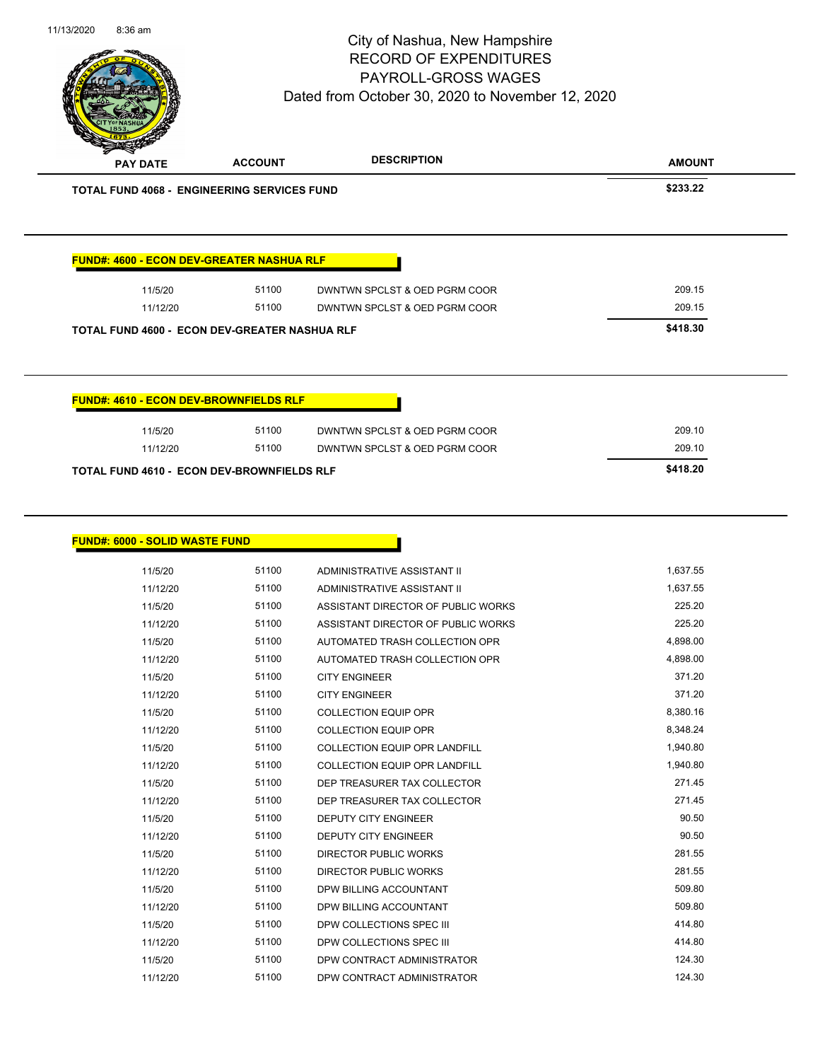City of Nashua, New Hampshire
RECORD OF EXPENDITURES
PAYROLL-GROSS WAGES
Dated from October 30, 2020 to November 12, 2020

| PAY DATE | ACCOUNT | DESCRIPTION | AMOUNT |
|---|---|---|---|
| **TOTAL FUND 4068 - ENGINEERING SERVICES FUND** | | | **$233.22** |

**FUND#: 4600 - ECON DEV-GREATER NASHUA RLF**

| PAY DATE | ACCOUNT | DESCRIPTION | AMOUNT |
|---|---|---|---|
| 11/5/20 | 51100 | DWNTWN SPCLST & OED PGRM COOR | 209.15 |
| 11/12/20 | 51100 | DWNTWN SPCLST & OED PGRM COOR | 209.15 |
| **TOTAL FUND 4600 - ECON DEV-GREATER NASHUA RLF** | | | **$418.30** |

**FUND#: 4610 - ECON DEV-BROWNFIELDS RLF**

| PAY DATE | ACCOUNT | DESCRIPTION | AMOUNT |
|---|---|---|---|
| 11/5/20 | 51100 | DWNTWN SPCLST & OED PGRM COOR | 209.10 |
| 11/12/20 | 51100 | DWNTWN SPCLST & OED PGRM COOR | 209.10 |
| **TOTAL FUND 4610 - ECON DEV-BROWNFIELDS RLF** | | | **$418.20** |

**FUND#: 6000 - SOLID WASTE FUND**

| PAY DATE | ACCOUNT | DESCRIPTION | AMOUNT |
|---|---|---|---|
| 11/5/20 | 51100 | ADMINISTRATIVE ASSISTANT II | 1,637.55 |
| 11/12/20 | 51100 | ADMINISTRATIVE ASSISTANT II | 1,637.55 |
| 11/5/20 | 51100 | ASSISTANT DIRECTOR OF PUBLIC WORKS | 225.20 |
| 11/12/20 | 51100 | ASSISTANT DIRECTOR OF PUBLIC WORKS | 225.20 |
| 11/5/20 | 51100 | AUTOMATED TRASH COLLECTION OPR | 4,898.00 |
| 11/12/20 | 51100 | AUTOMATED TRASH COLLECTION OPR | 4,898.00 |
| 11/5/20 | 51100 | CITY ENGINEER | 371.20 |
| 11/12/20 | 51100 | CITY ENGINEER | 371.20 |
| 11/5/20 | 51100 | COLLECTION EQUIP OPR | 8,380.16 |
| 11/12/20 | 51100 | COLLECTION EQUIP OPR | 8,348.24 |
| 11/5/20 | 51100 | COLLECTION EQUIP OPR LANDFILL | 1,940.80 |
| 11/12/20 | 51100 | COLLECTION EQUIP OPR LANDFILL | 1,940.80 |
| 11/5/20 | 51100 | DEP TREASURER TAX COLLECTOR | 271.45 |
| 11/12/20 | 51100 | DEP TREASURER TAX COLLECTOR | 271.45 |
| 11/5/20 | 51100 | DEPUTY CITY ENGINEER | 90.50 |
| 11/12/20 | 51100 | DEPUTY CITY ENGINEER | 90.50 |
| 11/5/20 | 51100 | DIRECTOR PUBLIC WORKS | 281.55 |
| 11/12/20 | 51100 | DIRECTOR PUBLIC WORKS | 281.55 |
| 11/5/20 | 51100 | DPW BILLING ACCOUNTANT | 509.80 |
| 11/12/20 | 51100 | DPW BILLING ACCOUNTANT | 509.80 |
| 11/5/20 | 51100 | DPW COLLECTIONS SPEC III | 414.80 |
| 11/12/20 | 51100 | DPW COLLECTIONS SPEC III | 414.80 |
| 11/5/20 | 51100 | DPW CONTRACT ADMINISTRATOR | 124.30 |
| 11/12/20 | 51100 | DPW CONTRACT ADMINISTRATOR | 124.30 |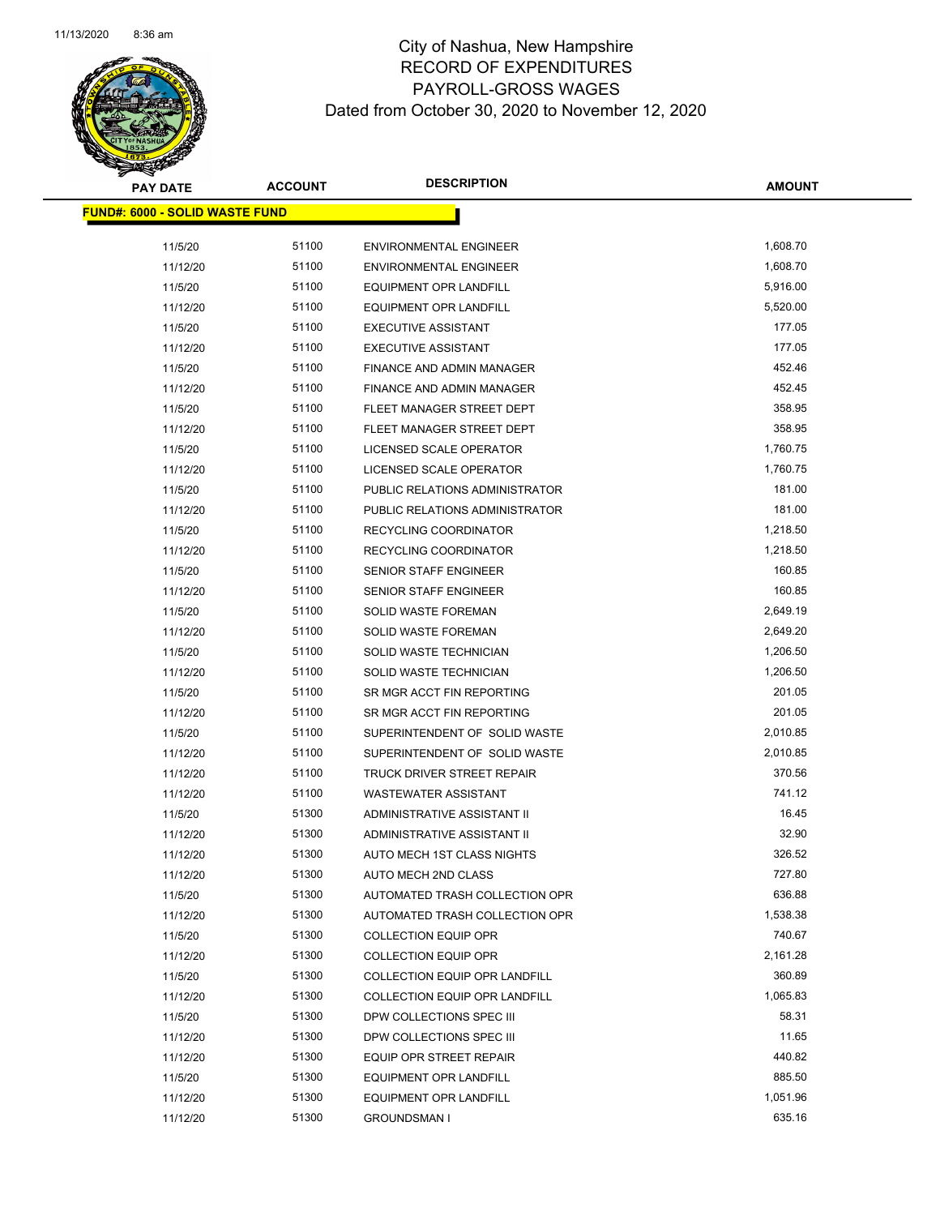City of Nashua, New Hampshire
RECORD OF EXPENDITURES
PAYROLL-GROSS WAGES
Dated from October 30, 2020 to November 12, 2020

| PAY DATE | ACCOUNT | DESCRIPTION | AMOUNT |
|---|---|---|---|
| **FUND#: 6000 - SOLID WASTE FUND** | | | |
| 11/5/20 | 51100 | ENVIRONMENTAL ENGINEER | 1,608.70 |
| 11/12/20 | 51100 | ENVIRONMENTAL ENGINEER | 1,608.70 |
| 11/5/20 | 51100 | EQUIPMENT OPR LANDFILL | 5,916.00 |
| 11/12/20 | 51100 | EQUIPMENT OPR LANDFILL | 5,520.00 |
| 11/5/20 | 51100 | EXECUTIVE ASSISTANT | 177.05 |
| 11/12/20 | 51100 | EXECUTIVE ASSISTANT | 177.05 |
| 11/5/20 | 51100 | FINANCE AND ADMIN MANAGER | 452.46 |
| 11/12/20 | 51100 | FINANCE AND ADMIN MANAGER | 452.45 |
| 11/5/20 | 51100 | FLEET MANAGER STREET DEPT | 358.95 |
| 11/12/20 | 51100 | FLEET MANAGER STREET DEPT | 358.95 |
| 11/5/20 | 51100 | LICENSED SCALE OPERATOR | 1,760.75 |
| 11/12/20 | 51100 | LICENSED SCALE OPERATOR | 1,760.75 |
| 11/5/20 | 51100 | PUBLIC RELATIONS ADMINISTRATOR | 181.00 |
| 11/12/20 | 51100 | PUBLIC RELATIONS ADMINISTRATOR | 181.00 |
| 11/5/20 | 51100 | RECYCLING COORDINATOR | 1,218.50 |
| 11/12/20 | 51100 | RECYCLING COORDINATOR | 1,218.50 |
| 11/5/20 | 51100 | SENIOR STAFF ENGINEER | 160.85 |
| 11/12/20 | 51100 | SENIOR STAFF ENGINEER | 160.85 |
| 11/5/20 | 51100 | SOLID WASTE FOREMAN | 2,649.19 |
| 11/12/20 | 51100 | SOLID WASTE FOREMAN | 2,649.20 |
| 11/5/20 | 51100 | SOLID WASTE TECHNICIAN | 1,206.50 |
| 11/12/20 | 51100 | SOLID WASTE TECHNICIAN | 1,206.50 |
| 11/5/20 | 51100 | SR MGR ACCT FIN REPORTING | 201.05 |
| 11/12/20 | 51100 | SR MGR ACCT FIN REPORTING | 201.05 |
| 11/5/20 | 51100 | SUPERINTENDENT OF SOLID WASTE | 2,010.85 |
| 11/12/20 | 51100 | SUPERINTENDENT OF SOLID WASTE | 2,010.85 |
| 11/12/20 | 51100 | TRUCK DRIVER STREET REPAIR | 370.56 |
| 11/12/20 | 51100 | WASTEWATER ASSISTANT | 741.12 |
| 11/5/20 | 51300 | ADMINISTRATIVE ASSISTANT II | 16.45 |
| 11/12/20 | 51300 | ADMINISTRATIVE ASSISTANT II | 32.90 |
| 11/12/20 | 51300 | AUTO MECH 1ST CLASS NIGHTS | 326.52 |
| 11/12/20 | 51300 | AUTO MECH 2ND CLASS | 727.80 |
| 11/5/20 | 51300 | AUTOMATED TRASH COLLECTION OPR | 636.88 |
| 11/12/20 | 51300 | AUTOMATED TRASH COLLECTION OPR | 1,538.38 |
| 11/5/20 | 51300 | COLLECTION EQUIP OPR | 740.67 |
| 11/12/20 | 51300 | COLLECTION EQUIP OPR | 2,161.28 |
| 11/5/20 | 51300 | COLLECTION EQUIP OPR LANDFILL | 360.89 |
| 11/12/20 | 51300 | COLLECTION EQUIP OPR LANDFILL | 1,065.83 |
| 11/5/20 | 51300 | DPW COLLECTIONS SPEC III | 58.31 |
| 11/12/20 | 51300 | DPW COLLECTIONS SPEC III | 11.65 |
| 11/12/20 | 51300 | EQUIP OPR STREET REPAIR | 440.82 |
| 11/5/20 | 51300 | EQUIPMENT OPR LANDFILL | 885.50 |
| 11/12/20 | 51300 | EQUIPMENT OPR LANDFILL | 1,051.96 |
| 11/12/20 | 51300 | GROUNDSMAN I | 635.16 |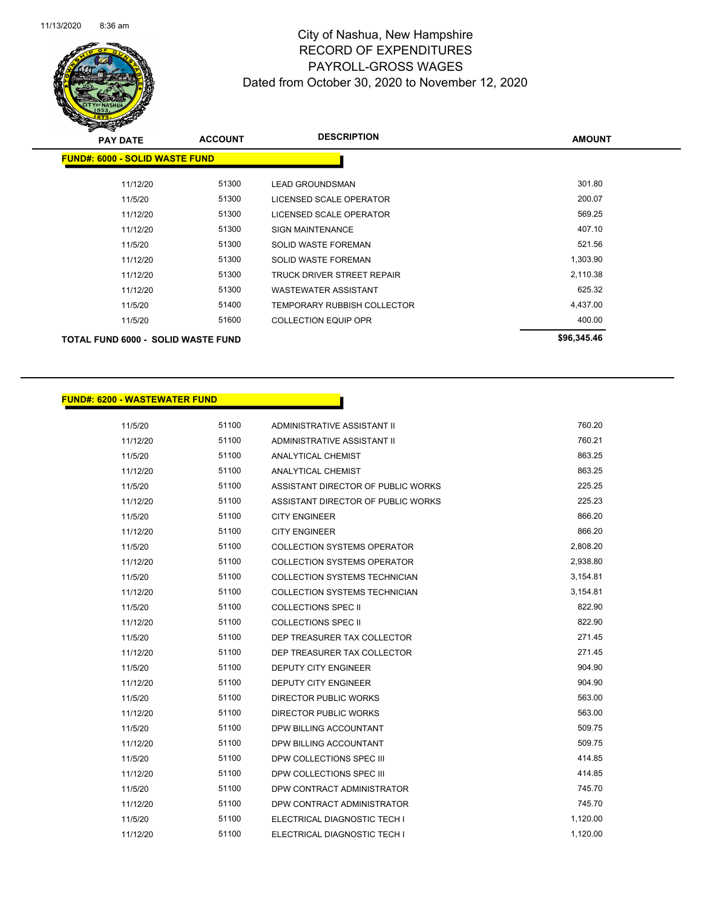# City of Nashua, New Hampshire
## RECORD OF EXPENDITURES
## PAYROLL-GROSS WAGES
## Dated from October 30, 2020 to November 12, 2020

| PAY DATE | ACCOUNT | DESCRIPTION | AMOUNT |
|---|---|---|---|
| **FUND#: 6000 - SOLID WASTE FUND** | | | |
| 11/12/20 | 51300 | LEAD GROUNDSMAN | 301.80 |
| 11/5/20 | 51300 | LICENSED SCALE OPERATOR | 200.07 |
| 11/12/20 | 51300 | LICENSED SCALE OPERATOR | 569.25 |
| 11/12/20 | 51300 | SIGN MAINTENANCE | 407.10 |
| 11/5/20 | 51300 | SOLID WASTE FOREMAN | 521.56 |
| 11/12/20 | 51300 | SOLID WASTE FOREMAN | 1,303.90 |
| 11/12/20 | 51300 | TRUCK DRIVER STREET REPAIR | 2,110.38 |
| 11/12/20 | 51300 | WASTEWATER ASSISTANT | 625.32 |
| 11/5/20 | 51400 | TEMPORARY RUBBISH COLLECTOR | 4,437.00 |
| 11/5/20 | 51600 | COLLECTION EQUIP OPR | 400.00 |
| **TOTAL FUND 6000 - SOLID WASTE FUND** | | | **$96,345.46** |

| PAY DATE | ACCOUNT | DESCRIPTION | AMOUNT |
|---|---|---|---|
| **FUND#: 6200 - WASTEWATER FUND** | | | |
| 11/5/20 | 51100 | ADMINISTRATIVE ASSISTANT II | 760.20 |
| 11/12/20 | 51100 | ADMINISTRATIVE ASSISTANT II | 760.21 |
| 11/5/20 | 51100 | ANALYTICAL CHEMIST | 863.25 |
| 11/12/20 | 51100 | ANALYTICAL CHEMIST | 863.25 |
| 11/5/20 | 51100 | ASSISTANT DIRECTOR OF PUBLIC WORKS | 225.25 |
| 11/12/20 | 51100 | ASSISTANT DIRECTOR OF PUBLIC WORKS | 225.23 |
| 11/5/20 | 51100 | CITY ENGINEER | 866.20 |
| 11/12/20 | 51100 | CITY ENGINEER | 866.20 |
| 11/5/20 | 51100 | COLLECTION SYSTEMS OPERATOR | 2,808.20 |
| 11/12/20 | 51100 | COLLECTION SYSTEMS OPERATOR | 2,938.80 |
| 11/5/20 | 51100 | COLLECTION SYSTEMS TECHNICIAN | 3,154.81 |
| 11/12/20 | 51100 | COLLECTION SYSTEMS TECHNICIAN | 3,154.81 |
| 11/5/20 | 51100 | COLLECTIONS SPEC II | 822.90 |
| 11/12/20 | 51100 | COLLECTIONS SPEC II | 822.90 |
| 11/5/20 | 51100 | DEP TREASURER TAX COLLECTOR | 271.45 |
| 11/12/20 | 51100 | DEP TREASURER TAX COLLECTOR | 271.45 |
| 11/5/20 | 51100 | DEPUTY CITY ENGINEER | 904.90 |
| 11/12/20 | 51100 | DEPUTY CITY ENGINEER | 904.90 |
| 11/5/20 | 51100 | DIRECTOR PUBLIC WORKS | 563.00 |
| 11/12/20 | 51100 | DIRECTOR PUBLIC WORKS | 563.00 |
| 11/5/20 | 51100 | DPW BILLING ACCOUNTANT | 509.75 |
| 11/12/20 | 51100 | DPW BILLING ACCOUNTANT | 509.75 |
| 11/5/20 | 51100 | DPW COLLECTIONS SPEC III | 414.85 |
| 11/12/20 | 51100 | DPW COLLECTIONS SPEC III | 414.85 |
| 11/5/20 | 51100 | DPW CONTRACT ADMINISTRATOR | 745.70 |
| 11/12/20 | 51100 | DPW CONTRACT ADMINISTRATOR | 745.70 |
| 11/5/20 | 51100 | ELECTRICAL DIAGNOSTIC TECH I | 1,120.00 |
| 11/12/20 | 51100 | ELECTRICAL DIAGNOSTIC TECH I | 1,120.00 |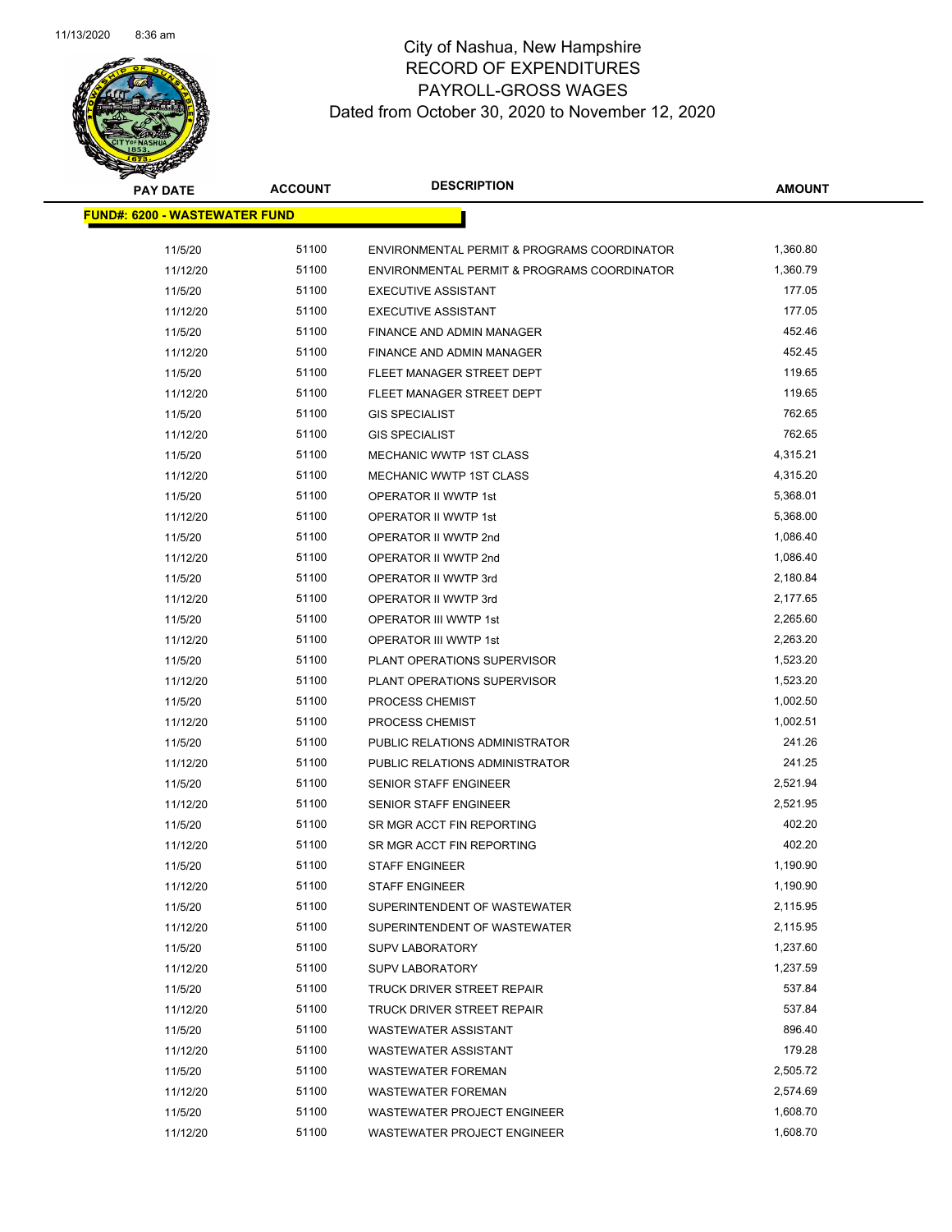# City of Nashua, New Hampshire
## RECORD OF EXPENDITURES
## PAYROLL-GROSS WAGES
## Dated from October 30, 2020 to November 12, 2020

| PAY DATE | ACCOUNT | DESCRIPTION | AMOUNT |
|---|---|---|---|
| **FUND#: 6200 - WASTEWATER FUND** | | | |
| 11/5/20 | 51100 | ENVIRONMENTAL PERMIT & PROGRAMS COORDINATOR | 1,360.80 |
| 11/12/20 | 51100 | ENVIRONMENTAL PERMIT & PROGRAMS COORDINATOR | 1,360.79 |
| 11/5/20 | 51100 | EXECUTIVE ASSISTANT | 177.05 |
| 11/12/20 | 51100 | EXECUTIVE ASSISTANT | 177.05 |
| 11/5/20 | 51100 | FINANCE AND ADMIN MANAGER | 452.46 |
| 11/12/20 | 51100 | FINANCE AND ADMIN MANAGER | 452.45 |
| 11/5/20 | 51100 | FLEET MANAGER STREET DEPT | 119.65 |
| 11/12/20 | 51100 | FLEET MANAGER STREET DEPT | 119.65 |
| 11/5/20 | 51100 | GIS SPECIALIST | 762.65 |
| 11/12/20 | 51100 | GIS SPECIALIST | 762.65 |
| 11/5/20 | 51100 | MECHANIC WWTP 1ST CLASS | 4,315.21 |
| 11/12/20 | 51100 | MECHANIC WWTP 1ST CLASS | 4,315.20 |
| 11/5/20 | 51100 | OPERATOR II WWTP 1st | 5,368.01 |
| 11/12/20 | 51100 | OPERATOR II WWTP 1st | 5,368.00 |
| 11/5/20 | 51100 | OPERATOR II WWTP 2nd | 1,086.40 |
| 11/12/20 | 51100 | OPERATOR II WWTP 2nd | 1,086.40 |
| 11/5/20 | 51100 | OPERATOR II WWTP 3rd | 2,180.84 |
| 11/12/20 | 51100 | OPERATOR II WWTP 3rd | 2,177.65 |
| 11/5/20 | 51100 | OPERATOR III WWTP 1st | 2,265.60 |
| 11/12/20 | 51100 | OPERATOR III WWTP 1st | 2,263.20 |
| 11/5/20 | 51100 | PLANT OPERATIONS SUPERVISOR | 1,523.20 |
| 11/12/20 | 51100 | PLANT OPERATIONS SUPERVISOR | 1,523.20 |
| 11/5/20 | 51100 | PROCESS CHEMIST | 1,002.50 |
| 11/12/20 | 51100 | PROCESS CHEMIST | 1,002.51 |
| 11/5/20 | 51100 | PUBLIC RELATIONS ADMINISTRATOR | 241.26 |
| 11/12/20 | 51100 | PUBLIC RELATIONS ADMINISTRATOR | 241.25 |
| 11/5/20 | 51100 | SENIOR STAFF ENGINEER | 2,521.94 |
| 11/12/20 | 51100 | SENIOR STAFF ENGINEER | 2,521.95 |
| 11/5/20 | 51100 | SR MGR ACCT FIN REPORTING | 402.20 |
| 11/12/20 | 51100 | SR MGR ACCT FIN REPORTING | 402.20 |
| 11/5/20 | 51100 | STAFF ENGINEER | 1,190.90 |
| 11/12/20 | 51100 | STAFF ENGINEER | 1,190.90 |
| 11/5/20 | 51100 | SUPERINTENDENT OF WASTEWATER | 2,115.95 |
| 11/12/20 | 51100 | SUPERINTENDENT OF WASTEWATER | 2,115.95 |
| 11/5/20 | 51100 | SUPV LABORATORY | 1,237.60 |
| 11/12/20 | 51100 | SUPV LABORATORY | 1,237.59 |
| 11/5/20 | 51100 | TRUCK DRIVER STREET REPAIR | 537.84 |
| 11/12/20 | 51100 | TRUCK DRIVER STREET REPAIR | 537.84 |
| 11/5/20 | 51100 | WASTEWATER ASSISTANT | 896.40 |
| 11/12/20 | 51100 | WASTEWATER ASSISTANT | 179.28 |
| 11/5/20 | 51100 | WASTEWATER FOREMAN | 2,505.72 |
| 11/12/20 | 51100 | WASTEWATER FOREMAN | 2,574.69 |
| 11/5/20 | 51100 | WASTEWATER PROJECT ENGINEER | 1,608.70 |
| 11/12/20 | 51100 | WASTEWATER PROJECT ENGINEER | 1,608.70 |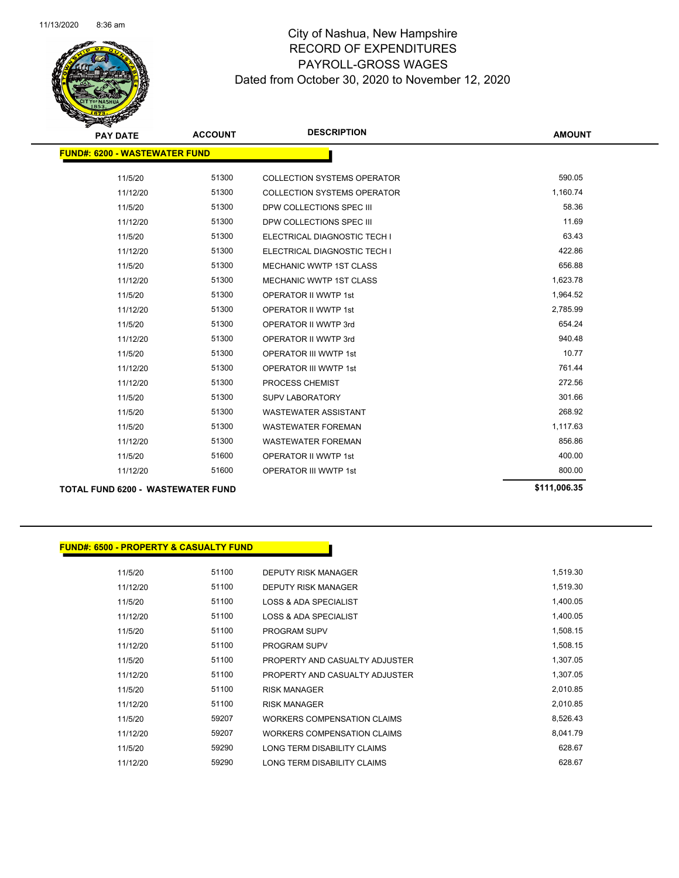# City of Nashua, New Hampshire
# RECORD OF EXPENDITURES
# PAYROLL-GROSS WAGES
## Dated from October 30, 2020 to November 12, 2020

| PAY DATE | ACCOUNT | DESCRIPTION | AMOUNT |
|---|---|---|---|
| **FUND#: 6200 - WASTEWATER FUND** | | | |
| 11/5/20 | 51300 | COLLECTION SYSTEMS OPERATOR | 590.05 |
| 11/12/20 | 51300 | COLLECTION SYSTEMS OPERATOR | 1,160.74 |
| 11/5/20 | 51300 | DPW COLLECTIONS SPEC III | 58.36 |
| 11/12/20 | 51300 | DPW COLLECTIONS SPEC III | 11.69 |
| 11/5/20 | 51300 | ELECTRICAL DIAGNOSTIC TECH I | 63.43 |
| 11/12/20 | 51300 | ELECTRICAL DIAGNOSTIC TECH I | 422.86 |
| 11/5/20 | 51300 | MECHANIC WWTP 1ST CLASS | 656.88 |
| 11/12/20 | 51300 | MECHANIC WWTP 1ST CLASS | 1,623.78 |
| 11/5/20 | 51300 | OPERATOR II WWTP 1st | 1,964.52 |
| 11/12/20 | 51300 | OPERATOR II WWTP 1st | 2,785.99 |
| 11/5/20 | 51300 | OPERATOR II WWTP 3rd | 654.24 |
| 11/12/20 | 51300 | OPERATOR II WWTP 3rd | 940.48 |
| 11/5/20 | 51300 | OPERATOR III WWTP 1st | 10.77 |
| 11/12/20 | 51300 | OPERATOR III WWTP 1st | 761.44 |
| 11/12/20 | 51300 | PROCESS CHEMIST | 272.56 |
| 11/5/20 | 51300 | SUPV LABORATORY | 301.66 |
| 11/5/20 | 51300 | WASTEWATER ASSISTANT | 268.92 |
| 11/5/20 | 51300 | WASTEWATER FOREMAN | 1,117.63 |
| 11/12/20 | 51300 | WASTEWATER FOREMAN | 856.86 |
| 11/5/20 | 51600 | OPERATOR II WWTP 1st | 400.00 |
| 11/12/20 | 51600 | OPERATOR III WWTP 1st | 800.00 |
| **TOTAL FUND 6200 - WASTEWATER FUND** | | | **$111,006.35** |

| PAY DATE | ACCOUNT | DESCRIPTION | AMOUNT |
|---|---|---|---|
| **FUND#: 6500 - PROPERTY & CASUALTY FUND** | | | |
| 11/5/20 | 51100 | DEPUTY RISK MANAGER | 1,519.30 |
| 11/12/20 | 51100 | DEPUTY RISK MANAGER | 1,519.30 |
| 11/5/20 | 51100 | LOSS & ADA SPECIALIST | 1,400.05 |
| 11/12/20 | 51100 | LOSS & ADA SPECIALIST | 1,400.05 |
| 11/5/20 | 51100 | PROGRAM SUPV | 1,508.15 |
| 11/12/20 | 51100 | PROGRAM SUPV | 1,508.15 |
| 11/5/20 | 51100 | PROPERTY AND CASUALTY ADJUSTER | 1,307.05 |
| 11/12/20 | 51100 | PROPERTY AND CASUALTY ADJUSTER | 1,307.05 |
| 11/5/20 | 51100 | RISK MANAGER | 2,010.85 |
| 11/12/20 | 51100 | RISK MANAGER | 2,010.85 |
| 11/5/20 | 59207 | WORKERS COMPENSATION CLAIMS | 8,526.43 |
| 11/12/20 | 59207 | WORKERS COMPENSATION CLAIMS | 8,041.79 |
| 11/5/20 | 59290 | LONG TERM DISABILITY CLAIMS | 628.67 |
| 11/12/20 | 59290 | LONG TERM DISABILITY CLAIMS | 628.67 |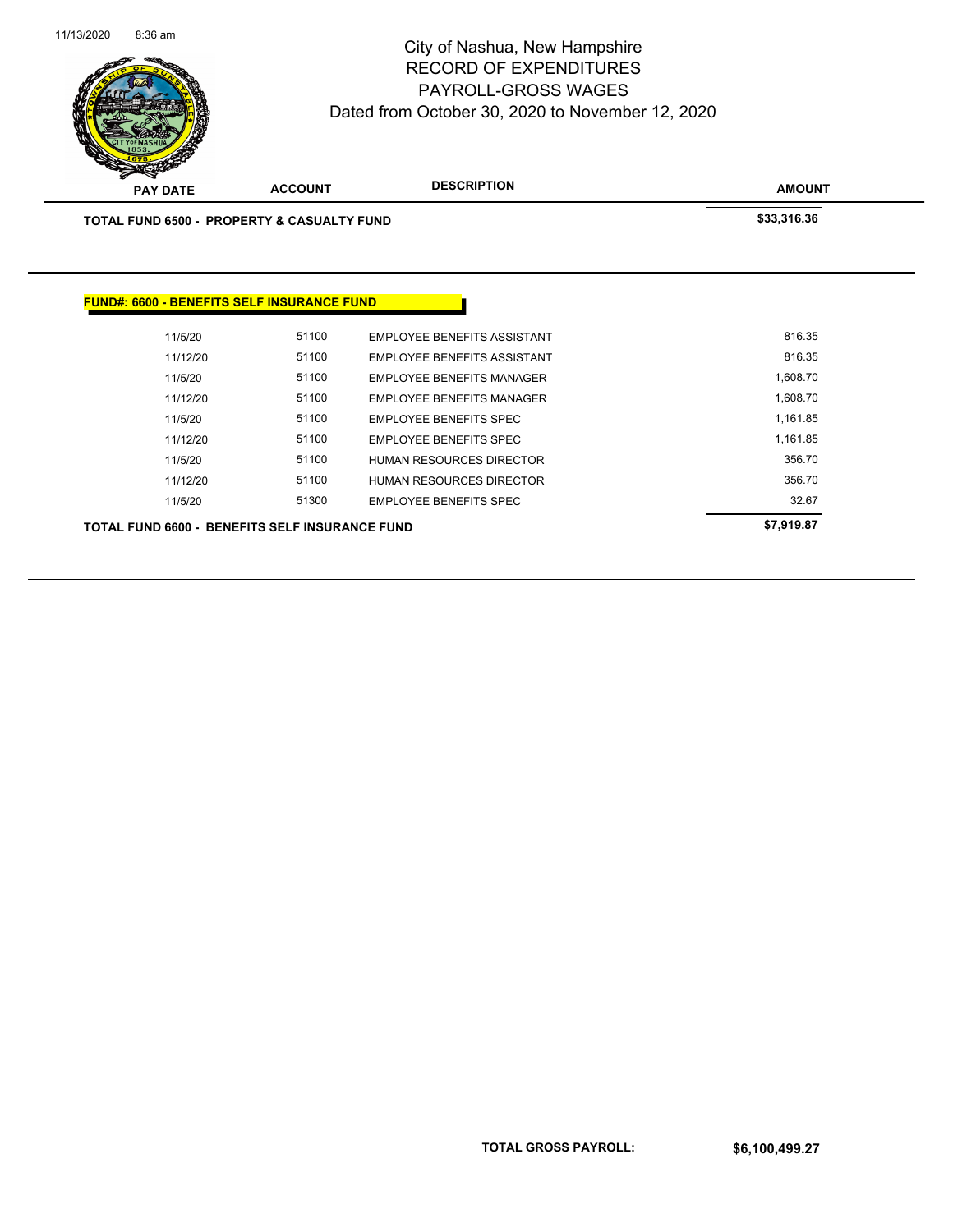# City of Nashua, New Hampshire
## RECORD OF EXPENDITURES
## PAYROLL-GROSS WAGES
## Dated from October 30, 2020 to November 12, 2020

| PAY DATE | ACCOUNT | DESCRIPTION | AMOUNT |
| --- | --- | --- | --- |
| **TOTAL FUND 6500 - PROPERTY & CASUALTY FUND** | | | **$33,316.36** |

**FUND#: 6600 - BENEFITS SELF INSURANCE FUND**

| PAY DATE | ACCOUNT | DESCRIPTION | AMOUNT |
| --- | --- | --- | --- |
| 11/5/20 | 51100 | EMPLOYEE BENEFITS ASSISTANT | 816.35 |
| 11/12/20 | 51100 | EMPLOYEE BENEFITS ASSISTANT | 816.35 |
| 11/5/20 | 51100 | EMPLOYEE BENEFITS MANAGER | 1,608.70 |
| 11/12/20 | 51100 | EMPLOYEE BENEFITS MANAGER | 1,608.70 |
| 11/5/20 | 51100 | EMPLOYEE BENEFITS SPEC | 1,161.85 |
| 11/12/20 | 51100 | EMPLOYEE BENEFITS SPEC | 1,161.85 |
| 11/5/20 | 51100 | HUMAN RESOURCES DIRECTOR | 356.70 |
| 11/12/20 | 51100 | HUMAN RESOURCES DIRECTOR | 356.70 |
| 11/5/20 | 51300 | EMPLOYEE BENEFITS SPEC | 32.67 |
| **TOTAL FUND 6600 - BENEFITS SELF INSURANCE FUND** | | | **$7,919.87** |

**TOTAL GROSS PAYROLL: $6,100,499.27**